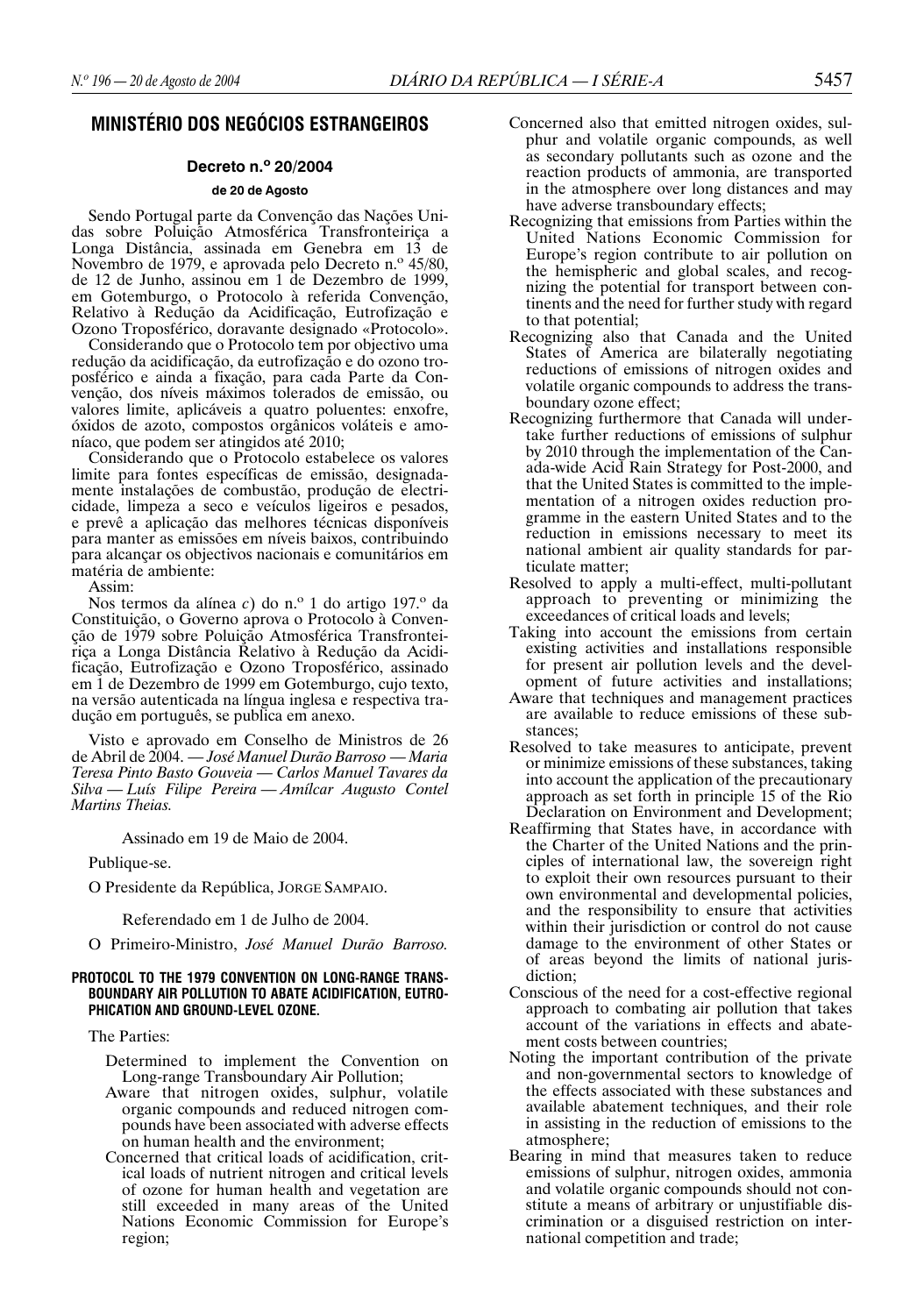## MINISTÉRIO DOS NEGÓCIOS ESTRANGEIROS

### Decreto n.º 20/2004

#### de 20 de Agosto

Sendo Portugal parte da Convenção das Nações Unidas sobre Poluição Atmosférica Transfronteiriça a Longa Distância, assinada em Genebra em 13 de Novembro de 1979, e aprovada pelo Decreto n.º 45/80, de 12 de Junho, assinou em 1 de Dezembro de 1999, em Gotemburgo, o Protocolo à referida Convenção, Relativo à Redução da Acidificação, Eutrofização e Ozono Troposférico, doravante designado «Protocolo».

Considerando que o Protocolo tem por objectivo uma redução da acidificação, da eutrofização e do ozono troposférico e ainda a fixação, para cada Parte da Convenção, dos níveis máximos tolerados de emissão, ou valores limite, aplicáveis a quatro poluentes: enxofre, óxidos de azoto, compostos orgânicos voláteis e amoníaco, que podem ser atingidos até 2010;

Considerando que o Protocolo estabelece os valores limite para fontes específicas de emissão, designadamente instalações de combustão, produção de electricidade, limpeza a seco e veículos ligeiros e pesados, e prevê a aplicação das melhores técnicas disponíveis para manter as emissões em níveis baixos, contribuindo para alcançar os objectivos nacionais e comunitários em matéria de ambiente:

Assim:

Nos termos da alínea *c*) do n.º 1 do artigo 197.º da Constituição, o Governo aprova o Protocolo à Convenção de 1979 sobre Poluição Atmosférica Transfronteiriça a Longa Distância Relativo à Redução da Acidificação, Eutrofização e Ozono Troposférico, assinado em 1 de Dezembro de 1999 em Gotemburgo, cujo texto, na versão autenticada na língua inglesa e respectiva tradução em português, se publica em anexo.

Visto e aprovado em Conselho de Ministros de 26 de Abril de 2004. — *José Manuel Durão Barroso — Maria Teresa Pinto Basto Gouveia — Carlos Manuel Tavares da Silva — Luís Filipe Pereira — Amílcar Augusto Contel Martins Theias.*

Assinado em 19 de Maio de 2004.

Publique-se.

O Presidente da República, JORGE SAMPAIO.

Referendado em 1 de Julho de 2004.

O Primeiro-Ministro, *José Manuel Durão Barroso.*

**PROTOCOL TO THE 1979 CONVENTION ON LONG-RANGE TRANSBOUNDARY AIR POLLUTION TO ABATE ACIDIFICATION, EUTROPHICATION AND GROUND-LEVEL OZONE.**

The Parties:

Determined to implement the Convention on Long-range Transboundary Air Pollution;

Aware that nitrogen oxides, sulphur, volatile organic compounds and reduced nitrogen compounds have been associated with adverse effects on human health and the environment;

Concerned that critical loads of acidification, critical loads of nutrient nitrogen and critical levels of ozone for human health and vegetation are still exceeded in many areas of the United Nations Economic Commission for Europe's region;

Concerned also that emitted nitrogen oxides, sulphur and volatile organic compounds, as well as secondary pollutants such as ozone and the reaction products of ammonia, are transported in the atmosphere over long distances and may have adverse transboundary effects;

Recognizing that emissions from Parties within the United Nations Economic Commission for Europe's region contribute to air pollution on the hemispheric and global scales, and recognizing the potential for transport between continents and the need for further study with regard to that potential;

Recognizing also that Canada and the United States of America are bilaterally negotiating reductions of emissions of nitrogen oxides and volatile organic compounds to address the transboundary ozone effect;

Recognizing furthermore that Canada will undertake further reductions of emissions of sulphur by 2010 through the implementation of the Canada-wide Acid Rain Strategy for Post-2000, and that the United States is committed to the implementation of a nitrogen oxides reduction programme in the eastern United States and to the reduction in emissions necessary to meet its national ambient air quality standards for particulate matter;

Resolved to apply a multi-effect, multi-pollutant approach to preventing or minimizing the exceedances of critical loads and levels;

Taking into account the emissions from certain existing activities and installations responsible for present air pollution levels and the development of future activities and installations;

Aware that techniques and management practices are available to reduce emissions of these substances;

Resolved to take measures to anticipate, prevent or minimize emissions of these substances, taking into account the application of the precautionary approach as set forth in principle 15 of the Rio Declaration on Environment and Development;

Reaffirming that States have, in accordance with the Charter of the United Nations and the principles of international law, the sovereign right to exploit their own resources pursuant to their own environmental and developmental policies, and the responsibility to ensure that activities within their jurisdiction or control do not cause damage to the environment of other States or of areas beyond the limits of national jurisdiction;

Conscious of the need for a cost-effective regional approach to combating air pollution that takes account of the variations in effects and abatement costs between countries;

Noting the important contribution of the private and non-governmental sectors to knowledge of the effects associated with these substances and available abatement techniques, and their role in assisting in the reduction of emissions to the atmosphere;

Bearing in mind that measures taken to reduce emissions of sulphur, nitrogen oxides, ammonia and volatile organic compounds should not constitute a means of arbitrary or unjustifiable discrimination or a disguised restriction on international competition and trade;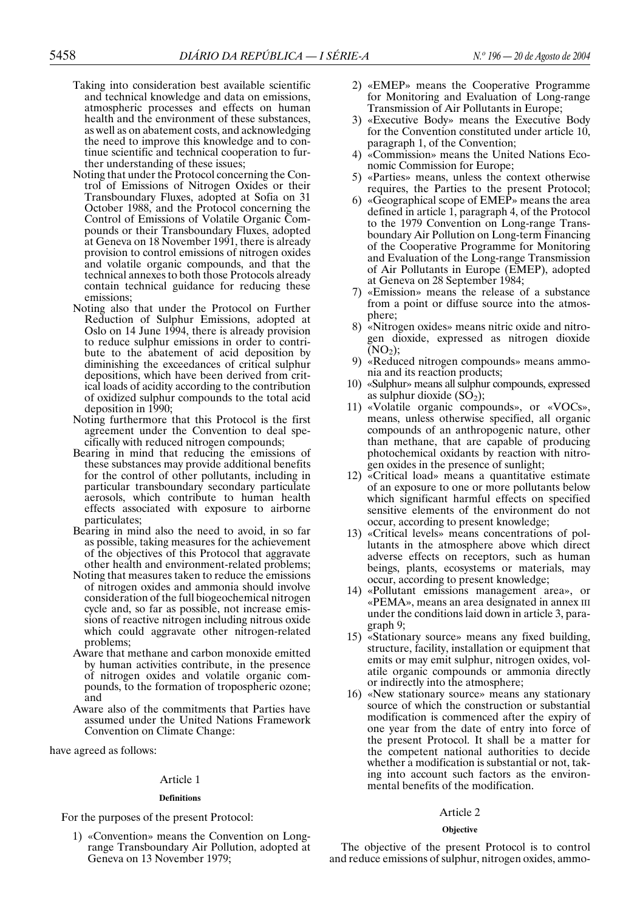Taking into consideration best available scientific and technical knowledge and data on emissions, atmospheric processes and effects on human health and the environment of these substances, as well as on abatement costs, and acknowledging the need to improve this knowledge and to continue scientific and technical cooperation to further understanding of these issues;

Noting that under the Protocol concerning the Control of Emissions of Nitrogen Oxides or their Transboundary Fluxes, adopted at Sofia on 31 October 1988, and the Protocol concerning the Control of Emissions of Volatile Organic Compounds or their Transboundary Fluxes, adopted at Geneva on 18 November 1991, there is already provision to control emissions of nitrogen oxides and volatile organic compounds, and that the technical annexes to both those Protocols already contain technical guidance for reducing these emissions;

Noting also that under the Protocol on Further Reduction of Sulphur Emissions, adopted at Oslo on 14 June 1994, there is already provision to reduce sulphur emissions in order to contribute to the abatement of acid deposition by diminishing the exceedances of critical sulphur depositions, which have been derived from critical loads of acidity according to the contribution of oxidized sulphur compounds to the total acid deposition in 1990;

Noting furthermore that this Protocol is the first agreement under the Convention to deal specifically with reduced nitrogen compounds;

Bearing in mind that reducing the emissions of these substances may provide additional benefits for the control of other pollutants, including in particular transboundary secondary particulate aerosols, which contribute to human health effects associated with exposure to airborne particulates;

Bearing in mind also the need to avoid, in so far as possible, taking measures for the achievement of the objectives of this Protocol that aggravate other health and environment-related problems;

Noting that measures taken to reduce the emissions of nitrogen oxides and ammonia should involve consideration of the full biogeochemical nitrogen cycle and, so far as possible, not increase emissions of reactive nitrogen including nitrous oxide which could aggravate other nitrogen-related problems;

Aware that methane and carbon monoxide emitted by human activities contribute, in the presence of nitrogen oxides and volatile organic compounds, to the formation of tropospheric ozone; and

Aware also of the commitments that Parties have assumed under the United Nations Framework Convention on Climate Change:

have agreed as follows:

## Article 1

### Definitions

For the purposes of the present Protocol:

1) «Convention» means the Convention on Long-range Transboundary Air Pollution, adopted at Geneva on 13 November 1979;
2) «EMEP» means the Cooperative Programme for Monitoring and Evaluation of Long-range Transmission of Air Pollutants in Europe;
3) «Executive Body» means the Executive Body for the Convention constituted under article 10, paragraph 1, of the Convention;
4) «Commission» means the United Nations Economic Commission for Europe;
5) «Parties» means, unless the context otherwise requires, the Parties to the present Protocol;
6) «Geographical scope of EMEP» means the area defined in article 1, paragraph 4, of the Protocol to the 1979 Convention on Long-range Transboundary Air Pollution on Long-term Financing of the Cooperative Programme for Monitoring and Evaluation of the Long-range Transmission of Air Pollutants in Europe (EMEP), adopted at Geneva on 28 September 1984;
7) «Emission» means the release of a substance from a point or diffuse source into the atmosphere;
8) «Nitrogen oxides» means nitric oxide and nitrogen dioxide, expressed as nitrogen dioxide ($NO_2$);
9) «Reduced nitrogen compounds» means ammonia and its reaction products;
10) «Sulphur» means all sulphur compounds, expressed as sulphur dioxide ($SO_2$);
11) «Volatile organic compounds», or «VOCs», means, unless otherwise specified, all organic compounds of an anthropogenic nature, other than methane, that are capable of producing photochemical oxidants by reaction with nitrogen oxides in the presence of sunlight;
12) «Critical load» means a quantitative estimate of an exposure to one or more pollutants below which significant harmful effects on specified sensitive elements of the environment do not occur, according to present knowledge;
13) «Critical levels» means concentrations of pollutants in the atmosphere above which direct adverse effects on receptors, such as human beings, plants, ecosystems or materials, may occur, according to present knowledge;
14) «Pollutant emissions management area», or «PEMA», means an area designated in annex III under the conditions laid down in article 3, paragraph 9;
15) «Stationary source» means any fixed building, structure, facility, installation or equipment that emits or may emit sulphur, nitrogen oxides, volatile organic compounds or ammonia directly or indirectly into the atmosphere;
16) «New stationary source» means any stationary source of which the construction or substantial modification is commenced after the expiry of one year from the date of entry into force of the present Protocol. It shall be a matter for the competent national authorities to decide whether a modification is substantial or not, taking into account such factors as the environmental benefits of the modification.

## Article 2

### Objective

The objective of the present Protocol is to control and reduce emissions of sulphur, nitrogen oxides, ammo-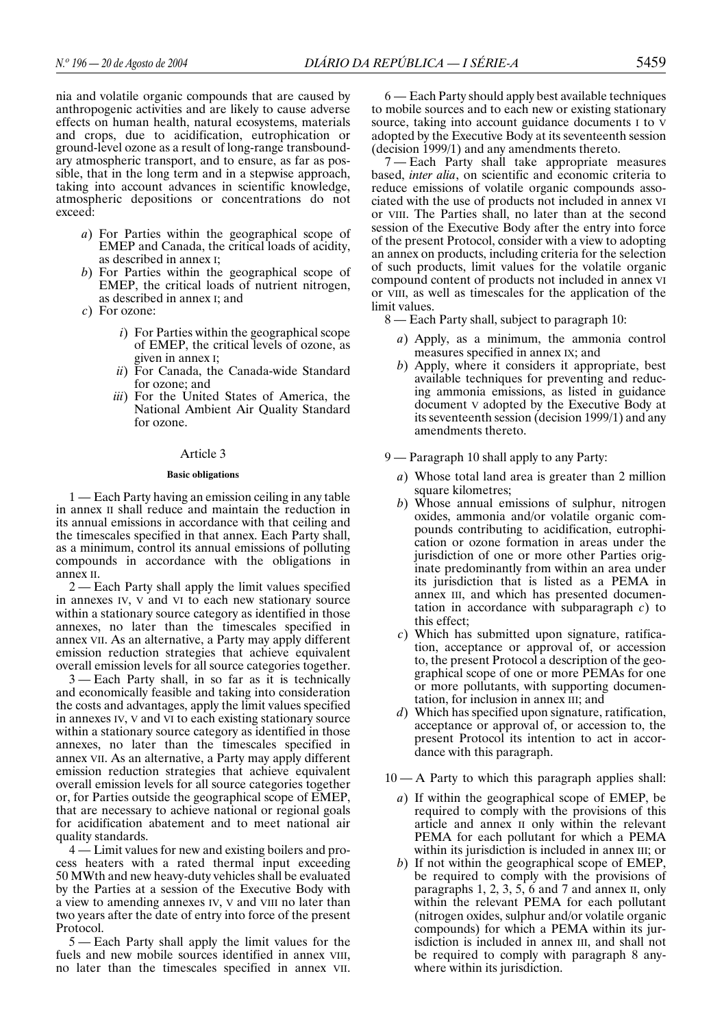nia and volatile organic compounds that are caused by anthropogenic activities and are likely to cause adverse effects on human health, natural ecosystems, materials and crops, due to acidification, eutrophication or ground-level ozone as a result of long-range transboundary atmospheric transport, and to ensure, as far as possible, that in the long term and in a stepwise approach, taking into account advances in scientific knowledge, atmospheric depositions or concentrations do not exceed:

*a*) For Parties within the geographical scope of EMEP and Canada, the critical loads of acidity, as described in annex I;

*b*) For Parties within the geographical scope of EMEP, the critical loads of nutrient nitrogen, as described in annex I; and

*c*) For ozone:

*i*) For Parties within the geographical scope of EMEP, the critical levels of ozone, as given in annex I;

*ii*) For Canada, the Canada-wide Standard for ozone; and

*iii*) For the United States of America, the National Ambient Air Quality Standard for ozone.

Article 3

**Basic obligations**

1 — Each Party having an emission ceiling in any table in annex II shall reduce and maintain the reduction in its annual emissions in accordance with that ceiling and the timescales specified in that annex. Each Party shall, as a minimum, control its annual emissions of polluting compounds in accordance with the obligations in annex II.

2 — Each Party shall apply the limit values specified in annexes IV, V and VI to each new stationary source within a stationary source category as identified in those annexes, no later than the timescales specified in annex VII. As an alternative, a Party may apply different emission reduction strategies that achieve equivalent overall emission levels for all source categories together.

3 — Each Party shall, in so far as it is technically and economically feasible and taking into consideration the costs and advantages, apply the limit values specified in annexes IV, V and VI to each existing stationary source within a stationary source category as identified in those annexes, no later than the timescales specified in annex VII. As an alternative, a Party may apply different emission reduction strategies that achieve equivalent overall emission levels for all source categories together or, for Parties outside the geographical scope of EMEP, that are necessary to achieve national or regional goals for acidification abatement and to meet national air quality standards.

4 — Limit values for new and existing boilers and process heaters with a rated thermal input exceeding 50 MWth and new heavy-duty vehicles shall be evaluated by the Parties at a session of the Executive Body with a view to amending annexes IV, V and VIII no later than two years after the date of entry into force of the present Protocol.

5 — Each Party shall apply the limit values for the fuels and new mobile sources identified in annex VIII, no later than the timescales specified in annex VII.

6 — Each Party should apply best available techniques to mobile sources and to each new or existing stationary source, taking into account guidance documents I to V adopted by the Executive Body at its seventeenth session (decision 1999/1) and any amendments thereto.

7 — Each Party shall take appropriate measures based, *inter alia*, on scientific and economic criteria to reduce emissions of volatile organic compounds associated with the use of products not included in annex VI or VIII. The Parties shall, no later than at the second session of the Executive Body after the entry into force of the present Protocol, consider with a view to adopting an annex on products, including criteria for the selection of such products, limit values for the volatile organic compound content of products not included in annex VI or VIII, as well as timescales for the application of the limit values.

8 — Each Party shall, subject to paragraph 10:

*a*) Apply, as a minimum, the ammonia control measures specified in annex IX; and

*b*) Apply, where it considers it appropriate, best available techniques for preventing and reducing ammonia emissions, as listed in guidance document V adopted by the Executive Body at its seventeenth session (decision 1999/1) and any amendments thereto.

9 — Paragraph 10 shall apply to any Party:

*a*) Whose total land area is greater than 2 million square kilometres;

*b*) Whose annual emissions of sulphur, nitrogen oxides, ammonia and/or volatile organic compounds contributing to acidification, eutrophication or ozone formation in areas under the jurisdiction of one or more other Parties originate predominantly from within an area under its jurisdiction that is listed as a PEMA in annex III, and which has presented documentation in accordance with subparagraph *c*) to this effect;

*c*) Which has submitted upon signature, ratification, acceptance or approval of, or accession to, the present Protocol a description of the geographical scope of one or more PEMAs for one or more pollutants, with supporting documentation, for inclusion in annex III; and

*d*) Which has specified upon signature, ratification, acceptance or approval of, or accession to, the present Protocol its intention to act in accordance with this paragraph.

10 — A Party to which this paragraph applies shall:

*a*) If within the geographical scope of EMEP, be required to comply with the provisions of this article and annex II only within the relevant PEMA for each pollutant for which a PEMA within its jurisdiction is included in annex III; or

*b*) If not within the geographical scope of EMEP, be required to comply with the provisions of paragraphs 1, 2, 3, 5, 6 and 7 and annex II, only within the relevant PEMA for each pollutant (nitrogen oxides, sulphur and/or volatile organic compounds) for which a PEMA within its jurisdiction is included in annex III, and shall not be required to comply with paragraph 8 anywhere within its jurisdiction.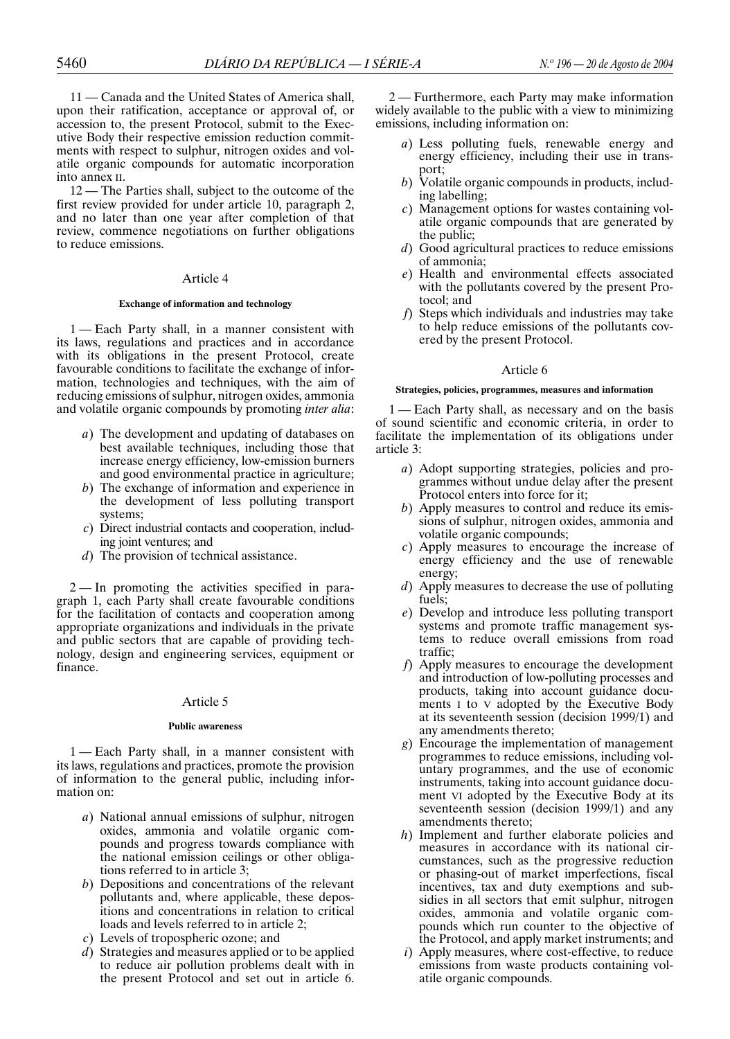11 — Canada and the United States of America shall, upon their ratification, acceptance or approval of, or accession to, the present Protocol, submit to the Executive Body their respective emission reduction commitments with respect to sulphur, nitrogen oxides and volatile organic compounds for automatic incorporation into annex II.

12 — The Parties shall, subject to the outcome of the first review provided for under article 10, paragraph 2, and no later than one year after completion of that review, commence negotiations on further obligations to reduce emissions.

### Article 4

#### Exchange of information and technology

1 — Each Party shall, in a manner consistent with its laws, regulations and practices and in accordance with its obligations in the present Protocol, create favourable conditions to facilitate the exchange of information, technologies and techniques, with the aim of reducing emissions of sulphur, nitrogen oxides, ammonia and volatile organic compounds by promoting *inter alia*:

*a*) The development and updating of databases on best available techniques, including those that increase energy efficiency, low-emission burners and good environmental practice in agriculture;

*b*) The exchange of information and experience in the development of less polluting transport systems;

*c*) Direct industrial contacts and cooperation, including joint ventures; and

*d*) The provision of technical assistance.

2 — In promoting the activities specified in paragraph 1, each Party shall create favourable conditions for the facilitation of contacts and cooperation among appropriate organizations and individuals in the private and public sectors that are capable of providing technology, design and engineering services, equipment or finance.

### Article 5

#### Public awareness

1 — Each Party shall, in a manner consistent with its laws, regulations and practices, promote the provision of information to the general public, including information on:

*a*) National annual emissions of sulphur, nitrogen oxides, ammonia and volatile organic compounds and progress towards compliance with the national emission ceilings or other obligations referred to in article 3;

*b*) Depositions and concentrations of the relevant pollutants and, where applicable, these depositions and concentrations in relation to critical loads and levels referred to in article 2;

*c*) Levels of tropospheric ozone; and

*d*) Strategies and measures applied or to be applied to reduce air pollution problems dealt with in the present Protocol and set out in article 6.

2 — Furthermore, each Party may make information widely available to the public with a view to minimizing emissions, including information on:

*a*) Less polluting fuels, renewable energy and energy efficiency, including their use in transport;

*b*) Volatile organic compounds in products, including labelling;

*c*) Management options for wastes containing volatile organic compounds that are generated by the public;

*d*) Good agricultural practices to reduce emissions of ammonia;

*e*) Health and environmental effects associated with the pollutants covered by the present Protocol; and

*f*) Steps which individuals and industries may take to help reduce emissions of the pollutants covered by the present Protocol.

### Article 6

#### Strategies, policies, programmes, measures and information

1 — Each Party shall, as necessary and on the basis of sound scientific and economic criteria, in order to facilitate the implementation of its obligations under article 3:

*a*) Adopt supporting strategies, policies and programmes without undue delay after the present Protocol enters into force for it;

*b*) Apply measures to control and reduce its emissions of sulphur, nitrogen oxides, ammonia and volatile organic compounds;

*c*) Apply measures to encourage the increase of energy efficiency and the use of renewable energy;

*d*) Apply measures to decrease the use of polluting fuels;

*e*) Develop and introduce less polluting transport systems and promote traffic management systems to reduce overall emissions from road traffic;

*f*) Apply measures to encourage the development and introduction of low-polluting processes and products, taking into account guidance documents I to V adopted by the Executive Body at its seventeenth session (decision 1999/1) and any amendments thereto;

*g*) Encourage the implementation of management programmes to reduce emissions, including voluntary programmes, and the use of economic instruments, taking into account guidance document VI adopted by the Executive Body at its seventeenth session (decision 1999/1) and any amendments thereto;

*h*) Implement and further elaborate policies and measures in accordance with its national circumstances, such as the progressive reduction or phasing-out of market imperfections, fiscal incentives, tax and duty exemptions and subsidies in all sectors that emit sulphur, nitrogen oxides, ammonia and volatile organic compounds which run counter to the objective of the Protocol, and apply market instruments; and

*i*) Apply measures, where cost-effective, to reduce emissions from waste products containing volatile organic compounds.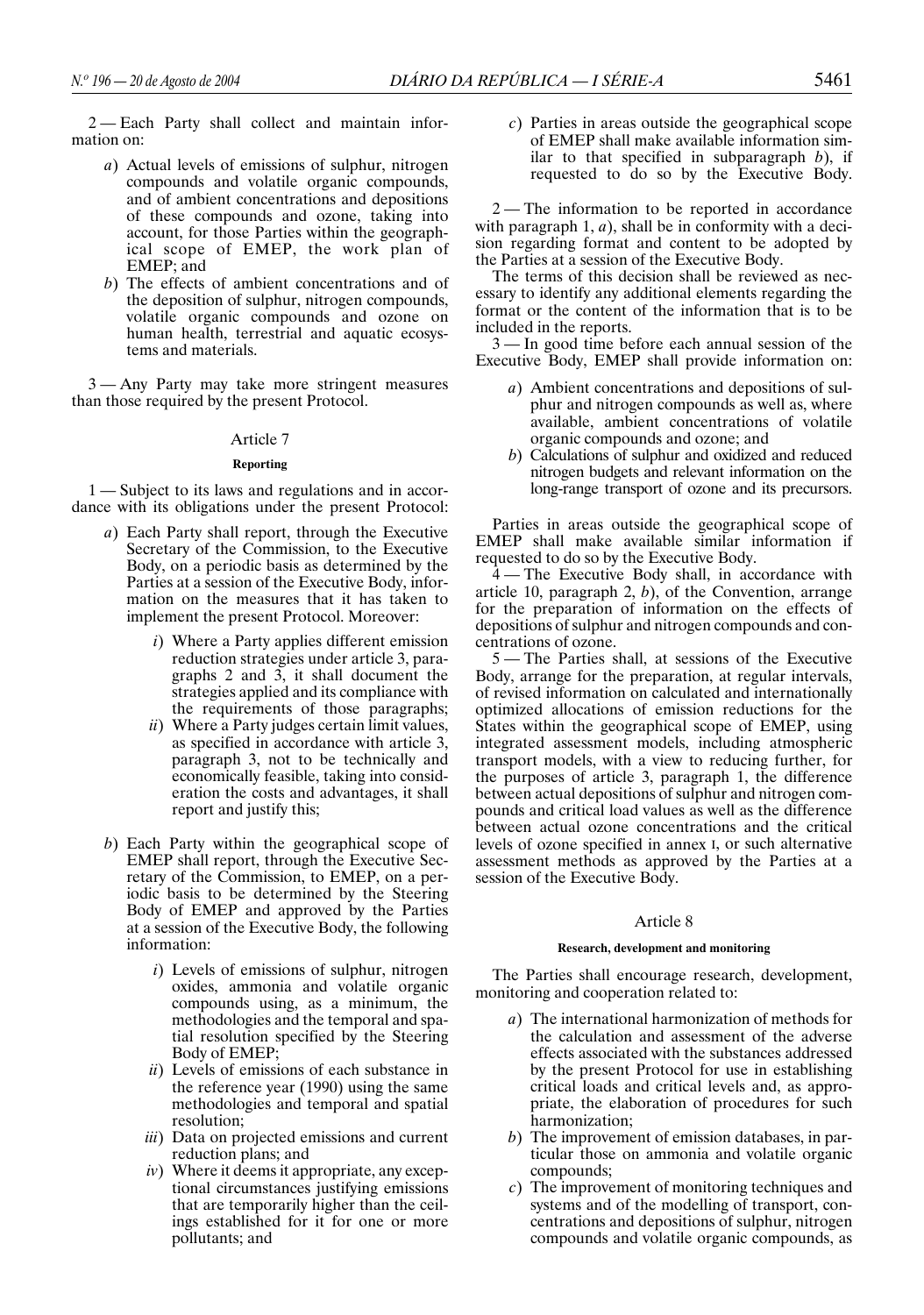2 — Each Party shall collect and maintain information on:

*a*) Actual levels of emissions of sulphur, nitrogen compounds and volatile organic compounds, and of ambient concentrations and depositions of these compounds and ozone, taking into account, for those Parties within the geographical scope of EMEP, the work plan of EMEP; and

*b*) The effects of ambient concentrations and of the deposition of sulphur, nitrogen compounds, volatile organic compounds and ozone on human health, terrestrial and aquatic ecosystems and materials.

3 — Any Party may take more stringent measures than those required by the present Protocol.

### Article 7

#### Reporting

1 — Subject to its laws and regulations and in accordance with its obligations under the present Protocol:

*a*) Each Party shall report, through the Executive Secretary of the Commission, to the Executive Body, on a periodic basis as determined by the Parties at a session of the Executive Body, information on the measures that it has taken to implement the present Protocol. Moreover:

*i*) Where a Party applies different emission reduction strategies under article 3, paragraphs 2 and 3, it shall document the strategies applied and its compliance with the requirements of those paragraphs;

*ii*) Where a Party judges certain limit values, as specified in accordance with article 3, paragraph 3, not to be technically and economically feasible, taking into consideration the costs and advantages, it shall report and justify this;

*b*) Each Party within the geographical scope of EMEP shall report, through the Executive Secretary of the Commission, to EMEP, on a periodic basis to be determined by the Steering Body of EMEP and approved by the Parties at a session of the Executive Body, the following information:

*i*) Levels of emissions of sulphur, nitrogen oxides, ammonia and volatile organic compounds using, as a minimum, the methodologies and the temporal and spatial resolution specified by the Steering Body of EMEP;

*ii*) Levels of emissions of each substance in the reference year (1990) using the same methodologies and temporal and spatial resolution;

*iii*) Data on projected emissions and current reduction plans; and

*iv*) Where it deems it appropriate, any exceptional circumstances justifying emissions that are temporarily higher than the ceilings established for it for one or more pollutants; and

*c*) Parties in areas outside the geographical scope of EMEP shall make available information similar to that specified in subparagraph *b*), if requested to do so by the Executive Body.

2 — The information to be reported in accordance with paragraph 1, *a*), shall be in conformity with a decision regarding format and content to be adopted by the Parties at a session of the Executive Body.

The terms of this decision shall be reviewed as necessary to identify any additional elements regarding the format or the content of the information that is to be included in the reports.

3 — In good time before each annual session of the Executive Body, EMEP shall provide information on:

*a*) Ambient concentrations and depositions of sulphur and nitrogen compounds as well as, where available, ambient concentrations of volatile organic compounds and ozone; and

*b*) Calculations of sulphur and oxidized and reduced nitrogen budgets and relevant information on the long-range transport of ozone and its precursors.

Parties in areas outside the geographical scope of EMEP shall make available similar information if requested to do so by the Executive Body.

4 — The Executive Body shall, in accordance with article 10, paragraph 2, *b*), of the Convention, arrange for the preparation of information on the effects of depositions of sulphur and nitrogen compounds and concentrations of ozone.

5 — The Parties shall, at sessions of the Executive Body, arrange for the preparation, at regular intervals, of revised information on calculated and internationally optimized allocations of emission reductions for the States within the geographical scope of EMEP, using integrated assessment models, including atmospheric transport models, with a view to reducing further, for the purposes of article 3, paragraph 1, the difference between actual depositions of sulphur and nitrogen compounds and critical load values as well as the difference between actual ozone concentrations and the critical levels of ozone specified in annex I, or such alternative assessment methods as approved by the Parties at a session of the Executive Body.

### Article 8

#### Research, development and monitoring

The Parties shall encourage research, development, monitoring and cooperation related to:

*a*) The international harmonization of methods for the calculation and assessment of the adverse effects associated with the substances addressed by the present Protocol for use in establishing critical loads and critical levels and, as appropriate, the elaboration of procedures for such harmonization;

*b*) The improvement of emission databases, in particular those on ammonia and volatile organic compounds;

*c*) The improvement of monitoring techniques and systems and of the modelling of transport, concentrations and depositions of sulphur, nitrogen compounds and volatile organic compounds, as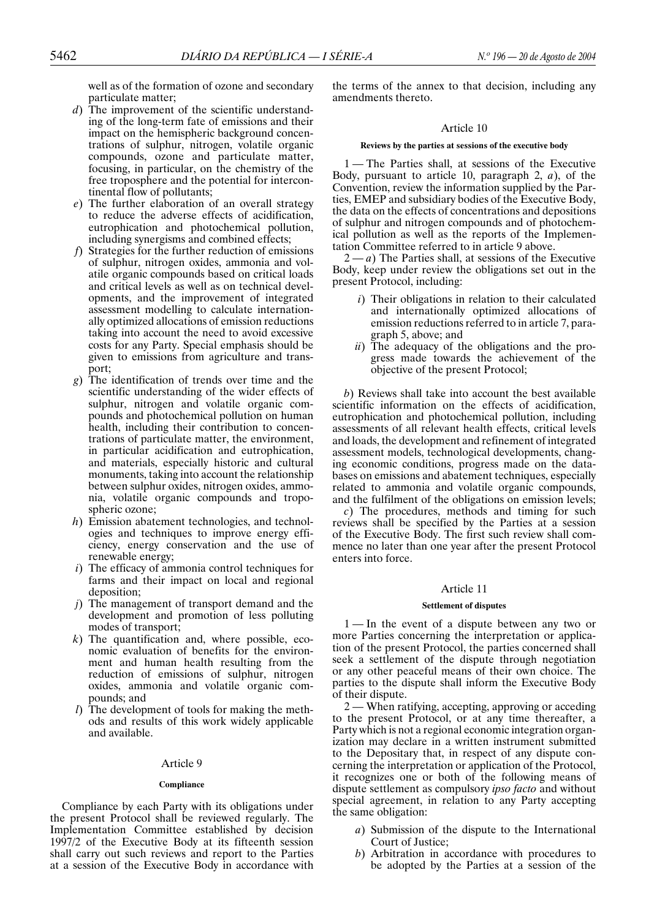well as of the formation of ozone and secondary particulate matter;

*d*) The improvement of the scientific understanding of the long-term fate of emissions and their impact on the hemispheric background concentrations of sulphur, nitrogen, volatile organic compounds, ozone and particulate matter, focusing, in particular, on the chemistry of the free troposphere and the potential for intercontinental flow of pollutants;

*e*) The further elaboration of an overall strategy to reduce the adverse effects of acidification, eutrophication and photochemical pollution, including synergisms and combined effects;

*f*) Strategies for the further reduction of emissions of sulphur, nitrogen oxides, ammonia and volatile organic compounds based on critical loads and critical levels as well as on technical developments, and the improvement of integrated assessment modelling to calculate internationally optimized allocations of emission reductions taking into account the need to avoid excessive costs for any Party. Special emphasis should be given to emissions from agriculture and transport;

*g*) The identification of trends over time and the scientific understanding of the wider effects of sulphur, nitrogen and volatile organic compounds and photochemical pollution on human health, including their contribution to concentrations of particulate matter, the environment, in particular acidification and eutrophication, and materials, especially historic and cultural monuments, taking into account the relationship between sulphur oxides, nitrogen oxides, ammonia, volatile organic compounds and tropospheric ozone;

*h*) Emission abatement technologies, and technologies and techniques to improve energy efficiency, energy conservation and the use of renewable energy;

*i*) The efficacy of ammonia control techniques for farms and their impact on local and regional deposition;

*j*) The management of transport demand and the development and promotion of less polluting modes of transport;

*k*) The quantification and, where possible, economic evaluation of benefits for the environment and human health resulting from the reduction of emissions of sulphur, nitrogen oxides, ammonia and volatile organic compounds; and

*l*) The development of tools for making the methods and results of this work widely applicable and available.

### Article 9

#### Compliance

Compliance by each Party with its obligations under the present Protocol shall be reviewed regularly. The Implementation Committee established by decision 1997/2 of the Executive Body at its fifteenth session shall carry out such reviews and report to the Parties at a session of the Executive Body in accordance with the terms of the annex to that decision, including any amendments thereto.

### Article 10

#### Reviews by the parties at sessions of the executive body

1 — The Parties shall, at sessions of the Executive Body, pursuant to article 10, paragraph 2, *a*), of the Convention, review the information supplied by the Parties, EMEP and subsidiary bodies of the Executive Body, the data on the effects of concentrations and depositions of sulphur and nitrogen compounds and of photochemical pollution as well as the reports of the Implementation Committee referred to in article 9 above.

2 — *a*) The Parties shall, at sessions of the Executive Body, keep under review the obligations set out in the present Protocol, including:

*i*) Their obligations in relation to their calculated and internationally optimized allocations of emission reductions referred to in article 7, paragraph 5, above; and

*ii*) The adequacy of the obligations and the progress made towards the achievement of the objective of the present Protocol;

*b*) Reviews shall take into account the best available scientific information on the effects of acidification, eutrophication and photochemical pollution, including assessments of all relevant health effects, critical levels and loads, the development and refinement of integrated assessment models, technological developments, changing economic conditions, progress made on the databases on emissions and abatement techniques, especially related to ammonia and volatile organic compounds, and the fulfilment of the obligations on emission levels;

*c*) The procedures, methods and timing for such reviews shall be specified by the Parties at a session of the Executive Body. The first such review shall commence no later than one year after the present Protocol enters into force.

### Article 11

#### Settlement of disputes

1 — In the event of a dispute between any two or more Parties concerning the interpretation or application of the present Protocol, the parties concerned shall seek a settlement of the dispute through negotiation or any other peaceful means of their own choice. The parties to the dispute shall inform the Executive Body of their dispute.

2 — When ratifying, accepting, approving or acceding to the present Protocol, or at any time thereafter, a Party which is not a regional economic integration organization may declare in a written instrument submitted to the Depositary that, in respect of any dispute concerning the interpretation or application of the Protocol, it recognizes one or both of the following means of dispute settlement as compulsory *ipso facto* and without special agreement, in relation to any Party accepting the same obligation:

*a*) Submission of the dispute to the International Court of Justice;

*b*) Arbitration in accordance with procedures to be adopted by the Parties at a session of the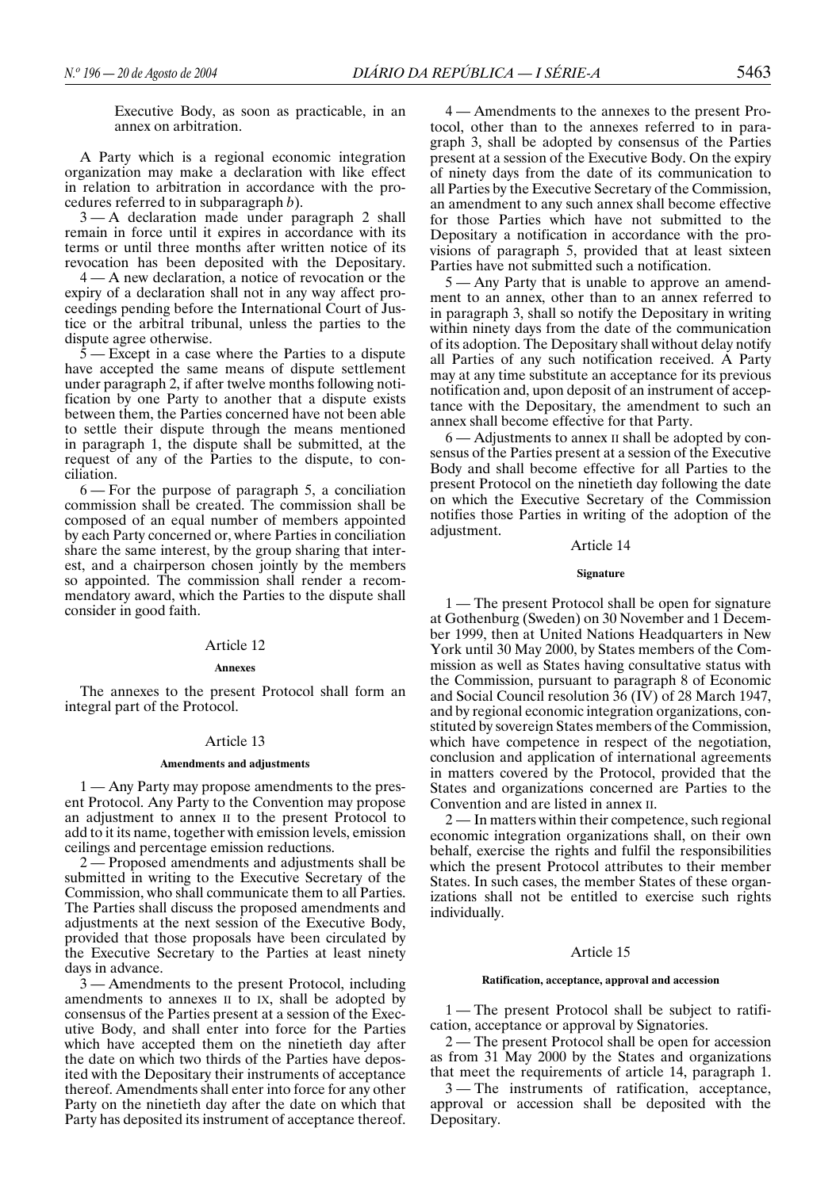Executive Body, as soon as practicable, in an annex on arbitration.

A Party which is a regional economic integration organization may make a declaration with like effect in relation to arbitration in accordance with the procedures referred to in subparagraph *b*).

3 — A declaration made under paragraph 2 shall remain in force until it expires in accordance with its terms or until three months after written notice of its revocation has been deposited with the Depositary.

4 — A new declaration, a notice of revocation or the expiry of a declaration shall not in any way affect proceedings pending before the International Court of Justice or the arbitral tribunal, unless the parties to the dispute agree otherwise.

5 — Except in a case where the Parties to a dispute have accepted the same means of dispute settlement under paragraph 2, if after twelve months following notification by one Party to another that a dispute exists between them, the Parties concerned have not been able to settle their dispute through the means mentioned in paragraph 1, the dispute shall be submitted, at the request of any of the Parties to the dispute, to conciliation.

6 — For the purpose of paragraph 5, a conciliation commission shall be created. The commission shall be composed of an equal number of members appointed by each Party concerned or, where Parties in conciliation share the same interest, by the group sharing that interest, and a chairperson chosen jointly by the members so appointed. The commission shall render a recommendatory award, which the Parties to the dispute shall consider in good faith.

## Article 12

### Annexes

The annexes to the present Protocol shall form an integral part of the Protocol.

## Article 13

### Amendments and adjustments

1 — Any Party may propose amendments to the present Protocol. Any Party to the Convention may propose an adjustment to annex II to the present Protocol to add to it its name, together with emission levels, emission ceilings and percentage emission reductions.

2 — Proposed amendments and adjustments shall be submitted in writing to the Executive Secretary of the Commission, who shall communicate them to all Parties. The Parties shall discuss the proposed amendments and adjustments at the next session of the Executive Body, provided that those proposals have been circulated by the Executive Secretary to the Parties at least ninety days in advance.

3 — Amendments to the present Protocol, including amendments to annexes II to IX, shall be adopted by consensus of the Parties present at a session of the Executive Body, and shall enter into force for the Parties which have accepted them on the ninetieth day after the date on which two thirds of the Parties have deposited with the Depositary their instruments of acceptance thereof. Amendments shall enter into force for any other Party on the ninetieth day after the date on which that Party has deposited its instrument of acceptance thereof.

4 — Amendments to the annexes to the present Protocol, other than to the annexes referred to in paragraph 3, shall be adopted by consensus of the Parties present at a session of the Executive Body. On the expiry of ninety days from the date of its communication to all Parties by the Executive Secretary of the Commission, an amendment to any such annex shall become effective for those Parties which have not submitted to the Depositary a notification in accordance with the provisions of paragraph 5, provided that at least sixteen Parties have not submitted such a notification.

5 — Any Party that is unable to approve an amendment to an annex, other than to an annex referred to in paragraph 3, shall so notify the Depositary in writing within ninety days from the date of the communication of its adoption. The Depositary shall without delay notify all Parties of any such notification received. A Party may at any time substitute an acceptance for its previous notification and, upon deposit of an instrument of acceptance with the Depositary, the amendment to such an annex shall become effective for that Party.

6 — Adjustments to annex II shall be adopted by consensus of the Parties present at a session of the Executive Body and shall become effective for all Parties to the present Protocol on the ninetieth day following the date on which the Executive Secretary of the Commission notifies those Parties in writing of the adoption of the adjustment.

## Article 14

### Signature

1 — The present Protocol shall be open for signature at Gothenburg (Sweden) on 30 November and 1 December 1999, then at United Nations Headquarters in New York until 30 May 2000, by States members of the Commission as well as States having consultative status with the Commission, pursuant to paragraph 8 of Economic and Social Council resolution 36 (IV) of 28 March 1947, and by regional economic integration organizations, constituted by sovereign States members of the Commission, which have competence in respect of the negotiation, conclusion and application of international agreements in matters covered by the Protocol, provided that the States and organizations concerned are Parties to the Convention and are listed in annex II.

2 — In matters within their competence, such regional economic integration organizations shall, on their own behalf, exercise the rights and fulfil the responsibilities which the present Protocol attributes to their member States. In such cases, the member States of these organizations shall not be entitled to exercise such rights individually.

## Article 15

### Ratification, acceptance, approval and accession

1 — The present Protocol shall be subject to ratification, acceptance or approval by Signatories.

2 — The present Protocol shall be open for accession as from 31 May 2000 by the States and organizations that meet the requirements of article 14, paragraph 1.

3 — The instruments of ratification, acceptance, approval or accession shall be deposited with the Depositary.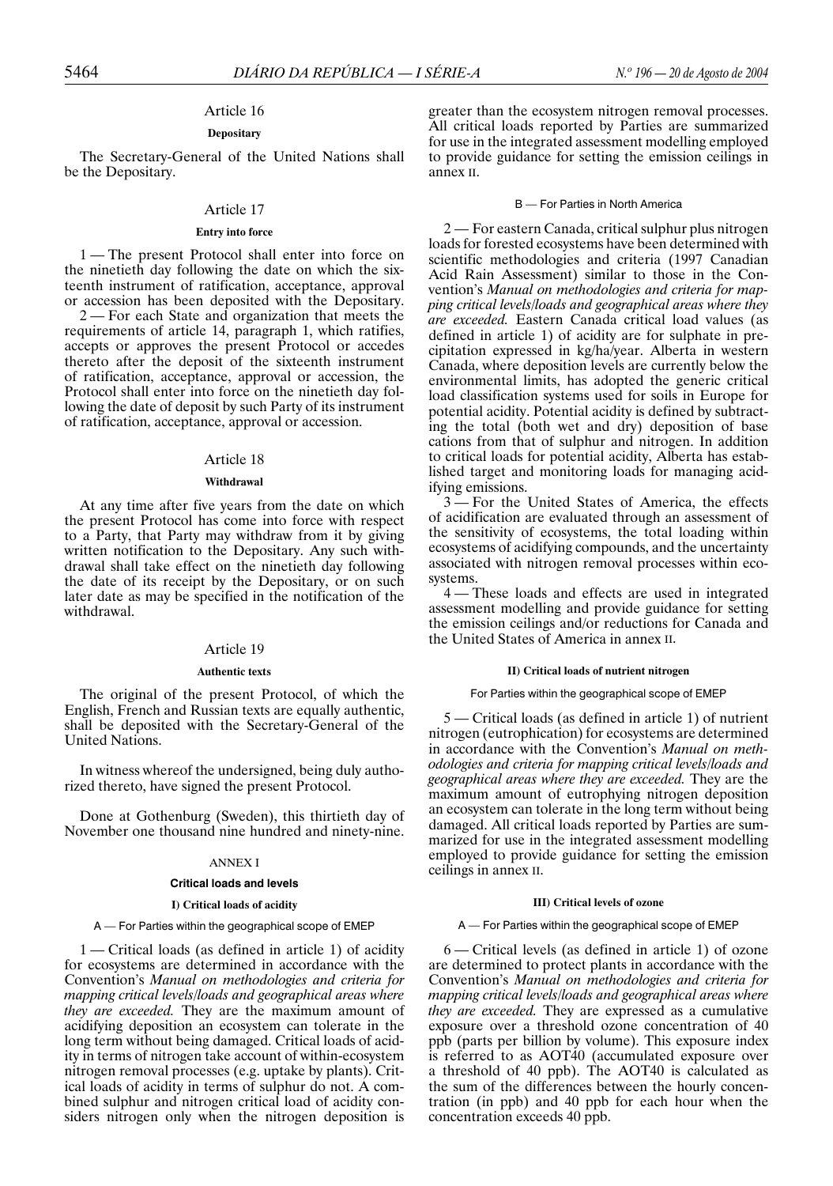### Article 16

#### Depositary

The Secretary-General of the United Nations shall be the Depositary.

### Article 17

#### Entry into force

1 — The present Protocol shall enter into force on the ninetieth day following the date on which the sixteenth instrument of ratification, acceptance, approval or accession has been deposited with the Depositary.

2 — For each State and organization that meets the requirements of article 14, paragraph 1, which ratifies, accepts or approves the present Protocol or accedes thereto after the deposit of the sixteenth instrument of ratification, acceptance, approval or accession, the Protocol shall enter into force on the ninetieth day following the date of deposit by such Party of its instrument of ratification, acceptance, approval or accession.

### Article 18

#### Withdrawal

At any time after five years from the date on which the present Protocol has come into force with respect to a Party, that Party may withdraw from it by giving written notification to the Depositary. Any such withdrawal shall take effect on the ninetieth day following the date of its receipt by the Depositary, or on such later date as may be specified in the notification of the withdrawal.

### Article 19

#### Authentic texts

The original of the present Protocol, of which the English, French and Russian texts are equally authentic, shall be deposited with the Secretary-General of the United Nations.

In witness whereof the undersigned, being duly authorized thereto, have signed the present Protocol.

Done at Gothenburg (Sweden), this thirtieth day of November one thousand nine hundred and ninety-nine.

## ANNEX I

### Critical loads and levels

#### I) Critical loads of acidity

A — For Parties within the geographical scope of EMEP

1 — Critical loads (as defined in article 1) of acidity for ecosystems are determined in accordance with the Convention's *Manual on methodologies and criteria for mapping critical levels/loads and geographical areas where they are exceeded.* They are the maximum amount of acidifying deposition an ecosystem can tolerate in the long term without being damaged. Critical loads of acidity in terms of nitrogen take account of within-ecosystem nitrogen removal processes (e.g. uptake by plants). Critical loads of acidity in terms of sulphur do not. A combined sulphur and nitrogen critical load of acidity considers nitrogen only when the nitrogen deposition is greater than the ecosystem nitrogen removal processes. All critical loads reported by Parties are summarized for use in the integrated assessment modelling employed to provide guidance for setting the emission ceilings in annex II.

B — For Parties in North America

2 — For eastern Canada, critical sulphur plus nitrogen loads for forested ecosystems have been determined with scientific methodologies and criteria (1997 Canadian Acid Rain Assessment) similar to those in the Convention's *Manual on methodologies and criteria for mapping critical levels/loads and geographical areas where they are exceeded.* Eastern Canada critical load values (as defined in article 1) of acidity are for sulphate in precipitation expressed in kg/ha/year. Alberta in western Canada, where deposition levels are currently below the environmental limits, has adopted the generic critical load classification systems used for soils in Europe for potential acidity. Potential acidity is defined by subtracting the total (both wet and dry) deposition of base cations from that of sulphur and nitrogen. In addition to critical loads for potential acidity, Alberta has established target and monitoring loads for managing acidifying emissions.

3 — For the United States of America, the effects of acidification are evaluated through an assessment of the sensitivity of ecosystems, the total loading within ecosystems of acidifying compounds, and the uncertainty associated with nitrogen removal processes within ecosystems.

4 — These loads and effects are used in integrated assessment modelling and provide guidance for setting the emission ceilings and/or reductions for Canada and the United States of America in annex II.

#### II) Critical loads of nutrient nitrogen

For Parties within the geographical scope of EMEP

5 — Critical loads (as defined in article 1) of nutrient nitrogen (eutrophication) for ecosystems are determined in accordance with the Convention's *Manual on methodologies and criteria for mapping critical levels/loads and geographical areas where they are exceeded.* They are the maximum amount of eutrophying nitrogen deposition an ecosystem can tolerate in the long term without being damaged. All critical loads reported by Parties are summarized for use in the integrated assessment modelling employed to provide guidance for setting the emission ceilings in annex II.

#### III) Critical levels of ozone

A — For Parties within the geographical scope of EMEP

6 — Critical levels (as defined in article 1) of ozone are determined to protect plants in accordance with the Convention's *Manual on methodologies and criteria for mapping critical levels/loads and geographical areas where they are exceeded.* They are expressed as a cumulative exposure over a threshold ozone concentration of 40 ppb (parts per billion by volume). This exposure index is referred to as AOT40 (accumulated exposure over a threshold of 40 ppb). The AOT40 is calculated as the sum of the differences between the hourly concentration (in ppb) and 40 ppb for each hour when the concentration exceeds 40 ppb.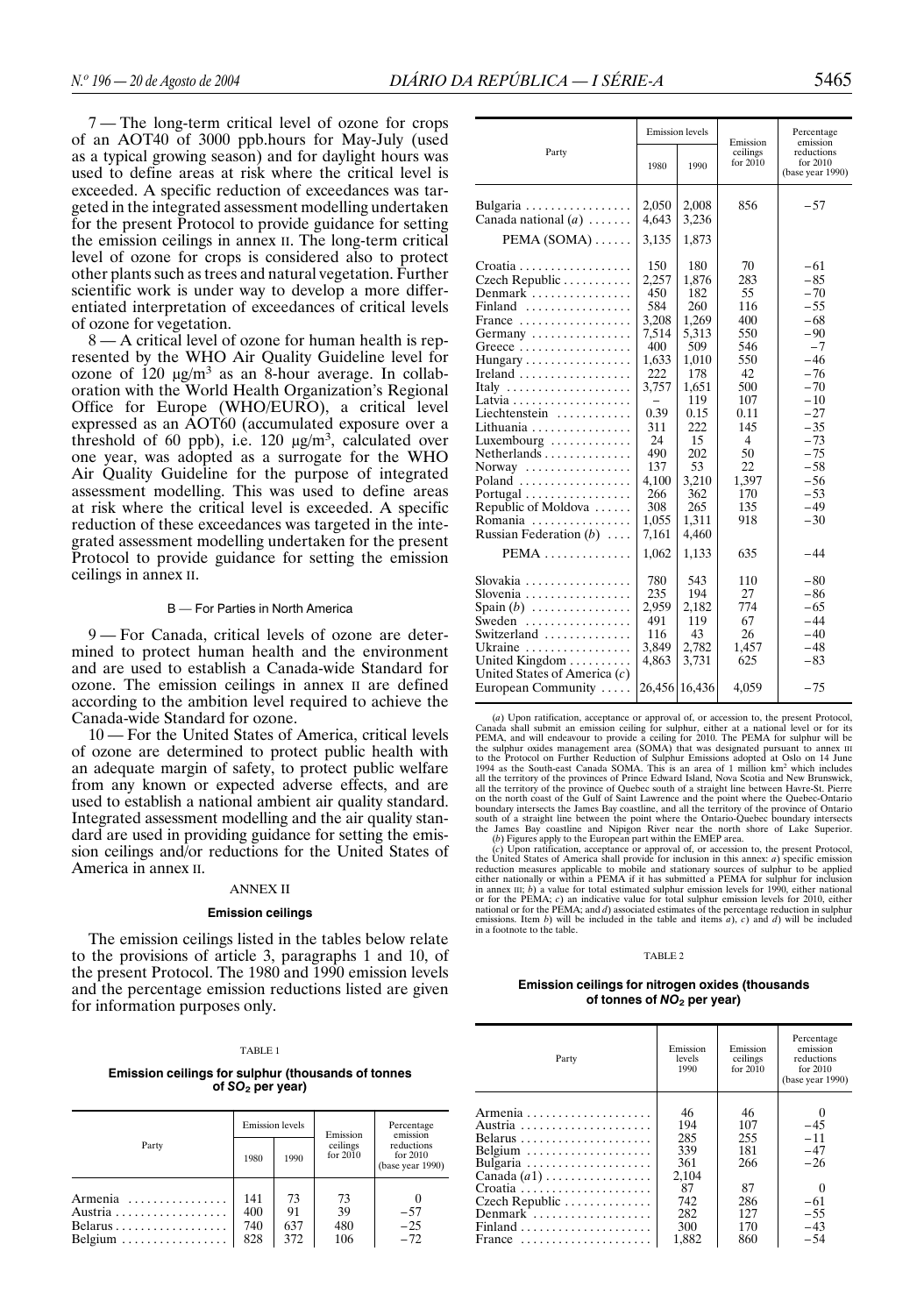7 — The long-term critical level of ozone for crops of an AOT40 of 3000 ppb.hours for May-July (used as a typical growing season) and for daylight hours was used to define areas at risk where the critical level is exceeded. A specific reduction of exceedances was targeted in the integrated assessment modelling undertaken for the present Protocol to provide guidance for setting the emission ceilings in annex II. The long-term critical level of ozone for crops is considered also to protect other plants such as trees and natural vegetation. Further scientific work is under way to develop a more differentiated interpretation of exceedances of critical levels of ozone for vegetation.

8 — A critical level of ozone for human health is represented by the WHO Air Quality Guideline level for ozone of 120 µg/m³ as an 8-hour average. In collaboration with the World Health Organization's Regional Office for Europe (WHO/EURO), a critical level expressed as an AOT60 (accumulated exposure over a threshold of 60 ppb), i.e. 120 µg/m³, calculated over one year, was adopted as a surrogate for the WHO Air Quality Guideline for the purpose of integrated assessment modelling. This was used to define areas at risk where the critical level is exceeded. A specific reduction of these exceedances was targeted in the integrated assessment modelling undertaken for the present Protocol to provide guidance for setting the emission ceilings in annex II.

### B — For Parties in North America

9 — For Canada, critical levels of ozone are determined to protect human health and the environment and are used to establish a Canada-wide Standard for ozone. The emission ceilings in annex II are defined according to the ambition level required to achieve the Canada-wide Standard for ozone.

10 — For the United States of America, critical levels of ozone are determined to protect public health with an adequate margin of safety, to protect public welfare from any known or expected adverse effects, and are used to establish a national ambient air quality standard. Integrated assessment modelling and the air quality standard are used in providing guidance for setting the emission ceilings and/or reductions for the United States of America in annex II.

## ANNEX II

### Emission ceilings

The emission ceilings listed in the tables below relate to the provisions of article 3, paragraphs 1 and 10, of the present Protocol. The 1980 and 1990 emission levels and the percentage emission reductions listed are given for information purposes only.

TABLE 1

**Emission ceilings for sulphur (thousands of tonnes of $SO_2$ per year)**

| Party | Emission levels | | Emission ceilings for 2010 | Percentage emission reductions for 2010 (base year 1990) |
|---|---|---|---|---|
| | 1980 | 1990 | | |
| Armenia | 141 | 73 | 73 | 0 |
| Austria | 400 | 91 | 39 | −57 |
| Belarus | 740 | 637 | 480 | −25 |
| Belgium | 828 | 372 | 106 | −72 |
| Bulgaria | 2,050 | 2,008 | 856 | −57 |
| Canada national (*a*) | 4,643 | 3,236 | | |
| PEMA (SOMA) | 3,135 | 1,873 | | |
| Croatia | 150 | 180 | 70 | −61 |
| Czech Republic | 2,257 | 1,876 | 283 | −85 |
| Denmark | 450 | 182 | 55 | −70 |
| Finland | 584 | 260 | 116 | −55 |
| France | 3,208 | 1,269 | 400 | −68 |
| Germany | 7,514 | 5,313 | 550 | −90 |
| Greece | 400 | 509 | 546 | −7 |
| Hungary | 1,633 | 1,010 | 550 | −46 |
| Ireland | 222 | 178 | 42 | −76 |
| Italy | 3,757 | 1,651 | 500 | −70 |
| Latvia | – | 119 | 107 | −10 |
| Liechtenstein | 0.39 | 0.15 | 0.11 | −27 |
| Lithuania | 311 | 222 | 145 | −35 |
| Luxembourg | 24 | 15 | 4 | −73 |
| Netherlands | 490 | 202 | 50 | −75 |
| Norway | 137 | 53 | 22 | −58 |
| Poland | 4,100 | 3,210 | 1,397 | −56 |
| Portugal | 266 | 362 | 170 | −53 |
| Republic of Moldova | 308 | 265 | 135 | −49 |
| Romania | 1,055 | 1,311 | 918 | −30 |
| Russian Federation (*b*) | 7,161 | 4,460 | | |
| PEMA | 1,062 | 1,133 | 635 | −44 |
| Slovakia | 780 | 543 | 110 | −80 |
| Slovenia | 235 | 194 | 27 | −86 |
| Spain (*b*) | 2,959 | 2,182 | 774 | −65 |
| Sweden | 491 | 119 | 67 | −44 |
| Switzerland | 116 | 43 | 26 | −40 |
| Ukraine | 3,849 | 2,782 | 1,457 | −48 |
| United Kingdom | 4,863 | 3,731 | 625 | −83 |
| United States of America (*c*) | | | | |
| European Community | 26,456 | 16,436 | 4,059 | −75 |

(*a*) Upon ratification, acceptance or approval of, or accession to, the present Protocol, Canada shall submit an emission ceiling for sulphur, either at a national level or for its PEMA, and will endeavour to provide a ceiling for 2010. The PEMA for sulphur will be the sulphur oxides management area (SOMA) that was designated pursuant to annex III to the Protocol on Further Reduction of Sulphur Emissions adopted at Oslo on 14 June 1994 as the South-east Canada SOMA. This is an area of 1 million km² which includes all the territory of the provinces of Prince Edward Island, Nova Scotia and New Brunswick, all the territory of the province of Quebec south of a straight line between Havre-St. Pierre on the north coast of the Gulf of Saint Lawrence and the point where the Quebec-Ontario boundary intersects the James Bay coastline, and all the territory of the province of Ontario south of a straight line between the point where the Ontario-Quebec boundary intersects the James Bay coastline and Nipigon River near the north shore of Lake Superior.

(*b*) Figures apply to the European part within the EMEP area.

(*c*) Upon ratification, acceptance or approval of, or accession to, the present Protocol, the United States of America shall provide for inclusion in this annex: *a*) specific emission reduction measures applicable to mobile and stationary sources of sulphur to be applied either nationally or within a PEMA if it has submitted a PEMA for sulphur for inclusion in annex III; *b*) a value for total estimated sulphur emission levels for 1990, either national or for the PEMA; *c*) an indicative value for total sulphur emission levels for 2010, either national or for the PEMA; and *d*) associated estimates of the percentage reduction in sulphur emissions. Item *b*) will be included in the table and items *a*), *c*) and *d*) will be included in a footnote to the table.

TABLE 2

**Emission ceilings for nitrogen oxides (thousands of tonnes of $NO_2$ per year)**

| Party | Emission levels 1990 | Emission ceilings for 2010 | Percentage emission reductions for 2010 (base year 1990) |
|---|---|---|---|
| Armenia | 46 | 46 | 0 |
| Austria | 194 | 107 | −45 |
| Belarus | 285 | 255 | −11 |
| Belgium | 339 | 181 | −47 |
| Bulgaria | 361 | 266 | −26 |
| Canada (*a1*) | 2,104 | | |
| Croatia | 87 | 87 | 0 |
| Czech Republic | 742 | 286 | −61 |
| Denmark | 282 | 127 | −55 |
| Finland | 300 | 170 | −43 |
| France | 1,882 | 860 | −54 |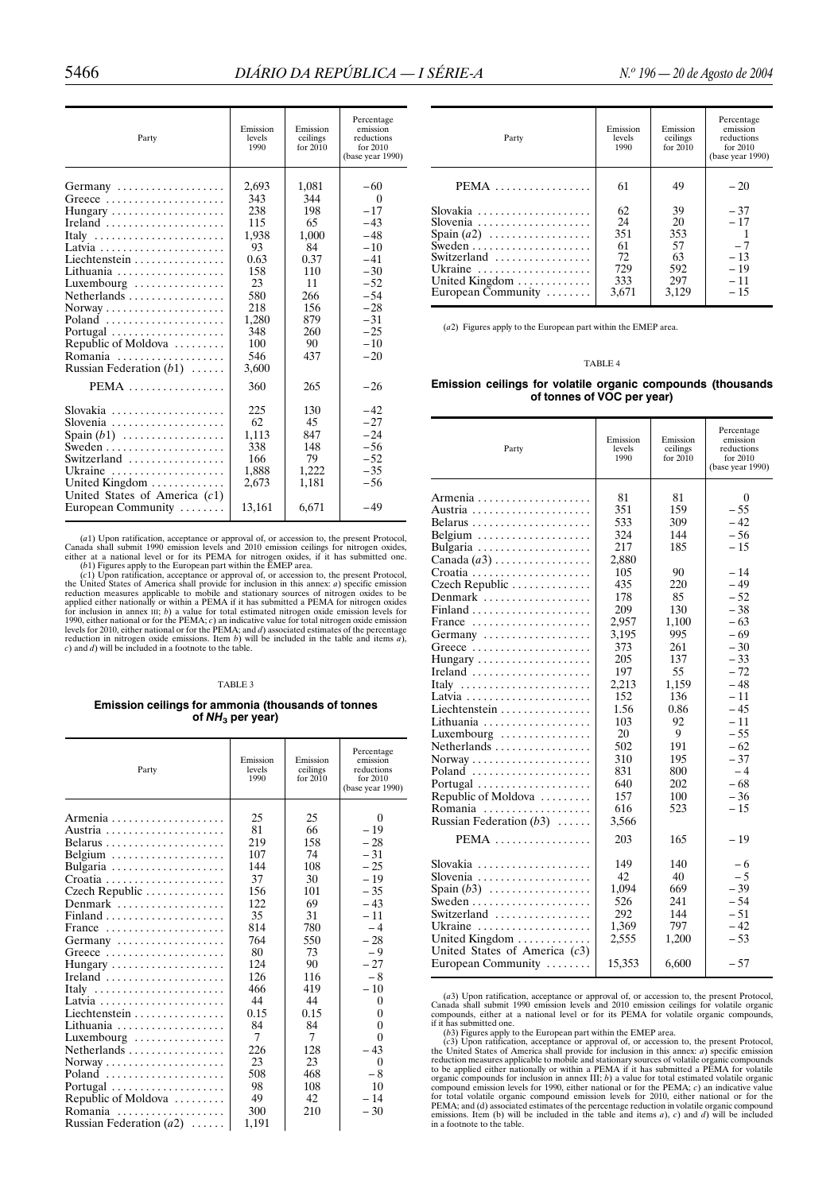| Party | Emission levels 1990 | Emission ceilings for 2010 | Percentage emission reductions for 2010 (base year 1990) |
|---|---|---|---|
| Germany | 2,693 | 1,081 | −60 |
| Greece | 343 | 344 | 0 |
| Hungary | 238 | 198 | −17 |
| Ireland | 115 | 65 | −43 |
| Italy | 1,938 | 1,000 | −48 |
| Latvia | 93 | 84 | −10 |
| Liechtenstein | 0.63 | 0.37 | −41 |
| Lithuania | 158 | 110 | −30 |
| Luxembourg | 23 | 11 | −52 |
| Netherlands | 580 | 266 | −54 |
| Norway | 218 | 156 | −28 |
| Poland | 1,280 | 879 | −31 |
| Portugal | 348 | 260 | −25 |
| Republic of Moldova | 100 | 90 | −10 |
| Romania | 546 | 437 | −20 |
| Russian Federation (*b*1) | 3,600 | | |
| PEMA | 360 | 265 | −26 |
| Slovakia | 225 | 130 | −42 |
| Slovenia | 62 | 45 | −27 |
| Spain (*b*1) | 1,113 | 847 | −24 |
| Sweden | 338 | 148 | −56 |
| Switzerland | 166 | 79 | −52 |
| Ukraine | 1,888 | 1,222 | −35 |
| United Kingdom | 2,673 | 1,181 | −56 |
| United States of America (*c*1) | | | |
| European Community | 13,161 | 6,671 | −49 |

(*a*1) Upon ratification, acceptance or approval of, or accession to, the present Protocol, Canada shall submit 1990 emission levels and 2010 emission ceilings for nitrogen oxides, either at a national level or for its PEMA for nitrogen oxides, if it has submitted one.

(*b*1) Figures apply to the European part within the EMEP area.

(*c*1) Upon ratification, acceptance or approval of, or accession to, the present Protocol, the United States of America shall provide for inclusion in this annex: *a*) specific emission reduction measures applicable to mobile and stationary sources of nitrogen oxides to be applied either nationally or within a PEMA if it has submitted a PEMA for nitrogen oxides for inclusion in annex III; *b*) a value for total estimated nitrogen oxide emission levels for 1990, either national or for the PEMA; *c*) an indicative value for total nitrogen oxide emission levels for 2010, either national or for the PEMA; and *d*) associated estimates of the percentage reduction in nitrogen oxide emissions. Item *b*) will be included in the table and items *a*), *c*) and *d*) will be included in a footnote to the table.

TABLE 3

**Emission ceilings for ammonia (thousands of tonnes of $NH_3$ per year)**

| Party | Emission levels 1990 | Emission ceilings for 2010 | Percentage emission reductions for 2010 (base year 1990) |
|---|---|---|---|
| Armenia | 25 | 25 | 0 |
| Austria | 81 | 66 | − 19 |
| Belarus | 219 | 158 | − 28 |
| Belgium | 107 | 74 | − 31 |
| Bulgaria | 144 | 108 | − 25 |
| Croatia | 37 | 30 | − 19 |
| Czech Republic | 156 | 101 | − 35 |
| Denmark | 122 | 69 | − 43 |
| Finland | 35 | 31 | − 11 |
| France | 814 | 780 | − 4 |
| Germany | 764 | 550 | − 28 |
| Greece | 80 | 73 | − 9 |
| Hungary | 124 | 90 | − 27 |
| Ireland | 126 | 116 | − 8 |
| Italy | 466 | 419 | − 10 |
| Latvia | 44 | 44 | 0 |
| Liechtenstein | 0.15 | 0.15 | 0 |
| Lithuania | 84 | 84 | 0 |
| Luxembourg | 7 | 7 | 0 |
| Netherlands | 226 | 128 | − 43 |
| Norway | 23 | 23 | 0 |
| Poland | 508 | 468 | − 8 |
| Portugal | 98 | 108 | 10 |
| Republic of Moldova | 49 | 42 | − 14 |
| Romania | 300 | 210 | − 30 |
| Russian Federation (*a*2) | 1,191 | | |
| PEMA | 61 | 49 | − 20 |
| Slovakia | 62 | 39 | − 37 |
| Slovenia | 24 | 20 | − 17 |
| Spain (*a*2) | 351 | 353 | 1 |
| Sweden | 61 | 57 | − 7 |
| Switzerland | 72 | 63 | − 13 |
| Ukraine | 729 | 592 | − 19 |
| United Kingdom | 333 | 297 | − 11 |
| European Community | 3,671 | 3,129 | − 15 |

(*a*2) Figures apply to the European part within the EMEP area.

TABLE 4

**Emission ceilings for volatile organic compounds (thousands of tonnes of VOC per year)**

| Party | Emission levels 1990 | Emission ceilings for 2010 | Percentage emission reductions for 2010 (base year 1990) |
|---|---|---|---|
| Armenia | 81 | 81 | 0 |
| Austria | 351 | 159 | − 55 |
| Belarus | 533 | 309 | − 42 |
| Belgium | 324 | 144 | − 56 |
| Bulgaria | 217 | 185 | − 15 |
| Canada (*a*3) | 2,880 | | |
| Croatia | 105 | 90 | − 14 |
| Czech Republic | 435 | 220 | − 49 |
| Denmark | 178 | 85 | − 52 |
| Finland | 209 | 130 | − 38 |
| France | 2,957 | 1,100 | − 63 |
| Germany | 3,195 | 995 | − 69 |
| Greece | 373 | 261 | − 30 |
| Hungary | 205 | 137 | − 33 |
| Ireland | 197 | 55 | − 72 |
| Italy | 2,213 | 1,159 | − 48 |
| Latvia | 152 | 136 | − 11 |
| Liechtenstein | 1.56 | 0.86 | − 45 |
| Lithuania | 103 | 92 | − 11 |
| Luxembourg | 20 | 9 | − 55 |
| Netherlands | 502 | 191 | − 62 |
| Norway | 310 | 195 | − 37 |
| Poland | 831 | 800 | − 4 |
| Portugal | 640 | 202 | − 68 |
| Republic of Moldova | 157 | 100 | − 36 |
| Romania | 616 | 523 | − 15 |
| Russian Federation (*b*3) | 3,566 | | |
| PEMA | 203 | 165 | − 19 |
| Slovakia | 149 | 140 | − 6 |
| Slovenia | 42 | 40 | − 5 |
| Spain (*b*3) | 1,094 | 669 | − 39 |
| Sweden | 526 | 241 | − 54 |
| Switzerland | 292 | 144 | − 51 |
| Ukraine | 1,369 | 797 | − 42 |
| United Kingdom | 2,555 | 1,200 | − 53 |
| United States of America (*c*3) | | | |
| European Community | 15,353 | 6,600 | − 57 |

(*a*3) Upon ratification, acceptance or approval of, or accession to, the present Protocol, Canada shall submit 1990 emission levels and 2010 emission ceilings for volatile organic compounds, either at a national level or for its PEMA for volatile organic compounds, if it has submitted one.

(*b*3) Figures apply to the European part within the EMEP area.

(*c*3) Upon ratification, acceptance or approval of, or accession to, the present Protocol, the United States of America shall provide for inclusion in this annex: *a*) specific emission reduction measures applicable to mobile and stationary sources of volatile organic compounds to be applied either nationally or within a PEMA if it has submitted a PEMA for volatile organic compounds for inclusion in annex III; *b*) a value for total estimated volatile organic compound emission levels for 1990, either national or for the PEMA; *c*) an indicative value for total volatile organic compound emission levels for 2010, either national or for the PEMA; and (d) associated estimates of the percentage reduction in volatile organic compound emissions. Item (b) will be included in the table and items *a*), *c*) and *d*) will be included in a footnote to the table.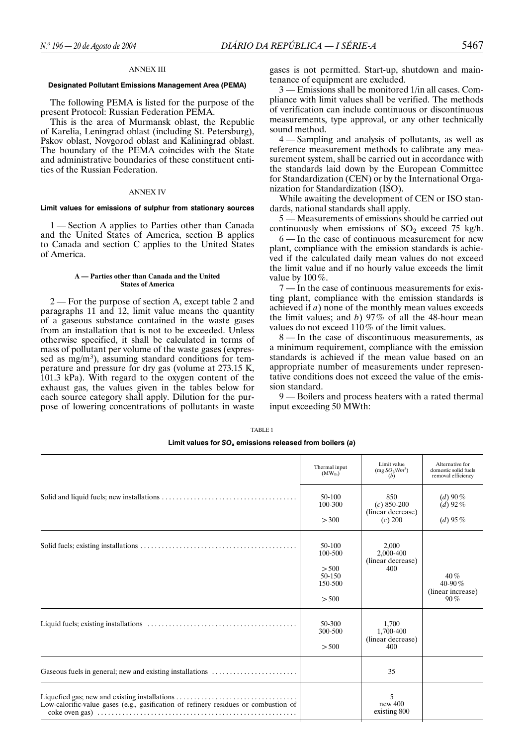## ANNEX III

### Designated Pollutant Emissions Management Area (PEMA)

The following PEMA is listed for the purpose of the present Protocol: Russian Federation PEMA.

This is the area of Murmansk oblast, the Republic of Karelia, Leningrad oblast (including St. Petersburg), Pskov oblast, Novgorod oblast and Kaliningrad oblast. The boundary of the PEMA coincides with the State and administrative boundaries of these constituent entities of the Russian Federation.

## ANNEX IV

### Limit values for emissions of sulphur from stationary sources

1 — Section A applies to Parties other than Canada and the United States of America, section B applies to Canada and section C applies to the United States of America.

#### A — Parties other than Canada and the United States of America

2 — For the purpose of section A, except table 2 and paragraphs 11 and 12, limit value means the quantity of a gaseous substance contained in the waste gases from an installation that is not to be exceeded. Unless otherwise specified, it shall be calculated in terms of mass of pollutant per volume of the waste gases (expressed as $mg/m^3$), assuming standard conditions for temperature and pressure for dry gas (volume at 273.15 K, 101.3 kPa). With regard to the oxygen content of the exhaust gas, the values given in the tables below for each source category shall apply. Dilution for the purpose of lowering concentrations of pollutants in waste gases is not permitted. Start-up, shutdown and maintenance of equipment are excluded.

3 — Emissions shall be monitored 1/in all cases. Compliance with limit values shall be verified. The methods of verification can include continuous or discontinuous measurements, type approval, or any other technically sound method.

4 — Sampling and analysis of pollutants, as well as reference measurement methods to calibrate any measurement system, shall be carried out in accordance with the standards laid down by the European Committee for Standardization (CEN) or by the International Organization for Standardization (ISO).

While awaiting the development of CEN or ISO standards, national standards shall apply.

5 — Measurements of emissions should be carried out continuously when emissions of $SO_2$ exceed 75 kg/h.

6 — In the case of continuous measurement for new plant, compliance with the emission standards is achieved if the calculated daily mean values do not exceed the limit value and if no hourly value exceeds the limit value by 100 %.

7 — In the case of continuous measurements for existing plant, compliance with the emission standards is achieved if *a*) none of the monthly mean values exceeds the limit values; and *b*) 97 % of all the 48-hour mean values do not exceed 110 % of the limit values.

8 — In the case of discontinuous measurements, as a minimum requirement, compliance with the emission standards is achieved if the mean value based on an appropriate number of measurements under representative conditions does not exceed the value of the emission standard.

9 — Boilers and process heaters with a rated thermal input exceeding 50 MWth:

TABLE 1

**Limit values for $SO_x$ emissions released from boilers (*a*)**

| | Thermal input ($MW_{th}$) | Limit value ($mg\ SO_2/Nm^3$) (*b*) | Alternative for domestic solid fuels removal efficiency |
|---|---|---|---|
| Solid and liquid fuels; new installations | 50-100 | 850 | (*d*) 90 % |
| | 100-300 | (*c*) 850-200 (linear decrease) | (*d*) 92 % |
| | > 300 | (*c*) 200 | (*d*) 95 % |
| Solid fuels; existing installations | 50-100 | 2,000 | |
| | 100-500 | 2,000-400 (linear decrease) | |
| | > 500 | 400 | |
| | 50-150 | | 40 % |
| | 150-500 | | 40-90 % (linear increase) |
| | > 500 | | 90 % |
| Liquid fuels; existing installations | 50-300 | 1,700 | |
| | 300-500 | 1,700-400 (linear decrease) | |
| | > 500 | 400 | |
| Gaseous fuels in general; new and existing installations | | 35 | |
| Liquefied gas; new and existing installations | | 5 | |
| Low-calorific-value gases (e.g., gasification of refinery residues or combustion of coke oven gas) | | new 400<br>existing 800 | |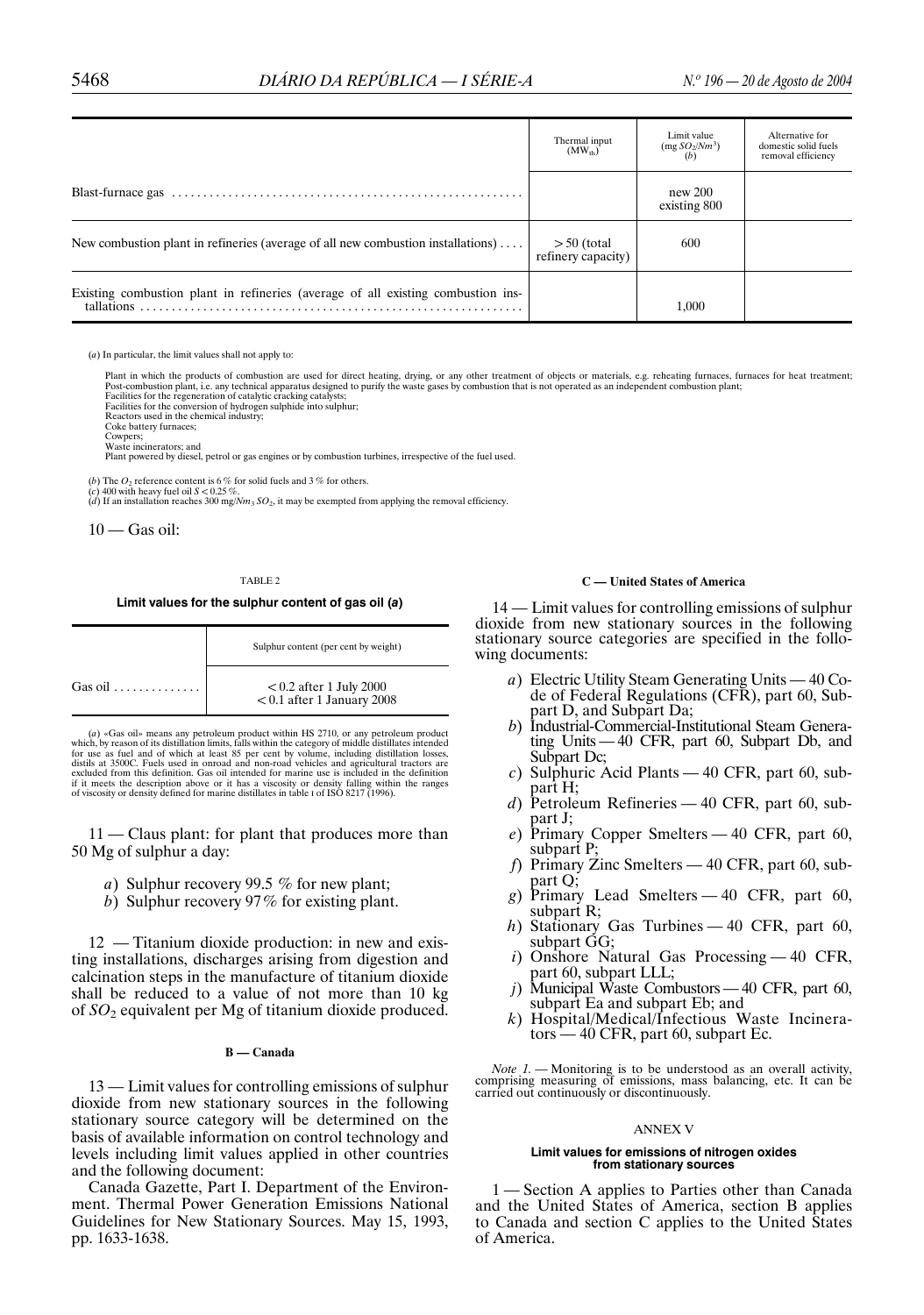| | Thermal input ($MW_{th}$) | Limit value (mg $SO_2/Nm^3$) (b) | Alternative for domestic solid fuels removal efficiency |
|---|---|---|---|
| Blast-furnace gas | | new 200<br>existing 800 | |
| New combustion plant in refineries (average of all new combustion installations) | > 50 (total refinery capacity) | 600 | |
| Existing combustion plant in refineries (average of all existing combustion installations) | | 1,000 | |

(*a*) In particular, the limit values shall not apply to:

Plant in which the products of combustion are used for direct heating, drying, or any other treatment of objects or materials, e.g. reheating furnaces, furnaces for heat treatment;
Post-combustion plant, i.e. any technical apparatus designed to purify the waste gases by combustion that is not operated as an independent combustion plant;
Facilities for the regeneration of catalytic cracking catalysts;
Facilities for the conversion of hydrogen sulphide into sulphur;
Reactors used in the chemical industry;
Coke battery furnaces;
Cowpers;
Waste incinerators; and
Plant powered by diesel, petrol or gas engines or by combustion turbines, irrespective of the fuel used.

(*b*) The $O_2$ reference content is 6 % for solid fuels and 3 % for others.
(*c*) 400 with heavy fuel oil $S < 0.25$ %.
(*d*) If an installation reaches 300 mg/$Nm_3$ $SO_2$, it may be exempted from applying the removal efficiency.

10 — Gas oil:

TABLE 2

**Limit values for the sulphur content of gas oil (*a*)**

| | Sulphur content (per cent by weight) |
|---|---|
| Gas oil | < 0.2 after 1 July 2000<br>< 0.1 after 1 January 2008 |

(*a*) «Gas oil» means any petroleum product within HS 2710, or any petroleum product which, by reason of its distillation limits, falls within the category of middle distillates intended for use as fuel and of which at least 85 per cent by volume, including distillation losses, distils at 3500C. Fuels used in onroad and non-road vehicles and agricultural tractors are excluded from this definition. Gas oil intended for marine use is included in the definition if it meets the description above or it has a viscosity or density falling within the ranges of viscosity or density defined for marine distillates in table I of ISO 8217 (1996).

11 — Claus plant: for plant that produces more than 50 Mg of sulphur a day:

*a*) Sulphur recovery 99.5 % for new plant;
*b*) Sulphur recovery 97% for existing plant.

12 — Titanium dioxide production: in new and existing installations, discharges arising from digestion and calcination steps in the manufacture of titanium dioxide shall be reduced to a value of not more than 10 kg of $SO_2$ equivalent per Mg of titanium dioxide produced.

**B — Canada**

13 — Limit values for controlling emissions of sulphur dioxide from new stationary sources in the following stationary source category will be determined on the basis of available information on control technology and levels including limit values applied in other countries and the following document:

Canada Gazette, Part I. Department of the Environment. Thermal Power Generation Emissions National Guidelines for New Stationary Sources. May 15, 1993, pp. 1633-1638.

**C — United States of America**

14 — Limit values for controlling emissions of sulphur dioxide from new stationary sources in the following stationary source categories are specified in the following documents:

*a*) Electric Utility Steam Generating Units — 40 Code of Federal Regulations (CFR), part 60, Subpart D, and Subpart Da;
*b*) Industrial-Commercial-Institutional Steam Generating Units — 40 CFR, part 60, Subpart Db, and Subpart Dc;
*c*) Sulphuric Acid Plants — 40 CFR, part 60, subpart H;
*d*) Petroleum Refineries — 40 CFR, part 60, subpart J;
*e*) Primary Copper Smelters — 40 CFR, part 60, subpart P;
*f*) Primary Zinc Smelters — 40 CFR, part 60, subpart Q;
*g*) Primary Lead Smelters — 40 CFR, part 60, subpart R;
*h*) Stationary Gas Turbines — 40 CFR, part 60, subpart GG;
*i*) Onshore Natural Gas Processing — 40 CFR, part 60, subpart LLL;
*j*) Municipal Waste Combustors — 40 CFR, part 60, subpart Ea and subpart Eb; and
*k*) Hospital/Medical/Infectious Waste Incinerators — 40 CFR, part 60, subpart Ec.

*Note 1.* — Monitoring is to be understood as an overall activity, comprising measuring of emissions, mass balancing, etc. It can be carried out continuously or discontinuously.

ANNEX V

**Limit values for emissions of nitrogen oxides from stationary sources**

1 — Section A applies to Parties other than Canada and the United States of America, section B applies to Canada and section C applies to the United States of America.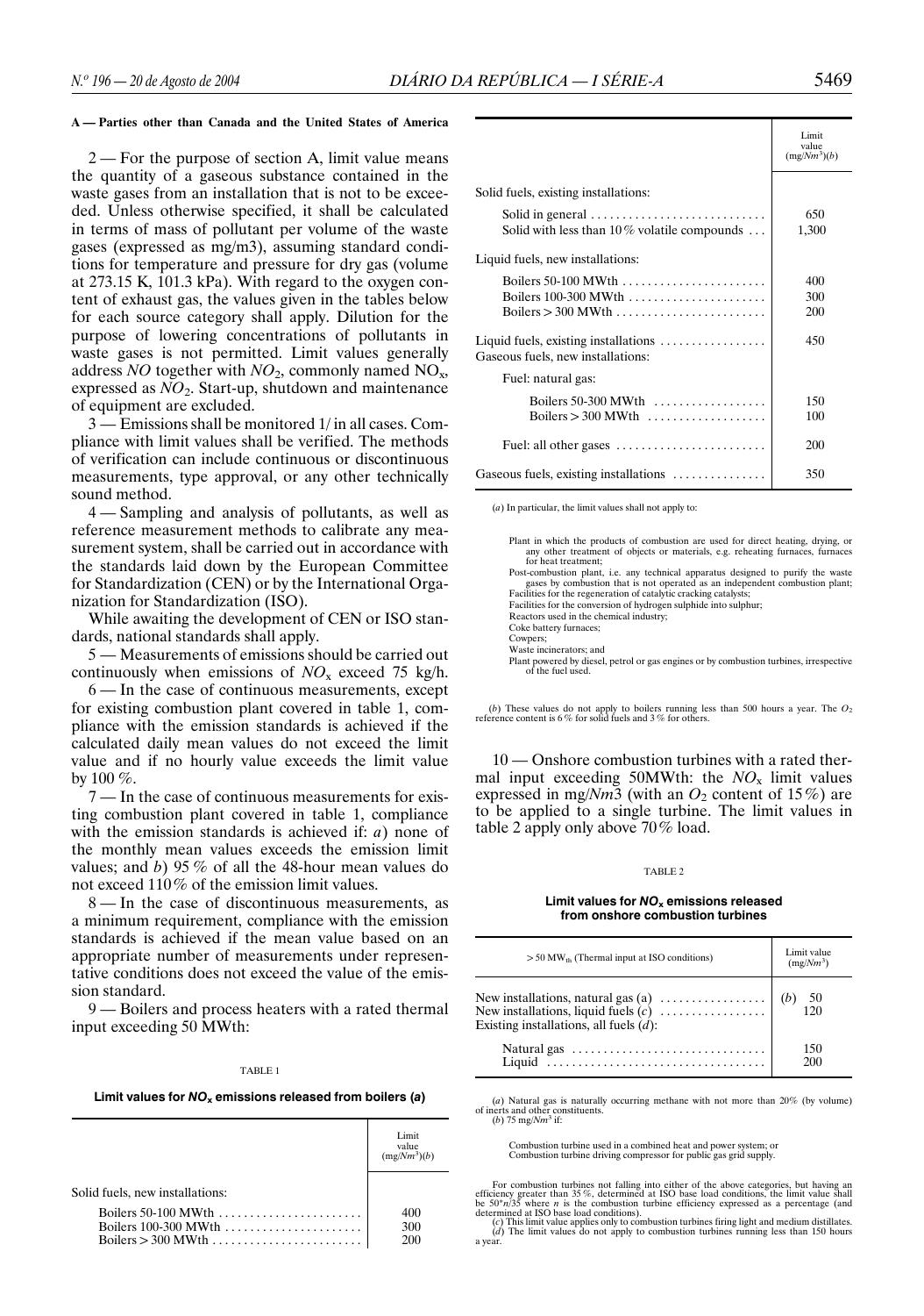**A — Parties other than Canada and the United States of America**

2 — For the purpose of section A, limit value means the quantity of a gaseous substance contained in the waste gases from an installation that is not to be exceeded. Unless otherwise specified, it shall be calculated in terms of mass of pollutant per volume of the waste gases (expressed as mg/m3), assuming standard conditions for temperature and pressure for dry gas (volume at 273.15 K, 101.3 kPa). With regard to the oxygen content of exhaust gas, the values given in the tables below for each source category shall apply. Dilution for the purpose of lowering concentrations of pollutants in waste gases is not permitted. Limit values generally address *NO* together with $NO_2$, commonly named $NO_x$, expressed as $NO_2$. Start-up, shutdown and maintenance of equipment are excluded.

3 — Emissions shall be monitored 1/ in all cases. Compliance with limit values shall be verified. The methods of verification can include continuous or discontinuous measurements, type approval, or any other technically sound method.

4 — Sampling and analysis of pollutants, as well as reference measurement methods to calibrate any measurement system, shall be carried out in accordance with the standards laid down by the European Committee for Standardization (CEN) or by the International Organization for Standardization (ISO).

While awaiting the development of CEN or ISO standards, national standards shall apply.

5 — Measurements of emissions should be carried out continuously when emissions of $NO_x$ exceed 75 kg/h.

6 — In the case of continuous measurements, except for existing combustion plant covered in table 1, compliance with the emission standards is achieved if the calculated daily mean values do not exceed the limit value and if no hourly value exceeds the limit value by 100 %.

7 — In the case of continuous measurements for existing combustion plant covered in table 1, compliance with the emission standards is achieved if: *a*) none of the monthly mean values exceeds the emission limit values; and *b*) 95 % of all the 48-hour mean values do not exceed 110 % of the emission limit values.

8 — In the case of discontinuous measurements, as a minimum requirement, compliance with the emission standards is achieved if the mean value based on an appropriate number of measurements under representative conditions does not exceed the value of the emission standard.

9 — Boilers and process heaters with a rated thermal input exceeding 50 MWth:

TABLE 1

**Limit values for $NO_x$ emissions released from boilers (*a*)**

| | Limit value (mg/$Nm^3$)(*b*) |
|---|---|
| Solid fuels, new installations: | |
| Boilers 50-100 MWth | 400 |
| Boilers 100-300 MWth | 300 |
| Boilers > 300 MWth | 200 |
| Solid fuels, existing installations: | |
| Solid in general | 650 |
| Solid with less than 10 % volatile compounds | 1,300 |
| Liquid fuels, new installations: | |
| Boilers 50-100 MWth | 400 |
| Boilers 100-300 MWth | 300 |
| Boilers > 300 MWth | 200 |
| Liquid fuels, existing installations | 450 |
| Gaseous fuels, new installations: | |
| Fuel: natural gas: | |
| Boilers 50-300 MWth | 150 |
| Boilers > 300 MWth | 100 |
| Fuel: all other gases | 200 |
| Gaseous fuels, existing installations | 350 |

(*a*) In particular, the limit values shall not apply to:

Plant in which the products of combustion are used for direct heating, drying, or any other treatment of objects or materials, e.g. reheating furnaces, furnaces for heat treatment;
Post-combustion plant, i.e. any technical apparatus designed to purify the waste gases by combustion that is not operated as an independent combustion plant;
Facilities for the regeneration of catalytic cracking catalysts;
Facilities for the conversion of hydrogen sulphide into sulphur;
Reactors used in the chemical industry;
Coke battery furnaces;
Cowpers;
Waste incinerators; and
Plant powered by diesel, petrol or gas engines or by combustion turbines, irrespective of the fuel used.

(*b*) These values do not apply to boilers running less than 500 hours a year. The $O_2$ reference content is 6 % for solid fuels and 3 % for others.

10 — Onshore combustion turbines with a rated thermal input exceeding 50MWth: the $NO_x$ limit values expressed in mg/$Nm3$ (with an $O_2$ content of 15 %) are to be applied to a single turbine. The limit values in table 2 apply only above 70 % load.

TABLE 2

**Limit values for $NO_x$ emissions released from onshore combustion turbines**

| > 50 $MW_{th}$ (Thermal input at ISO conditions) | Limit value (mg/$Nm^3$) |
|---|---|
| New installations, natural gas (a) | (*b*) 50 |
| New installations, liquid fuels (*c*) | 120 |
| Existing installations, all fuels (*d*): | |
| Natural gas | 150 |
| Liquid | 200 |

(*a*) Natural gas is naturally occurring methane with not more than 20% (by volume) of inerts and other constituents.
(*b*) 75 mg/$Nm^3$ if:

Combustion turbine used in a combined heat and power system; or
Combustion turbine driving compressor for public gas grid supply.

For combustion turbines not falling into either of the above categories, but having an efficiency greater than 35 %, determined at ISO base load conditions, the limit value shall be $50^*n/35$ where *n* is the combustion turbine efficiency expressed as a percentage (and determined at ISO base load conditions).
(*c*) This limit value applies only to combustion turbines firing light and medium distillates.
(*d*) The limit values do not apply to combustion turbines running less than 150 hours a year.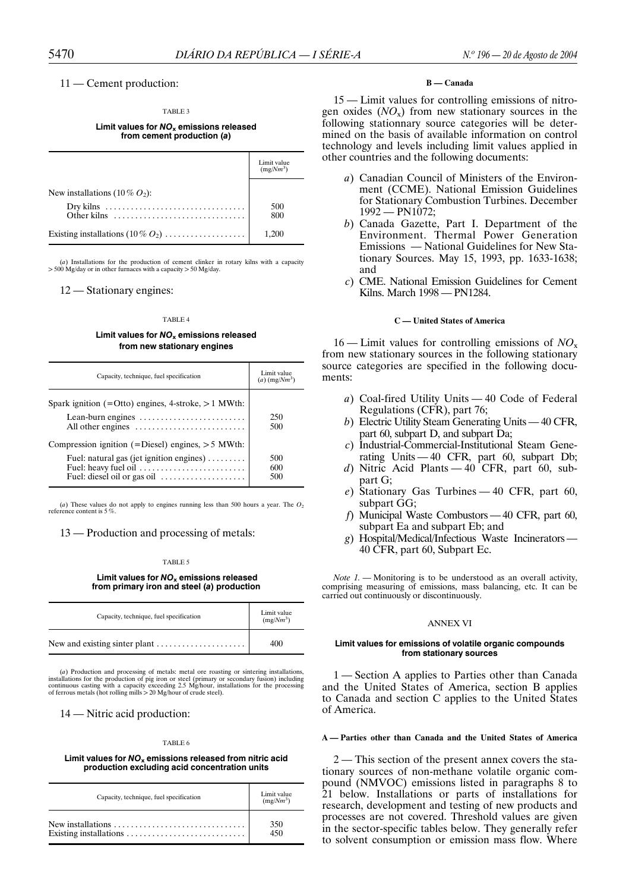11 — Cement production:

TABLE 3

**Limit values for $NO_x$ emissions released from cement production (a)**

| | Limit value (mg/$Nm^3$) |
|---|---|
| New installations (10% $O_2$): | |
| Dry kilns | 500 |
| Other kilns | 800 |
| Existing installations (10% $O_2$) | 1,200 |

(*a*) Installations for the production of cement clinker in rotary kilns with a capacity > 500 Mg/day or in other furnaces with a capacity > 50 Mg/day.

12 — Stationary engines:

TABLE 4

**Limit values for $NO_x$ emissions released from new stationary engines**

| Capacity, technique, fuel specification | Limit value (*a*) (mg/$Nm^3$) |
|---|---|
| Spark ignition (=Otto) engines, 4-stroke, > 1 MWth: | |
| Lean-burn engines | 250 |
| All other engines | 500 |
| Compression ignition (=Diesel) engines, > 5 MWth: | |
| Fuel: natural gas (jet ignition engines) | 500 |
| Fuel: heavy fuel oil | 600 |
| Fuel: diesel oil or gas oil | 500 |

(*a*) These values do not apply to engines running less than 500 hours a year. The $O_2$ reference content is 5%.

13 — Production and processing of metals:

TABLE 5

**Limit values for $NO_x$ emissions released from primary iron and steel (a) production**

| Capacity, technique, fuel specification | Limit value (mg/$Nm^3$) |
|---|---|
| New and existing sinter plant | 400 |

(*a*) Production and processing of metals: metal ore roasting or sintering installations, installations for the production of pig iron or steel (primary or secondary fusion) including continuous casting with a capacity exceeding 2.5 Mg/hour, installations for the processing of ferrous metals (hot rolling mills > 20 Mg/hour of crude steel).

14 — Nitric acid production:

TABLE 6

**Limit values for $NO_x$ emissions released from nitric acid production excluding acid concentration units**

| Capacity, technique, fuel specification | Limit value (mg/$Nm^3$) |
|---|---|
| New installations | 350 |
| Existing installations | 450 |

**B — Canada**

15 — Limit values for controlling emissions of nitrogen oxides ($NO_x$) from new stationary sources in the following stationnary source categories will be determined on the basis of available information on control technology and levels including limit values applied in other countries and the following documents:

*a*) Canadian Council of Ministers of the Environment (CCME). National Emission Guidelines for Stationary Combustion Turbines. December 1992 — PN1072;

*b*) Canada Gazette, Part I. Department of the Environment. Thermal Power Generation Emissions — National Guidelines for New Stationary Sources. May 15, 1993, pp. 1633-1638; and

*c*) CME. National Emission Guidelines for Cement Kilns. March 1998 — PN1284.

**C — United States of America**

16 — Limit values for controlling emissions of $NO_x$ from new stationary sources in the following stationary source categories are specified in the following documents:

*a*) Coal-fired Utility Units — 40 Code of Federal Regulations (CFR), part 76;

*b*) Electric Utility Steam Generating Units — 40 CFR, part 60, subpart D, and subpart Da;

*c*) Industrial-Commercial-Institutional Steam Generating Units — 40 CFR, part 60, subpart Db;

*d*) Nitric Acid Plants — 40 CFR, part 60, subpart G;

*e*) Stationary Gas Turbines — 40 CFR, part 60, subpart GG;

*f*) Municipal Waste Combustors — 40 CFR, part 60, subpart Ea and subpart Eb; and

*g*) Hospital/Medical/Infectious Waste Incinerators — 40 CFR, part 60, Subpart Ec.

*Note 1.* — Monitoring is to be understood as an overall activity, comprising measuring of emissions, mass balancing, etc. It can be carried out continuously or discontinuously.

ANNEX VI

**Limit values for emissions of volatile organic compounds from stationary sources**

1 — Section A applies to Parties other than Canada and the United States of America, section B applies to Canada and section C applies to the United States of America.

**A — Parties other than Canada and the United States of America**

2 — This section of the present annex covers the stationary sources of non-methane volatile organic compound (NMVOC) emissions listed in paragraphs 8 to 21 below. Installations or parts of installations for research, development and testing of new products and processes are not covered. Threshold values are given in the sector-specific tables below. They generally refer to solvent consumption or emission mass flow. Where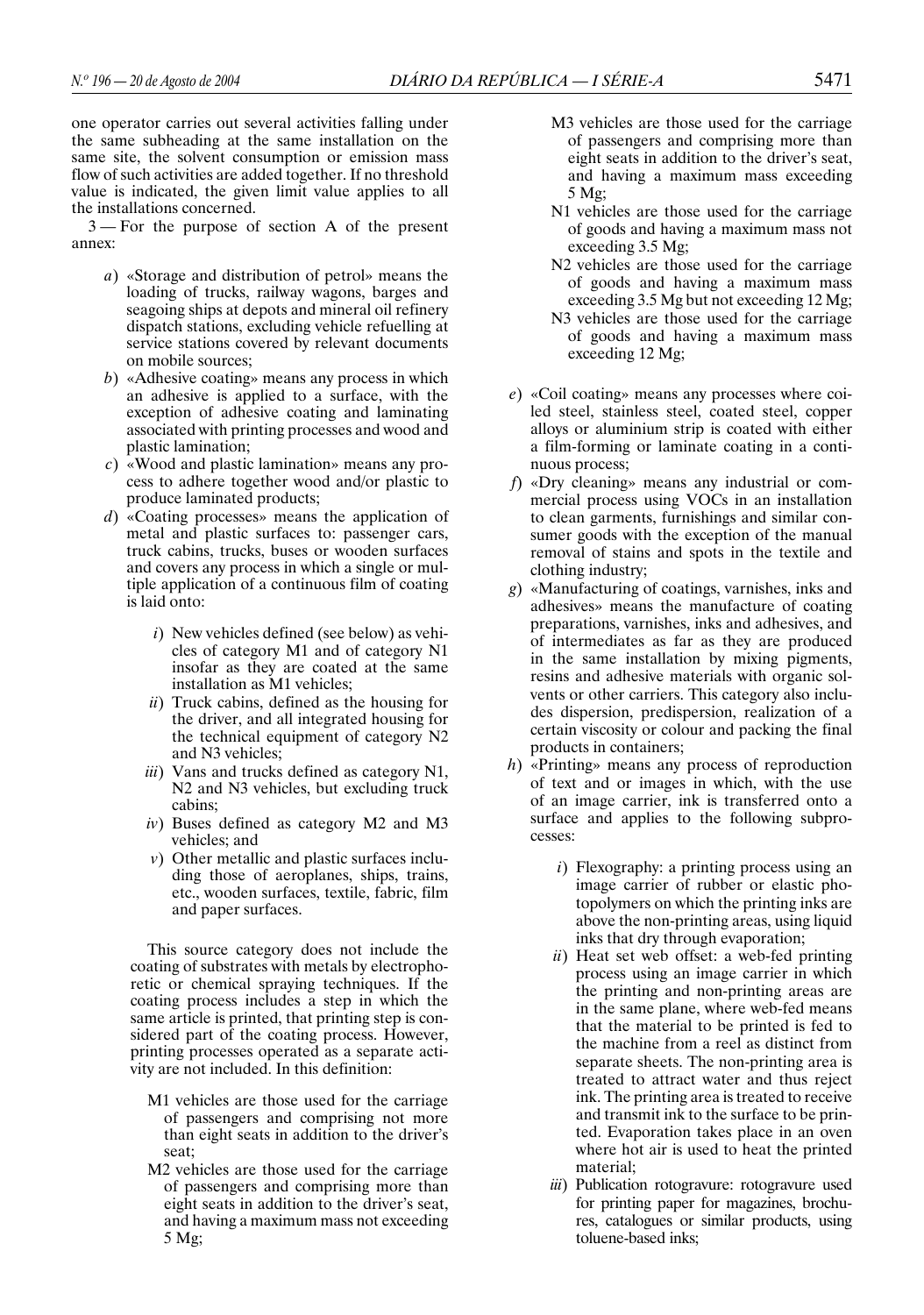one operator carries out several activities falling under the same subheading at the same installation on the same site, the solvent consumption or emission mass flow of such activities are added together. If no threshold value is indicated, the given limit value applies to all the installations concerned.

3 — For the purpose of section A of the present annex:

*a*) «Storage and distribution of petrol» means the loading of trucks, railway wagons, barges and seagoing ships at depots and mineral oil refinery dispatch stations, excluding vehicle refuelling at service stations covered by relevant documents on mobile sources;

*b*) «Adhesive coating» means any process in which an adhesive is applied to a surface, with the exception of adhesive coating and laminating associated with printing processes and wood and plastic lamination;

*c*) «Wood and plastic lamination» means any process to adhere together wood and/or plastic to produce laminated products;

*d*) «Coating processes» means the application of metal and plastic surfaces to: passenger cars, truck cabins, trucks, buses or wooden surfaces and covers any process in which a single or multiple application of a continuous film of coating is laid onto:

*i*) New vehicles defined (see below) as vehicles of category M1 and of category N1 insofar as they are coated at the same installation as M1 vehicles;

*ii*) Truck cabins, defined as the housing for the driver, and all integrated housing for the technical equipment of category N2 and N3 vehicles;

*iii*) Vans and trucks defined as category N1, N2 and N3 vehicles, but excluding truck cabins;

*iv*) Buses defined as category M2 and M3 vehicles; and

*v*) Other metallic and plastic surfaces including those of aeroplanes, ships, trains, etc., wooden surfaces, textile, fabric, film and paper surfaces.

This source category does not include the coating of substrates with metals by electrophoretic or chemical spraying techniques. If the coating process includes a step in which the same article is printed, that printing step is considered part of the coating process. However, printing processes operated as a separate activity are not included. In this definition:

M1 vehicles are those used for the carriage of passengers and comprising not more than eight seats in addition to the driver's seat;

M2 vehicles are those used for the carriage of passengers and comprising more than eight seats in addition to the driver's seat, and having a maximum mass not exceeding 5 Mg;

M3 vehicles are those used for the carriage of passengers and comprising more than eight seats in addition to the driver's seat, and having a maximum mass exceeding 5 Mg;

N1 vehicles are those used for the carriage of goods and having a maximum mass not exceeding 3.5 Mg;

N2 vehicles are those used for the carriage of goods and having a maximum mass exceeding 3.5 Mg but not exceeding 12 Mg;

N3 vehicles are those used for the carriage of goods and having a maximum mass exceeding 12 Mg;

*e*) «Coil coating» means any processes where coiled steel, stainless steel, coated steel, copper alloys or aluminium strip is coated with either a film-forming or laminate coating in a continuous process;

*f*) «Dry cleaning» means any industrial or commercial process using VOCs in an installation to clean garments, furnishings and similar consumer goods with the exception of the manual removal of stains and spots in the textile and clothing industry;

*g*) «Manufacturing of coatings, varnishes, inks and adhesives» means the manufacture of coating preparations, varnishes, inks and adhesives, and of intermediates as far as they are produced in the same installation by mixing pigments, resins and adhesive materials with organic solvents or other carriers. This category also includes dispersion, predispersion, realization of a certain viscosity or colour and packing the final products in containers;

*h*) «Printing» means any process of reproduction of text and or images in which, with the use of an image carrier, ink is transferred onto a surface and applies to the following subprocesses:

*i*) Flexography: a printing process using an image carrier of rubber or elastic photopolymers on which the printing inks are above the non-printing areas, using liquid inks that dry through evaporation;

*ii*) Heat set web offset: a web-fed printing process using an image carrier in which the printing and non-printing areas are in the same plane, where web-fed means that the material to be printed is fed to the machine from a reel as distinct from separate sheets. The non-printing area is treated to attract water and thus reject ink. The printing area is treated to receive and transmit ink to the surface to be printed. Evaporation takes place in an oven where hot air is used to heat the printed material;

*iii*) Publication rotogravure: rotogravure used for printing paper for magazines, brochures, catalogues or similar products, using toluene-based inks;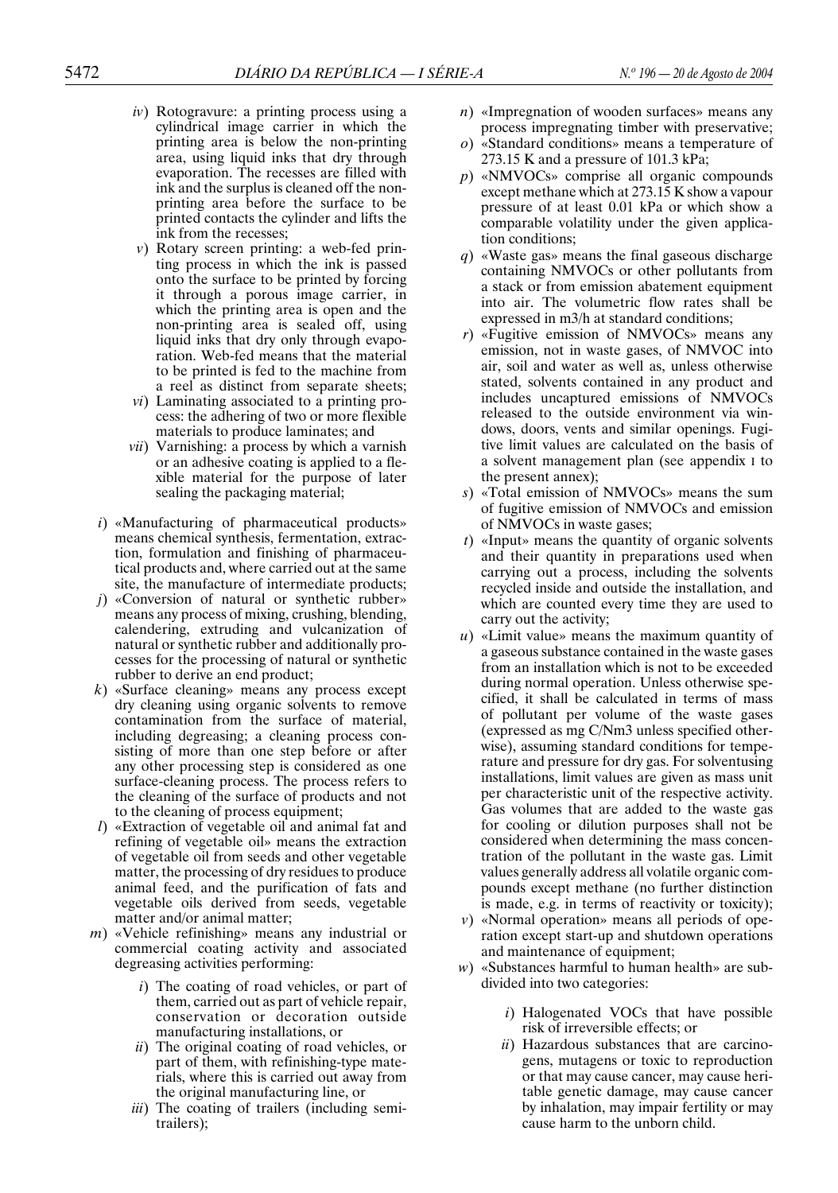*iv*) Rotogravure: a printing process using a cylindrical image carrier in which the printing area is below the non-printing area, using liquid inks that dry through evaporation. The recesses are filled with ink and the surplus is cleaned off the non-printing area before the surface to be printed contacts the cylinder and lifts the ink from the recesses;

*v*) Rotary screen printing: a web-fed printing process in which the ink is passed onto the surface to be printed by forcing it through a porous image carrier, in which the printing area is open and the non-printing area is sealed off, using liquid inks that dry only through evaporation. Web-fed means that the material to be printed is fed to the machine from a reel as distinct from separate sheets;

*vi*) Laminating associated to a printing process: the adhering of two or more flexible materials to produce laminates; and

*vii*) Varnishing: a process by which a varnish or an adhesive coating is applied to a flexible material for the purpose of later sealing the packaging material;

*i*) «Manufacturing of pharmaceutical products» means chemical synthesis, fermentation, extraction, formulation and finishing of pharmaceutical products and, where carried out at the same site, the manufacture of intermediate products;

*j*) «Conversion of natural or synthetic rubber» means any process of mixing, crushing, blending, calendering, extruding and vulcanization of natural or synthetic rubber and additionally processes for the processing of natural or synthetic rubber to derive an end product;

*k*) «Surface cleaning» means any process except dry cleaning using organic solvents to remove contamination from the surface of material, including degreasing; a cleaning process consisting of more than one step before or after any other processing step is considered as one surface-cleaning process. The process refers to the cleaning of the surface of products and not to the cleaning of process equipment;

*l*) «Extraction of vegetable oil and animal fat and refining of vegetable oil» means the extraction of vegetable oil from seeds and other vegetable matter, the processing of dry residues to produce animal feed, and the purification of fats and vegetable oils derived from seeds, vegetable matter and/or animal matter;

*m*) «Vehicle refinishing» means any industrial or commercial coating activity and associated degreasing activities performing:

*i*) The coating of road vehicles, or part of them, carried out as part of vehicle repair, conservation or decoration outside manufacturing installations, or

*ii*) The original coating of road vehicles, or part of them, with refinishing-type materials, where this is carried out away from the original manufacturing line, or

*iii*) The coating of trailers (including semi-trailers);

*n*) «Impregnation of wooden surfaces» means any process impregnating timber with preservative;

*o*) «Standard conditions» means a temperature of 273.15 K and a pressure of 101.3 kPa;

*p*) «NMVOCs» comprise all organic compounds except methane which at 273.15 K show a vapour pressure of at least 0.01 kPa or which show a comparable volatility under the given application conditions;

*q*) «Waste gas» means the final gaseous discharge containing NMVOCs or other pollutants from a stack or from emission abatement equipment into air. The volumetric flow rates shall be expressed in m3/h at standard conditions;

*r*) «Fugitive emission of NMVOCs» means any emission, not in waste gases, of NMVOC into air, soil and water as well as, unless otherwise stated, solvents contained in any product and includes uncaptured emissions of NMVOCs released to the outside environment via windows, doors, vents and similar openings. Fugitive limit values are calculated on the basis of a solvent management plan (see appendix I to the present annex);

*s*) «Total emission of NMVOCs» means the sum of fugitive emission of NMVOCs and emission of NMVOCs in waste gases;

*t*) «Input» means the quantity of organic solvents and their quantity in preparations used when carrying out a process, including the solvents recycled inside and outside the installation, and which are counted every time they are used to carry out the activity;

*u*) «Limit value» means the maximum quantity of a gaseous substance contained in the waste gases from an installation which is not to be exceeded during normal operation. Unless otherwise specified, it shall be calculated in terms of mass of pollutant per volume of the waste gases (expressed as mg C/Nm3 unless specified otherwise), assuming standard conditions for temperature and pressure for dry gas. For solventusing installations, limit values are given as mass unit per characteristic unit of the respective activity. Gas volumes that are added to the waste gas for cooling or dilution purposes shall not be considered when determining the mass concentration of the pollutant in the waste gas. Limit values generally address all volatile organic compounds except methane (no further distinction is made, e.g. in terms of reactivity or toxicity);

*v*) «Normal operation» means all periods of operation except start-up and shutdown operations and maintenance of equipment;

*w*) «Substances harmful to human health» are subdivided into two categories:

*i*) Halogenated VOCs that have possible risk of irreversible effects; or

*ii*) Hazardous substances that are carcinogens, mutagens or toxic to reproduction or that may cause cancer, may cause heritable genetic damage, may cause cancer by inhalation, may impair fertility or may cause harm to the unborn child.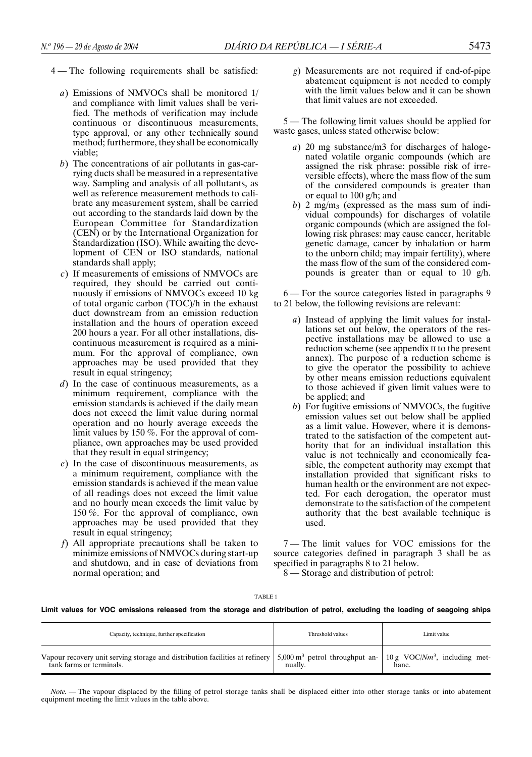4 — The following requirements shall be satisfied:

*a*) Emissions of NMVOCs shall be monitored 1/ and compliance with limit values shall be verified. The methods of verification may include continuous or discontinuous measurements, type approval, or any other technically sound method; furthermore, they shall be economically viable;

*b*) The concentrations of air pollutants in gas-carrying ducts shall be measured in a representative way. Sampling and analysis of all pollutants, as well as reference measurement methods to calibrate any measurement system, shall be carried out according to the standards laid down by the European Committee for Standardization (CEN) or by the International Organization for Standardization (ISO). While awaiting the development of CEN or ISO standards, national standards shall apply;

*c*) If measurements of emissions of NMVOCs are required, they should be carried out continuously if emissions of NMVOCs exceed 10 kg of total organic carbon (TOC)/h in the exhaust duct downstream from an emission reduction installation and the hours of operation exceed 200 hours a year. For all other installations, discontinuous measurement is required as a minimum. For the approval of compliance, own approaches may be used provided that they result in equal stringency;

*d*) In the case of continuous measurements, as a minimum requirement, compliance with the emission standards is achieved if the daily mean does not exceed the limit value during normal operation and no hourly average exceeds the limit values by 150 %. For the approval of compliance, own approaches may be used provided that they result in equal stringency;

*e*) In the case of discontinuous measurements, as a minimum requirement, compliance with the emission standards is achieved if the mean value of all readings does not exceed the limit value and no hourly mean exceeds the limit value by 150 %. For the approval of compliance, own approaches may be used provided that they result in equal stringency;

*f*) All appropriate precautions shall be taken to minimize emissions of NMVOCs during start-up and shutdown, and in case of deviations from normal operation; and

*g*) Measurements are not required if end-of-pipe abatement equipment is not needed to comply with the limit values below and it can be shown that limit values are not exceeded.

5 — The following limit values should be applied for waste gases, unless stated otherwise below:

*a*) 20 mg substance/m3 for discharges of halogenated volatile organic compounds (which are assigned the risk phrase: possible risk of irreversible effects), where the mass flow of the sum of the considered compounds is greater than or equal to 100 g/h; and

*b*) 2 $mg/m_3$ (expressed as the mass sum of individual compounds) for discharges of volatile organic compounds (which are assigned the following risk phrases: may cause cancer, heritable genetic damage, cancer by inhalation or harm to the unborn child; may impair fertility), where the mass flow of the sum of the considered compounds is greater than or equal to 10 g/h.

6 — For the source categories listed in paragraphs 9 to 21 below, the following revisions are relevant:

*a*) Instead of applying the limit values for installations set out below, the operators of the respective installations may be allowed to use a reduction scheme (see appendix II to the present annex). The purpose of a reduction scheme is to give the operator the possibility to achieve by other means emission reductions equivalent to those achieved if given limit values were to be applied; and

*b*) For fugitive emissions of NMVOCs, the fugitive emission values set out below shall be applied as a limit value. However, where it is demonstrated to the satisfaction of the competent authority that for an individual installation this value is not technically and economically feasible, the competent authority may exempt that installation provided that significant risks to human health or the environment are not expected. For each derogation, the operator must demonstrate to the satisfaction of the competent authority that the best available technique is used.

7 — The limit values for VOC emissions for the source categories defined in paragraph 3 shall be as specified in paragraphs 8 to 21 below.

8 — Storage and distribution of petrol:

TABLE 1

**Limit values for VOC emissions released from the storage and distribution of petrol, excluding the loading of seagoing ships**

| Capacity, technique, further specification | Threshold values | Limit value |
|---|---|---|
| Vapour recovery unit serving storage and distribution facilities at refinery tank farms or terminals. | 5,000 $m^3$ petrol throughput annually. | 10 g VOC/$Nm^3$, including methane. |

*Note.* — The vapour displaced by the filling of petrol storage tanks shall be displaced either into other storage tanks or into abatement equipment meeting the limit values in the table above.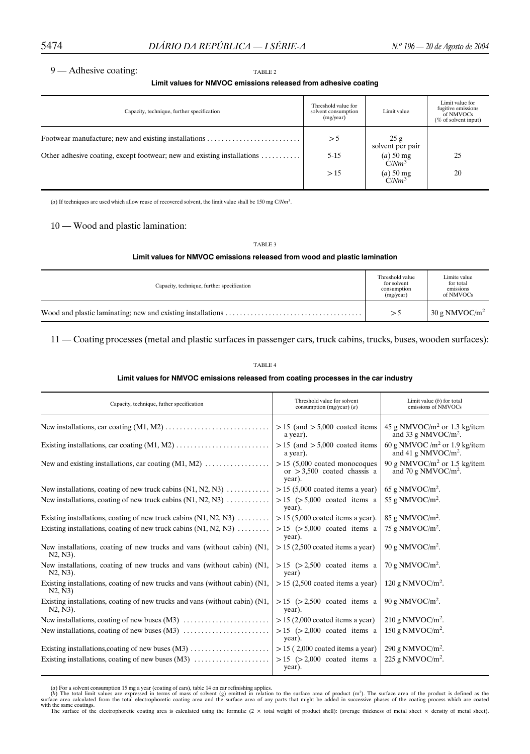## 9 — Adhesive coating:

TABLE 2

**Limit values for NMVOC emissions released from adhesive coating**

| Capacity, technique, further specification | Threshold value for solvent consumption (mg/year) | Limit value | Limit value for fugitive emissions of NMVOCs (% of solvent input) |
|---|---|---|---|
| Footwear manufacture; new and existing installations | > 5 | 25 g solvent per pair | |
| Other adhesive coating, except footwear; new and existing installations | 5-15 | (*a*) 50 mg C/*Nm*$^3$ | 25 |
| | > 15 | (*a*) 50 mg C/*Nm*$^3$ | 20 |

(*a*) If techniques are used which allow reuse of recovered solvent, the limit value shall be 150 mg C/*Nm*$^3$.

## 10 — Wood and plastic lamination:

TABLE 3

**Limit values for NMVOC emissions released from wood and plastic lamination**

| Capacity, technique, further specification | Threshold value for solvent consumption (mg/year) | Limite value for total emissions of NMVOCs |
|---|---|---|
| Wood and plastic laminating; new and existing installations | > 5 | 30 g NMVOC/m$^2$ |

## 11 — Coating processes (metal and plastic surfaces in passenger cars, truck cabins, trucks, buses, wooden surfaces):

TABLE 4

**Limit values for NMVOC emissions released from coating processes in the car industry**

| Capacity, technique, futher specification | Threshold value for solvent consumption (mg/year) (*a*) | Limit value (*b*) for total emissions of NMVOCs |
|---|---|---|
| New installations, car coating (M1, M2) | > 15 (and > 5,000 coated items a year). | 45 g NMVOC/m$^2$ or 1.3 kg/item and 33 g NMVOC/m$^2$. |
| Existing installations, car coating (M1, M2) | > 15 (and > 5,000 coated items a year). | 60 g NMVOC /m$^2$ or 1.9 kg/item and 41 g NMVOC/m$^2$. |
| New and existing installations, car coating (M1, M2) | > 15 (5,000 coated monocoques or > 3,500 coated chassis a year). | 90 g NMVOC/m$^2$ or 1.5 kg/item and 70 g NMVOC/m$^2$. |
| New installations, coating of new truck cabins (N1, N2, N3) | > 15 (5,000 coated items a year) | 65 g NMVOC/m$^2$. |
| New installations, coating of new truck cabins (N1, N2, N3) | > 15 (> 5,000 coated items a year). | 55 g NMVOC/m$^2$. |
| Existing installations, coating of new truck cabins (N1, N2, N3) | > 15 (5,000 coated items a year). | 85 g NMVOC/m$^2$. |
| Existing installations, coating of new truck cabins (N1, N2, N3) | > 15 (> 5,000 coated items a year). | 75 g NMVOC/m$^2$. |
| New installations, coating of new trucks and vans (without cabin) (N1, N2, N3). | > 15 (2,500 coated items a year) | 90 g NMVOC/m$^2$. |
| New installations, coating of new trucks and vans (without cabin) (N1, N2, N3). | > 15 (> 2,500 coated items a year) | 70 g NMVOC/m$^2$. |
| Existing installations, coating of new trucks and vans (without cabin) (N1, N2, N3) | > 15 (2,500 coated items a year) | 120 g NMVOC/m$^2$. |
| Existing installations, coating of new trucks and vans (without cabin) (N1, N2, N3). | > 15 (> 2,500 coated items a year). | 90 g NMVOC/m$^2$. |
| New installations, coating of new buses (M3) | > 15 (2,000 coated items a year) | 210 g NMVOC/m$^2$. |
| New installations, coating of new buses (M3) | > 15 (> 2,000 coated items a year). | 150 g NMVOC/m$^2$. |
| Existing installations,coating of new buses (M3) | > 15 ( 2,000 coated items a year) | 290 g NMVOC/m$^2$. |
| Existing installations, coating of new buses (M3) | > 15 (> 2,000 coated items a year). | 225 g NMVOC/m$^2$. |

(*a*) For a solvent consumption 15 mg a year (coating of cars), table 14 on car refinishing applies.

(*b*) The total limit values are expressed in terms of mass of solvent (g) emitted in relation to the surface area of product (m$^2$). The surface area of the product is defined as the surface area calculated from the total electrophoretic coating area and the surface area of any parts that might be added in successive phases of the coating process which are coated with the same coatings.

The surface of the electrophoretic coating area is calculated using the formula: (2 × total weight of product shell): (average thickness of metal sheet × density of metal sheet).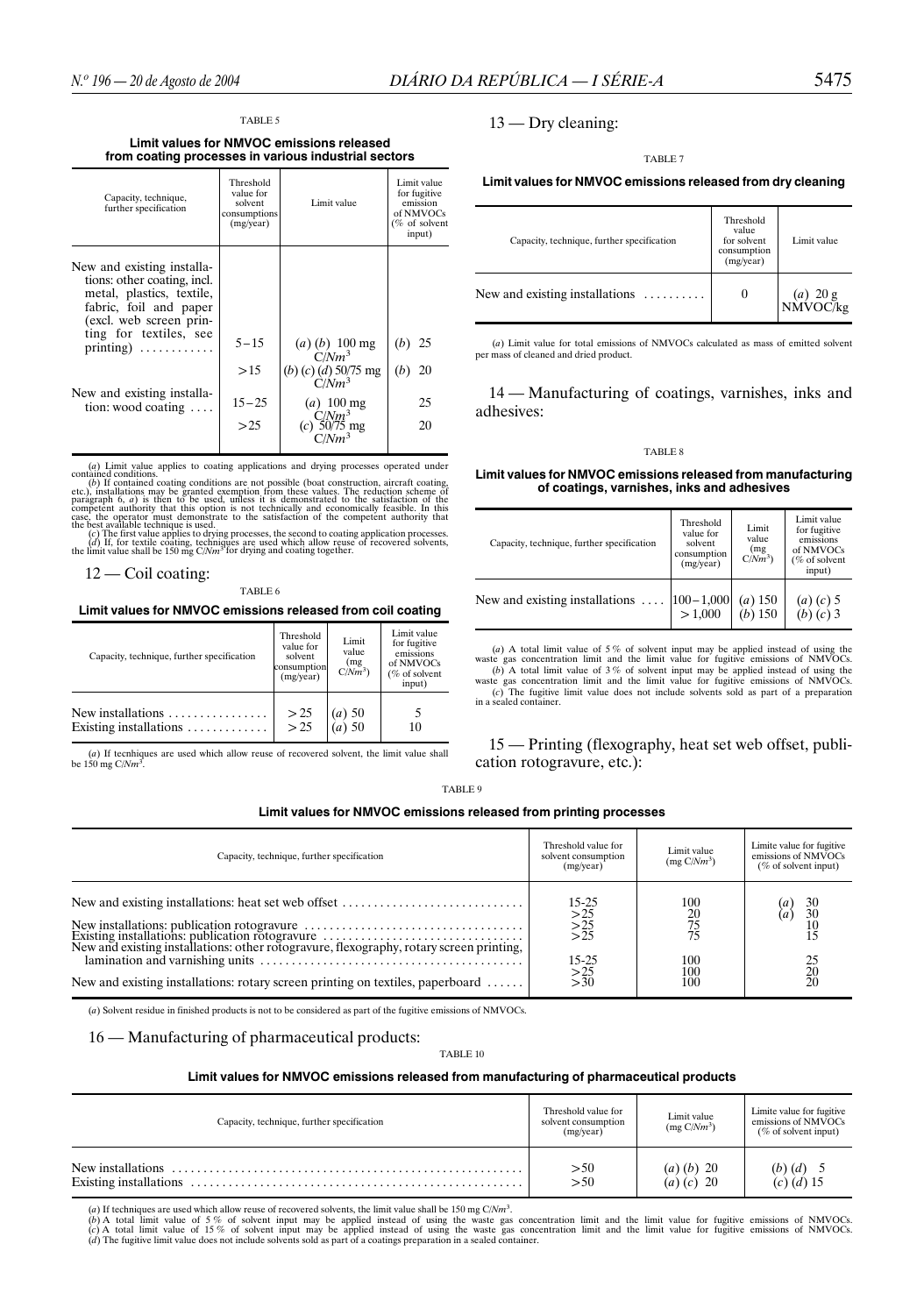TABLE 5

**Limit values for NMVOC emissions released from coating processes in various industrial sectors**

| Capacity, technique, further specification | Threshold value for solvent consumptions (mg/year) | Limit value | Limit value for fugitive emission of NMVOCs (% of solvent input) |
|---|---|---|---|
| New and existing installations: other coating, incl. metal, plastics, textile, fabric, foil and paper (excl. web screen printing for textiles, see printing) | 5 – 15 | (*a*) (*b*) 100 mg C/$Nm^3$ | (*b*) 25 |
| | >15 | (*b*) (*c*) (*d*) 50/75 mg C/$Nm^3$ | (*b*) 20 |
| New and existing installation: wood coating | 15 – 25 | (*a*) 100 mg C/$Nm^3$ | 25 |
| | >25 | (*c*) 50/75 mg C/$Nm^3$ | 20 |

(*a*) Limit value applies to coating applications and drying processes operated under contained conditions.
(*b*) If contained coating conditions are not possible (boat construction, aircraft coating, etc.), installations may be granted exemption from these values. The reduction scheme of paragraph 6, *a*) is then to be used, unless it is demonstrated to the satisfaction of the competent authority that this option is not technically and economically feasible. In this case, the operator must demonstrate to the satisfaction of the competent authority that the best available technique is used.
(*c*) The first value applies to drying processes, the second to coating application processes.
(*d*) If, for textile coating, techniques are used which allow reuse of recovered solvents, the limit value shall be 150 mg C/$Nm^3$ for drying and coating together.

## 12 — Coil coating:

TABLE 6

**Limit values for NMVOC emissions released from coil coating**

| Capacity, technique, further specification | Threshold value for solvent consumption (mg/year) | Limit value (mg C/$Nm^3$) | Limit value for fugitive emissions of NMVOCs (% of solvent input) |
|---|---|---|---|
| New installations | > 25 | (*a*) 50 | 5 |
| Existing installations | > 25 | (*a*) 50 | 10 |

(*a*) If tecnhiques are used which allow reuse of recovered solvent, the limit value shall be 150 mg C/$Nm^3$.

## 13 — Dry cleaning:

TABLE 7

**Limit values for NMVOC emissions released from dry cleaning**

| Capacity, technique, further specification | Threshold value for solvent consumption (mg/year) | Limit value |
|---|---|---|
| New and existing installations | 0 | (*a*) 20 g NMVOC/kg |

(*a*) Limit value for total emissions of NMVOCs calculated as mass of emitted solvent per mass of cleaned and dried product.

## 14 — Manufacturing of coatings, varnishes, inks and adhesives:

TABLE 8

**Limit values for NMVOC emissions released from manufacturing of coatings, varnishes, inks and adhesives**

| Capacity, technique, further specification | Threshold value for solvent consumption (mg/year) | Limit value (mg C/$Nm^3$) | Limit value for fugitive emissions of NMVOCs (% of solvent input) |
|---|---|---|---|
| New and existing installations | 100 – 1,000 | (*a*) 150 | (*a*) (*c*) 5 |
| | > 1,000 | (*b*) 150 | (*b*) (*c*) 3 |

(*a*) A total limit value of 5 % of solvent input may be applied instead of using the waste gas concentration limit and the limit value for fugitive emissions of NMVOCs.
(*b*) A total limit value of 3 % of solvent input may be applied instead of using the waste gas concentration limit and the limit value for fugitive emissions of NMVOCs.
(*c*) The fugitive limit value does not include solvents sold as part of a preparation in a sealed container.

## 15 — Printing (flexography, heat set web offset, publication rotogravure, etc.):

TABLE 9

**Limit values for NMVOC emissions released from printing processes**

| Capacity, technique, further specification | Threshold value for solvent consumption (mg/year) | Limit value (mg C/$Nm^3$) | Limite value for fugitive emissions of NMVOCs (% of solvent input) |
|---|---|---|---|
| New and existing installations: heat set web offset | 15-25 | 100 | (*a*) 30 |
| | >25 | 20 | (*a*) 30 |
| New installations: publication rotogravure | >25 | 75 | 10 |
| Existing installations: publication rotogravure | >25 | 75 | 15 |
| New and existing installations: other rotogravure, flexography, rotary screen printing, lamination and varnishing units | 15-25 | 100 | 25 |
| | >25 | 100 | 20 |
| New and existing installations: rotary screen printing on textiles, paperboard | >30 | 100 | 20 |

(*a*) Solvent residue in finished products is not to be considered as part of the fugitive emissions of NMVOCs.

## 16 — Manufacturing of pharmaceutical products:

TABLE 10

**Limit values for NMVOC emissions released from manufacturing of pharmaceutical products**

| Capacity, technique, further specification | Threshold value for solvent consumption (mg/year) | Limit value (mg C/$Nm^3$) | Limite value for fugitive emissions of NMVOCs (% of solvent input) |
|---|---|---|---|
| New installations | >50 | (*a*) (*b*) 20 | (*b*) (*d*) 5 |
| Existing installations | >50 | (*a*) (*c*) 20 | (*c*) (*d*) 15 |

(*a*) If techniques are used which allow reuse of recovered solvents, the limit value shall be 150 mg C/$Nm^3$.
(*b*) A total limit value of 5 % of solvent input may be applied instead of using the waste gas concentration limit and the limit value for fugitive emissions of NMVOCs.
(*c*) A total limit value of 15 % of solvent input may be applied instead of using the waste gas concentration limit and the limit value for fugitive emissions of NMVOCs.
(*d*) The fugitive limit value does not include solvents sold as part of a coatings preparation in a sealed container.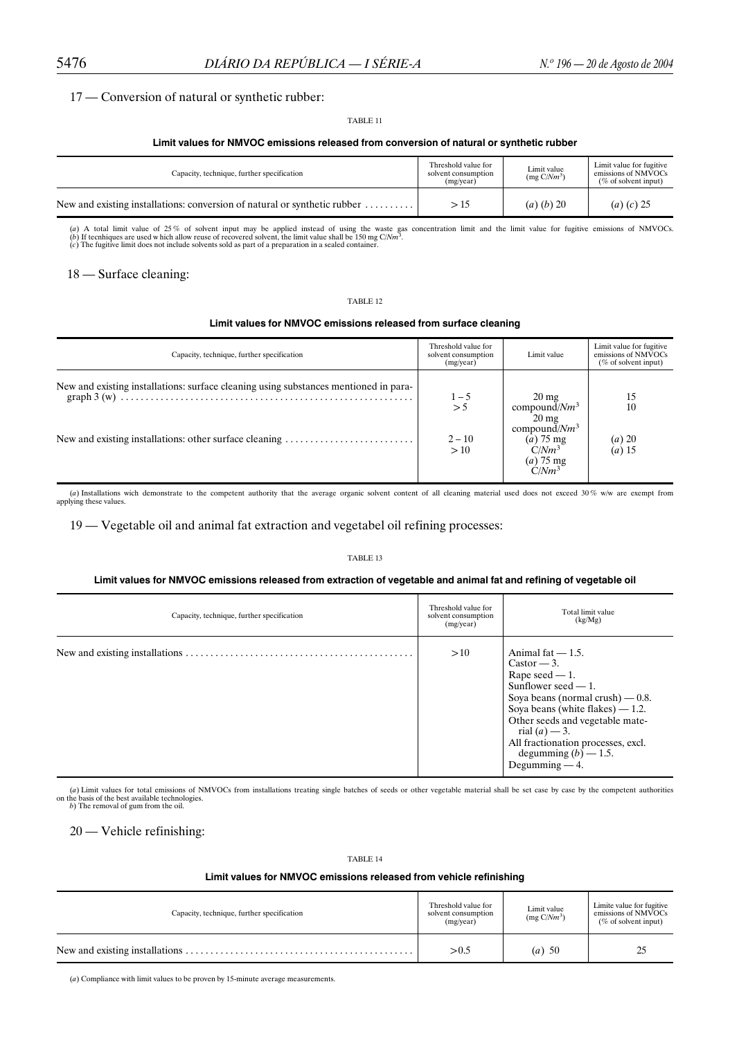17 — Conversion of natural or synthetic rubber:

TABLE 11

**Limit values for NMVOC emissions released from conversion of natural or synthetic rubber**

| Capacity, technique, further specification | Threshold value for solvent consumption (mg/year) | Limit value (mg C/$Nm^3$) | Limit value for fugitive emissions of NMVOCs (% of solvent input) |
|---|---|---|---|
| New and existing installations: conversion of natural or synthetic rubber .......... | > 15 | (a) (b) 20 | (a) (c) 25 |

(a) A total limit value of 25 % of solvent input may be applied instead of using the waste gas concentration limit and the limit value for fugitive emissions of NMVOCs.
(b) If tecnhiques are used w hich allow reuse of recovered solvent, the limit value shall be 150 mg C/$Nm^3$.
(c) The fugitive limit does not include solvents sold as part of a preparation in a sealed container.

18 — Surface cleaning:

TABLE 12

**Limit values for NMVOC emissions released from surface cleaning**

| Capacity, technique, further specification | Threshold value for solvent consumption (mg/year) | Limit value | Limit value for fugitive emissions of NMVOCs (% of solvent input) |
|---|---|---|---|
| New and existing installations: surface cleaning using substances mentioned in paragraph 3 (w) .......... | 1 – 5 | 20 mg compound/$Nm^3$ | 15 |
| | > 5 | 20 mg compound/$Nm^3$ | 10 |
| New and existing installations: other surface cleaning .......... | 2 – 10 | (a) 75 mg C/$Nm^3$ | (a) 20 |
| | > 10 | (a) 75 mg C/$Nm^3$ | (a) 15 |

(a) Installations wich demonstrate to the competent authority that the average organic solvent content of all cleaning material used does not exceed 30 % w/w are exempt from applying these values.

19 — Vegetable oil and animal fat extraction and vegetabel oil refining processes:

TABLE 13

**Limit values for NMVOC emissions released from extraction of vegetable and animal fat and refining of vegetable oil**

| Capacity, technique, further specification | Threshold value for solvent consumption (mg/year) | Total limit value (kg/Mg) |
|---|---|---|
| New and existing installations .......... | >10 | Animal fat — 1.5.<br>Castor — 3.<br>Rape seed — 1.<br>Sunflower seed — 1.<br>Soya beans (normal crush) — 0.8.<br>Soya beans (white flakes) — 1.2.<br>Other seeds and vegetable material (a) — 3.<br>All fractionation processes, excl. degumming (b) — 1.5.<br>Degumming — 4. |

(a) Limit values for total emissions of NMVOCs from installations treating single batches of seeds or other vegetable material shall be set case by case by the competent authorities on the basis of the best available technologies.
b) The removal of gum from the oil.

20 — Vehicle refinishing:

TABLE 14

**Limit values for NMVOC emissions released from vehicle refinishing**

| Capacity, technique, further specification | Threshold value for solvent consumption (mg/year) | Limit value (mg C/$Nm^3$) | Limite value for fugitive emissions of NMVOCs (% of solvent input) |
|---|---|---|---|
| New and existing installations .......... | >0.5 | (a) 50 | 25 |

(a) Compliance with limit values to be proven by 15-minute average measurements.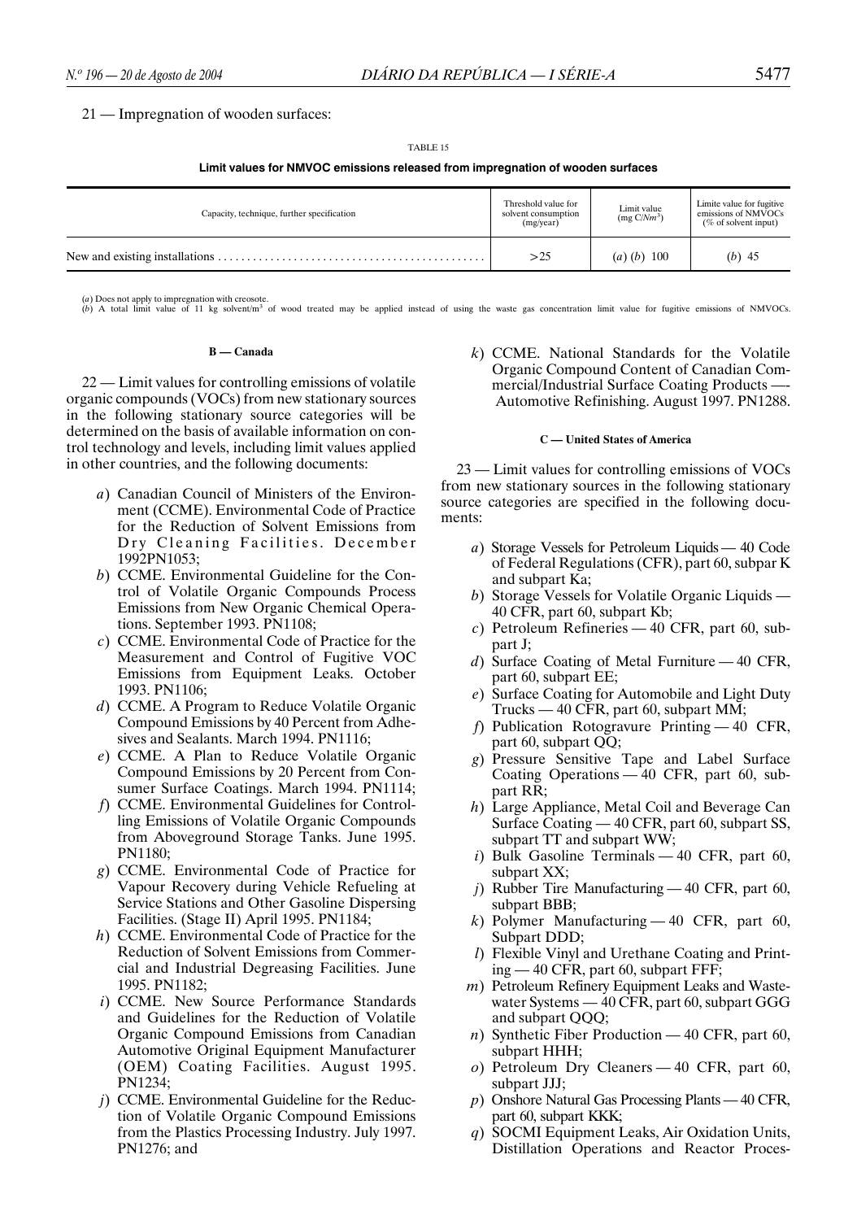21 — Impregnation of wooden surfaces:

TABLE 15

**Limit values for NMVOC emissions released from impregnation of wooden surfaces**

| Capacity, technique, further specification | Threshold value for solvent consumption (mg/year) | Limit value (mg C/$Nm^3$) | Limite value for fugitive emissions of NMVOCs (% of solvent input) |
|---|---|---|---|
| New and existing installations | >25 | (*a*) (*b*) 100 | (*b*) 45 |

(*a*) Does not apply to impregnation with creosote.
(*b*) A total limit value of 11 kg solvent/$m^3$ of wood treated may be applied instead of using the waste gas concentration limit value for fugitive emissions of NMVOCs.

**B — Canada**

22 — Limit values for controlling emissions of volatile organic compounds (VOCs) from new stationary sources in the following stationary source categories will be determined on the basis of available information on control technology and levels, including limit values applied in other countries, and the following documents:

*a*) Canadian Council of Ministers of the Environment (CCME). Environmental Code of Practice for the Reduction of Solvent Emissions from Dry Cleaning Facilities. December 1992PN1053;
*b*) CCME. Environmental Guideline for the Control of Volatile Organic Compounds Process Emissions from New Organic Chemical Operations. September 1993. PN1108;
*c*) CCME. Environmental Code of Practice for the Measurement and Control of Fugitive VOC Emissions from Equipment Leaks. October 1993. PN1106;
*d*) CCME. A Program to Reduce Volatile Organic Compound Emissions by 40 Percent from Adhesives and Sealants. March 1994. PN1116;
*e*) CCME. A Plan to Reduce Volatile Organic Compound Emissions by 20 Percent from Consumer Surface Coatings. March 1994. PN1114;
*f*) CCME. Environmental Guidelines for Controlling Emissions of Volatile Organic Compounds from Aboveground Storage Tanks. June 1995. PN1180;
*g*) CCME. Environmental Code of Practice for Vapour Recovery during Vehicle Refueling at Service Stations and Other Gasoline Dispersing Facilities. (Stage II) April 1995. PN1184;
*h*) CCME. Environmental Code of Practice for the Reduction of Solvent Emissions from Commercial and Industrial Degreasing Facilities. June 1995. PN1182;
*i*) CCME. New Source Performance Standards and Guidelines for the Reduction of Volatile Organic Compound Emissions from Canadian Automotive Original Equipment Manufacturer (OEM) Coating Facilities. August 1995. PN1234;
*j*) CCME. Environmental Guideline for the Reduction of Volatile Organic Compound Emissions from the Plastics Processing Industry. July 1997. PN1276; and
*k*) CCME. National Standards for the Volatile Organic Compound Content of Canadian Commercial/Industrial Surface Coating Products —- Automotive Refinishing. August 1997. PN1288.

**C — United States of America**

23 — Limit values for controlling emissions of VOCs from new stationary sources in the following stationary source categories are specified in the following documents:

*a*) Storage Vessels for Petroleum Liquids — 40 Code of Federal Regulations (CFR), part 60, subpar K and subpart Ka;
*b*) Storage Vessels for Volatile Organic Liquids — 40 CFR, part 60, subpart Kb;
*c*) Petroleum Refineries — 40 CFR, part 60, subpart J;
*d*) Surface Coating of Metal Furniture — 40 CFR, part 60, subpart EE;
*e*) Surface Coating for Automobile and Light Duty Trucks — 40 CFR, part 60, subpart MM;
*f*) Publication Rotogravure Printing — 40 CFR, part 60, subpart QQ;
*g*) Pressure Sensitive Tape and Label Surface Coating Operations — 40 CFR, part 60, subpart RR;
*h*) Large Appliance, Metal Coil and Beverage Can Surface Coating — 40 CFR, part 60, subpart SS, subpart TT and subpart WW;
*i*) Bulk Gasoline Terminals — 40 CFR, part 60, subpart XX;
*j*) Rubber Tire Manufacturing — 40 CFR, part 60, subpart BBB;
*k*) Polymer Manufacturing — 40 CFR, part 60, Subpart DDD;
*l*) Flexible Vinyl and Urethane Coating and Printing — 40 CFR, part 60, subpart FFF;
*m*) Petroleum Refinery Equipment Leaks and Wastewater Systems — 40 CFR, part 60, subpart GGG and subpart QQQ;
*n*) Synthetic Fiber Production — 40 CFR, part 60, subpart HHH;
*o*) Petroleum Dry Cleaners — 40 CFR, part 60, subpart JJJ;
*p*) Onshore Natural Gas Processing Plants — 40 CFR, part 60, subpart KKK;
*q*) SOCMI Equipment Leaks, Air Oxidation Units, Distillation Operations and Reactor Proces-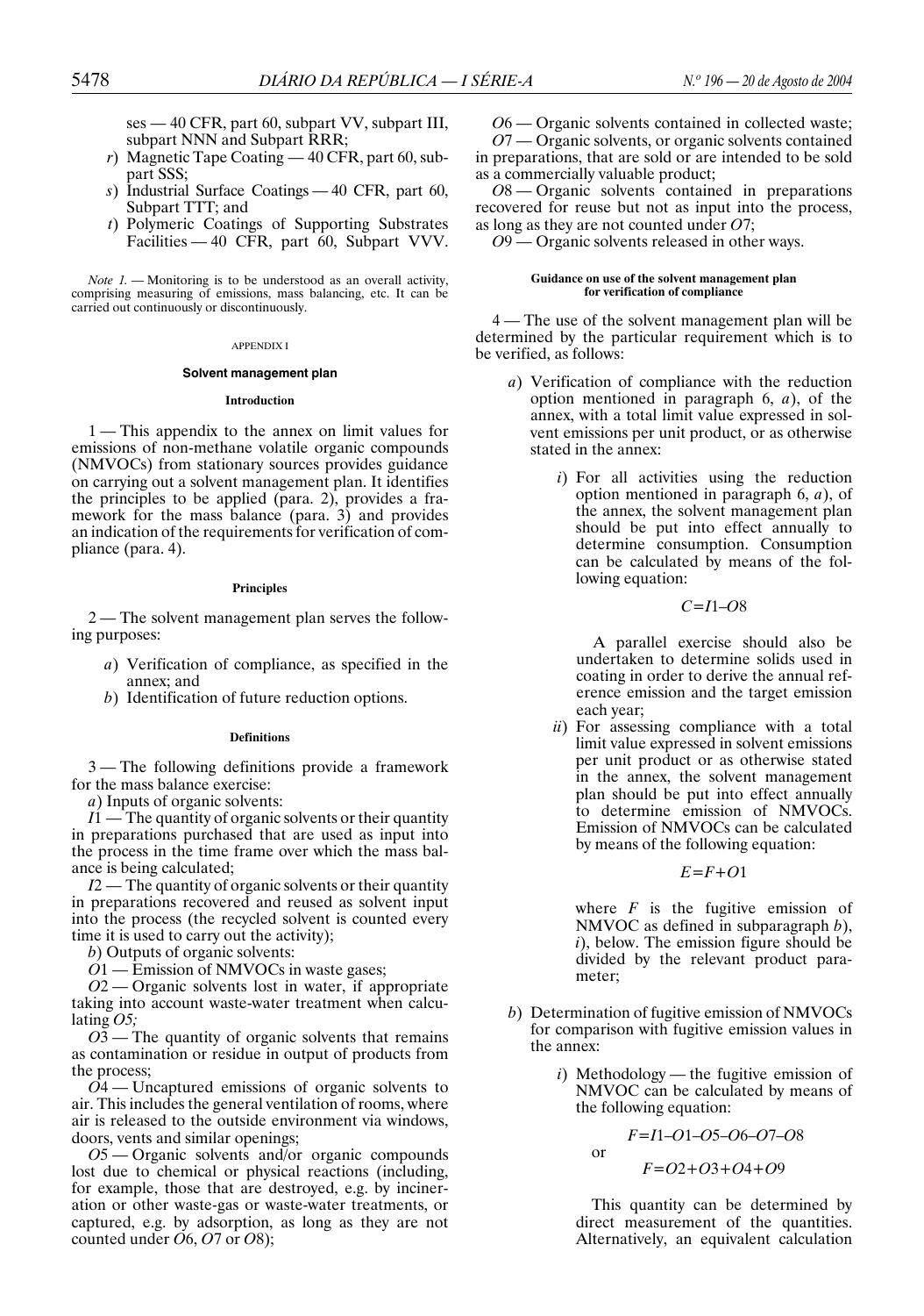ses — 40 CFR, part 60, subpart VV, subpart III, subpart NNN and Subpart RRR;

*r*) Magnetic Tape Coating — 40 CFR, part 60, subpart SSS;

*s*) Industrial Surface Coatings — 40 CFR, part 60, Subpart TTT; and

*t*) Polymeric Coatings of Supporting Substrates Facilities — 40 CFR, part 60, Subpart VVV.

*Note 1.* — Monitoring is to be understood as an overall activity, comprising measuring of emissions, mass balancing, etc. It can be carried out continuously or discontinuously.

APPENDIX I

## Solvent management plan

### Introduction

1 — This appendix to the annex on limit values for emissions of non-methane volatile organic compounds (NMVOCs) from stationary sources provides guidance on carrying out a solvent management plan. It identifies the principles to be applied (para. 2), provides a framework for the mass balance (para. 3) and provides an indication of the requirements for verification of compliance (para. 4).

### Principles

2 — The solvent management plan serves the following purposes:

*a*) Verification of compliance, as specified in the annex; and

*b*) Identification of future reduction options.

### Definitions

3 — The following definitions provide a framework for the mass balance exercise:

*a*) Inputs of organic solvents:

*I*1 — The quantity of organic solvents or their quantity in preparations purchased that are used as input into the process in the time frame over which the mass balance is being calculated;

*I*2 — The quantity of organic solvents or their quantity in preparations recovered and reused as solvent input into the process (the recycled solvent is counted every time it is used to carry out the activity);

*b*) Outputs of organic solvents:

*O*1 — Emission of NMVOCs in waste gases;

*O*2 — Organic solvents lost in water, if appropriate taking into account waste-water treatment when calculating *O5;*

*O*3 — The quantity of organic solvents that remains as contamination or residue in output of products from the process;

*O*4 — Uncaptured emissions of organic solvents to air. This includes the general ventilation of rooms, where air is released to the outside environment via windows, doors, vents and similar openings;

*O*5 — Organic solvents and/or organic compounds lost due to chemical or physical reactions (including, for example, those that are destroyed, e.g. by incineration or other waste-gas or waste-water treatments, or captured, e.g. by adsorption, as long as they are not counted under *O*6, *O*7 or *O*8);

*O*6 — Organic solvents contained in collected waste;

*O*7 — Organic solvents, or organic solvents contained in preparations, that are sold or are intended to be sold as a commercially valuable product;

*O*8 — Organic solvents contained in preparations recovered for reuse but not as input into the process, as long as they are not counted under *O*7;

*O*9 — Organic solvents released in other ways.

### Guidance on use of the solvent management plan for verification of compliance

4 — The use of the solvent management plan will be determined by the particular requirement which is to be verified, as follows:

*a*) Verification of compliance with the reduction option mentioned in paragraph 6, *a*), of the annex, with a total limit value expressed in solvent emissions per unit product, or as otherwise stated in the annex:

*i*) For all activities using the reduction option mentioned in paragraph 6, *a*), of the annex, the solvent management plan should be put into effect annually to determine consumption. Consumption can be calculated by means of the following equation:

$$C=I1-O8$$

A parallel exercise should also be undertaken to determine solids used in coating in order to derive the annual reference emission and the target emission each year;

*ii*) For assessing compliance with a total limit value expressed in solvent emissions per unit product or as otherwise stated in the annex, the solvent management plan should be put into effect annually to determine emission of NMVOCs. Emission of NMVOCs can be calculated by means of the following equation:

$$E=F+O1$$

where $F$ is the fugitive emission of NMVOC as defined in subparagraph *b*), *i*), below. The emission figure should be divided by the relevant product parameter;

*b*) Determination of fugitive emission of NMVOCs for comparison with fugitive emission values in the annex:

*i*) Methodology — the fugitive emission of NMVOC can be calculated by means of the following equation:

$$F=I1-O1-O5-O6-O7-O8$$

or

$$F=O2+O3+O4+O9$$

This quantity can be determined by direct measurement of the quantities. Alternatively, an equivalent calculation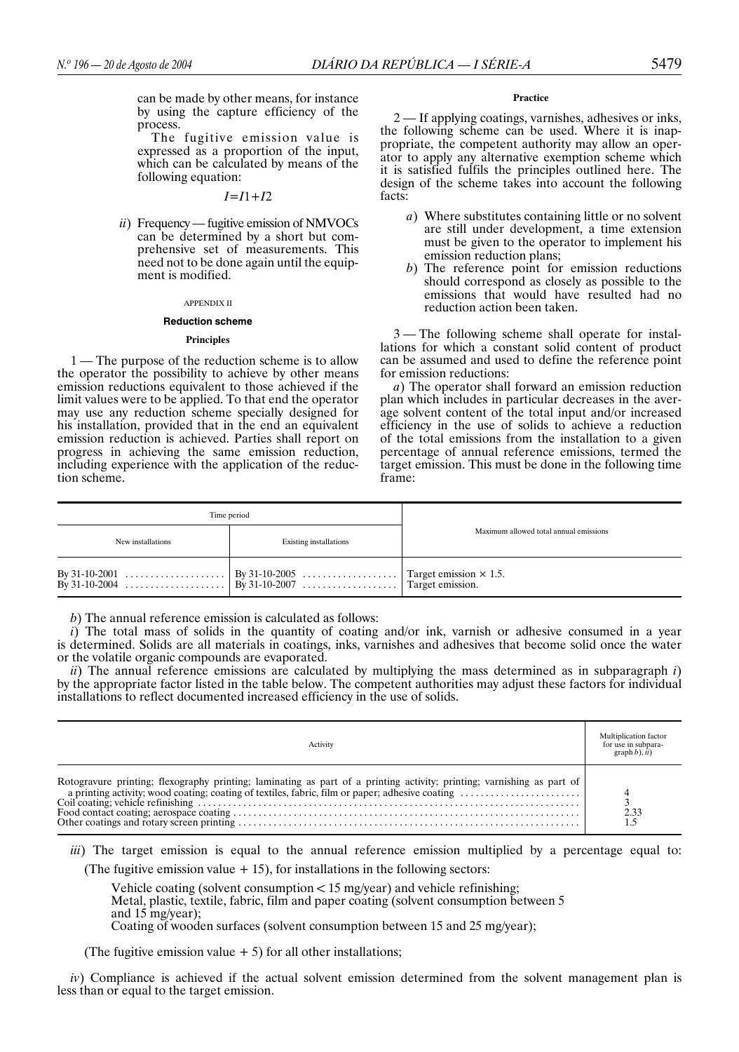can be made by other means, for instance by using the capture efficiency of the process.

The fugitive emission value is expressed as a proportion of the input, which can be calculated by means of the following equation:

$$I = I1 + I2$$

*ii*) Frequency — fugitive emission of NMVOCs can be determined by a short but comprehensive set of measurements. This need not to be done again until the equipment is modified.

APPENDIX II

### Reduction scheme

#### Principles

1 — The purpose of the reduction scheme is to allow the operator the possibility to achieve by other means emission reductions equivalent to those achieved if the limit values were to be applied. To that end the operator may use any reduction scheme specially designed for his installation, provided that in the end an equivalent emission reduction is achieved. Parties shall report on progress in achieving the same emission reduction, including experience with the application of the reduction scheme.

#### Practice

2 — If applying coatings, varnishes, adhesives or inks, the following scheme can be used. Where it is inappropriate, the competent authority may allow an operator to apply any alternative exemption scheme which it is satisfied fulfils the principles outlined here. The design of the scheme takes into account the following facts:

*a*) Where substitutes containing little or no solvent are still under development, a time extension must be given to the operator to implement his emission reduction plans;

*b*) The reference point for emission reductions should correspond as closely as possible to the emissions that would have resulted had no reduction action been taken.

3 — The following scheme shall operate for installations for which a constant solid content of product can be assumed and used to define the reference point for emission reductions:

*a*) The operator shall forward an emission reduction plan which includes in particular decreases in the average solvent content of the total input and/or increased efficiency in the use of solids to achieve a reduction of the total emissions from the installation to a given percentage of annual reference emissions, termed the target emission. This must be done in the following time frame:

| Time period | | Maximum allowed total annual emissions |
|---|---|---|
| New installations | Existing installations | |
| By 31-10-2001 | By 31-10-2005 | Target emission × 1.5. |
| By 31-10-2004 | By 31-10-2007 | Target emission. |

*b*) The annual reference emission is calculated as follows:

*i*) The total mass of solids in the quantity of coating and/or ink, varnish or adhesive consumed in a year is determined. Solids are all materials in coatings, inks, varnishes and adhesives that become solid once the water or the volatile organic compounds are evaporated.

*ii*) The annual reference emissions are calculated by multiplying the mass determined as in subparagraph *i*) by the appropriate factor listed in the table below. The competent authorities may adjust these factors for individual installations to reflect documented increased efficiency in the use of solids.

| Activity | Multiplication factor for use in subparagraph *b*), *ii*) |
|---|---|
| Rotogravure printing; flexography printing; laminating as part of a printing activity; printing; varnishing as part of a printing activity; wood coating; coating of textiles, fabric, film or paper; adhesive coating | 4 |
| Coil coating; vehicle refinishing | 3 |
| Food contact coating; aerospace coating | 2.33 |
| Other coatings and rotary screen printing | 1.5 |

*iii*) The target emission is equal to the annual reference emission multiplied by a percentage equal to:

(The fugitive emission value + 15), for installations in the following sectors:

Vehicle coating (solvent consumption < 15 mg/year) and vehicle refinishing;
Metal, plastic, textile, fabric, film and paper coating (solvent consumption between 5 and 15 mg/year);
Coating of wooden surfaces (solvent consumption between 15 and 25 mg/year);

(The fugitive emission value + 5) for all other installations;

*iv*) Compliance is achieved if the actual solvent emission determined from the solvent management plan is less than or equal to the target emission.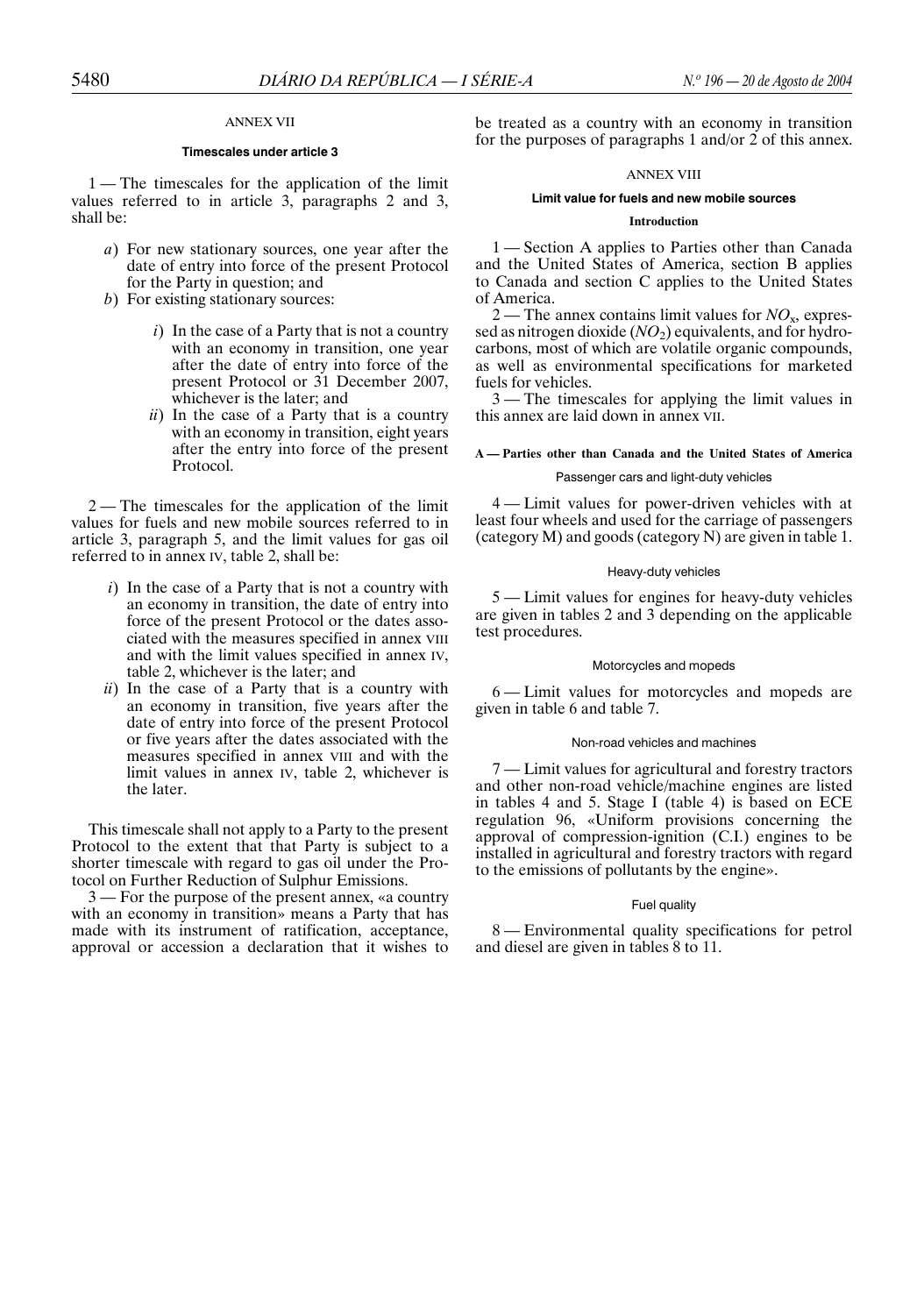## ANNEX VII

### Timescales under article 3

1 — The timescales for the application of the limit values referred to in article 3, paragraphs 2 and 3, shall be:

*a*) For new stationary sources, one year after the date of entry into force of the present Protocol for the Party in question; and

*b*) For existing stationary sources:

*i*) In the case of a Party that is not a country with an economy in transition, one year after the date of entry into force of the present Protocol or 31 December 2007, whichever is the later; and

*ii*) In the case of a Party that is a country with an economy in transition, eight years after the entry into force of the present Protocol.

2 — The timescales for the application of the limit values for fuels and new mobile sources referred to in article 3, paragraph 5, and the limit values for gas oil referred to in annex IV, table 2, shall be:

*i*) In the case of a Party that is not a country with an economy in transition, the date of entry into force of the present Protocol or the dates associated with the measures specified in annex VIII and with the limit values specified in annex IV, table 2, whichever is the later; and

*ii*) In the case of a Party that is a country with an economy in transition, five years after the date of entry into force of the present Protocol or five years after the dates associated with the measures specified in annex VIII and with the limit values in annex IV, table 2, whichever is the later.

This timescale shall not apply to a Party to the present Protocol to the extent that that Party is subject to a shorter timescale with regard to gas oil under the Protocol on Further Reduction of Sulphur Emissions.

3 — For the purpose of the present annex, «a country with an economy in transition» means a Party that has made with its instrument of ratification, acceptance, approval or accession a declaration that it wishes to be treated as a country with an economy in transition for the purposes of paragraphs 1 and/or 2 of this annex.

## ANNEX VIII

### Limit value for fuels and new mobile sources

#### Introduction

1 — Section A applies to Parties other than Canada and the United States of America, section B applies to Canada and section C applies to the United States of America.

2 — The annex contains limit values for $NO_x$, expressed as nitrogen dioxide ($NO_2$) equivalents, and for hydrocarbons, most of which are volatile organic compounds, as well as environmental specifications for marketed fuels for vehicles.

3 — The timescales for applying the limit values in this annex are laid down in annex VII.

### A — Parties other than Canada and the United States of America

#### Passenger cars and light-duty vehicles

4 — Limit values for power-driven vehicles with at least four wheels and used for the carriage of passengers (category M) and goods (category N) are given in table 1.

#### Heavy-duty vehicles

5 — Limit values for engines for heavy-duty vehicles are given in tables 2 and 3 depending on the applicable test procedures.

#### Motorcycles and mopeds

6 — Limit values for motorcycles and mopeds are given in table 6 and table 7.

#### Non-road vehicles and machines

7 — Limit values for agricultural and forestry tractors and other non-road vehicle/machine engines are listed in tables 4 and 5. Stage I (table 4) is based on ECE regulation 96, «Uniform provisions concerning the approval of compression-ignition (C.I.) engines to be installed in agricultural and forestry tractors with regard to the emissions of pollutants by the engine».

#### Fuel quality

8 — Environmental quality specifications for petrol and diesel are given in tables 8 to 11.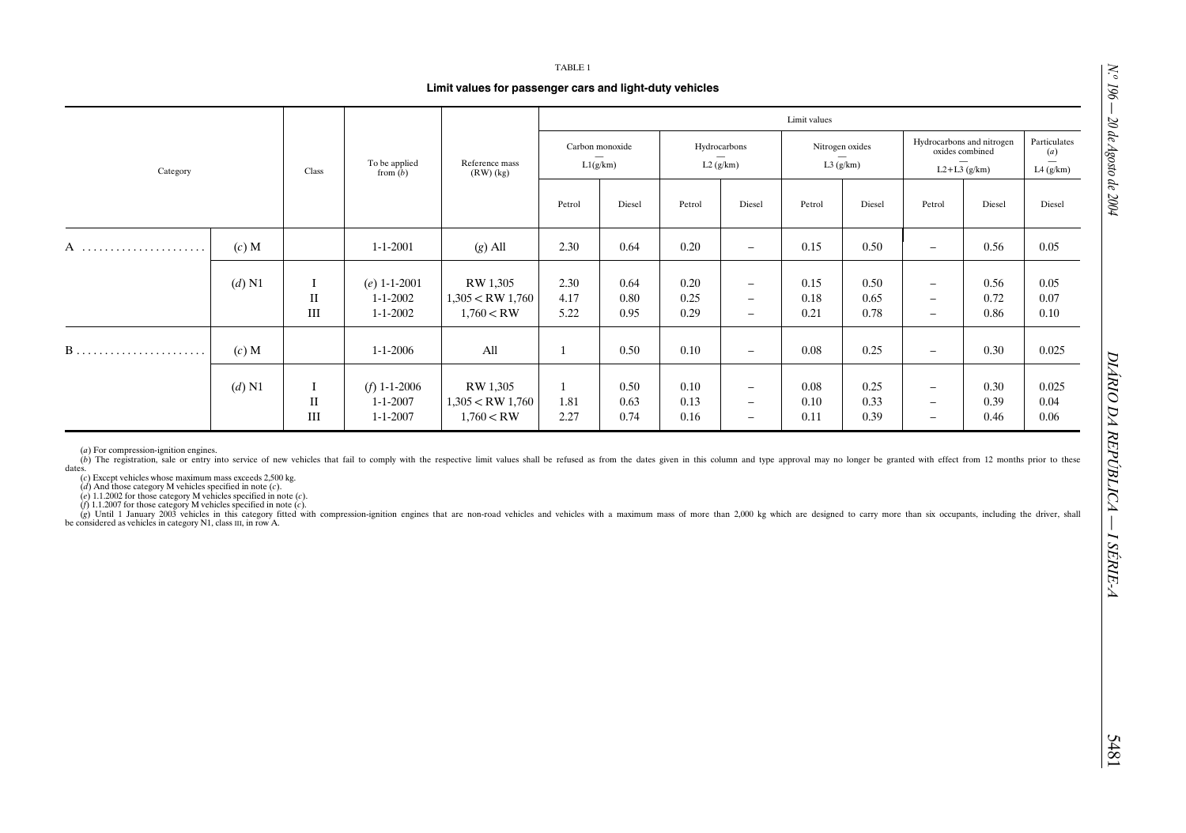TABLE 1

**Limit values for passenger cars and light-duty vehicles**

| Category | | Class | To be applied from (*b*) | Reference mass (RW) (kg) | Limit values | | | | | | | | |
|---|---|---|---|---|---|---|---|---|---|---|---|---|---|
| | | | | | Carbon monoxide — L1(g/km) | | Hydrocarbons — L2 (g/km) | | Nitrogen oxides — L3 (g/km) | | Hydrocarbons and nitrogen oxides combined — L2+L3 (g/km) | | Particulates (*a*) — L4 (g/km) |
| | | | | | Petrol | Diesel | Petrol | Diesel | Petrol | Diesel | Petrol | Diesel | Diesel |
| A ...................... | (*c*) M | | 1-1-2001 | (*g*) All | 2.30 | 0.64 | 0.20 | – | 0.15 | 0.50 | – | 0.56 | 0.05 |
| | (*d*) N1 | I | (*e*) 1-1-2001 | RW 1,305 | 2.30 | 0.64 | 0.20 | – | 0.15 | 0.50 | – | 0.56 | 0.05 |
| | | II | 1-1-2002 | 1,305 < RW 1,760 | 4.17 | 0.80 | 0.25 | – | 0.18 | 0.65 | – | 0.72 | 0.07 |
| | | III | 1-1-2002 | 1,760 < RW | 5.22 | 0.95 | 0.29 | – | 0.21 | 0.78 | – | 0.86 | 0.10 |
| B ...................... | (*c*) M | | 1-1-2006 | All | 1 | 0.50 | 0.10 | – | 0.08 | 0.25 | – | 0.30 | 0.025 |
| | (*d*) N1 | I | (*f*) 1-1-2006 | RW 1,305 | 1 | 0.50 | 0.10 | – | 0.08 | 0.25 | – | 0.30 | 0.025 |
| | | II | 1-1-2007 | 1,305 < RW 1,760 | 1.81 | 0.63 | 0.13 | – | 0.10 | 0.33 | – | 0.39 | 0.04 |
| | | III | 1-1-2007 | 1,760 < RW | 2.27 | 0.74 | 0.16 | – | 0.11 | 0.39 | – | 0.46 | 0.06 |

(*a*) For compression-ignition engines.

(*b*) The registration, sale or entry into service of new vehicles that fail to comply with the respective limit values shall be refused as from the dates given in this column and type approval may no longer be granted with effect from 12 months prior to these dates.

(*c*) Except vehicles whose maximum mass exceeds 2,500 kg.

(*d*) And those category M vehicles specified in note (*c*).

(*e*) 1.1.2002 for those category M vehicles specified in note (*c*).

(*f*) 1.1.2007 for those category M vehicles specified in note (*c*).

(*g*) Until 1 January 2003 vehicles in this category fitted with compression-ignition engines that are non-road vehicles and vehicles with a maximum mass of more than 2,000 kg which are designed to carry more than six occupants, including the driver, shall be considered as vehicles in category N1, class III, in row A.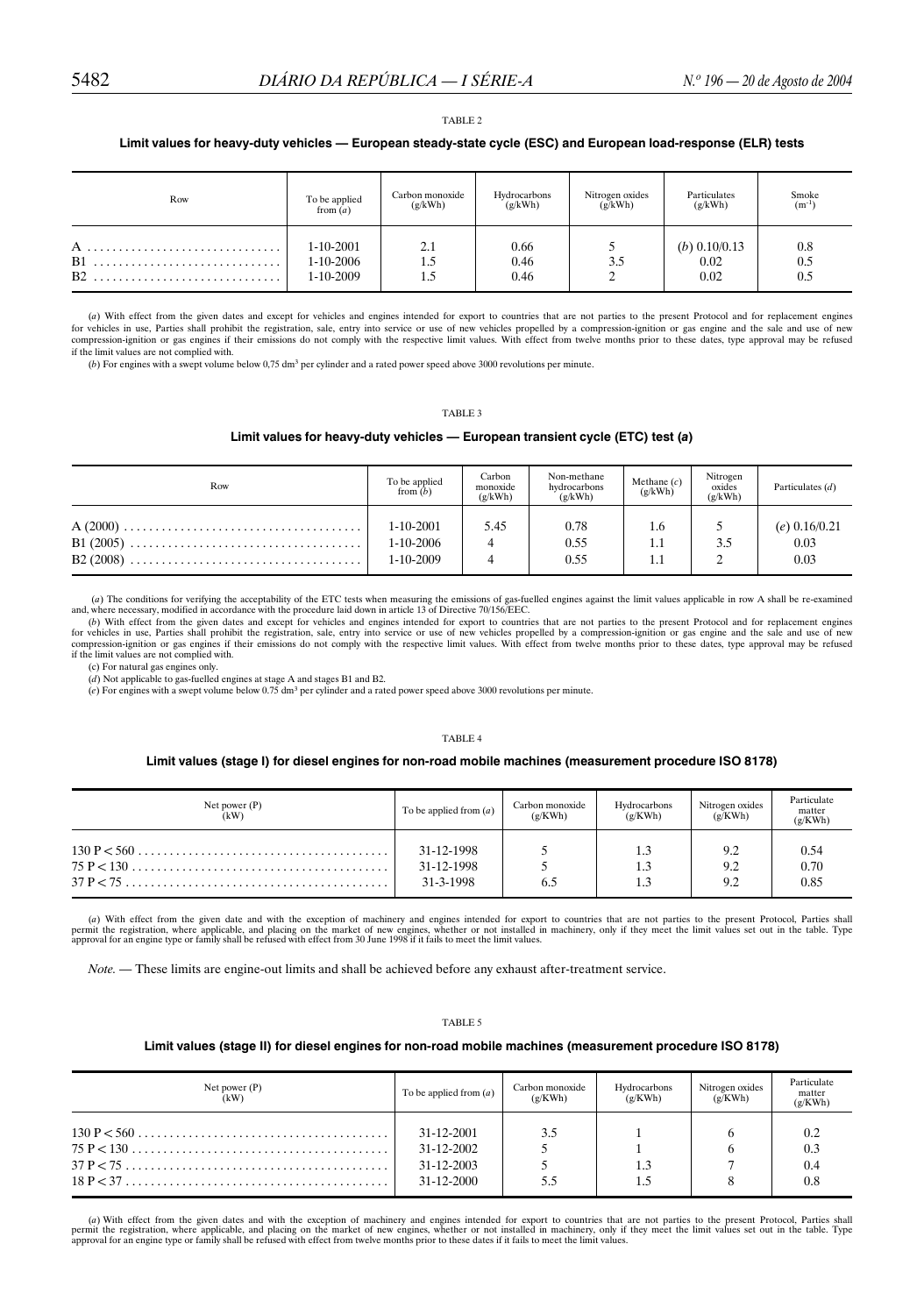TABLE 2

**Limit values for heavy-duty vehicles — European steady-state cycle (ESC) and European load-response (ELR) tests**

| Row | To be applied from (*a*) | Carbon monoxide (g/kWh) | Hydrocarbons (g/kWh) | Nitrogen oxides (g/kWh) | Particulates (g/kWh) | Smoke ($m^{-1}$) |
|---|---|---|---|---|---|---|
| A | 1-10-2001 | 2.1 | 0.66 | 5 | (*b*) 0.10/0.13 | 0.8 |
| B1 | 1-10-2006 | 1.5 | 0.46 | 3.5 | 0.02 | 0.5 |
| B2 | 1-10-2009 | 1.5 | 0.46 | 2 | 0.02 | 0.5 |

(*a*) With effect from the given dates and except for vehicles and engines intended for export to countries that are not parties to the present Protocol and for replacement engines for vehicles in use, Parties shall prohibit the registration, sale, entry into service or use of new vehicles propelled by a compression-ignition or gas engine and the sale and use of new compression-ignition or gas engines if their emissions do not comply with the respective limit values. With effect from twelve months prior to these dates, type approval may be refused if the limit values are not complied with.

(*b*) For engines with a swept volume below 0,75 $dm^3$ per cylinder and a rated power speed above 3000 revolutions per minute.

TABLE 3

**Limit values for heavy-duty vehicles — European transient cycle (ETC) test (*a*)**

| Row | To be applied from (*b*) | Carbon monoxide (g/kWh) | Non-methane hydrocarbons (g/kWh) | Methane (*c*) (g/kWh) | Nitrogen oxides (g/kWh) | Particulates (*d*) |
|---|---|---|---|---|---|---|
| A (2000) | 1-10-2001 | 5.45 | 0.78 | 1.6 | 5 | (*e*) 0.16/0.21 |
| B1 (2005) | 1-10-2006 | 4 | 0.55 | 1.1 | 3.5 | 0.03 |
| B2 (2008) | 1-10-2009 | 4 | 0.55 | 1.1 | 2 | 0.03 |

(*a*) The conditions for verifying the acceptability of the ETC tests when measuring the emissions of gas-fuelled engines against the limit values applicable in row A shall be re-examined and, where necessary, modified in accordance with the procedure laid down in article 13 of Directive 70/156/EEC.

(*b*) With effect from the given dates and except for vehicles and engines intended for export to countries that are not parties to the present Protocol and for replacement engines for vehicles in use, Parties shall prohibit the registration, sale, entry into service or use of new vehicles propelled by a compression-ignition or gas engine and the sale and use of new compression-ignition or gas engines if their emissions do not comply with the respective limit values. With effect from twelve months prior to these dates, type approval may be refused if the limit values are not complied with.

(c) For natural gas engines only.

(*d*) Not applicable to gas-fuelled engines at stage A and stages B1 and B2.

(*e*) For engines with a swept volume below 0.75 $dm^3$ per cylinder and a rated power speed above 3000 revolutions per minute.

TABLE 4

**Limit values (stage I) for diesel engines for non-road mobile machines (measurement procedure ISO 8178)**

| Net power (P) (kW) | To be applied from (*a*) | Carbon monoxide (g/KWh) | Hydrocarbons (g/KWh) | Nitrogen oxides (g/KWh) | Particulate matter (g/KWh) |
|---|---|---|---|---|---|
| 130 P < 560 | 31-12-1998 | 5 | 1.3 | 9.2 | 0.54 |
| 75 P < 130 | 31-12-1998 | 5 | 1.3 | 9.2 | 0.70 |
| 37 P < 75 | 31-3-1998 | 6.5 | 1.3 | 9.2 | 0.85 |

(*a*) With effect from the given date and with the exception of machinery and engines intended for export to countries that are not parties to the present Protocol, Parties shall permit the registration, where applicable, and placing on the market of new engines, whether or not installed in machinery, only if they meet the limit values set out in the table. Type approval for an engine type or family shall be refused with effect from 30 June 1998 if it fails to meet the limit values.

*Note.* — These limits are engine-out limits and shall be achieved before any exhaust after-treatment service.

TABLE 5

**Limit values (stage II) for diesel engines for non-road mobile machines (measurement procedure ISO 8178)**

| Net power (P) (kW) | To be applied from (*a*) | Carbon monoxide (g/KWh) | Hydrocarbons (g/KWh) | Nitrogen oxides (g/KWh) | Particulate matter (g/KWh) |
|---|---|---|---|---|---|
| 130 P < 560 | 31-12-2001 | 3.5 | 1 | 6 | 0.2 |
| 75 P < 130 | 31-12-2002 | 5 | 1 | 6 | 0.3 |
| 37 P < 75 | 31-12-2003 | 5 | 1.3 | 7 | 0.4 |
| 18 P < 37 | 31-12-2000 | 5.5 | 1.5 | 8 | 0.8 |

(*a*) With effect from the given dates and with the exception of machinery and engines intended for export to countries that are not parties to the present Protocol, Parties shall permit the registration, where applicable, and placing on the market of new engines, whether or not installed in machinery, only if they meet the limit values set out in the table. Type approval for an engine type or family shall be refused with effect from twelve months prior to these dates if it fails to meet the limit values.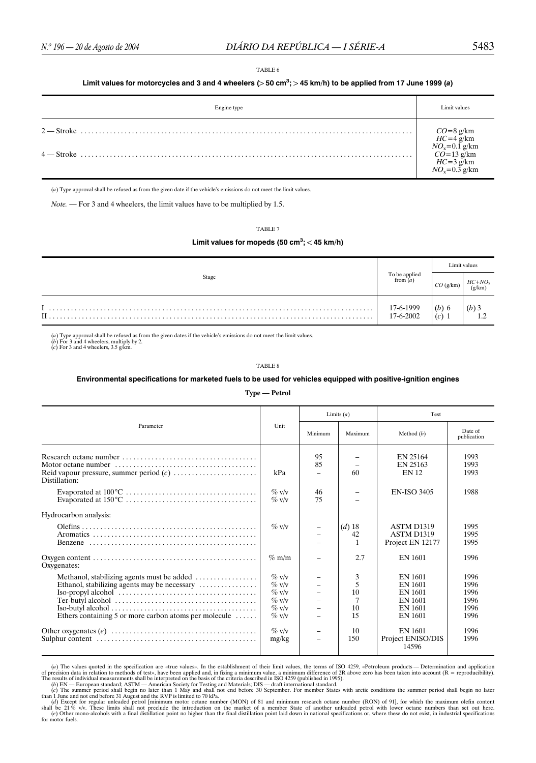TABLE 6

**Limit values for motorcycles and 3 and 4 wheelers (> 50 cm$^3$; > 45 km/h) to be applied from 17 June 1999 (*a*)**

| Engine type | Limit values |
|---|---|
| 2 — Stroke | $CO$=8 g/km<br>$HC$=4 g/km<br>$NO_x$=0.1 g/km |
| 4 — Stroke | $CO$=13 g/km<br>$HC$=3 g/km<br>$NO_x$=0.3 g/km |

(*a*) Type approval shall be refused as from the given date if the vehicle's emissions do not meet the limit values.

*Note.* — For 3 and 4 wheelers, the limit values have to be multiplied by 1.5.

TABLE 7

**Limit values for mopeds (50 cm$^3$; < 45 km/h)**

| Stage | To be applied from (*a*) | Limit values | |
|---|---|---|---|
| | | $CO$ (g/km) | $HC$+$NO_x$ (g/km) |
| I | 17-6-1999 | (*b*) 6 | (*b*) 3 |
| II | 17-6-2002 | (*c*) 1 | 1.2 |

(*a*) Type approval shall be refused as from the given dates if the vehicle's emissions do not meet the limit values.
(*b*) For 3 and 4 wheelers, multiply by 2.
(*c*) For 3 and 4 wheelers, 3.5 g/km.

TABLE 8

**Environmental specifications for marketed fuels to be used for vehicles equipped with positive-ignition engines**

**Type — Petrol**

| Parameter | Unit | Limits (*a*) | | Test | |
|---|---|---|---|---|---|
| | | Minimum | Maximum | Method (*b*) | Date of publication |
| Research octane number | | 95 | – | EN 25164 | 1993 |
| Motor octane number | | 85 | – | EN 25163 | 1993 |
| Reid vapour pressure, summer period (*c*) | kPa | – | 60 | EN 12 | 1993 |
| Distillation: | | | | | |
| Evaporated at 100°C | % v/v | 46 | – | EN-ISO 3405 | 1988 |
| Evaporated at 150°C | % v/v | 75 | – | | |
| Hydrocarbon analysis: | | | | | |
| Olefins | % v/v | – | (*d*) 18 | ASTM D1319 | 1995 |
| Aromatics | | – | 42 | ASTM D1319 | 1995 |
| Benzene | | – | 1 | Project EN 12177 | 1995 |
| Oxygen content | % m/m | – | 2.7 | EN 1601 | 1996 |
| Oxygenates: | | | | | |
| Methanol, stabilizing agents must be added | % v/v | – | 3 | EN 1601 | 1996 |
| Ethanol, stabilizing agents may be necessary | % v/v | – | 5 | EN 1601 | 1996 |
| Iso-propyl alcohol | % v/v | – | 10 | EN 1601 | 1996 |
| Ter-butyl alcohol | % v/v | – | 7 | EN 1601 | 1996 |
| Iso-butyl alcohol | % v/v | – | 10 | EN 1601 | 1996 |
| Ethers containing 5 or more carbon atoms per molecule | % v/v | – | 15 | EN 1601 | 1996 |
| Other oxygenates (*e*) | % v/v | – | 10 | EN 1601 | 1996 |
| Sulphur content | mg/kg | – | 150 | Project ENISO/DIS 14596 | 1996 |

(*a*) The values quoted in the specification are «true values». In the establishment of their limit values, the terms of ISO 4259, «Petroleum products — Determination and application of precision data in relation to methods of test», have been applied and, in fixing a minimum value, a minimum difference of 2R above zero has been taken into account (R = reproducibility). The results of individual measurements shall be interpreted on the basis of the criteria described in ISO 4259 (published in 1995).
(*b*) EN — European standard; ASTM — American Society for Testing and Materials; DIS — draft international standard.
(*c*) The summer period shall begin no later than 1 May and shall not end before 30 September. For member States with arctic conditions the summer period shall begin no later than 1 June and not end before 31 August and the RVP is limited to 70 kPa.
(*d*) Except for regular unleaded petrol [minimum motor octane number (MON) of 81 and minimum research octane number (RON) of 91], for which the maximum olefin content shall be 21% v/v. These limits shall not preclude the introduction on the market of a member State of another unleaded petrol with lower octane numbers than set out here.
(*e*) Other mono-alcohols with a final distillation point no higher than the final distillation point laid down in national specifications or, where these do not exist, in industrial specifications for motor fuels.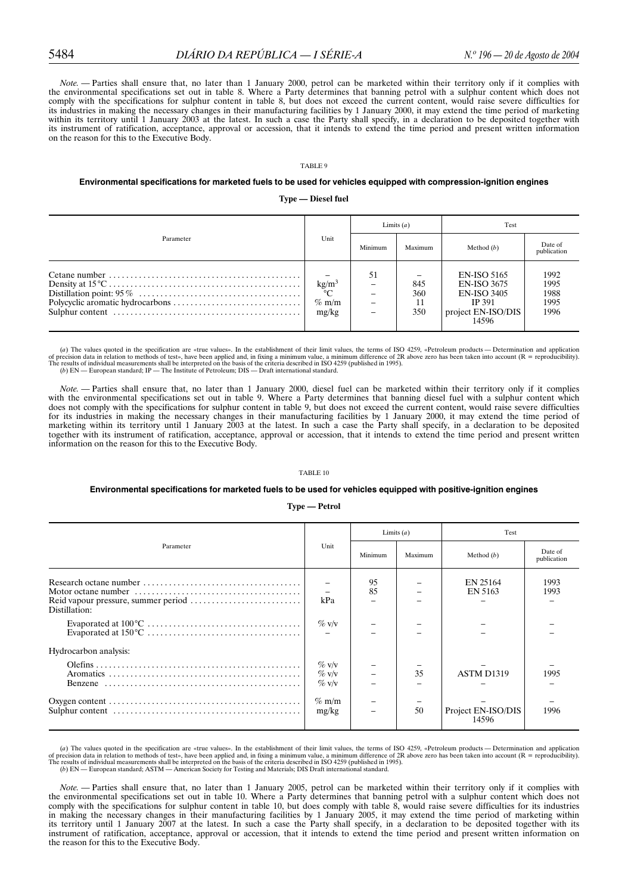*Note.* — Parties shall ensure that, no later than 1 January 2000, petrol can be marketed within their territory only if it complies with the environmental specifications set out in table 8. Where a Party determines that banning petrol with a sulphur content which does not comply with the specifications for sulphur content in table 8, but does not exceed the current content, would raise severe difficulties for its industries in making the necessary changes in their manufacturing facilities by 1 January 2000, it may extend the time period of marketing within its territory until 1 January 2003 at the latest. In such a case the Party shall specify, in a declaration to be deposited together with its instrument of ratification, acceptance, approval or accession, that it intends to extend the time period and present written information on the reason for this to the Executive Body.

TABLE 9

**Environmental specifications for marketed fuels to be used for vehicles equipped with compression-ignition engines**

**Type — Diesel fuel**

| Parameter | Unit | Limits (*a*) | | Test | |
|---|---|---|---|---|---|
| | | Minimum | Maximum | Method (*b*) | Date of publication |
| Cetane number | – | 51 | – | EN-ISO 5165 | 1992 |
| Density at 15 °C | $kg/m^3$ | – | 845 | EN-ISO 3675 | 1995 |
| Distillation point: 95 % | °C | – | 360 | EN-ISO 3405 | 1988 |
| Polycyclic aromatic hydrocarbons | % m/m | – | 11 | IP 391 | 1995 |
| Sulphur content | mg/kg | – | 350 | project EN-ISO/DIS 14596 | 1996 |

(*a*) The values quoted in the specification are «true values». In the establishment of their limit values, the terms of ISO 4259, «Petroleum products — Determination and application of precision data in relation to methods of test», have been applied and, in fixing a minimum value, a minimum difference of 2R above zero has been taken into account (R = reproducibility). The results of individual measurements shall be interpreted on the basis of the criteria described in ISO 4259 (published in 1995).
(*b*) EN — European standard; IP — The Institute of Petroleum; DIS — Draft international standard.

*Note.* — Parties shall ensure that, no later than 1 January 2000, diesel fuel can be marketed within their territory only if it complies with the environmental specifications set out in table 9. Where a Party determines that banning diesel fuel with a sulphur content which does not comply with the specifications for sulphur content in table 9, but does not exceed the current content, would raise severe difficulties for its industries in making the necessary changes in their manufacturing facilities by 1 January 2000, it may extend the time period of marketing within its territory until 1 January 2003 at the latest. In such a case the Party shall specify, in a declaration to be deposited together with its instrument of ratification, acceptance, approval or accession, that it intends to extend the time period and present written information on the reason for this to the Executive Body.

TABLE 10

**Environmental specifications for marketed fuels to be used for vehicles equipped with positive-ignition engines**

**Type — Petrol**

| Parameter | Unit | Limits (*a*) | | Test | |
|---|---|---|---|---|---|
| | | Minimum | Maximum | Method (*b*) | Date of publication |
| Research octane number | – | 95 | – | EN 25164 | 1993 |
| Motor octane number | – | 85 | – | EN 5163 | 1993 |
| Reid vapour pressure, summer period | kPa | – | – | – | – |
| Distillation: | | | | | |
| Evaporated at 100 °C | % v/v | – | – | – | – |
| Evaporated at 150 °C | – | – | – | – | – |
| Hydrocarbon analysis: | | | | | |
| Olefins | % v/v | – | – | – | – |
| Aromatics | % v/v | – | 35 | ASTM D1319 | 1995 |
| Benzene | % v/v | – | – | – | – |
| Oxygen content | % m/m | – | – | – | – |
| Sulphur content | mg/kg | – | 50 | Project EN-ISO/DIS 14596 | 1996 |

(*a*) The values quoted in the specification are «true values». In the establishment of their limit values, the terms of ISO 4259, «Petroleum products — Determination and application of precision data in relation to methods of test», have been applied and, in fixing a minimum value, a minimum difference of 2R above zero has been taken into account (R = reproducibility). The results of individual measurements shall be interpreted on the basis of the criteria described in ISO 4259 (published in 1995).
(*b*) EN — European standard; ASTM — American Society for Testing and Materials; DIS Draft international standard.

*Note.* — Parties shall ensure that, no later than 1 January 2005, petrol can be marketed within their territory only if it complies with the environmental specifications set out in table 10. Where a Party determines that banning petrol with a sulphur content which does not comply with the specifications for sulphur content in table 10, but does comply with table 8, would raise severe difficulties for its industries in making the necessary changes in their manufacturing facilities by 1 January 2005, it may extend the time period of marketing within its territory until 1 January 2007 at the latest. In such a case the Party shall specify, in a declaration to be deposited together with its instrument of ratification, acceptance, approval or accession, that it intends to extend the time period and present written information on the reason for this to the Executive Body.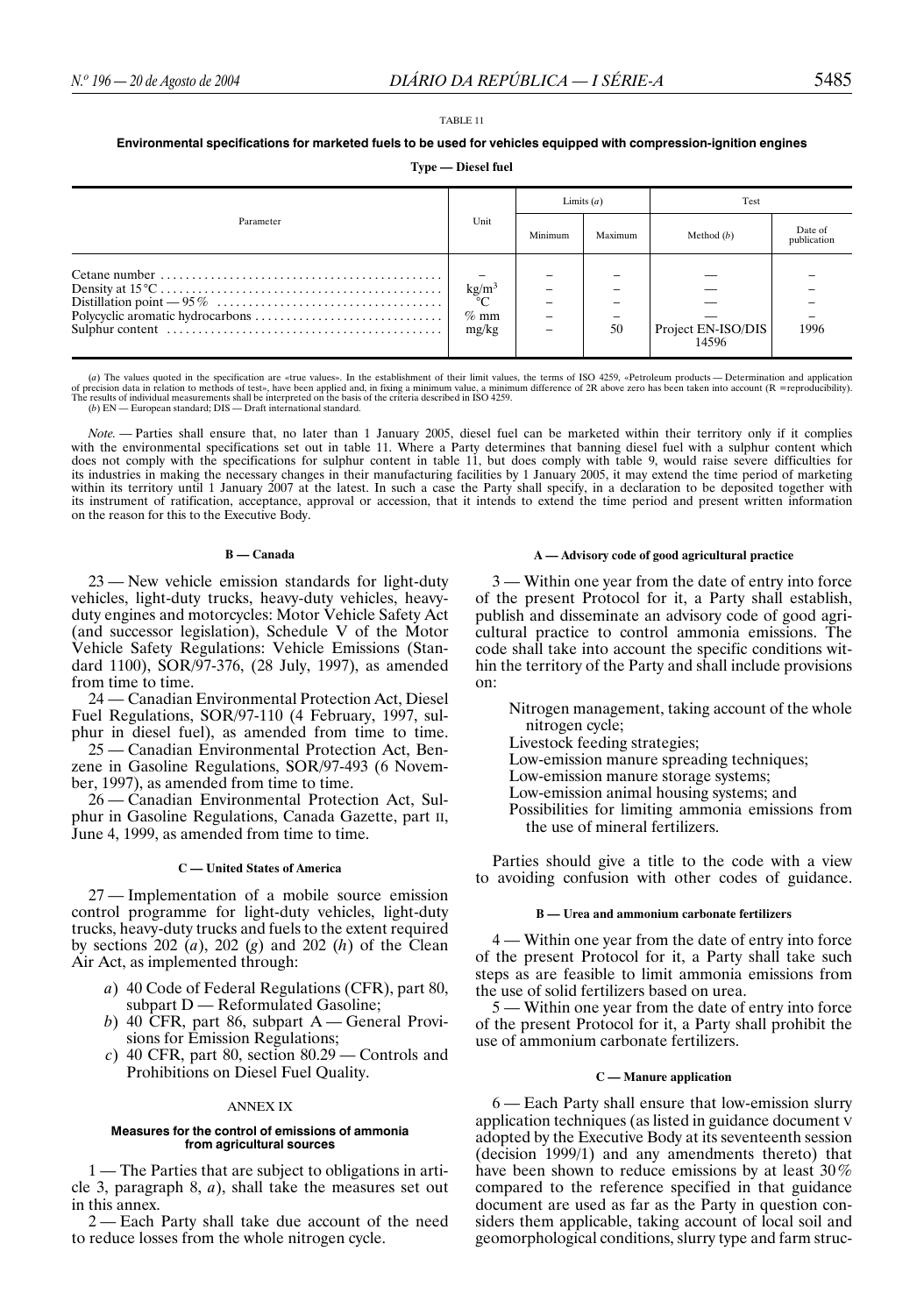TABLE 11

**Environmental specifications for marketed fuels to be used for vehicles equipped with compression-ignition engines**

**Type — Diesel fuel**

| Parameter | Unit | Limits (*a*) | | Test | |
|---|---|---|---|---|---|
| | | Minimum | Maximum | Method (*b*) | Date of publication |
| Cetane number | – | – | – | — | – |
| Density at 15 °C | $kg/m^3$ | – | – | — | – |
| Distillation point — 95 % | °C | – | – | — | – |
| Polycyclic aromatic hydrocarbons | % mm | – | – | — | – |
| Sulphur content | mg/kg | – | 50 | Project EN-ISO/DIS 14596 | 1996 |

(*a*) The values quoted in the specification are «true values». In the establishment of their limit values, the terms of ISO 4259, «Petroleum products — Determination and application of precision data in relation to methods of test», have been applied and, in fixing a minimum value, a minimum difference of 2R above zero has been taken into account (R =reproducibility). The results of individual measurements shall be interpreted on the basis of the criteria described in ISO 4259.
(*b*) EN — European standard; DIS — Draft international standard.

*Note.* — Parties shall ensure that, no later than 1 January 2005, diesel fuel can be marketed within their territory only if it complies with the environmental specifications set out in table 11. Where a Party determines that banning diesel fuel with a sulphur content which does not comply with the specifications for sulphur content in table 11, but does comply with table 9, would raise severe difficulties for its industries in making the necessary changes in their manufacturing facilities by 1 January 2005, it may extend the time period of marketing within its territory until 1 January 2007 at the latest. In such a case the Party shall specify, in a declaration to be deposited together with its instrument of ratification, acceptance, approval or accession, that it intends to extend the time period and present written information on the reason for this to the Executive Body.

#### B — Canada

23 — New vehicle emission standards for light-duty vehicles, light-duty trucks, heavy-duty vehicles, heavy-duty engines and motorcycles: Motor Vehicle Safety Act (and successor legislation), Schedule V of the Motor Vehicle Safety Regulations: Vehicle Emissions (Standard 1100), SOR/97-376, (28 July, 1997), as amended from time to time.

24 — Canadian Environmental Protection Act, Diesel Fuel Regulations, SOR/97-110 (4 February, 1997, sulphur in diesel fuel), as amended from time to time.

25 — Canadian Environmental Protection Act, Benzene in Gasoline Regulations, SOR/97-493 (6 November, 1997), as amended from time to time.

26 — Canadian Environmental Protection Act, Sulphur in Gasoline Regulations, Canada Gazette, part II, June 4, 1999, as amended from time to time.

#### C — United States of America

27 — Implementation of a mobile source emission control programme for light-duty vehicles, light-duty trucks, heavy-duty trucks and fuels to the extent required by sections 202 (*a*), 202 (*g*) and 202 (*h*) of the Clean Air Act, as implemented through:

*a*) 40 Code of Federal Regulations (CFR), part 80, subpart D — Reformulated Gasoline;

*b*) 40 CFR, part 86, subpart A — General Provisions for Emission Regulations;

*c*) 40 CFR, part 80, section 80.29 — Controls and Prohibitions on Diesel Fuel Quality.

## ANNEX IX

### Measures for the control of emissions of ammonia from agricultural sources

1 — The Parties that are subject to obligations in article 3, paragraph 8, *a*), shall take the measures set out in this annex.

2 — Each Party shall take due account of the need to reduce losses from the whole nitrogen cycle.

#### A — Advisory code of good agricultural practice

3 — Within one year from the date of entry into force of the present Protocol for it, a Party shall establish, publish and disseminate an advisory code of good agricultural practice to control ammonia emissions. The code shall take into account the specific conditions within the territory of the Party and shall include provisions on:

- Nitrogen management, taking account of the whole nitrogen cycle;
- Livestock feeding strategies;
- Low-emission manure spreading techniques;
- Low-emission manure storage systems;
- Low-emission animal housing systems; and
- Possibilities for limiting ammonia emissions from the use of mineral fertilizers.

Parties should give a title to the code with a view to avoiding confusion with other codes of guidance.

#### B — Urea and ammonium carbonate fertilizers

4 — Within one year from the date of entry into force of the present Protocol for it, a Party shall take such steps as are feasible to limit ammonia emissions from the use of solid fertilizers based on urea.

5 — Within one year from the date of entry into force of the present Protocol for it, a Party shall prohibit the use of ammonium carbonate fertilizers.

#### C — Manure application

6 — Each Party shall ensure that low-emission slurry application techniques (as listed in guidance document V adopted by the Executive Body at its seventeenth session (decision 1999/1) and any amendments thereto) that have been shown to reduce emissions by at least 30% compared to the reference specified in that guidance document are used as far as the Party in question considers them applicable, taking account of local soil and geomorphological conditions, slurry type and farm struc-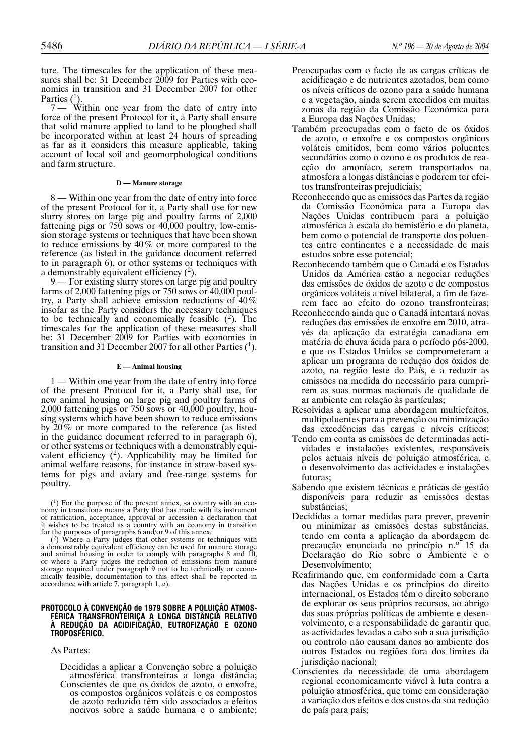ture. The timescales for the application of these measures shall be: 31 December 2009 for Parties with economies in transition and 31 December 2007 for other Parties ([1]).

7 — Within one year from the date of entry into force of the present Protocol for it, a Party shall ensure that solid manure applied to land to be ploughed shall be incorporated within at least 24 hours of spreading as far as it considers this measure applicable, taking account of local soil and geomorphological conditions and farm structure.

#### D — Manure storage

8 — Within one year from the date of entry into force of the present Protocol for it, a Party shall use for new slurry stores on large pig and poultry farms of 2,000 fattening pigs or 750 sows or 40,000 poultry, low-emission storage systems or techniques that have been shown to reduce emissions by 40% or more compared to the reference (as listed in the guidance document referred to in paragraph 6), or other systems or techniques with a demonstrably equivalent efficiency ([2]).

9 — For existing slurry stores on large pig and poultry farms of 2,000 fattening pigs or 750 sows or 40,000 poultry, a Party shall achieve emission reductions of 40% insofar as the Party considers the necessary techniques to be technically and economically feasible ([2]). The timescales for the application of these measures shall be: 31 December 2009 for Parties with economies in transition and 31 December 2007 for all other Parties ([1]).

#### E — Animal housing

1 — Within one year from the date of entry into force of the present Protocol for it, a Party shall use, for new animal housing on large pig and poultry farms of 2,000 fattening pigs or 750 sows or 40,000 poultry, housing systems which have been shown to reduce emissions by 20% or more compared to the reference (as listed in the guidance document referred to in paragraph 6), or other systems or techniques with a demonstrably equivalent efficiency ([2]). Applicability may be limited for animal welfare reasons, for instance in straw-based systems for pigs and aviary and free-range systems for poultry.

([1]) For the purpose of the present annex, «a country with an economy in transition» means a Party that has made with its instrument of ratification, acceptance, approval or accession a declaration that it wishes to be treated as a country with an economy in transition for the purposes of paragraphs 6 and/or 9 of this annex.

([2]) Where a Party judges that other systems or techniques with a demonstrably equivalent efficiency can be used for manure storage and animal housing in order to comply with paragraphs 8 and 10, or where a Party judges the reduction of emissions from manure storage required under paragraph 9 not to be technically or economically feasible, documentation to this effect shall be reported in accordance with article 7, paragraph 1, *a*).

## PROTOCOLO À CONVENÇÃO de 1979 SOBRE A POLUIÇÃO ATMOSFÉRICA TRANSFRONTEIRIÇA A LONGA DISTÂNCIA RELATIVO À REDUÇÃO DA ACIDIFICAÇÃO, EUTROFIZAÇÃO E OZONO TROPOSFÉRICO.

As Partes:

Decididas a aplicar a Convenção sobre a poluição atmosférica transfronteiras a longa distância;

Conscientes de que os óxidos de azoto, o enxofre, os compostos orgânicos voláteis e os compostos de azoto reduzido têm sido associados a efeitos nocivos sobre a saúde humana e o ambiente;

Preocupadas com o facto de as cargas críticas de acidificação e de nutrientes azotados, bem como os níveis críticos de ozono para a saúde humana e a vegetação, ainda serem excedidos em muitas zonas da região da Comissão Económica para a Europa das Nações Unidas;

Também preocupadas com o facto de os óxidos de azoto, o enxofre e os compostos orgânicos voláteis emitidos, bem como vários poluentes secundários como o ozono e os produtos de reacção do amoníaco, serem transportados na atmosfera a longas distâncias e poderem ter efeitos transfronteiras prejudiciais;

Reconhecendo que as emissões das Partes da região da Comissão Económica para a Europa das Nações Unidas contribuem para a poluição atmosférica à escala do hemisfério e do planeta, bem como o potencial de transporte dos poluentes entre continentes e a necessidade de mais estudos sobre esse potencial;

Reconhecendo também que o Canadá e os Estados Unidos da América estão a negociar reduções das emissões de óxidos de azoto e de compostos orgânicos voláteis a nível bilateral, a fim de fazerem face ao efeito do ozono transfronteiras;

Reconhecendo ainda que o Canadá intentará novas reduções das emissões de enxofre em 2010, através da aplicação da estratégia canadiana em matéria de chuva ácida para o período pós-2000, e que os Estados Unidos se comprometeram a aplicar um programa de redução dos óxidos de azoto, na região leste do País, e a reduzir as emissões na medida do necessário para cumprirem as suas normas nacionais de qualidade de ar ambiente em relação às partículas;

Resolvidas a aplicar uma abordagem multiefeitos, multipoluentes para a prevenção ou minimização das excedências das cargas e níveis críticos;

Tendo em conta as emissões de determinadas actividades e instalações existentes, responsáveis pelos actuais níveis de poluição atmosférica, e o desenvolvimento das actividades e instalações futuras;

Sabendo que existem técnicas e práticas de gestão disponíveis para reduzir as emissões destas substâncias;

Decididas a tomar medidas para prever, prevenir ou minimizar as emissões destas substâncias, tendo em conta a aplicação da abordagem de precaução enunciada no princípio n.º 15 da Declaração do Rio sobre o Ambiente e o Desenvolvimento;

Reafirmando que, em conformidade com a Carta das Nações Unidas e os princípios do direito internacional, os Estados têm o direito soberano de explorar os seus próprios recursos, ao abrigo das suas próprias políticas de ambiente e desenvolvimento, e a responsabilidade de garantir que as actividades levadas a cabo sob a sua jurisdição ou controlo não causam danos ao ambiente dos outros Estados ou regiões fora dos limites da jurisdição nacional;

Conscientes da necessidade de uma abordagem regional economicamente viável à luta contra a poluição atmosférica, que tome em consideração a variação dos efeitos e dos custos da sua redução de país para país;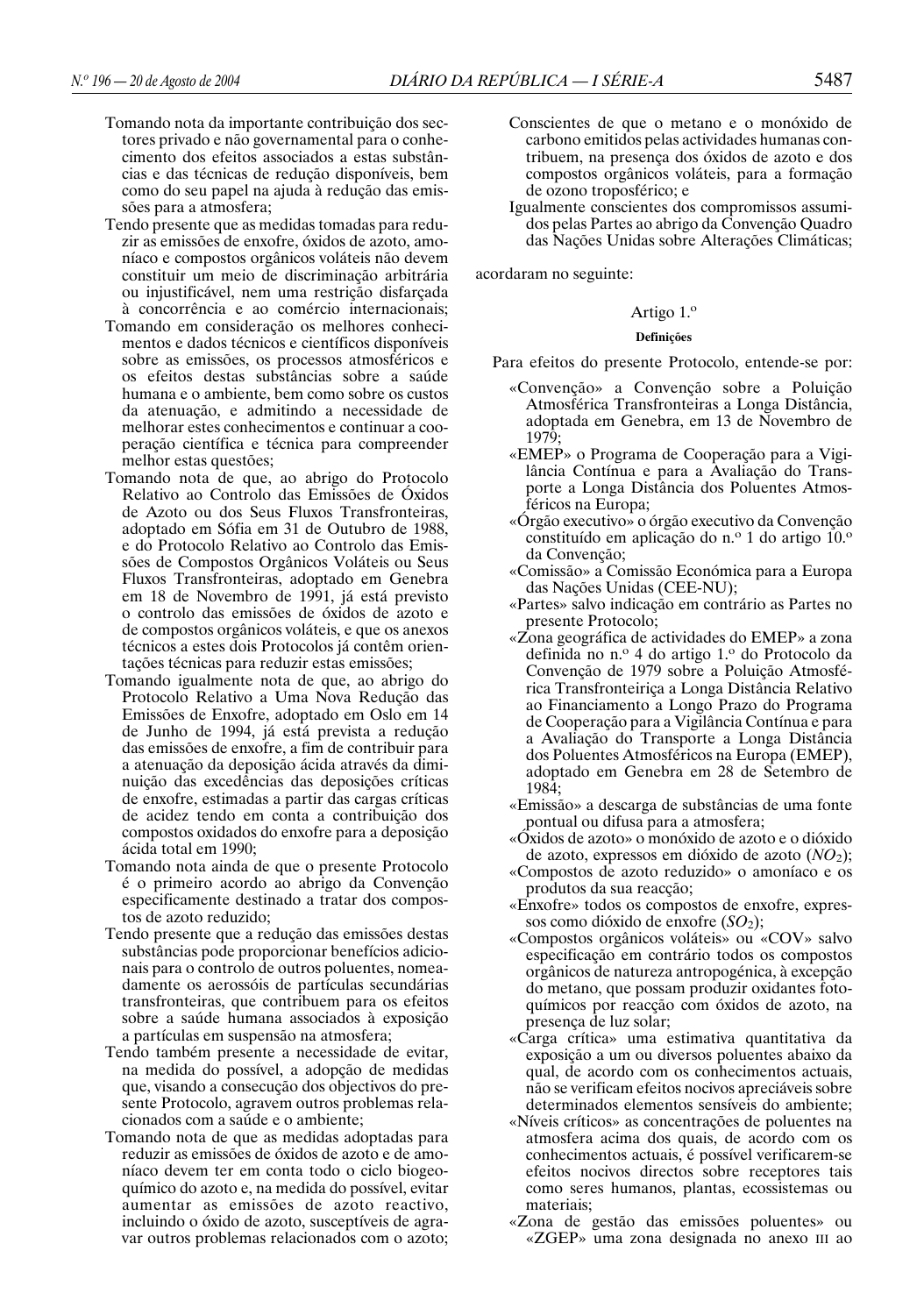Tomando nota da importante contribuição dos sectores privado e não governamental para o conhecimento dos efeitos associados a estas substâncias e das técnicas de redução disponíveis, bem como do seu papel na ajuda à redução das emissões para a atmosfera;

Tendo presente que as medidas tomadas para reduzir as emissões de enxofre, óxidos de azoto, amoníaco e compostos orgânicos voláteis não devem constituir um meio de discriminação arbitrária ou injustificável, nem uma restrição disfarçada à concorrência e ao comércio internacionais;

Tomando em consideração os melhores conhecimentos e dados técnicos e científicos disponíveis sobre as emissões, os processos atmosféricos e os efeitos destas substâncias sobre a saúde humana e o ambiente, bem como sobre os custos da atenuação, e admitindo a necessidade de melhorar estes conhecimentos e continuar a cooperação científica e técnica para compreender melhor estas questões;

Tomando nota de que, ao abrigo do Protocolo Relativo ao Controlo das Emissões de Óxidos de Azoto ou dos Seus Fluxos Transfronteiras, adoptado em Sófia em 31 de Outubro de 1988, e do Protocolo Relativo ao Controlo das Emissões de Compostos Orgânicos Voláteis ou Seus Fluxos Transfronteiras, adoptado em Genebra em 18 de Novembro de 1991, já está previsto o controlo das emissões de óxidos de azoto e de compostos orgânicos voláteis, e que os anexos técnicos a estes dois Protocolos já contêm orientações técnicas para reduzir estas emissões;

Tomando igualmente nota de que, ao abrigo do Protocolo Relativo a Uma Nova Redução das Emissões de Enxofre, adoptado em Oslo em 14 de Junho de 1994, já está prevista a redução das emissões de enxofre, a fim de contribuir para a atenuação da deposição ácida através da diminuição das excedências das deposições críticas de enxofre, estimadas a partir das cargas críticas de acidez tendo em conta a contribuição dos compostos oxidados do enxofre para a deposição ácida total em 1990;

Tomando nota ainda de que o presente Protocolo é o primeiro acordo ao abrigo da Convenção especificamente destinado a tratar dos compostos de azoto reduzido;

Tendo presente que a redução das emissões destas substâncias pode proporcionar benefícios adicionais para o controlo de outros poluentes, nomeadamente os aerossóis de partículas secundárias transfronteiras, que contribuem para os efeitos sobre a saúde humana associados à exposição a partículas em suspensão na atmosfera;

Tendo também presente a necessidade de evitar, na medida do possível, a adopção de medidas que, visando a consecução dos objectivos do presente Protocolo, agravem outros problemas relacionados com a saúde e o ambiente;

Tomando nota de que as medidas adoptadas para reduzir as emissões de óxidos de azoto e de amoníaco devem ter em conta todo o ciclo biogeoquímico do azoto e, na medida do possível, evitar aumentar as emissões de azoto reactivo, incluindo o óxido de azoto, susceptíveis de agravar outros problemas relacionados com o azoto;

Conscientes de que o metano e o monóxido de carbono emitidos pelas actividades humanas contribuem, na presença dos óxidos de azoto e dos compostos orgânicos voláteis, para a formação de ozono troposférico; e

Igualmente conscientes dos compromissos assumidos pelas Partes ao abrigo da Convenção Quadro das Nações Unidas sobre Alterações Climáticas;

acordaram no seguinte:

### Artigo 1.º

**Definições**

Para efeitos do presente Protocolo, entende-se por:

«Convenção» a Convenção sobre a Poluição Atmosférica Transfronteiras a Longa Distância, adoptada em Genebra, em 13 de Novembro de 1979;

«EMEP» o Programa de Cooperação para a Vigilância Contínua e para a Avaliação do Transporte a Longa Distância dos Poluentes Atmosféricos na Europa;

«Órgão executivo» o órgão executivo da Convenção constituído em aplicação do n.º 1 do artigo 10.º da Convenção;

«Comissão» a Comissão Económica para a Europa das Nações Unidas (CEE-NU);

«Partes» salvo indicação em contrário as Partes no presente Protocolo;

«Zona geográfica de actividades do EMEP» a zona definida no n.º 4 do artigo 1.º do Protocolo da Convenção de 1979 sobre a Poluição Atmosférica Transfronteiriça a Longa Distância Relativo ao Financiamento a Longo Prazo do Programa de Cooperação para a Vigilância Contínua e para a Avaliação do Transporte a Longa Distância dos Poluentes Atmosféricos na Europa (EMEP), adoptado em Genebra em 28 de Setembro de 1984;

«Emissão» a descarga de substâncias de uma fonte pontual ou difusa para a atmosfera;

«Óxidos de azoto» o monóxido de azoto e o dióxido de azoto, expressos em dióxido de azoto ($NO_2$);

«Compostos de azoto reduzido» o amoníaco e os produtos da sua reacção;

«Enxofre» todos os compostos de enxofre, expressos como dióxido de enxofre ($SO_2$);

«Compostos orgânicos voláteis» ou «COV» salvo especificação em contrário todos os compostos orgânicos de natureza antropogénica, à excepção do metano, que possam produzir oxidantes fotoquímicos por reacção com óxidos de azoto, na presença de luz solar;

«Carga crítica» uma estimativa quantitativa da exposição a um ou diversos poluentes abaixo da qual, de acordo com os conhecimentos actuais, não se verificam efeitos nocivos apreciáveis sobre determinados elementos sensíveis do ambiente;

«Níveis críticos» as concentrações de poluentes na atmosfera acima dos quais, de acordo com os conhecimentos actuais, é possível verificarem-se efeitos nocivos directos sobre receptores tais como seres humanos, plantas, ecossistemas ou materiais;

«Zona de gestão das emissões poluentes» ou «ZGEP» uma zona designada no anexo III ao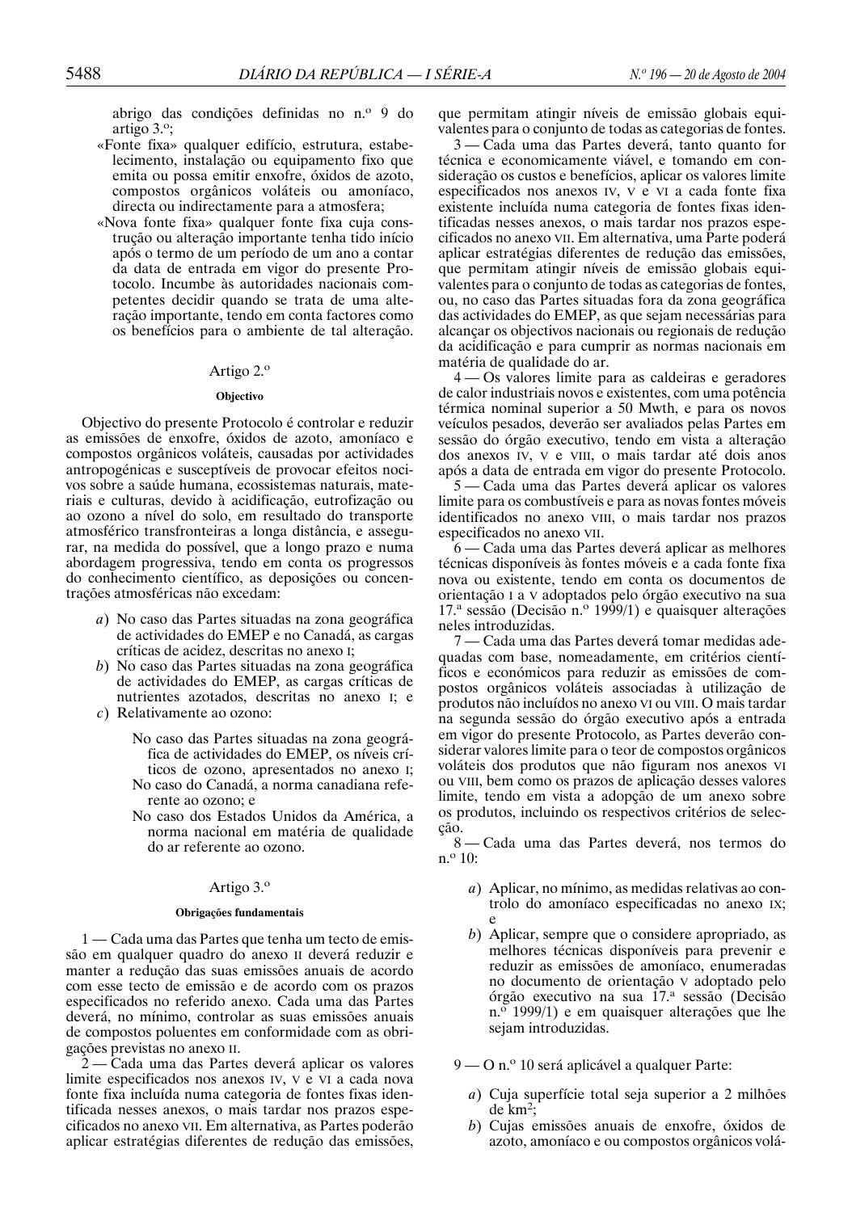abrigo das condições definidas no n.º 9 do artigo 3.º;

«Fonte fixa» qualquer edifício, estrutura, estabelecimento, instalação ou equipamento fixo que emita ou possa emitir enxofre, óxidos de azoto, compostos orgânicos voláteis ou amoníaco, directa ou indirectamente para a atmosfera;

«Nova fonte fixa» qualquer fonte fixa cuja construção ou alteração importante tenha tido início após o termo de um período de um ano a contar da data de entrada em vigor do presente Protocolo. Incumbe às autoridades nacionais competentes decidir quando se trata de uma alteração importante, tendo em conta factores como os benefícios para o ambiente de tal alteração.

## Artigo 2.º

### Objectivo

Objectivo do presente Protocolo é controlar e reduzir as emissões de enxofre, óxidos de azoto, amoníaco e compostos orgânicos voláteis, causadas por actividades antropogénicas e susceptíveis de provocar efeitos nocivos sobre a saúde humana, ecossistemas naturais, materiais e culturas, devido à acidificação, eutrofização ou ao ozono a nível do solo, em resultado do transporte atmosférico transfronteiras a longa distância, e assegurar, na medida do possível, que a longo prazo e numa abordagem progressiva, tendo em conta os progressos do conhecimento científico, as deposições ou concentrações atmosféricas não excedam:

*a*) No caso das Partes situadas na zona geográfica de actividades do EMEP e no Canadá, as cargas críticas de acidez, descritas no anexo I;

*b*) No caso das Partes situadas na zona geográfica de actividades do EMEP, as cargas críticas de nutrientes azotados, descritas no anexo I; e

*c*) Relativamente ao ozono:

No caso das Partes situadas na zona geográfica de actividades do EMEP, os níveis críticos de ozono, apresentados no anexo I;

No caso do Canadá, a norma canadiana referente ao ozono; e

No caso dos Estados Unidos da América, a norma nacional em matéria de qualidade do ar referente ao ozono.

## Artigo 3.º

### Obrigações fundamentais

1 — Cada uma das Partes que tenha um tecto de emissão em qualquer quadro do anexo II deverá reduzir e manter a redução das suas emissões anuais de acordo com esse tecto de emissão e de acordo com os prazos especificados no referido anexo. Cada uma das Partes deverá, no mínimo, controlar as suas emissões anuais de compostos poluentes em conformidade com as obrigações previstas no anexo II.

2 — Cada uma das Partes deverá aplicar os valores limite especificados nos anexos IV, V e VI a cada nova fonte fixa incluída numa categoria de fontes fixas identificada nesses anexos, o mais tardar nos prazos especificados no anexo VII. Em alternativa, as Partes poderão aplicar estratégias diferentes de redução das emissões, que permitam atingir níveis de emissão globais equivalentes para o conjunto de todas as categorias de fontes.

3 — Cada uma das Partes deverá, tanto quanto for técnica e economicamente viável, e tomando em consideração os custos e benefícios, aplicar os valores limite especificados nos anexos IV, V e VI a cada fonte fixa existente incluída numa categoria de fontes fixas identificadas nesses anexos, o mais tardar nos prazos especificados no anexo VII. Em alternativa, uma Parte poderá aplicar estratégias diferentes de redução das emissões, que permitam atingir níveis de emissão globais equivalentes para o conjunto de todas as categorias de fontes, ou, no caso das Partes situadas fora da zona geográfica das actividades do EMEP, as que sejam necessárias para alcançar os objectivos nacionais ou regionais de redução da acidificação e para cumprir as normas nacionais em matéria de qualidade do ar.

4 — Os valores limite para as caldeiras e geradores de calor industriais novos e existentes, com uma potência térmica nominal superior a 50 Mwth, e para os novos veículos pesados, deverão ser avaliados pelas Partes em sessão do órgão executivo, tendo em vista a alteração dos anexos IV, V e VIII, o mais tardar até dois anos após a data de entrada em vigor do presente Protocolo.

5 — Cada uma das Partes deverá aplicar os valores limite para os combustíveis e para as novas fontes móveis identificados no anexo VIII, o mais tardar nos prazos especificados no anexo VII.

6 — Cada uma das Partes deverá aplicar as melhores técnicas disponíveis às fontes móveis e a cada fonte fixa nova ou existente, tendo em conta os documentos de orientação I a V adoptados pelo órgão executivo na sua 17.ª sessão (Decisão n.º 1999/1) e quaisquer alterações neles introduzidas.

7 — Cada uma das Partes deverá tomar medidas adequadas com base, nomeadamente, em critérios científicos e económicos para reduzir as emissões de compostos orgânicos voláteis associadas à utilização de produtos não incluídos no anexo VI ou VIII. O mais tardar na segunda sessão do órgão executivo após a entrada em vigor do presente Protocolo, as Partes deverão considerar valores limite para o teor de compostos orgânicos voláteis dos produtos que não figuram nos anexos VI ou VIII, bem como os prazos de aplicação desses valores limite, tendo em vista a adopção de um anexo sobre os produtos, incluindo os respectivos critérios de selecção.

8 — Cada uma das Partes deverá, nos termos do n.º 10:

*a*) Aplicar, no mínimo, as medidas relativas ao controlo do amoníaco especificadas no anexo IX; e

*b*) Aplicar, sempre que o considere apropriado, as melhores técnicas disponíveis para prevenir e reduzir as emissões de amoníaco, enumeradas no documento de orientação V adoptado pelo órgão executivo na sua 17.ª sessão (Decisão n.º 1999/1) e em quaisquer alterações que lhe sejam introduzidas.

9 — O n.º 10 será aplicável a qualquer Parte:

*a*) Cuja superfície total seja superior a 2 milhões de $km^2$;

*b*) Cujas emissões anuais de enxofre, óxidos de azoto, amoníaco e ou compostos orgânicos volá-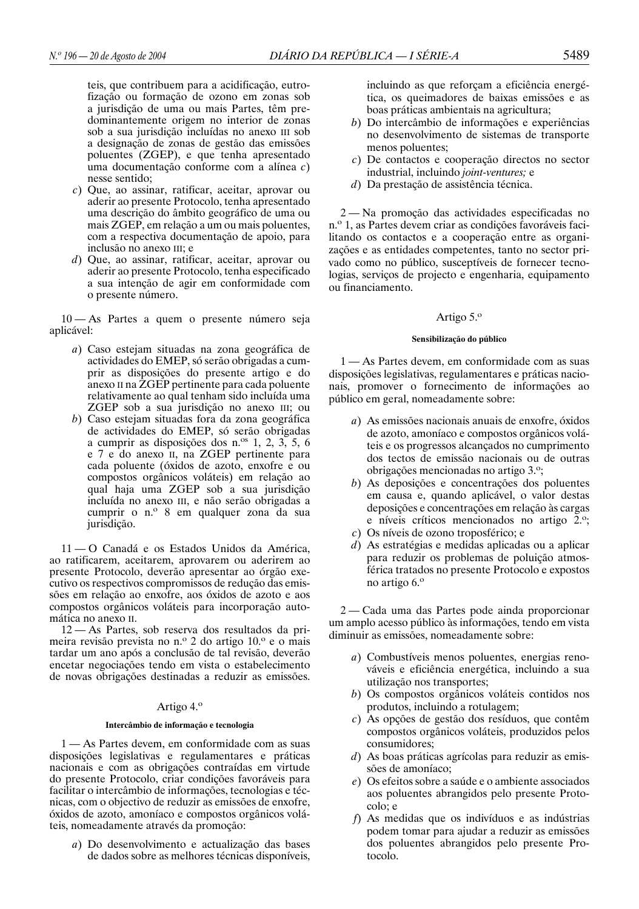teis, que contribuem para a acidificação, eutrofização ou formação de ozono em zonas sob a jurisdição de uma ou mais Partes, têm predominantemente origem no interior de zonas sob a sua jurisdição incluídas no anexo III sob a designação de zonas de gestão das emissões poluentes (ZGEP), e que tenha apresentado uma documentação conforme com a alínea *c*) nesse sentido;

*c*) Que, ao assinar, ratificar, aceitar, aprovar ou aderir ao presente Protocolo, tenha apresentado uma descrição do âmbito geográfico de uma ou mais ZGEP, em relação a um ou mais poluentes, com a respectiva documentação de apoio, para inclusão no anexo III; e

*d*) Que, ao assinar, ratificar, aceitar, aprovar ou aderir ao presente Protocolo, tenha especificado a sua intenção de agir em conformidade com o presente número.

10 — As Partes a quem o presente número seja aplicável:

*a*) Caso estejam situadas na zona geográfica de actividades do EMEP, só serão obrigadas a cumprir as disposições do presente artigo e do anexo II na ZGEP pertinente para cada poluente relativamente ao qual tenham sido incluída uma ZGEP sob a sua jurisdição no anexo III; ou

*b*) Caso estejam situadas fora da zona geográfica de actividades do EMEP, só serão obrigadas a cumprir as disposições dos n.os 1, 2, 3, 5, 6 e 7 e do anexo II, na ZGEP pertinente para cada poluente (óxidos de azoto, enxofre e ou compostos orgânicos voláteis) em relação ao qual haja uma ZGEP sob a sua jurisdição incluída no anexo III, e não serão obrigadas a cumprir o n.º 8 em qualquer zona da sua jurisdição.

11 — O Canadá e os Estados Unidos da América, ao ratificarem, aceitarem, aprovarem ou aderirem ao presente Protocolo, deverão apresentar ao órgão executivo os respectivos compromissos de redução das emissões em relação ao enxofre, aos óxidos de azoto e aos compostos orgânicos voláteis para incorporação automática no anexo II.

12 — As Partes, sob reserva dos resultados da primeira revisão prevista no n.º 2 do artigo 10.º e o mais tardar um ano após a conclusão de tal revisão, deverão encetar negociações tendo em vista o estabelecimento de novas obrigações destinadas a reduzir as emissões.

### Artigo 4.º

**Intercâmbio de informação e tecnologia**

1 — As Partes devem, em conformidade com as suas disposições legislativas e regulamentares e práticas nacionais e com as obrigações contraídas em virtude do presente Protocolo, criar condições favoráveis para facilitar o intercâmbio de informações, tecnologias e técnicas, com o objectivo de reduzir as emissões de enxofre, óxidos de azoto, amoníaco e compostos orgânicos voláteis, nomeadamente através da promoção:

*a*) Do desenvolvimento e actualização das bases de dados sobre as melhores técnicas disponíveis, incluindo as que reforçam a eficiência energética, os queimadores de baixas emissões e as boas práticas ambientais na agricultura;

*b*) Do intercâmbio de informações e experiências no desenvolvimento de sistemas de transporte menos poluentes;

*c*) De contactos e cooperação directos no sector industrial, incluindo *joint-ventures;* e

*d*) Da prestação de assistência técnica.

2 — Na promoção das actividades especificadas no n.º 1, as Partes devem criar as condições favoráveis facilitando os contactos e a cooperação entre as organizações e as entidades competentes, tanto no sector privado como no público, susceptíveis de fornecer tecnologias, serviços de projecto e engenharia, equipamento ou financiamento.

### Artigo 5.º

**Sensibilização do público**

1 — As Partes devem, em conformidade com as suas disposições legislativas, regulamentares e práticas nacionais, promover o fornecimento de informações ao público em geral, nomeadamente sobre:

*a*) As emissões nacionais anuais de enxofre, óxidos de azoto, amoníaco e compostos orgânicos voláteis e os progressos alcançados no cumprimento dos tectos de emissão nacionais ou de outras obrigações mencionadas no artigo 3.º;

*b*) As deposições e concentrações dos poluentes em causa e, quando aplicável, o valor destas deposições e concentrações em relação às cargas e níveis críticos mencionados no artigo 2.º;

*c*) Os níveis de ozono troposférico; e

*d*) As estratégias e medidas aplicadas ou a aplicar para reduzir os problemas de poluição atmosférica tratados no presente Protocolo e expostos no artigo 6.º

2 — Cada uma das Partes pode ainda proporcionar um amplo acesso público às informações, tendo em vista diminuir as emissões, nomeadamente sobre:

*a*) Combustíveis menos poluentes, energias renováveis e eficiência energética, incluindo a sua utilização nos transportes;

*b*) Os compostos orgânicos voláteis contidos nos produtos, incluindo a rotulagem;

*c*) As opções de gestão dos resíduos, que contêm compostos orgânicos voláteis, produzidos pelos consumidores;

*d*) As boas práticas agrícolas para reduzir as emissões de amoníaco;

*e*) Os efeitos sobre a saúde e o ambiente associados aos poluentes abrangidos pelo presente Protocolo; e

*f*) As medidas que os indivíduos e as indústrias podem tomar para ajudar a reduzir as emissões dos poluentes abrangidos pelo presente Protocolo.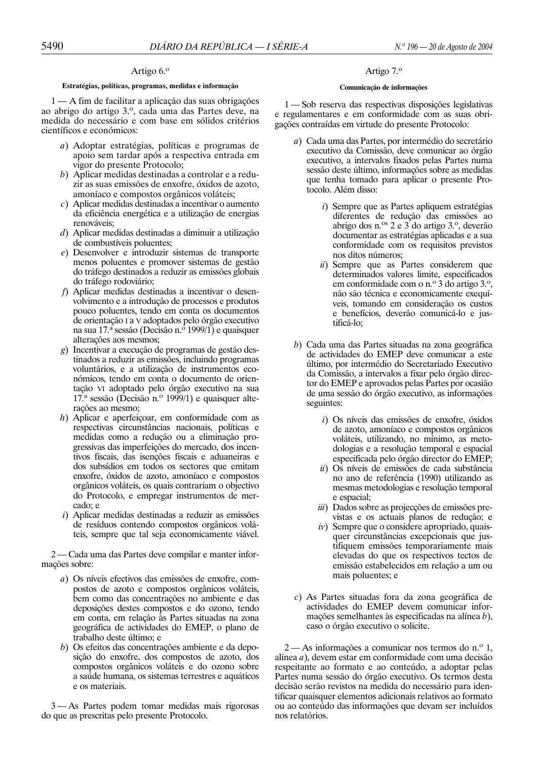## Artigo 6.º

### Estratégias, políticas, programas, medidas e informação

1 — A fim de facilitar a aplicação das suas obrigações ao abrigo do artigo 3.º, cada uma das Partes deve, na medida do necessário e com base em sólidos critérios científicos e económicos:

*a*) Adoptar estratégias, políticas e programas de apoio sem tardar após a respectiva entrada em vigor do presente Protocolo;
*b*) Aplicar medidas destinadas a controlar e a reduzir as suas emissões de enxofre, óxidos de azoto, amoníaco e compostos orgânicos voláteis;
*c*) Aplicar medidas destinadas a incentivar o aumento da eficiência energética e a utilização de energias renováveis;
*d*) Aplicar medidas destinadas a diminuir a utilização de combustíveis poluentes;
*e*) Desenvolver e introduzir sistemas de transporte menos poluentes e promover sistemas de gestão do tráfego destinados a reduzir as emissões globais do tráfego rodoviário;
*f*) Aplicar medidas destinadas a incentivar o desenvolvimento e a introdução de processos e produtos pouco poluentes, tendo em conta os documentos de orientação I a V adoptados pelo órgão executivo na sua 17.ª sessão (Decisão n.º 1999/1) e quaisquer alterações aos mesmos;
*g*) Incentivar a execução de programas de gestão destinados a reduzir as emissões, incluindo programas voluntários, e a utilização de instrumentos económicos, tendo em conta o documento de orientação VI adoptado pelo órgão executivo na sua 17.ª sessão (Decisão n.º 1999/1) e quaisquer alterações ao mesmo;
*h*) Aplicar e aperfeiçoar, em conformidade com as respectivas circunstâncias nacionais, políticas e medidas como a redução ou a eliminação progressivas das imperfeições do mercado, dos incentivos fiscais, das isenções fiscais e aduaneiras e dos subsídios em todos os sectores que emitam enxofre, óxidos de azoto, amoníaco e compostos orgânicos voláteis, os quais contrariam o objectivo do Protocolo, e empregar instrumentos de mercado; e
*i*) Aplicar medidas destinadas a reduzir as emissões de resíduos contendo compostos orgânicos voláteis, sempre que tal seja economicamente viável.

2 — Cada uma das Partes deve compilar e manter informações sobre:

*a*) Os níveis efectivos das emissões de enxofre, compostos de azoto e compostos orgânicos voláteis, bem como das concentrações no ambiente e das deposições destes compostos e do ozono, tendo em conta, em relação às Partes situadas na zona geográfica de actividades do EMEP, o plano de trabalho deste último; e
*b*) Os efeitos das concentrações ambiente e da deposição do enxofre, dos compostos de azoto, dos compostos orgânicos voláteis e do ozono sobre a saúde humana, os sistemas terrestres e aquáticos e os materiais.

3 — As Partes podem tomar medidas mais rigorosas do que as prescritas pelo presente Protocolo.

## Artigo 7.º

### Comunicação de informações

1 — Sob reserva das respectivas disposições legislativas e regulamentares e em conformidade com as suas obrigações contraídas em virtude do presente Protocolo:

*a*) Cada uma das Partes, por intermédio do secretário executivo da Comissão, deve comunicar ao órgão executivo, a intervalos fixados pelas Partes numa sessão deste último, informações sobre as medidas que tenha tomado para aplicar o presente Protocolo. Além disso:

*i*) Sempre que as Partes apliquem estratégias diferentes de redução das emissões ao abrigo dos n.os 2 e 3 do artigo 3.º, deverão documentar as estratégias aplicadas e a sua conformidade com os requisitos previstos nos ditos números;
*ii*) Sempre que as Partes considerem que determinados valores limite, especificados em conformidade com o n.º 3 do artigo 3.º, não são técnica e economicamente exequíveis, tomando em consideração os custos e benefícios, deverão comunicá-lo e justificá-lo;

*b*) Cada uma das Partes situadas na zona geográfica de actividades do EMEP deve comunicar a este último, por intermédio do Secretariado Executivo da Comissão, a intervalos a fixar pelo órgão director do EMEP e aprovados pelas Partes por ocasião de uma sessão do órgão executivo, as informações seguintes:

*i*) Os níveis das emissões de enxofre, óxidos de azoto, amoníaco e compostos orgânicos voláteis, utilizando, no mínimo, as metodologias e a resolução temporal e espacial especificada pelo órgão director do EMEP;
*ii*) Os níveis de emissões de cada substância no ano de referência (1990) utilizando as mesmas metodologias e resolução temporal e espacial;
*iii*) Dados sobre as projecções de emissões previstas e os actuais planos de redução; e
*iv*) Sempre que o considere apropriado, quaisquer circunstâncias excepcionais que justifiquem emissões temporariamente mais elevadas do que os respectivos tectos de emissão estabelecidos em relação a um ou mais poluentes; e

*c*) As Partes situadas fora da zona geográfica de actividades do EMEP devem comunicar informações semelhantes às especificadas na alínea *b*), caso o órgão executivo o solicite.

2 — As informações a comunicar nos termos do n.º 1, alínea *a*), devem estar em conformidade com uma decisão respeitante ao formato e ao conteúdo, a adoptar pelas Partes numa sessão do órgão executivo. Os termos desta decisão serão revistos na medida do necessário para identificar quaisquer elementos adicionais relativos ao formato ou ao conteúdo das informações que devam ser incluídos nos relatórios.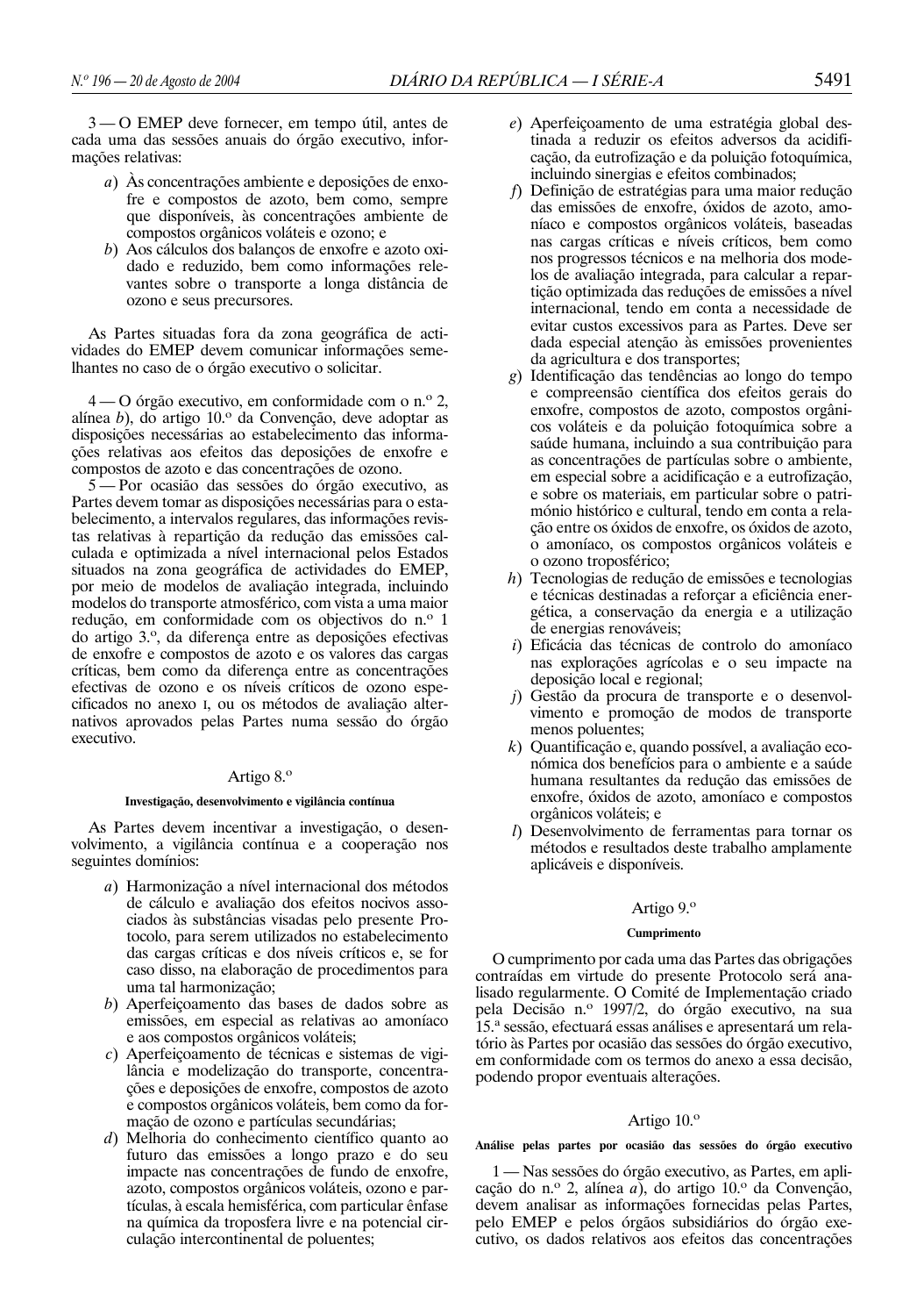3 — O EMEP deve fornecer, em tempo útil, antes de cada uma das sessões anuais do órgão executivo, informações relativas:

*a*) Às concentrações ambiente e deposições de enxofre e compostos de azoto, bem como, sempre que disponíveis, às concentrações ambiente de compostos orgânicos voláteis e ozono; e

*b*) Aos cálculos dos balanços de enxofre e azoto oxidado e reduzido, bem como informações relevantes sobre o transporte a longa distância de ozono e seus precursores.

As Partes situadas fora da zona geográfica de actividades do EMEP devem comunicar informações semelhantes no caso de o órgão executivo o solicitar.

4 — O órgão executivo, em conformidade com o n.º 2, alínea *b*), do artigo 10.º da Convenção, deve adoptar as disposições necessárias ao estabelecimento das informações relativas aos efeitos das deposições de enxofre e compostos de azoto e das concentrações de ozono.

5 — Por ocasião das sessões do órgão executivo, as Partes devem tomar as disposições necessárias para o estabelecimento, a intervalos regulares, das informações revistas relativas à repartição da redução das emissões calculada e optimizada a nível internacional pelos Estados situados na zona geográfica de actividades do EMEP, por meio de modelos de avaliação integrada, incluindo modelos do transporte atmosférico, com vista a uma maior redução, em conformidade com os objectivos do n.º 1 do artigo 3.º, da diferença entre as deposições efectivas de enxofre e compostos de azoto e os valores das cargas críticas, bem como da diferença entre as concentrações efectivas de ozono e os níveis críticos de ozono especificados no anexo I, ou os métodos de avaliação alternativos aprovados pelas Partes numa sessão do órgão executivo.

## Artigo 8.º

### Investigação, desenvolvimento e vigilância contínua

As Partes devem incentivar a investigação, o desenvolvimento, a vigilância contínua e a cooperação nos seguintes domínios:

*a*) Harmonização a nível internacional dos métodos de cálculo e avaliação dos efeitos nocivos associados às substâncias visadas pelo presente Protocolo, para serem utilizados no estabelecimento das cargas críticas e dos níveis críticos e, se for caso disso, na elaboração de procedimentos para uma tal harmonização;

*b*) Aperfeiçoamento das bases de dados sobre as emissões, em especial as relativas ao amoníaco e aos compostos orgânicos voláteis;

*c*) Aperfeiçoamento de técnicas e sistemas de vigilância e modelização do transporte, concentrações e deposições de enxofre, compostos de azoto e compostos orgânicos voláteis, bem como da formação de ozono e partículas secundárias;

*d*) Melhoria do conhecimento científico quanto ao futuro das emissões a longo prazo e do seu impacte nas concentrações de fundo de enxofre, azoto, compostos orgânicos voláteis, ozono e partículas, à escala hemisférica, com particular ênfase na química da troposfera livre e na potencial circulação intercontinental de poluentes;

*e*) Aperfeiçoamento de uma estratégia global destinada a reduzir os efeitos adversos da acidificação, da eutrofização e da poluição fotoquímica, incluindo sinergias e efeitos combinados;

*f*) Definição de estratégias para uma maior redução das emissões de enxofre, óxidos de azoto, amoníaco e compostos orgânicos voláteis, baseadas nas cargas críticas e níveis críticos, bem como nos progressos técnicos e na melhoria dos modelos de avaliação integrada, para calcular a repartição optimizada das reduções de emissões a nível internacional, tendo em conta a necessidade de evitar custos excessivos para as Partes. Deve ser dada especial atenção às emissões provenientes da agricultura e dos transportes;

*g*) Identificação das tendências ao longo do tempo e compreensão científica dos efeitos gerais do enxofre, compostos de azoto, compostos orgânicos voláteis e da poluição fotoquímica sobre a saúde humana, incluindo a sua contribuição para as concentrações de partículas sobre o ambiente, em especial sobre a acidificação e a eutrofização, e sobre os materiais, em particular sobre o património histórico e cultural, tendo em conta a relação entre os óxidos de enxofre, os óxidos de azoto, o amoníaco, os compostos orgânicos voláteis e o ozono troposférico;

*h*) Tecnologias de redução de emissões e tecnologias e técnicas destinadas a reforçar a eficiência energética, a conservação da energia e a utilização de energias renováveis;

*i*) Eficácia das técnicas de controlo do amoníaco nas explorações agrícolas e o seu impacte na deposição local e regional;

*j*) Gestão da procura de transporte e o desenvolvimento e promoção de modos de transporte menos poluentes;

*k*) Quantificação e, quando possível, a avaliação económica dos benefícios para o ambiente e a saúde humana resultantes da redução das emissões de enxofre, óxidos de azoto, amoníaco e compostos orgânicos voláteis; e

*l*) Desenvolvimento de ferramentas para tornar os métodos e resultados deste trabalho amplamente aplicáveis e disponíveis.

## Artigo 9.º

### Cumprimento

O cumprimento por cada uma das Partes das obrigações contraídas em virtude do presente Protocolo será analisado regularmente. O Comité de Implementação criado pela Decisão n.º 1997/2, do órgão executivo, na sua 15.ª sessão, efectuará essas análises e apresentará um relatório às Partes por ocasião das sessões do órgão executivo, em conformidade com os termos do anexo a essa decisão, podendo propor eventuais alterações.

## Artigo 10.º

### Análise pelas partes por ocasião das sessões do órgão executivo

1 — Nas sessões do órgão executivo, as Partes, em aplicação do n.º 2, alínea *a*), do artigo 10.º da Convenção, devem analisar as informações fornecidas pelas Partes, pelo EMEP e pelos órgãos subsidiários do órgão executivo, os dados relativos aos efeitos das concentrações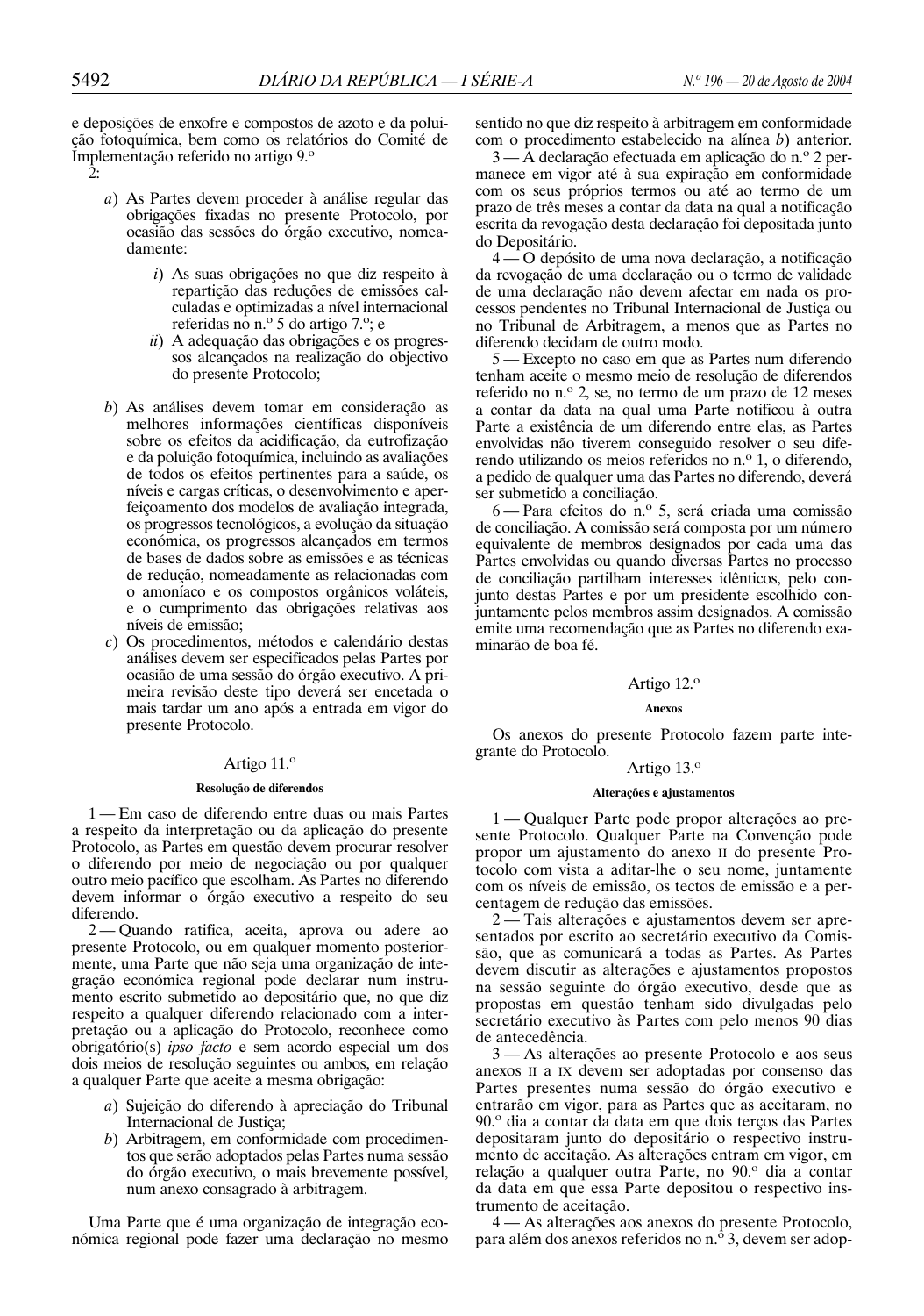e deposições de enxofre e compostos de azoto e da poluição fotoquímica, bem como os relatórios do Comité de Implementação referido no artigo 9.º

2:

*a*) As Partes devem proceder à análise regular das obrigações fixadas no presente Protocolo, por ocasião das sessões do órgão executivo, nomeadamente:

*i*) As suas obrigações no que diz respeito à repartição das reduções de emissões calculadas e optimizadas a nível internacional referidas no n.º 5 do artigo 7.º; e

*ii*) A adequação das obrigações e os progressos alcançados na realização do objectivo do presente Protocolo;

*b*) As análises devem tomar em consideração as melhores informações científicas disponíveis sobre os efeitos da acidificação, da eutrofização e da poluição fotoquímica, incluindo as avaliações de todos os efeitos pertinentes para a saúde, os níveis e cargas críticas, o desenvolvimento e aperfeiçoamento dos modelos de avaliação integrada, os progressos tecnológicos, a evolução da situação económica, os progressos alcançados em termos de bases de dados sobre as emissões e as técnicas de redução, nomeadamente as relacionadas com o amoníaco e os compostos orgânicos voláteis, e o cumprimento das obrigações relativas aos níveis de emissão;

*c*) Os procedimentos, métodos e calendário destas análises devem ser especificados pelas Partes por ocasião de uma sessão do órgão executivo. A primeira revisão deste tipo deverá ser encetada o mais tardar um ano após a entrada em vigor do presente Protocolo.

## Artigo 11.º

### Resolução de diferendos

1 — Em caso de diferendo entre duas ou mais Partes a respeito da interpretação ou da aplicação do presente Protocolo, as Partes em questão devem procurar resolver o diferendo por meio de negociação ou por qualquer outro meio pacífico que escolham. As Partes no diferendo devem informar o órgão executivo a respeito do seu diferendo.

2 — Quando ratifica, aceita, aprova ou adere ao presente Protocolo, ou em qualquer momento posteriormente, uma Parte que não seja uma organização de integração económica regional pode declarar num instrumento escrito submetido ao depositário que, no que diz respeito a qualquer diferendo relacionado com a interpretação ou a aplicação do Protocolo, reconhece como obrigatório(s) *ipso facto* e sem acordo especial um dos dois meios de resolução seguintes ou ambos, em relação a qualquer Parte que aceite a mesma obrigação:

*a*) Sujeição do diferendo à apreciação do Tribunal Internacional de Justiça;

*b*) Arbitragem, em conformidade com procedimentos que serão adoptados pelas Partes numa sessão do órgão executivo, o mais brevemente possível, num anexo consagrado à arbitragem.

Uma Parte que é uma organização de integração económica regional pode fazer uma declaração no mesmo sentido no que diz respeito à arbitragem em conformidade com o procedimento estabelecido na alínea *b*) anterior.

3 — A declaração efectuada em aplicação do n.º 2 permanece em vigor até à sua expiração em conformidade com os seus próprios termos ou até ao termo de um prazo de três meses a contar da data na qual a notificação escrita da revogação desta declaração foi depositada junto do Depositário.

4 — O depósito de uma nova declaração, a notificação da revogação de uma declaração ou o termo de validade de uma declaração não devem afectar em nada os processos pendentes no Tribunal Internacional de Justiça ou no Tribunal de Arbitragem, a menos que as Partes no diferendo decidam de outro modo.

5 — Excepto no caso em que as Partes num diferendo tenham aceite o mesmo meio de resolução de diferendos referido no n.º 2, se, no termo de um prazo de 12 meses a contar da data na qual uma Parte notificou à outra Parte a existência de um diferendo entre elas, as Partes envolvidas não tiverem conseguido resolver o seu diferendo utilizando os meios referidos no n.º 1, o diferendo, a pedido de qualquer uma das Partes no diferendo, deverá ser submetido à conciliação.

6 — Para efeitos do n.º 5, será criada uma comissão de conciliação. A comissão será composta por um número equivalente de membros designados por cada uma das Partes envolvidas ou quando diversas Partes no processo de conciliação partilham interesses idênticos, pelo conjunto destas Partes e por um presidente escolhido conjuntamente pelos membros assim designados. A comissão emite uma recomendação que as Partes no diferendo examinarão de boa fé.

## Artigo 12.º

### Anexos

Os anexos do presente Protocolo fazem parte integrante do Protocolo.

## Artigo 13.º

### Alterações e ajustamentos

1 — Qualquer Parte pode propor alterações ao presente Protocolo. Qualquer Parte na Convenção pode propor um ajustamento do anexo II do presente Protocolo com vista a aditar-lhe o seu nome, juntamente com os níveis de emissão, os tectos de emissão e a percentagem de redução das emissões.

2 — Tais alterações e ajustamentos devem ser apresentados por escrito ao secretário executivo da Comissão, que as comunicará a todas as Partes. As Partes devem discutir as alterações e ajustamentos propostos na sessão seguinte do órgão executivo, desde que as propostas em questão tenham sido divulgadas pelo secretário executivo às Partes com pelo menos 90 dias de antecedência.

3 — As alterações ao presente Protocolo e aos seus anexos II a IX devem ser adoptadas por consenso das Partes presentes numa sessão do órgão executivo e entrarão em vigor, para as Partes que as aceitaram, no 90.º dia a contar da data em que dois terços das Partes depositaram junto do depositário o respectivo instrumento de aceitação. As alterações entram em vigor, em relação a qualquer outra Parte, no 90.º dia a contar da data em que essa Parte depositou o respectivo instrumento de aceitação.

4 — As alterações aos anexos do presente Protocolo, para além dos anexos referidos no n.º 3, devem ser adop-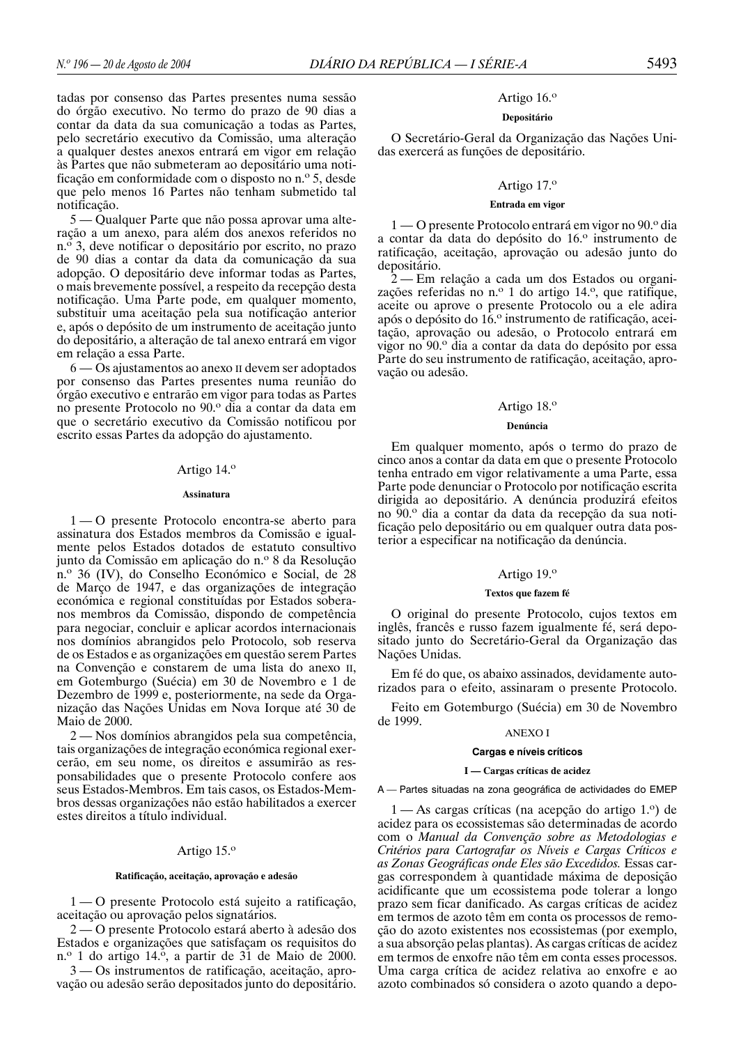tadas por consenso das Partes presentes numa sessão do órgão executivo. No termo do prazo de 90 dias a contar da data da sua comunicação a todas as Partes, pelo secretário executivo da Comissão, uma alteração a qualquer destes anexos entrará em vigor em relação às Partes que não submeteram ao depositário uma notificação em conformidade com o disposto no n.º 5, desde que pelo menos 16 Partes não tenham submetido tal notificação.

5 — Qualquer Parte que não possa aprovar uma alteração a um anexo, para além dos anexos referidos no n.º 3, deve notificar o depositário por escrito, no prazo de 90 dias a contar da data da comunicação da sua adopção. O depositário deve informar todas as Partes, o mais brevemente possível, a respeito da recepção desta notificação. Uma Parte pode, em qualquer momento, substituir uma aceitação pela sua notificação anterior e, após o depósito de um instrumento de aceitação junto do depositário, a alteração de tal anexo entrará em vigor em relação a essa Parte.

6 — Os ajustamentos ao anexo II devem ser adoptados por consenso das Partes presentes numa reunião do órgão executivo e entrarão em vigor para todas as Partes no presente Protocolo no 90.º dia a contar da data em que o secretário executivo da Comissão notificou por escrito essas Partes da adopção do ajustamento.

### Artigo 14.º

**Assinatura**

1 — O presente Protocolo encontra-se aberto para assinatura dos Estados membros da Comissão e igualmente pelos Estados dotados de estatuto consultivo junto da Comissão em aplicação do n.º 8 da Resolução n.º 36 (IV), do Conselho Económico e Social, de 28 de Março de 1947, e das organizações de integração económica e regional constituídas por Estados soberanos membros da Comissão, dispondo de competência para negociar, concluir e aplicar acordos internacionais nos domínios abrangidos pelo Protocolo, sob reserva de os Estados e as organizações em questão serem Partes na Convenção e constarem de uma lista do anexo II, em Gotemburgo (Suécia) em 30 de Novembro e 1 de Dezembro de 1999 e, posteriormente, na sede da Organização das Nações Unidas em Nova Iorque até 30 de Maio de 2000.

2 — Nos domínios abrangidos pela sua competência, tais organizações de integração económica regional exercerão, em seu nome, os direitos e assumirão as responsabilidades que o presente Protocolo confere aos seus Estados-Membros. Em tais casos, os Estados-Membros dessas organizações não estão habilitados a exercer estes direitos a título individual.

### Artigo 15.º

**Ratificação, aceitação, aprovação e adesão**

1 — O presente Protocolo está sujeito a ratificação, aceitação ou aprovação pelos signatários.

2 — O presente Protocolo estará aberto à adesão dos Estados e organizações que satisfaçam os requisitos do n.º 1 do artigo 14.º, a partir de 31 de Maio de 2000.

3 — Os instrumentos de ratificação, aceitação, aprovação ou adesão serão depositados junto do depositário.

### Artigo 16.º

**Depositário**

O Secretário-Geral da Organização das Nações Unidas exercerá as funções de depositário.

### Artigo 17.º

**Entrada em vigor**

1 — O presente Protocolo entrará em vigor no 90.º dia a contar da data do depósito do 16.º instrumento de ratificação, aceitação, aprovação ou adesão junto do depositário.

2 — Em relação a cada um dos Estados ou organizações referidas no n.º 1 do artigo 14.º, que ratifique, aceite ou aprove o presente Protocolo ou a ele adira após o depósito do 16.º instrumento de ratificação, aceitação, aprovação ou adesão, o Protocolo entrará em vigor no 90.º dia a contar da data do depósito por essa Parte do seu instrumento de ratificação, aceitação, aprovação ou adesão.

### Artigo 18.º

**Denúncia**

Em qualquer momento, após o termo do prazo de cinco anos a contar da data em que o presente Protocolo tenha entrado em vigor relativamente a uma Parte, essa Parte pode denunciar o Protocolo por notificação escrita dirigida ao depositário. A denúncia produzirá efeitos no 90.º dia a contar da data da recepção da sua notificação pelo depositário ou em qualquer outra data posterior a especificar na notificação da denúncia.

### Artigo 19.º

**Textos que fazem fé**

O original do presente Protocolo, cujos textos em inglês, francês e russo fazem igualmente fé, será depositado junto do Secretário-Geral da Organização das Nações Unidas.

Em fé do que, os abaixo assinados, devidamente autorizados para o efeito, assinaram o presente Protocolo.

Feito em Gotemburgo (Suécia) em 30 de Novembro de 1999.

## ANEXO I

**Cargas e níveis críticos**

**I — Cargas críticas de acidez**

A — Partes situadas na zona geográfica de actividades do EMEP

1 — As cargas críticas (na acepção do artigo 1.º) de acidez para os ecossistemas são determinadas de acordo com o *Manual da Convenção sobre as Metodologias e Critérios para Cartografar os Níveis e Cargas Críticos e as Zonas Geográficas onde Eles são Excedidos.* Essas cargas correspondem à quantidade máxima de deposição acidificante que um ecossistema pode tolerar a longo prazo sem ficar danificado. As cargas críticas de acidez em termos de azoto têm em conta os processos de remoção do azoto existentes nos ecossistemas (por exemplo, a sua absorção pelas plantas). As cargas críticas de acidez em termos de enxofre não têm em conta esses processos. Uma carga crítica de acidez relativa ao enxofre e ao azoto combinados só considera o azoto quando a depo-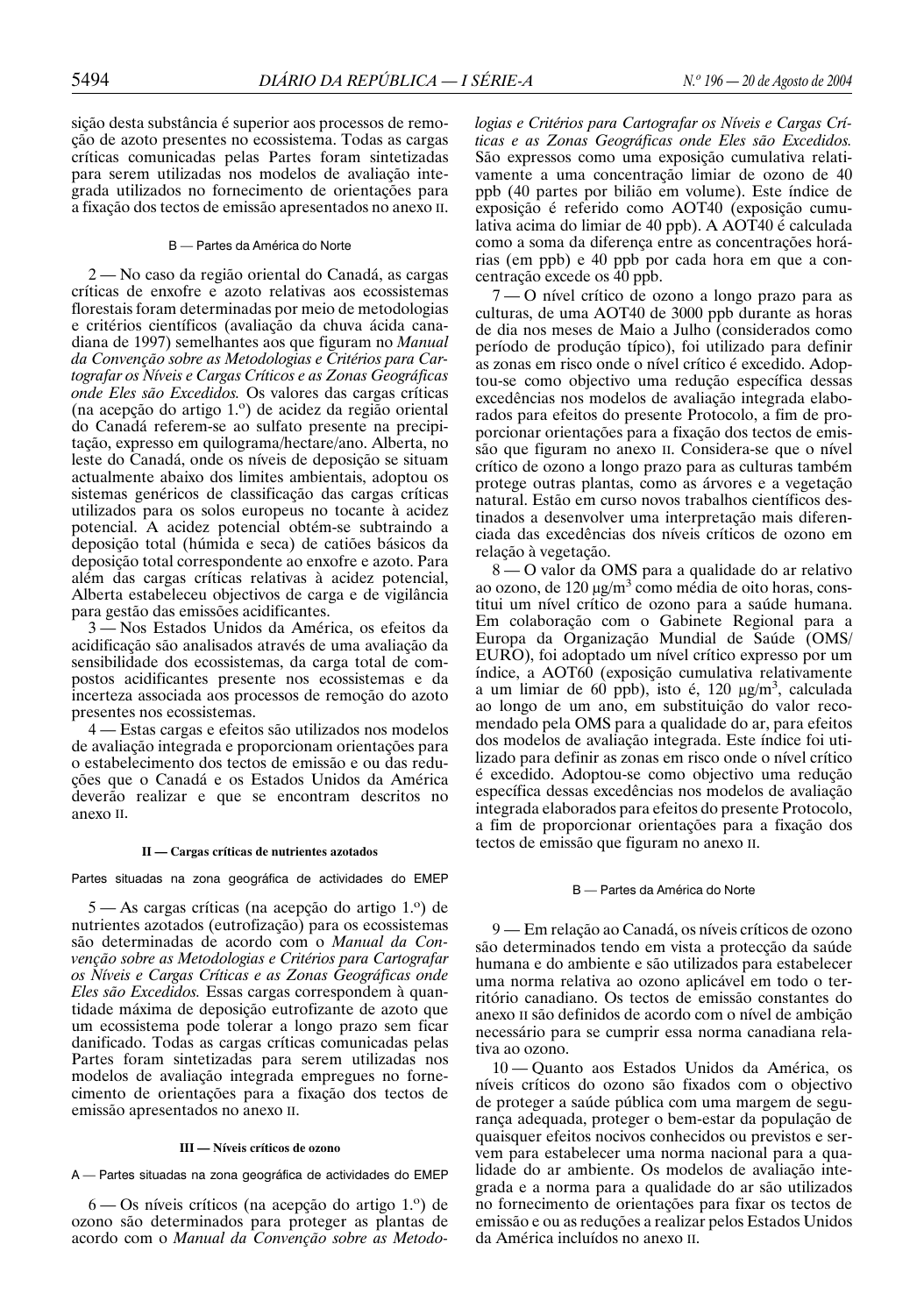sição desta substância é superior aos processos de remoção de azoto presentes no ecossistema. Todas as cargas críticas comunicadas pelas Partes foram sintetizadas para serem utilizadas nos modelos de avaliação integrada utilizados no fornecimento de orientações para a fixação dos tectos de emissão apresentados no anexo II.

B — Partes da América do Norte

2 — No caso da região oriental do Canadá, as cargas críticas de enxofre e azoto relativas aos ecossistemas florestais foram determinadas por meio de metodologias e critérios científicos (avaliação da chuva ácida canadiana de 1997) semelhantes aos que figuram no *Manual da Convenção sobre as Metodologias e Critérios para Cartografar os Níveis e Cargas Críticos e as Zonas Geográficas onde Eles são Excedidos.* Os valores das cargas críticas (na acepção do artigo 1.º) de acidez da região oriental do Canadá referem-se ao sulfato presente na precipitação, expresso em quilograma/hectare/ano. Alberta, no leste do Canadá, onde os níveis de deposição se situam actualmente abaixo dos limites ambientais, adoptou os sistemas genéricos de classificação das cargas críticas utilizados para os solos europeus no tocante à acidez potencial. A acidez potencial obtém-se subtraindo a deposição total (húmida e seca) de catiões básicos da deposição total correspondente ao enxofre e azoto. Para além das cargas críticas relativas à acidez potencial, Alberta estabeleceu objectivos de carga e de vigilância para gestão das emissões acidificantes.

3 — Nos Estados Unidos da América, os efeitos da acidificação são analisados através de uma avaliação da sensibilidade dos ecossistemas, da carga total de compostos acidificantes presente nos ecossistemas e da incerteza associada aos processos de remoção do azoto presentes nos ecossistemas.

4 — Estas cargas e efeitos são utilizados nos modelos de avaliação integrada e proporcionam orientações para o estabelecimento dos tectos de emissão e ou das reduções que o Canadá e os Estados Unidos da América deverão realizar e que se encontram descritos no anexo II.

**II — Cargas críticas de nutrientes azotados**

Partes situadas na zona geográfica de actividades do EMEP

5 — As cargas críticas (na acepção do artigo 1.º) de nutrientes azotados (eutrofização) para os ecossistemas são determinadas de acordo com o *Manual da Convenção sobre as Metodologias e Critérios para Cartografar os Níveis e Cargas Críticas e as Zonas Geográficas onde Eles são Excedidos.* Essas cargas correspondem à quantidade máxima de deposição eutrofizante de azoto que um ecossistema pode tolerar a longo prazo sem ficar danificado. Todas as cargas críticas comunicadas pelas Partes foram sintetizadas para serem utilizadas nos modelos de avaliação integrada empregues no fornecimento de orientações para a fixação dos tectos de emissão apresentados no anexo II.

**III — Níveis críticos de ozono**

A — Partes situadas na zona geográfica de actividades do EMEP

6 — Os níveis críticos (na acepção do artigo 1.º) de ozono são determinados para proteger as plantas de acordo com o *Manual da Convenção sobre as Metodologias e Critérios para Cartografar os Níveis e Cargas Críticas e as Zonas Geográficas onde Eles são Excedidos.* São expressos como uma exposição cumulativa relativamente a uma concentração limiar de ozono de 40 ppb (40 partes por bilião em volume). Este índice de exposição é referido como AOT40 (exposição cumulativa acima do limiar de 40 ppb). A AOT40 é calculada como a soma da diferença entre as concentrações horárias (em ppb) e 40 ppb por cada hora em que a concentração excede os 40 ppb.

7 — O nível crítico de ozono a longo prazo para as culturas, de uma AOT40 de 3000 ppb durante as horas de dia nos meses de Maio a Julho (considerados como período de produção típico), foi utilizado para definir as zonas em risco onde o nível crítico é excedido. Adoptou-se como objectivo uma redução específica dessas excedências nos modelos de avaliação integrada elaborados para efeitos do presente Protocolo, a fim de proporcionar orientações para a fixação dos tectos de emissão que figuram no anexo II. Considera-se que o nível crítico de ozono a longo prazo para as culturas também protege outras plantas, como as árvores e a vegetação natural. Estão em curso novos trabalhos científicos destinados a desenvolver uma interpretação mais diferenciada das excedências dos níveis críticos de ozono em relação à vegetação.

8 — O valor da OMS para a qualidade do ar relativo ao ozono, de 120 μg/m$^3$ como média de oito horas, constitui um nível crítico de ozono para a saúde humana. Em colaboração com o Gabinete Regional para a Europa da Organização Mundial de Saúde (OMS/EURO), foi adoptado um nível crítico expresso por um índice, a AOT60 (exposição cumulativa relativamente a um limiar de 60 ppb), isto é, 120 μg/m$^3$, calculada ao longo de um ano, em substituição do valor recomendado pela OMS para a qualidade do ar, para efeitos dos modelos de avaliação integrada. Este índice foi utilizado para definir as zonas em risco onde o nível crítico é excedido. Adoptou-se como objectivo uma redução específica dessas excedências nos modelos de avaliação integrada elaborados para efeitos do presente Protocolo, a fim de proporcionar orientações para a fixação dos tectos de emissão que figuram no anexo II.

B — Partes da América do Norte

9 — Em relação ao Canadá, os níveis críticos de ozono são determinados tendo em vista a protecção da saúde humana e do ambiente e são utilizados para estabelecer uma norma relativa ao ozono aplicável em todo o território canadiano. Os tectos de emissão constantes do anexo II são definidos de acordo com o nível de ambição necessário para se cumprir essa norma canadiana relativa ao ozono.

10 — Quanto aos Estados Unidos da América, os níveis críticos do ozono são fixados com o objectivo de proteger a saúde pública com uma margem de segurança adequada, proteger o bem-estar da população de quaisquer efeitos nocivos conhecidos ou previstos e servem para estabelecer uma norma nacional para a qualidade do ar ambiente. Os modelos de avaliação integrada e a norma para a qualidade do ar são utilizados no fornecimento de orientações para fixar os tectos de emissão e ou as reduções a realizar pelos Estados Unidos da América incluídos no anexo II.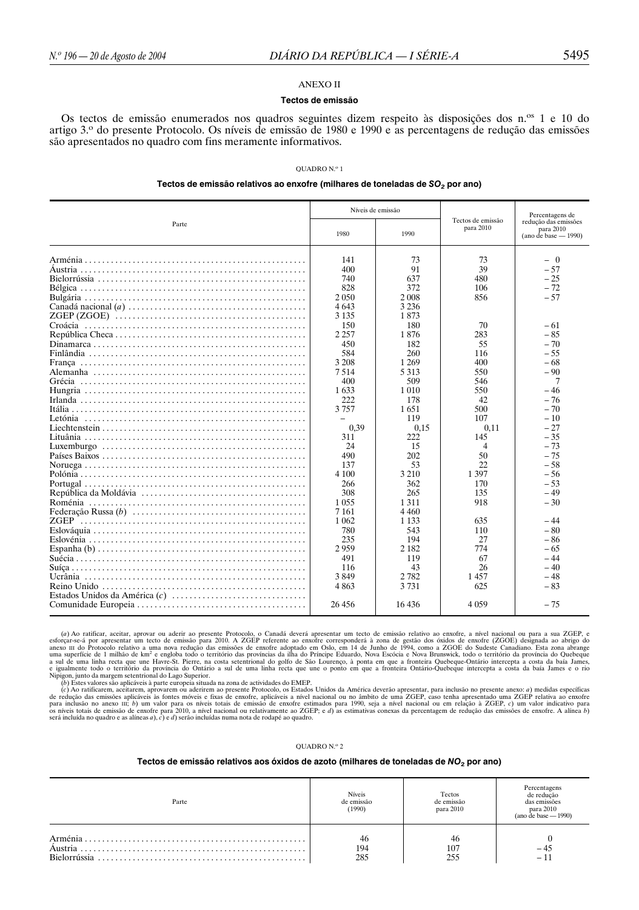ANEXO II

### Tectos de emissão

Os tectos de emissão enumerados nos quadros seguintes dizem respeito às disposições dos n.os 1 e 10 do artigo 3.º do presente Protocolo. Os níveis de emissão de 1980 e 1990 e as percentagens de redução das emissões são apresentados no quadro com fins meramente informativos.

QUADRO N.º 1

**Tectos de emissão relativos ao enxofre (milhares de toneladas de $SO_2$ por ano)**

| Parte | Níveis de emissão | | Tectos de emissão para 2010 | Percentagens de redução das emissões para 2010 (ano de base — 1990) |
|---|---|---|---|---|
| | 1980 | 1990 | | |
| Arménia | 141 | 73 | 73 | – 0 |
| Áustria | 400 | 91 | 39 | – 57 |
| Bielorrússia | 740 | 637 | 480 | – 25 |
| Bélgica | 828 | 372 | 106 | – 72 |
| Bulgária | 2 050 | 2 008 | 856 | – 57 |
| Canadá nacional (*a*) | 4 643 | 3 236 | | |
| ZGEP (ZGOE) | 3 135 | 1 873 | | |
| Croácia | 150 | 180 | 70 | – 61 |
| República Checa | 2 257 | 1 876 | 283 | – 85 |
| Dinamarca | 450 | 182 | 55 | – 70 |
| Finlândia | 584 | 260 | 116 | – 55 |
| França | 3 208 | 1 269 | 400 | – 68 |
| Alemanha | 7 514 | 5 313 | 550 | – 90 |
| Grécia | 400 | 509 | 546 | 7 |
| Hungria | 1 633 | 1 010 | 550 | – 46 |
| Irlanda | 222 | 178 | 42 | – 76 |
| Itália | 3 757 | 1 651 | 500 | – 70 |
| Letónia | – | 119 | 107 | – 10 |
| Liechtenstein | 0,39 | 0,15 | 0,11 | – 27 |
| Lituânia | 311 | 222 | 145 | – 35 |
| Luxemburgo | 24 | 15 | 4 | – 73 |
| Países Baixos | 490 | 202 | 50 | – 75 |
| Noruega | 137 | 53 | 22 | – 58 |
| Polónia | 4 100 | 3 210 | 1 397 | – 56 |
| Portugal | 266 | 362 | 170 | – 53 |
| República da Moldávia | 308 | 265 | 135 | – 49 |
| Roménia | 1 055 | 1 311 | 918 | – 30 |
| Federação Russa (*b*) | 7 161 | 4 460 | | |
| ZGEP | 1 062 | 1 133 | 635 | – 44 |
| Eslováquia | 780 | 543 | 110 | – 80 |
| Eslovénia | 235 | 194 | 27 | – 86 |
| Espanha (b) | 2 959 | 2 182 | 774 | – 65 |
| Suécia | 491 | 119 | 67 | – 44 |
| Suíça | 116 | 43 | 26 | – 40 |
| Ucrânia | 3 849 | 2 782 | 1 457 | – 48 |
| Reino Unido | 4 863 | 3 731 | 625 | – 83 |
| Estados Unidos da América (*c*) | | | | |
| Comunidade Europeia | 26 456 | 16 436 | 4 059 | – 75 |

(*a*) Ao ratificar, aceitar, aprovar ou aderir ao presente Protocolo, o Canadá deverá apresentar um tecto de emissão relativo ao enxofre, a nível nacional ou para a sua ZGEP, e esforçar-se-á por apresentar um tecto de emissão para 2010. A ZGEP referente ao enxofre corresponderá à zona de gestão dos óxidos de enxofre (ZGOE) designada ao abrigo do anexo III do Protocolo relativo a uma nova redução das emissões de enxofre adoptado em Oslo, em 14 de Junho de 1994, como a ZGOE do Sudeste Canadiano. Esta zona abrange uma superfície de 1 milhão de km² e engloba todo o território das províncias da ilha do Príncipe Eduardo, Nova Escócia e Nova Brunswick, todo o território da província do Quebeque a sul de uma linha recta que une Havre-St. Pierre, na costa setentrional do golfo de São Lourenço, à ponta em que a fronteira Quebeque-Ontário intercepta a costa da baía James, e igualmente todo o território da província do Ontário a sul de uma linha recta que une o ponto em que a fronteira Ontário-Quebeque intercepta a costa da baía James e o rio Nipigon, junto da margem setentrional do Lago Superior.

(*b*) Estes valores são aplicáveis à parte europeia situada na zona de actividades do EMEP.

(*c*) Ao ratificarem, aceitarem, aprovarem ou aderirem ao presente Protocolo, os Estados Unidos da América deverão apresentar, para inclusão no presente anexo: *a*) medidas específicas de redução das emissões aplicáveis às fontes móveis e fixas de enxofre, aplicáveis a nível nacional ou no âmbito de uma ZGEP, caso tenha apresentado uma ZGEP relativa ao enxofre para inclusão no anexo III; *b*) um valor para os níveis totais de emissão de enxofre estimados para 1990, seja a nível nacional ou em relação à ZGEP, *c*) um valor indicativo para os níveis totais de emissão de enxofre para 2010, a nível nacional ou relativamente ao ZGEP; e *d*) as estimativas conexas da percentagem de redução das emissões de enxofre. A alínea *b*) será incluída no quadro e as alíneas *a*), *c*) e *d*) serão incluídas numa nota de rodapé ao quadro.

QUADRO N.º 2

**Tectos de emissão relativos aos óxidos de azoto (milhares de toneladas de $NO_2$ por ano)**

| Parte | Níveis de emissão (1990) | Tectos de emissão para 2010 | Percentagens de redução das emissões para 2010 (ano de base — 1990) |
|---|---|---|---|
| Arménia | 46 | 46 | 0 |
| Áustria | 194 | 107 | – 45 |
| Bielorrússia | 285 | 255 | – 11 |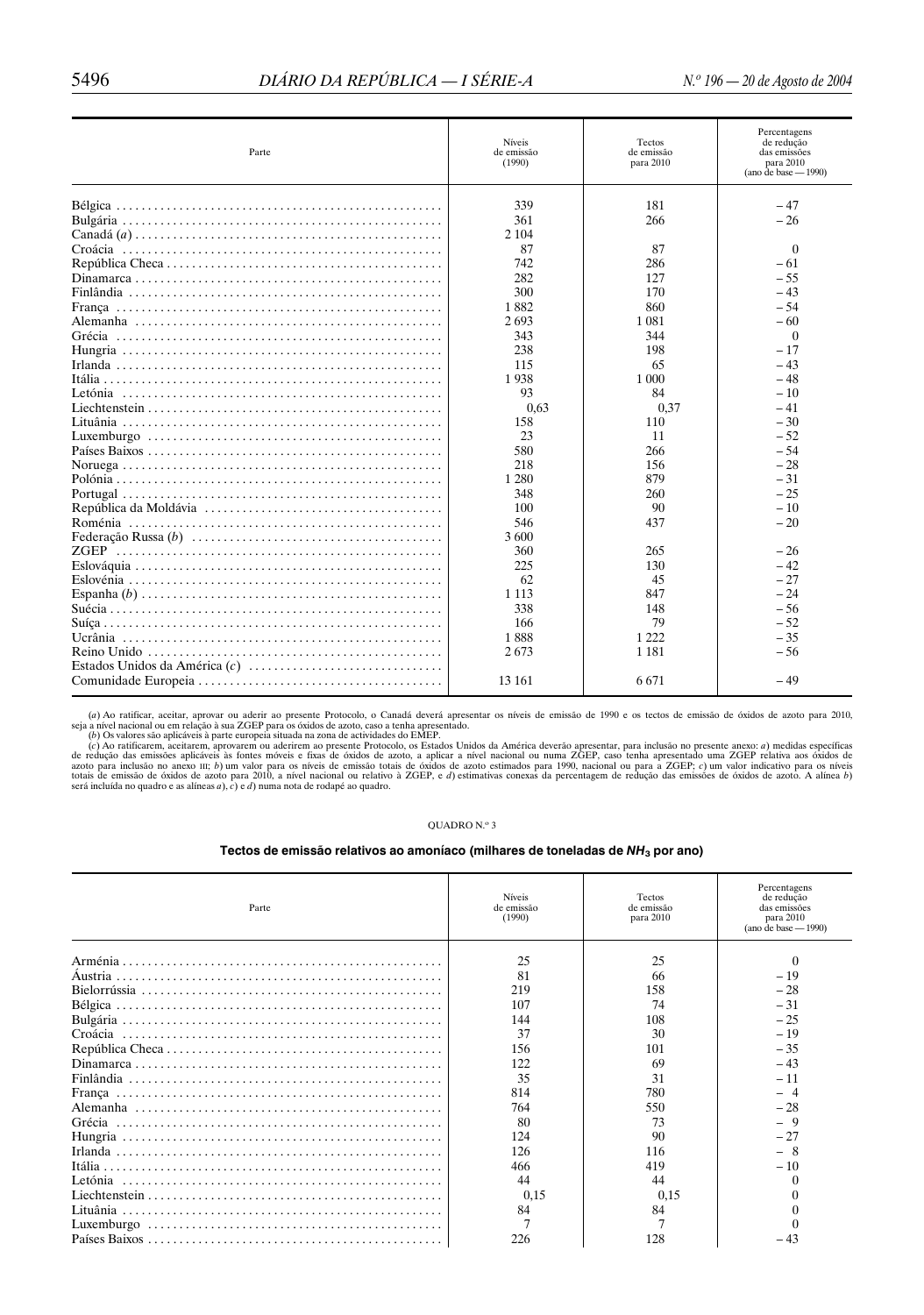| Parte | Níveis de emissão (1990) | Tectos de emissão para 2010 | Percentagens de redução das emissões para 2010 (ano de base — 1990) |
|---|---|---|---|
| Bélgica | 339 | 181 | – 47 |
| Bulgária | 361 | 266 | – 26 |
| Canadá (*a*) | 2 104 | | |
| Croácia | 87 | 87 | 0 |
| República Checa | 742 | 286 | – 61 |
| Dinamarca | 282 | 127 | – 55 |
| Finlândia | 300 | 170 | – 43 |
| França | 1 882 | 860 | – 54 |
| Alemanha | 2 693 | 1 081 | – 60 |
| Grécia | 343 | 344 | 0 |
| Hungria | 238 | 198 | – 17 |
| Irlanda | 115 | 65 | – 43 |
| Itália | 1 938 | 1 000 | – 48 |
| Letónia | 93 | 84 | – 10 |
| Liechtenstein | 0,63 | 0,37 | – 41 |
| Lituânia | 158 | 110 | – 30 |
| Luxemburgo | 23 | 11 | – 52 |
| Países Baixos | 580 | 266 | – 54 |
| Noruega | 218 | 156 | – 28 |
| Polónia | 1 280 | 879 | – 31 |
| Portugal | 348 | 260 | – 25 |
| República da Moldávia | 100 | 90 | – 10 |
| Roménia | 546 | 437 | – 20 |
| Federação Russa (*b*) | 3 600 | | |
| ZGEP | 360 | 265 | – 26 |
| Eslováquia | 225 | 130 | – 42 |
| Eslovénia | 62 | 45 | – 27 |
| Espanha (*b*) | 1 113 | 847 | – 24 |
| Suécia | 338 | 148 | – 56 |
| Suíça | 166 | 79 | – 52 |
| Ucrânia | 1 888 | 1 222 | – 35 |
| Reino Unido | 2 673 | 1 181 | – 56 |
| Estados Unidos da América (*c*) | | | |
| Comunidade Europeia | 13 161 | 6 671 | – 49 |

(*a*) Ao ratificar, aceitar, aprovar ou aderir ao presente Protocolo, o Canadá deverá apresentar os níveis de emissão de 1990 e os tectos de emissão de óxidos de azoto para 2010, seja a nível nacional ou em relação à sua ZGEP para os óxidos de azoto, caso a tenha apresentado.

(*b*) Os valores são aplicáveis à parte europeia situada na zona de actividades do EMEP.

(*c*) Ao ratificarem, aceitarem, aprovarem ou aderirem ao presente Protocolo, os Estados Unidos da América deverão apresentar, para inclusão no presente anexo: *a*) medidas específicas de redução das emissões aplicáveis às fontes móveis e fixas de óxidos de azoto, a aplicar a nível nacional ou numa ZGEP, caso tenha apresentado uma ZGEP relativa aos óxidos de azoto para inclusão no anexo III; *b*) um valor para os níveis de emissão totais de óxidos de azoto estimados para 1990, nacional ou para a ZGEP; *c*) um valor indicativo para os níveis totais de emissão de óxidos de azoto para 2010, a nível nacional ou relativo à ZGEP, e *d*) estimativas conexas da percentagem de redução das emissões de óxidos de azoto. A alínea *b*) será incluída no quadro e as alíneas *a*), *c*) e *d*) numa nota de rodapé ao quadro.

QUADRO N.º 3

**Tectos de emissão relativos ao amoníaco (milhares de toneladas de $NH_3$ por ano)**

| Parte | Níveis de emissão (1990) | Tectos de emissão para 2010 | Percentagens de redução das emissões para 2010 (ano de base — 1990) |
|---|---|---|---|
| Arménia | 25 | 25 | 0 |
| Áustria | 81 | 66 | – 19 |
| Bielorrússia | 219 | 158 | – 28 |
| Bélgica | 107 | 74 | – 31 |
| Bulgária | 144 | 108 | – 25 |
| Croácia | 37 | 30 | – 19 |
| República Checa | 156 | 101 | – 35 |
| Dinamarca | 122 | 69 | – 43 |
| Finlândia | 35 | 31 | – 11 |
| França | 814 | 780 | – 4 |
| Alemanha | 764 | 550 | – 28 |
| Grécia | 80 | 73 | – 9 |
| Hungria | 124 | 90 | – 27 |
| Irlanda | 126 | 116 | – 8 |
| Itália | 466 | 419 | – 10 |
| Letónia | 44 | 44 | 0 |
| Liechtenstein | 0,15 | 0,15 | 0 |
| Lituânia | 84 | 84 | 0 |
| Luxemburgo | 7 | 7 | 0 |
| Países Baixos | 226 | 128 | – 43 |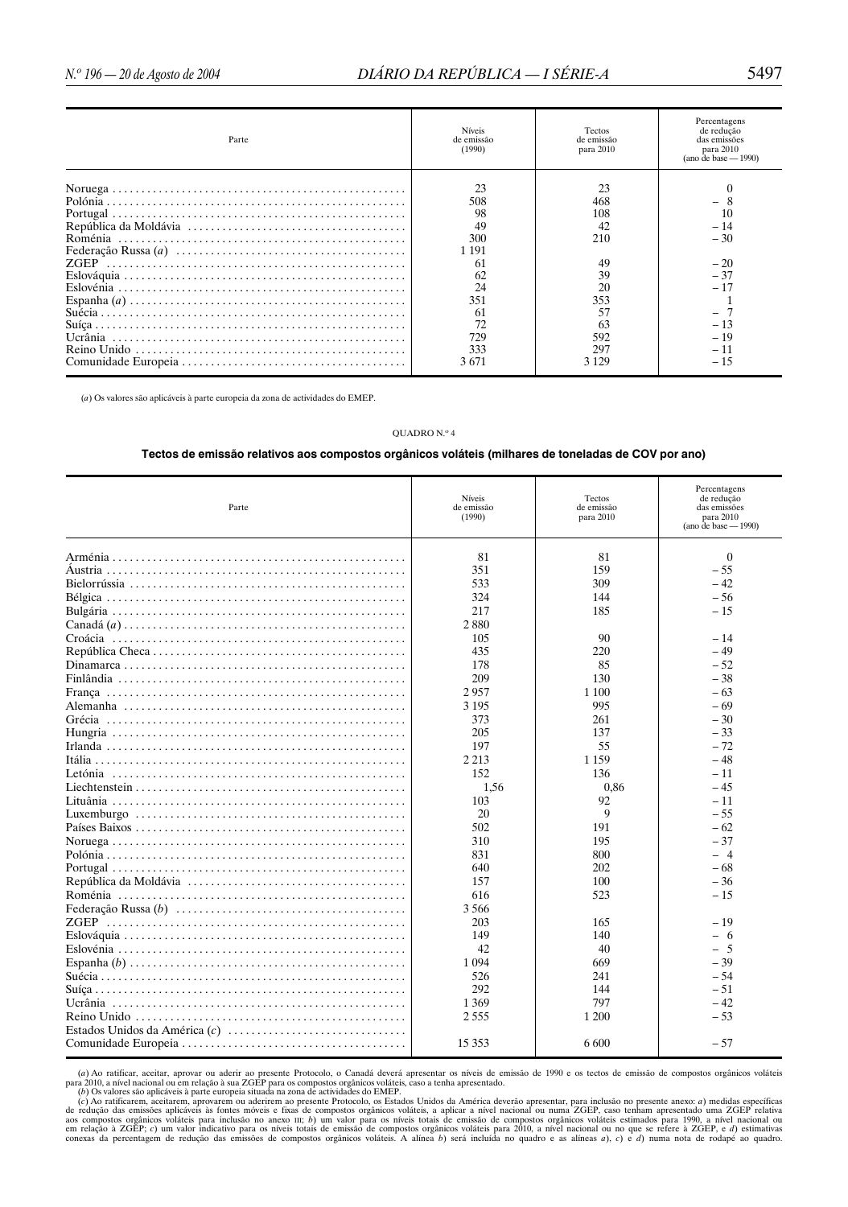| Parte | Níveis de emissão (1990) | Tectos de emissão para 2010 | Percentagens de redução das emissões para 2010 (ano de base — 1990) |
|---|---|---|---|
| Noruega | 23 | 23 | 0 |
| Polónia | 508 | 468 | – 8 |
| Portugal | 98 | 108 | 10 |
| República da Moldávia | 49 | 42 | – 14 |
| Roménia | 300 | 210 | – 30 |
| Federação Russa (*a*) | 1 191 | | |
| ZGEP | 61 | 49 | – 20 |
| Eslováquia | 62 | 39 | – 37 |
| Eslovénia | 24 | 20 | – 17 |
| Espanha (*a*) | 351 | 353 | 1 |
| Suécia | 61 | 57 | – 7 |
| Suíça | 72 | 63 | – 13 |
| Ucrânia | 729 | 592 | – 19 |
| Reino Unido | 333 | 297 | – 11 |
| Comunidade Europeia | 3 671 | 3 129 | – 15 |

(*a*) Os valores são aplicáveis à parte europeia da zona de actividades do EMEP.

QUADRO N.º 4

**Tectos de emissão relativos aos compostos orgânicos voláteis (milhares de toneladas de COV por ano)**

| Parte | Níveis de emissão (1990) | Tectos de emissão para 2010 | Percentagens de redução das emissões para 2010 (ano de base — 1990) |
|---|---|---|---|
| Arménia | 81 | 81 | 0 |
| Áustria | 351 | 159 | – 55 |
| Bielorrússia | 533 | 309 | – 42 |
| Bélgica | 324 | 144 | – 56 |
| Bulgária | 217 | 185 | – 15 |
| Canadá (*a*) | 2 880 | | |
| Croácia | 105 | 90 | – 14 |
| República Checa | 435 | 220 | – 49 |
| Dinamarca | 178 | 85 | – 52 |
| Finlândia | 209 | 130 | – 38 |
| França | 2 957 | 1 100 | – 63 |
| Alemanha | 3 195 | 995 | – 69 |
| Grécia | 373 | 261 | – 30 |
| Hungria | 205 | 137 | – 33 |
| Irlanda | 197 | 55 | – 72 |
| Itália | 2 213 | 1 159 | – 48 |
| Letónia | 152 | 136 | – 11 |
| Liechtenstein | 1,56 | 0,86 | – 45 |
| Lituânia | 103 | 92 | – 11 |
| Luxemburgo | 20 | 9 | – 55 |
| Países Baixos | 502 | 191 | – 62 |
| Noruega | 310 | 195 | – 37 |
| Polónia | 831 | 800 | – 4 |
| Portugal | 640 | 202 | – 68 |
| República da Moldávia | 157 | 100 | – 36 |
| Roménia | 616 | 523 | – 15 |
| Federação Russa (*b*) | 3 566 | | |
| ZGEP | 203 | 165 | – 19 |
| Eslováquia | 149 | 140 | – 6 |
| Eslovénia | 42 | 40 | – 5 |
| Espanha (*b*) | 1 094 | 669 | – 39 |
| Suécia | 526 | 241 | – 54 |
| Suíça | 292 | 144 | – 51 |
| Ucrânia | 1 369 | 797 | – 42 |
| Reino Unido | 2 555 | 1 200 | – 53 |
| Estados Unidos da América (*c*) | | | |
| Comunidade Europeia | 15 353 | 6 600 | – 57 |

(*a*) Ao ratificar, aceitar, aprovar ou aderir ao presente Protocolo, o Canadá deverá apresentar os níveis de emissão de 1990 e os tectos de emissão de compostos orgânicos voláteis para 2010, a nível nacional ou em relação à sua ZGEP para os compostos orgânicos voláteis, caso a tenha apresentado.
(*b*) Os valores são aplicáveis à parte europeia situada na zona de actividades do EMEP.
(*c*) Ao ratificarem, aceitarem, aprovarem ou aderirem ao presente Protocolo, os Estados Unidos da América deverão apresentar, para inclusão no presente anexo: *a*) medidas específicas de redução das emissões aplicáveis às fontes móveis e fixas de compostos orgânicos voláteis, a aplicar a nível nacional ou numa ZGEP, caso tenham apresentado uma ZGEP relativa aos compostos orgânicos voláteis para inclusão no anexo III; *b*) um valor para os níveis totais de emissão de compostos orgânicos voláteis estimados para 1990, a nível nacional ou em relação à ZGEP; *c*) um valor indicativo para os níveis totais de emissão de compostos orgânicos voláteis para 2010, a nível nacional ou no que se refere à ZGEP, e *d*) estimativas conexas da percentagem de redução das emissões de compostos orgânicos voláteis. A alínea *b*) será incluída no quadro e as alíneas *a*), *c*) e *d*) numa nota de rodapé ao quadro.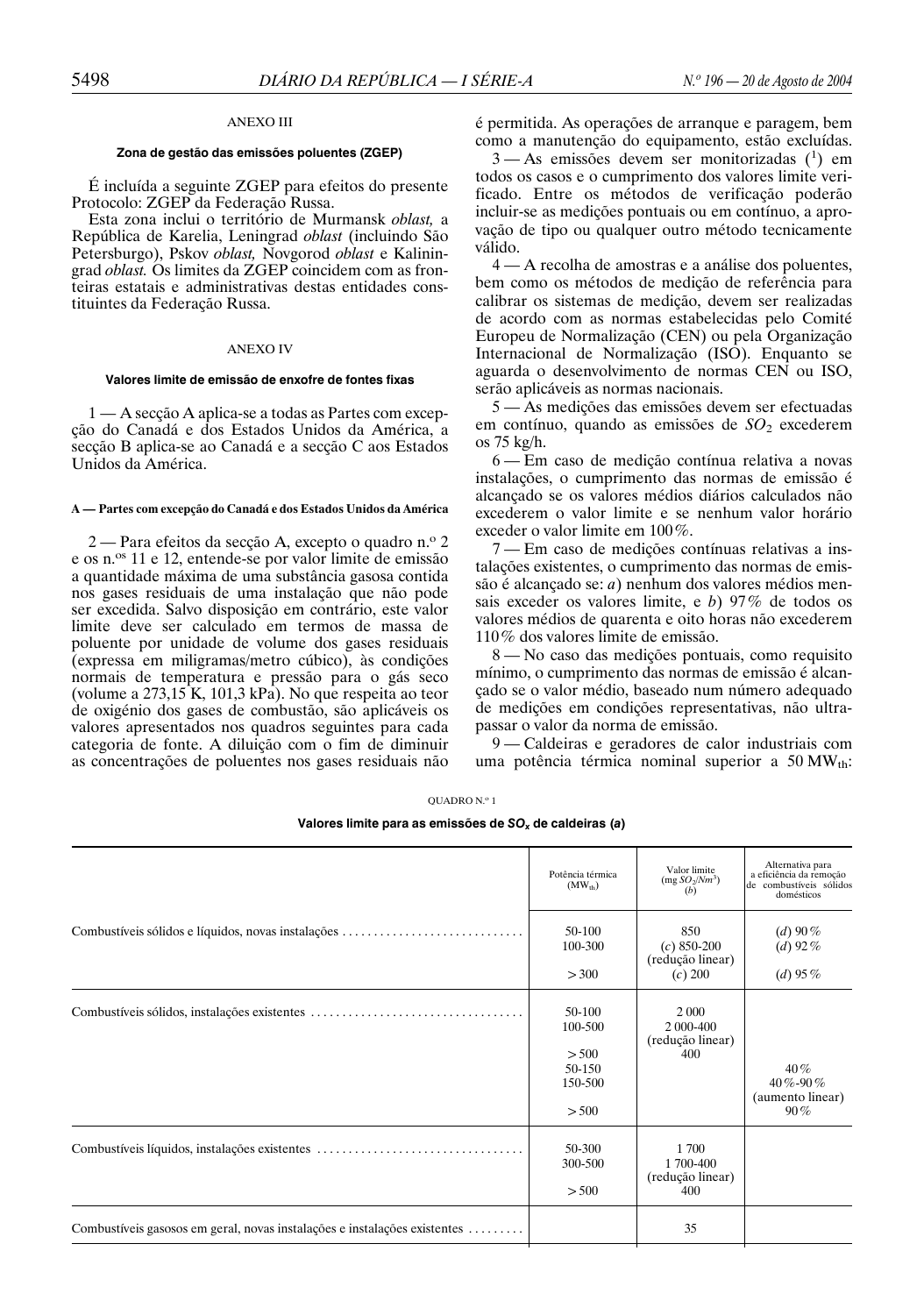## ANEXO III

### Zona de gestão das emissões poluentes (ZGEP)

É incluída a seguinte ZGEP para efeitos do presente Protocolo: ZGEP da Federação Russa.

Esta zona inclui o território de Murmansk *oblast,* a República de Karelia, Leningrad *oblast* (incluindo São Petersburgo), Pskov *oblast,* Novgorod *oblast* e Kaliningrad *oblast.* Os limites da ZGEP coincidem com as fronteiras estatais e administrativas destas entidades constituintes da Federação Russa.

## ANEXO IV

### Valores limite de emissão de enxofre de fontes fixas

1 — A secção A aplica-se a todas as Partes com excepção do Canadá e dos Estados Unidos da América, a secção B aplica-se ao Canadá e a secção C aos Estados Unidos da América.

#### A — Partes com excepção do Canadá e dos Estados Unidos da América

2 — Para efeitos da secção A, excepto o quadro n.º 2 e os n.os 11 e 12, entende-se por valor limite de emissão a quantidade máxima de uma substância gasosa contida nos gases residuais de uma instalação que não pode ser excedida. Salvo disposição em contrário, este valor limite deve ser calculado em termos de massa de poluente por unidade de volume dos gases residuais (expressa em miligramas/metro cúbico), às condições normais de temperatura e pressão para o gás seco (volume a 273,15 K, 101,3 kPa). No que respeita ao teor de oxigénio dos gases de combustão, são aplicáveis os valores apresentados nos quadros seguintes para cada categoria de fonte. A diluição com o fim de diminuir as concentrações de poluentes nos gases residuais não é permitida. As operações de arranque e paragem, bem como a manutenção do equipamento, estão excluídas.

3 — As emissões devem ser monitorizadas ([1]) em todos os casos e o cumprimento dos valores limite verificado. Entre os métodos de verificação poderão incluir-se as medições pontuais ou em contínuo, a aprovação de tipo ou qualquer outro método tecnicamente válido.

4 — A recolha de amostras e a análise dos poluentes, bem como os métodos de medição de referência para calibrar os sistemas de medição, devem ser realizadas de acordo com as normas estabelecidas pelo Comité Europeu de Normalização (CEN) ou pela Organização Internacional de Normalização (ISO). Enquanto se aguarda o desenvolvimento de normas CEN ou ISO, serão aplicáveis as normas nacionais.

5 — As medições das emissões devem ser efectuadas em contínuo, quando as emissões de $SO_2$ excederem os 75 kg/h.

6 — Em caso de medição contínua relativa a novas instalações, o cumprimento das normas de emissão é alcançado se os valores médios diários calculados não excederem o valor limite e se nenhum valor horário exceder o valor limite em 100%.

7 — Em caso de medições contínuas relativas a instalações existentes, o cumprimento das normas de emissão é alcançado se: *a*) nenhum dos valores médios mensais exceder os valores limite, e *b*) 97% de todos os valores médios de quarenta e oito horas não excederem 110% dos valores limite de emissão.

8 — No caso das medições pontuais, como requisito mínimo, o cumprimento das normas de emissão é alcançado se o valor médio, baseado num número adequado de medições em condições representativas, não ultrapassar o valor da norma de emissão.

9 — Caldeiras e geradores de calor industriais com uma potência térmica nominal superior a 50 $MW_{th}$:

QUADRO N.º 1

**Valores limite para as emissões de $SO_x$ de caldeiras (*a*)**

| | Potência térmica ($MW_{th}$) | Valor limite (mg $SO_2/Nm^3$) (*b*) | Alternativa para a eficiência da remoção de combustíveis sólidos domésticos |
|---|---|---|---|
| Combustíveis sólidos e líquidos, novas instalações | 50-100 | 850 | (*d*) 90% |
| | 100-300 | (*c*) 850-200 (redução linear) | (*d*) 92% |
| | > 300 | (*c*) 200 | (*d*) 95% |
| Combustíveis sólidos, instalações existentes | 50-100 | 2 000 | |
| | 100-500 | 2 000-400 (redução linear) | |
| | > 500 | 400 | |
| | 50-150 | | 40% |
| | 150-500 | | 40%-90% (aumento linear) |
| | > 500 | | 90% |
| Combustíveis líquidos, instalações existentes | 50-300 | 1 700 | |
| | 300-500 | 1 700-400 (redução linear) | |
| | > 500 | 400 | |
| Combustíveis gasosos em geral, novas instalações e instalações existentes | | 35 | |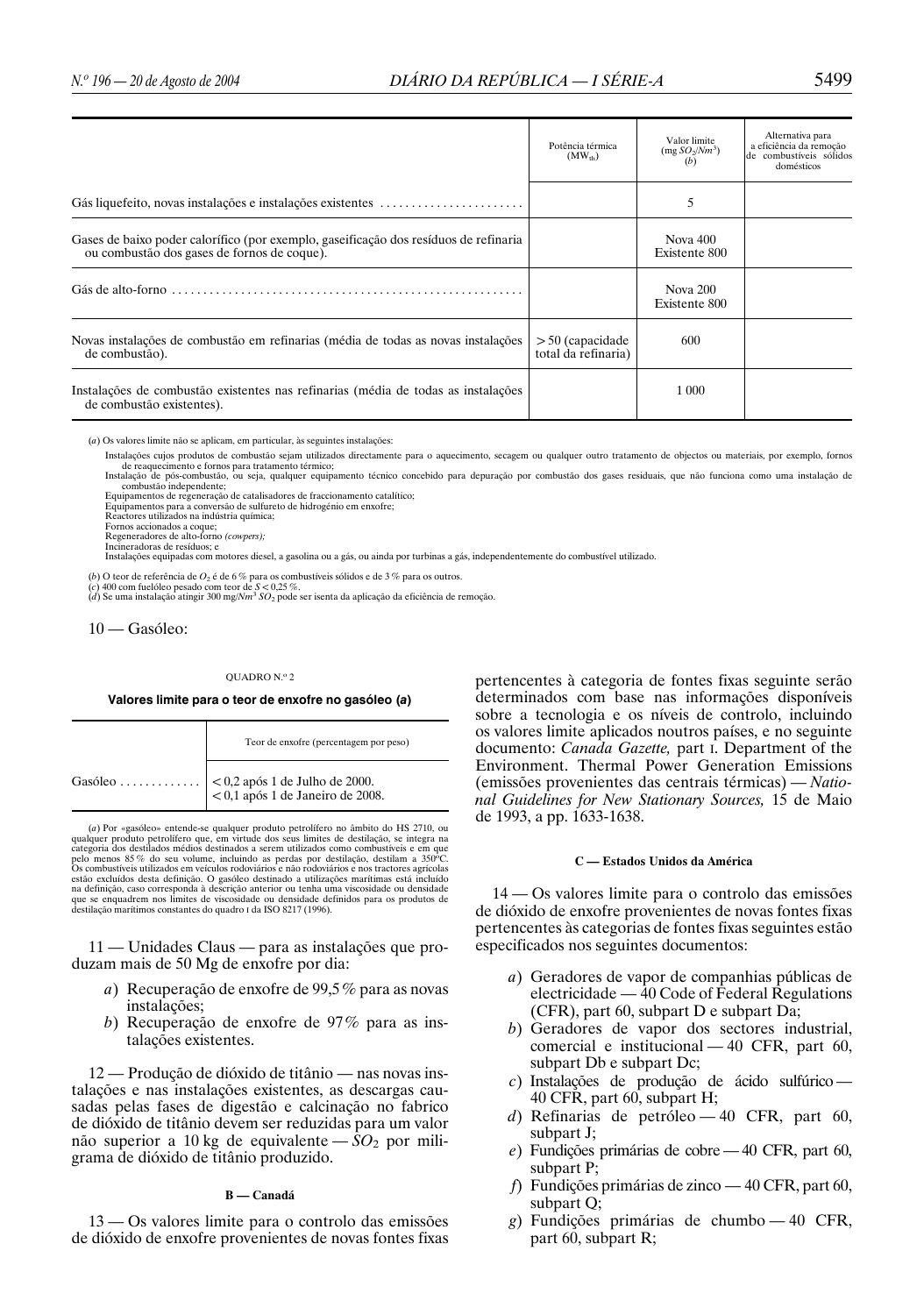| | Potência térmica ($MW_{th}$) | Valor limite (mg $SO_2$/$Nm^3$) (*b*) | Alternativa para a eficiência da remoção de combustíveis sólidos domésticos |
|---|---|---|---|
| Gás liquefeito, novas instalações e instalações existentes ....................... | | 5 | |
| Gases de baixo poder calorífico (por exemplo, gaseificação dos resíduos de refinaria ou combustão dos gases de fornos de coque). | | Nova 400<br>Existente 800 | |
| Gás de alto-forno ....................................................... | | Nova 200<br>Existente 800 | |
| Novas instalações de combustão em refinarias (média de todas as novas instalações de combustão). | > 50 (capacidade total da refinaria) | 600 | |
| Instalações de combustão existentes nas refinarias (média de todas as instalações de combustão existentes). | | 1 000 | |

(*a*) Os valores limite não se aplicam, em particular, às seguintes instalações:

Instalações cujos produtos de combustão sejam utilizados directamente para o aquecimento, secagem ou qualquer outro tratamento de objectos ou materiais, por exemplo, fornos de reaquecimento e fornos para tratamento térmico;
Instalação de pós-combustão, ou seja, qualquer equipamento técnico concebido para depuração por combustão dos gases residuais, que não funciona como uma instalação de combustão independente;
Equipamentos de regeneração de catalisadores de fraccionamento catalítico;
Equipamentos para a conversão de sulfureto de hidrogénio em enxofre;
Reactores utilizados na indústria química;
Fornos accionados a coque;
Regeneradores de alto-forno *(cowpers);*
Incineradoras de resíduos; e
Instalações equipadas com motores diesel, a gasolina ou a gás, ou ainda por turbinas a gás, independentemente do combustível utilizado.

(*b*) O teor de referência de $O_2$ é de 6 % para os combustíveis sólidos e de 3 % para os outros.
(*c*) 400 com fuelóleo pesado com teor de $S < 0,25$ %.
(*d*) Se uma instalação atingir 300 mg/$Nm^3$ $SO_2$ pode ser isenta da aplicação da eficiência de remoção.

10 — Gasóleo:

QUADRO N.º 2

**Valores limite para o teor de enxofre no gasóleo (*a*)**

| | Teor de enxofre (percentagem por peso) |
|---|---|
| Gasóleo ............. | < 0,2 após 1 de Julho de 2000.<br>< 0,1 após 1 de Janeiro de 2008. |

(*a*) Por «gasóleo» entende-se qualquer produto petrolífero no âmbito do HS 2710, ou qualquer produto petrolífero que, em virtude dos seus limites de destilação, se integra na categoria dos destilados médios destinados a serem utilizados como combustíveis e em que pelo menos 85 % do seu volume, incluindo as perdas por destilação, destilam a 350ºC. Os combustíveis utilizados em veículos rodoviários e não rodoviários e nos tractores agrícolas estão excluídos desta definição. O gasóleo destinado a utilizações marítimas está incluído na definição, caso corresponda à descrição anterior ou tenha uma viscosidade ou densidade que se enquadrem nos limites de viscosidade ou densidade definidos para os produtos de destilação marítimos constantes do quadro I da ISO 8217 (1996).

11 — Unidades Claus — para as instalações que produzam mais de 50 Mg de enxofre por dia:

*a*) Recuperação de enxofre de 99,5 % para as novas instalações;
*b*) Recuperação de enxofre de 97 % para as instalações existentes.

12 — Produção de dióxido de titânio — nas novas instalações e nas instalações existentes, as descargas causadas pelas fases de digestão e calcinação no fabrico de dióxido de titânio devem ser reduzidas para um valor não superior a 10 kg de equivalente — $SO_2$ por miligrama de dióxido de titânio produzido.

**B — Canadá**

13 — Os valores limite para o controlo das emissões de dióxido de enxofre provenientes de novas fontes fixas pertencentes à categoria de fontes fixas seguinte serão determinados com base nas informações disponíveis sobre a tecnologia e os níveis de controlo, incluindo os valores limite aplicados noutros países, e no seguinte documento: *Canada Gazette,* part I. Department of the Environment. Thermal Power Generation Emissions (emissões provenientes das centrais térmicas) — *National Guidelines for New Stationary Sources,* 15 de Maio de 1993, a pp. 1633-1638.

**C — Estados Unidos da América**

14 — Os valores limite para o controlo das emissões de dióxido de enxofre provenientes de novas fontes fixas pertencentes às categorias de fontes fixas seguintes estão especificados nos seguintes documentos:

*a*) Geradores de vapor de companhias públicas de electricidade — 40 Code of Federal Regulations (CFR), part 60, subpart D e subpart Da;
*b*) Geradores de vapor dos sectores industrial, comercial e institucional — 40 CFR, part 60, subpart Db e subpart Dc;
*c*) Instalações de produção de ácido sulfúrico — 40 CFR, part 60, subpart H;
*d*) Refinarias de petróleo — 40 CFR, part 60, subpart J;
*e*) Fundições primárias de cobre — 40 CFR, part 60, subpart P;
*f*) Fundições primárias de zinco — 40 CFR, part 60, subpart Q;
*g*) Fundições primárias de chumbo — 40 CFR, part 60, subpart R;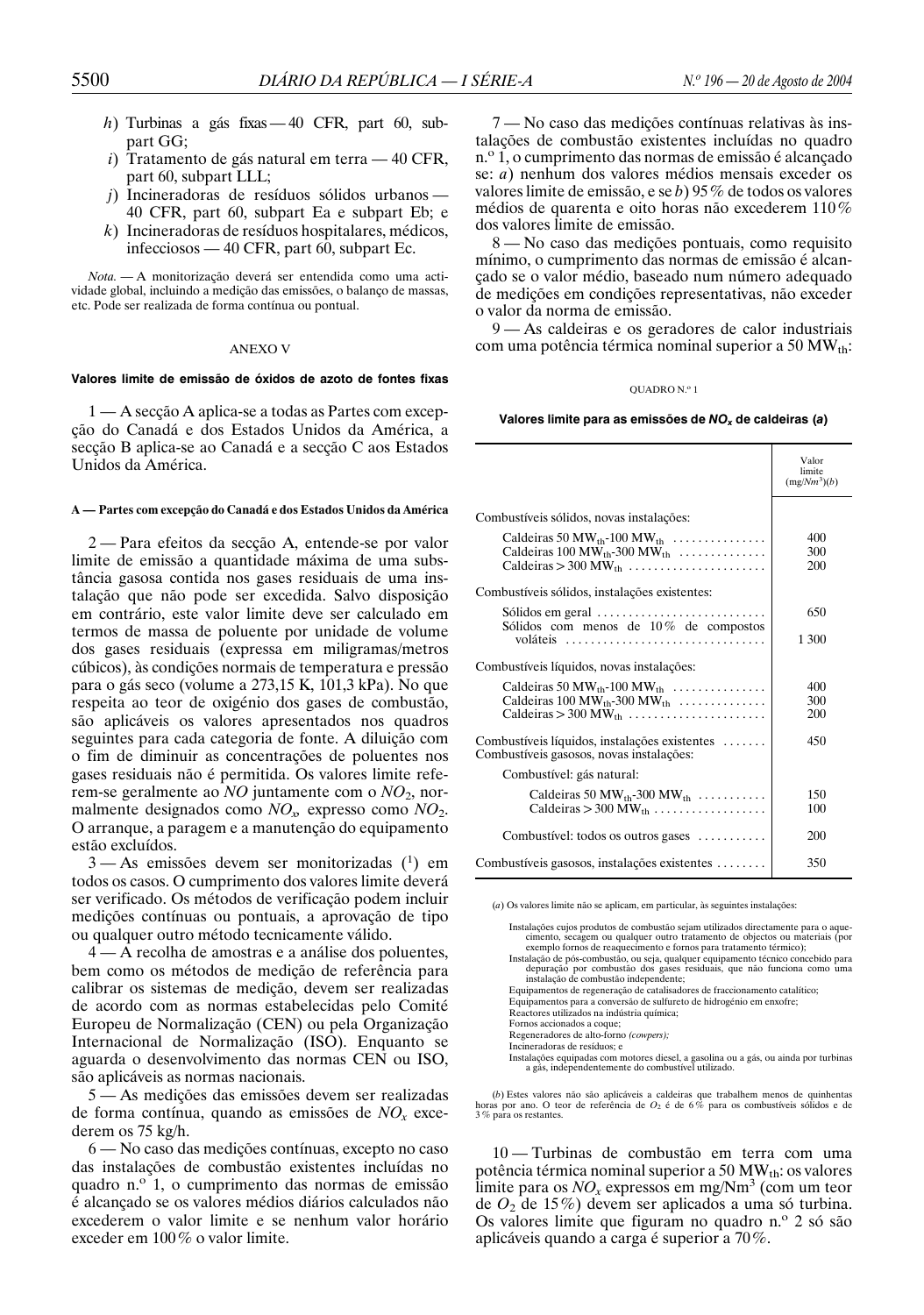*h*) Turbinas a gás fixas — 40 CFR, part 60, subpart GG;

*i*) Tratamento de gás natural em terra — 40 CFR, part 60, subpart LLL;

*j*) Incineradoras de resíduos sólidos urbanos — 40 CFR, part 60, subpart Ea e subpart Eb; e

*k*) Incineradoras de resíduos hospitalares, médicos, infecciosos — 40 CFR, part 60, subpart Ec.

*Nota.* — A monitorização deverá ser entendida como uma actividade global, incluindo a medição das emissões, o balanço de massas, etc. Pode ser realizada de forma contínua ou pontual.

## ANEXO V

### Valores limite de emissão de óxidos de azoto de fontes fixas

1 — A secção A aplica-se a todas as Partes com excepção do Canadá e dos Estados Unidos da América, a secção B aplica-se ao Canadá e a secção C aos Estados Unidos da América.

#### A — Partes com excepção do Canadá e dos Estados Unidos da América

2 — Para efeitos da secção A, entende-se por valor limite de emissão a quantidade máxima de uma substância gasosa contida nos gases residuais de uma instalação que não pode ser excedida. Salvo disposição em contrário, este valor limite deve ser calculado em termos de massa de poluente por unidade de volume dos gases residuais (expressa em miligramas/metros cúbicos), às condições normais de temperatura e pressão para o gás seco (volume a 273,15 K, 101,3 kPa). No que respeita ao teor de oxigénio dos gases de combustão, são aplicáveis os valores apresentados nos quadros seguintes para cada categoria de fonte. A diluição com o fim de diminuir as concentrações de poluentes nos gases residuais não é permitida. Os valores limite referem-se geralmente ao $NO$ juntamente com o $NO_2$, normalmente designados como $NO_x$, expresso como $NO_2$. O arranque, a paragem e a manutenção do equipamento estão excluídos.

3 — As emissões devem ser monitorizadas ([1]) em todos os casos. O cumprimento dos valores limite deverá ser verificado. Os métodos de verificação podem incluir medições contínuas ou pontuais, a aprovação de tipo ou qualquer outro método tecnicamente válido.

4 — A recolha de amostras e a análise dos poluentes, bem como os métodos de medição de referência para calibrar os sistemas de medição, devem ser realizadas de acordo com as normas estabelecidas pelo Comité Europeu de Normalização (CEN) ou pela Organização Internacional de Normalização (ISO). Enquanto se aguarda o desenvolvimento das normas CEN ou ISO, são aplicáveis as normas nacionais.

5 — As medições das emissões devem ser realizadas de forma contínua, quando as emissões de $NO_x$ excederem os 75 kg/h.

6 — No caso das medições contínuas, excepto no caso das instalações de combustão existentes incluídas no quadro n.º 1, o cumprimento das normas de emissão é alcançado se os valores médios diários calculados não excederem o valor limite e se nenhum valor horário exceder em 100% o valor limite.

7 — No caso das medições contínuas relativas às instalações de combustão existentes incluídas no quadro n.º 1, o cumprimento das normas de emissão é alcançado se: *a*) nenhum dos valores médios mensais exceder os valores limite de emissão, e se *b*) 95% de todos os valores médios de quarenta e oito horas não excederem 110% dos valores limite de emissão.

8 — No caso das medições pontuais, como requisito mínimo, o cumprimento das normas de emissão é alcançado se o valor médio, baseado num número adequado de medições em condições representativas, não exceder o valor da norma de emissão.

9 — As caldeiras e os geradores de calor industriais com uma potência térmica nominal superior a 50 $MW_{th}$:

QUADRO N.º 1

**Valores limite para as emissões de $NO_x$ de caldeiras (*a*)**

| | Valor limite (mg/$Nm^3$)(*b*) |
|---|---|
| Combustíveis sólidos, novas instalações: | |
| Caldeiras 50 $MW_{th}$-100 $MW_{th}$ | 400 |
| Caldeiras 100 $MW_{th}$-300 $MW_{th}$ | 300 |
| Caldeiras > 300 $MW_{th}$ | 200 |
| Combustíveis sólidos, instalações existentes: | |
| Sólidos em geral | 650 |
| Sólidos com menos de 10% de compostos voláteis | 1 300 |
| Combustíveis líquidos, novas instalações: | |
| Caldeiras 50 $MW_{th}$-100 $MW_{th}$ | 400 |
| Caldeiras 100 $MW_{th}$-300 $MW_{th}$ | 300 |
| Caldeiras > 300 $MW_{th}$ | 200 |
| Combustíveis líquidos, instalações existentes | 450 |
| Combustíveis gasosos, novas instalações: | |
| Combustível: gás natural: | |
| Caldeiras 50 $MW_{th}$-300 $MW_{th}$ | 150 |
| Caldeiras > 300 $MW_{th}$ | 100 |
| Combustível: todos os outros gases | 200 |
| Combustíveis gasosos, instalações existentes | 350 |

(*a*) Os valores limite não se aplicam, em particular, às seguintes instalações:

- Instalações cujos produtos de combustão sejam utilizados directamente para o aquecimento, secagem ou qualquer outro tratamento de objectos ou materiais (por exemplo fornos de reaquecimento e fornos para tratamento térmico);
- Instalação de pós-combustão, ou seja, qualquer equipamento técnico concebido para depuração por combustão dos gases residuais, que não funciona como uma instalação de combustão independente;
- Equipamentos de regeneração de catalisadores de fraccionamento catalítico;
- Equipamentos para a conversão de sulfureto de hidrogénio em enxofre;
- Reactores utilizados na indústria química;
- Fornos accionados a coque;
- Regeneradores de alto-forno *(cowpers)*;
- Incineradoras de resíduos; e
- Instalações equipadas com motores diesel, a gasolina ou a gás, ou ainda por turbinas a gás, independentemente do combustível utilizado.

(*b*) Estes valores não são aplicáveis a caldeiras que trabalhem menos de quinhentas horas por ano. O teor de referência de $O_2$ é de 6% para os combustíveis sólidos e de 3% para os restantes.

10 — Turbinas de combustão em terra com uma potência térmica nominal superior a 50 $MW_{th}$: os valores limite para os $NO_x$ expressos em mg/$Nm^3$ (com um teor de $O_2$ de 15%) devem ser aplicados a uma só turbina. Os valores limite que figuram no quadro n.º 2 só são aplicáveis quando a carga é superior a 70%.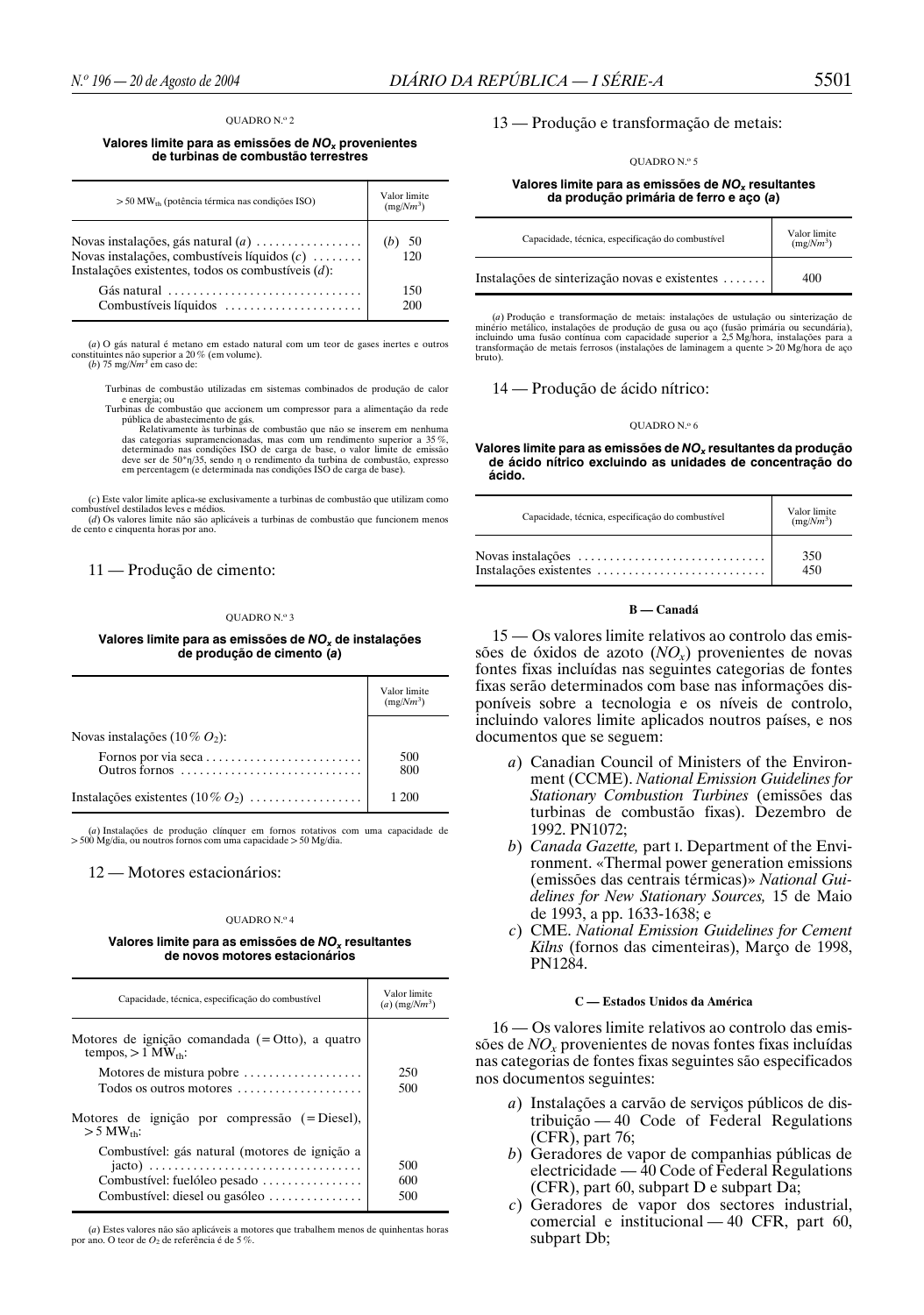QUADRO N.º 2

**Valores limite para as emissões de $NO_x$ provenientes de turbinas de combustão terrestres**

| > 50 $MW_{th}$ (potência térmica nas condições ISO) | Valor limite (mg/$Nm^3$) |
|---|---|
| Novas instalações, gás natural (*a*) | (*b*) 50 |
| Novas instalações, combustíveis líquidos (*c*) | 120 |
| Instalações existentes, todos os combustíveis (*d*): | |
| Gás natural | 150 |
| Combustíveis líquidos | 200 |

(*a*) O gás natural é metano em estado natural com um teor de gases inertes e outros constituintes não superior a 20 % (em volume).

(*b*) 75 mg/$Nm^3$ em caso de:

Turbinas de combustão utilizadas em sistemas combinados de produção de calor e energia; ou
Turbinas de combustão que accionem um compressor para a alimentação da rede pública de abastecimento de gás.

Relativamente às turbinas de combustão que não se inserem em nenhuma das categorias supramencionadas, mas com um rendimento superior a 35 %, determinado nas condições ISO de carga de base, o valor limite de emissão deve ser de 50*η/35, sendo η o rendimento da turbina de combustão, expresso em percentagem (e determinada nas condições ISO de carga de base).

(*c*) Este valor limite aplica-se exclusivamente a turbinas de combustão que utilizam como combustível destilados leves e médios.

(*d*) Os valores limite não são aplicáveis a turbinas de combustão que funcionem menos de cento e cinquenta horas por ano.

11 — Produção de cimento:

QUADRO N.º 3

**Valores limite para as emissões de $NO_x$ de instalações de produção de cimento (*a*)**

| | Valor limite (mg/$Nm^3$) |
|---|---|
| Novas instalações (10 % $O_2$): | |
| Fornos por via seca | 500 |
| Outros fornos | 800 |
| Instalações existentes (10 % $O_2$) | 1 200 |

(*a*) Instalações de produção clínquer em fornos rotativos com uma capacidade de > 500 Mg/dia, ou noutros fornos com uma capacidade > 50 Mg/dia.

12 — Motores estacionários:

QUADRO N.º 4

**Valores limite para as emissões de $NO_x$ resultantes de novos motores estacionários**

| Capacidade, técnica, especificação do combustível | Valor limite (*a*) (mg/$Nm^3$) |
|---|---|
| Motores de ignição comandada (= Otto), a quatro tempos, > 1 $MW_{th}$: | |
| Motores de mistura pobre | 250 |
| Todos os outros motores | 500 |
| Motores de ignição por compressão (= Diesel), > 5 $MW_{th}$: | |
| Combustível: gás natural (motores de ignição a jacto) | 500 |
| Combustível: fuelóleo pesado | 600 |
| Combustível: diesel ou gasóleo | 500 |

(*a*) Estes valores não são aplicáveis a motores que trabalhem menos de quinhentas horas por ano. O teor de $O_2$ de referência é de 5 %.

13 — Produção e transformação de metais:

QUADRO N.º 5

**Valores limite para as emissões de $NO_x$ resultantes da produção primária de ferro e aço (*a*)**

| Capacidade, técnica, especificação do combustível | Valor limite (mg/$Nm^3$) |
|---|---|
| Instalações de sinterização novas e existentes | 400 |

(*a*) Produção e transformação de metais: instalações de ustulação ou sinterização de minério metálico, instalações de produção de gusa ou aço (fusão primária ou secundária), incluindo uma fusão contínua com capacidade superior a 2,5 Mg/hora, instalações para a transformação de metais ferrosos (instalações de laminagem a quente > 20 Mg/hora de aço bruto).

14 — Produção de ácido nítrico:

QUADRO N.º 6

**Valores limite para as emissões de $NO_x$ resultantes da produção de ácido nítrico excluindo as unidades de concentração do ácido.**

| Capacidade, técnica, especificação do combustível | Valor limite (mg/$Nm^3$) |
|---|---|
| Novas instalações | 350 |
| Instalações existentes | 450 |

**B — Canadá**

15 — Os valores limite relativos ao controlo das emissões de óxidos de azoto ($NO_x$) provenientes de novas fontes fixas incluídas nas seguintes categorias de fontes fixas serão determinados com base nas informações disponíveis sobre a tecnologia e os níveis de controlo, incluindo valores limite aplicados noutros países, e nos documentos que se seguem:

*a*) Canadian Council of Ministers of the Environment (CCME). *National Emission Guidelines for Stationary Combustion Turbines* (emissões das turbinas de combustão fixas). Dezembro de 1992. PN1072;

*b*) *Canada Gazette,* part I. Department of the Environment. «Thermal power generation emissions (emissões das centrais térmicas)» *National Guidelines for New Stationary Sources,* 15 de Maio de 1993, a pp. 1633-1638; e

*c*) CME. *National Emission Guidelines for Cement Kilns* (fornos das cimenteiras), Março de 1998, PN1284.

**C — Estados Unidos da América**

16 — Os valores limite relativos ao controlo das emissões de $NO_x$ provenientes de novas fontes fixas incluídas nas categorias de fontes fixas seguintes são especificados nos documentos seguintes:

*a*) Instalações a carvão de serviços públicos de distribuição — 40 Code of Federal Regulations (CFR), part 76;

*b*) Geradores de vapor de companhias públicas de electricidade — 40 Code of Federal Regulations (CFR), part 60, subpart D e subpart Da;

*c*) Geradores de vapor dos sectores industrial, comercial e institucional — 40 CFR, part 60, subpart Db;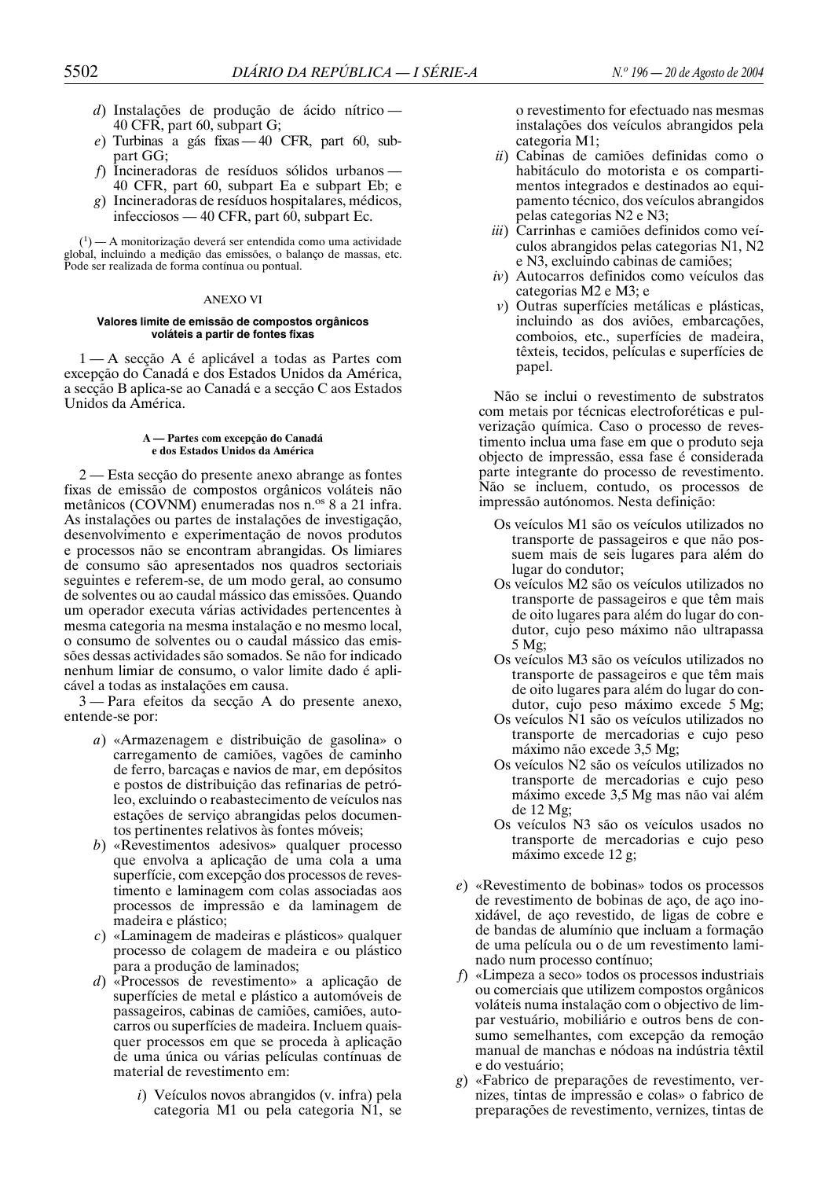*d*) Instalações de produção de ácido nítrico — 40 CFR, part 60, subpart G;

*e*) Turbinas a gás fixas — 40 CFR, part 60, subpart GG;

*f*) Incineradoras de resíduos sólidos urbanos — 40 CFR, part 60, subpart Ea e subpart Eb; e

*g*) Incineradoras de resíduos hospitalares, médicos, infecciosos — 40 CFR, part 60, subpart Ec.

([1]) — A monitorização deverá ser entendida como uma actividade global, incluindo a medição das emissões, o balanço de massas, etc. Pode ser realizada de forma contínua ou pontual.

## ANEXO VI

### Valores limite de emissão de compostos orgânicos voláteis a partir de fontes fixas

1 — A secção A é aplicável a todas as Partes com excepção do Canadá e dos Estados Unidos da América, a secção B aplica-se ao Canadá e a secção C aos Estados Unidos da América.

#### A — Partes com excepção do Canadá e dos Estados Unidos da América

2 — Esta secção do presente anexo abrange as fontes fixas de emissão de compostos orgânicos voláteis não metânicos (COVNM) enumeradas nos n.os 8 a 21 infra. As instalações ou partes de instalações de investigação, desenvolvimento e experimentação de novos produtos e processos não se encontram abrangidas. Os limiares de consumo são apresentados nos quadros sectoriais seguintes e referem-se, de um modo geral, ao consumo de solventes ou ao caudal mássico das emissões. Quando um operador executa várias actividades pertencentes à mesma categoria na mesma instalação e no mesmo local, o consumo de solventes ou o caudal mássico das emissões dessas actividades são somados. Se não for indicado nenhum limiar de consumo, o valor limite dado é aplicável a todas as instalações em causa.

3 — Para efeitos da secção A do presente anexo, entende-se por:

*a*) «Armazenagem e distribuição de gasolina» o carregamento de camiões, vagões de caminho de ferro, barcaças e navios de mar, em depósitos e postos de distribuição das refinarias de petróleo, excluindo o reabastecimento de veículos nas estações de serviço abrangidas pelos documentos pertinentes relativos às fontes móveis;

*b*) «Revestimentos adesivos» qualquer processo que envolva a aplicação de uma cola a uma superfície, com excepção dos processos de revestimento e laminagem com colas associadas aos processos de impressão e da laminagem de madeira e plástico;

*c*) «Laminagem de madeiras e plásticos» qualquer processo de colagem de madeira e ou plástico para a produção de laminados;

*d*) «Processos de revestimento» a aplicação de superfícies de metal e plástico a automóveis de passageiros, cabinas de camiões, camiões, autocarros ou superfícies de madeira. Incluem quaisquer processos em que se proceda à aplicação de uma única ou várias películas contínuas de material de revestimento em:

*i*) Veículos novos abrangidos (v. infra) pela categoria M1 ou pela categoria N1, se o revestimento for efectuado nas mesmas instalações dos veículos abrangidos pela categoria M1;

*ii*) Cabinas de camiões definidas como o habitáculo do motorista e os compartimentos integrados e destinados ao equipamento técnico, dos veículos abrangidos pelas categorias N2 e N3;

*iii*) Carrinhas e camiões definidos como veículos abrangidos pelas categorias N1, N2 e N3, excluindo cabinas de camiões;

*iv*) Autocarros definidos como veículos das categorias M2 e M3; e

*v*) Outras superfícies metálicas e plásticas, incluindo as dos aviões, embarcações, comboios, etc., superfícies de madeira, têxteis, tecidos, películas e superfícies de papel.

Não se inclui o revestimento de substratos com metais por técnicas electroforéticas e pulverização química. Caso o processo de revestimento inclua uma fase em que o produto seja objecto de impressão, essa fase é considerada parte integrante do processo de revestimento. Não se incluem, contudo, os processos de impressão autónomos. Nesta definição:

Os veículos M1 são os veículos utilizados no transporte de passageiros e que não possuem mais de seis lugares para além do lugar do condutor;

Os veículos M2 são os veículos utilizados no transporte de passageiros e que têm mais de oito lugares para além do lugar do condutor, cujo peso máximo não ultrapassa 5 Mg;

Os veículos M3 são os veículos utilizados no transporte de passageiros e que têm mais de oito lugares para além do lugar do condutor, cujo peso máximo excede 5 Mg;

Os veículos N1 são os veículos utilizados no transporte de mercadorias e cujo peso máximo não excede 3,5 Mg;

Os veículos N2 são os veículos utilizados no transporte de mercadorias e cujo peso máximo excede 3,5 Mg mas não vai além de 12 Mg;

Os veículos N3 são os veículos usados no transporte de mercadorias e cujo peso máximo excede 12 g;

*e*) «Revestimento de bobinas» todos os processos de revestimento de bobinas de aço, de aço inoxidável, de aço revestido, de ligas de cobre e de bandas de alumínio que incluam a formação de uma película ou o de um revestimento laminado num processo contínuo;

*f*) «Limpeza a seco» todos os processos industriais ou comerciais que utilizem compostos orgânicos voláteis numa instalação com o objectivo de limpar vestuário, mobiliário e outros bens de consumo semelhantes, com excepção da remoção manual de manchas e nódoas na indústria têxtil e do vestuário;

*g*) «Fabrico de preparações de revestimento, vernizes, tintas de impressão e colas» o fabrico de preparações de revestimento, vernizes, tintas de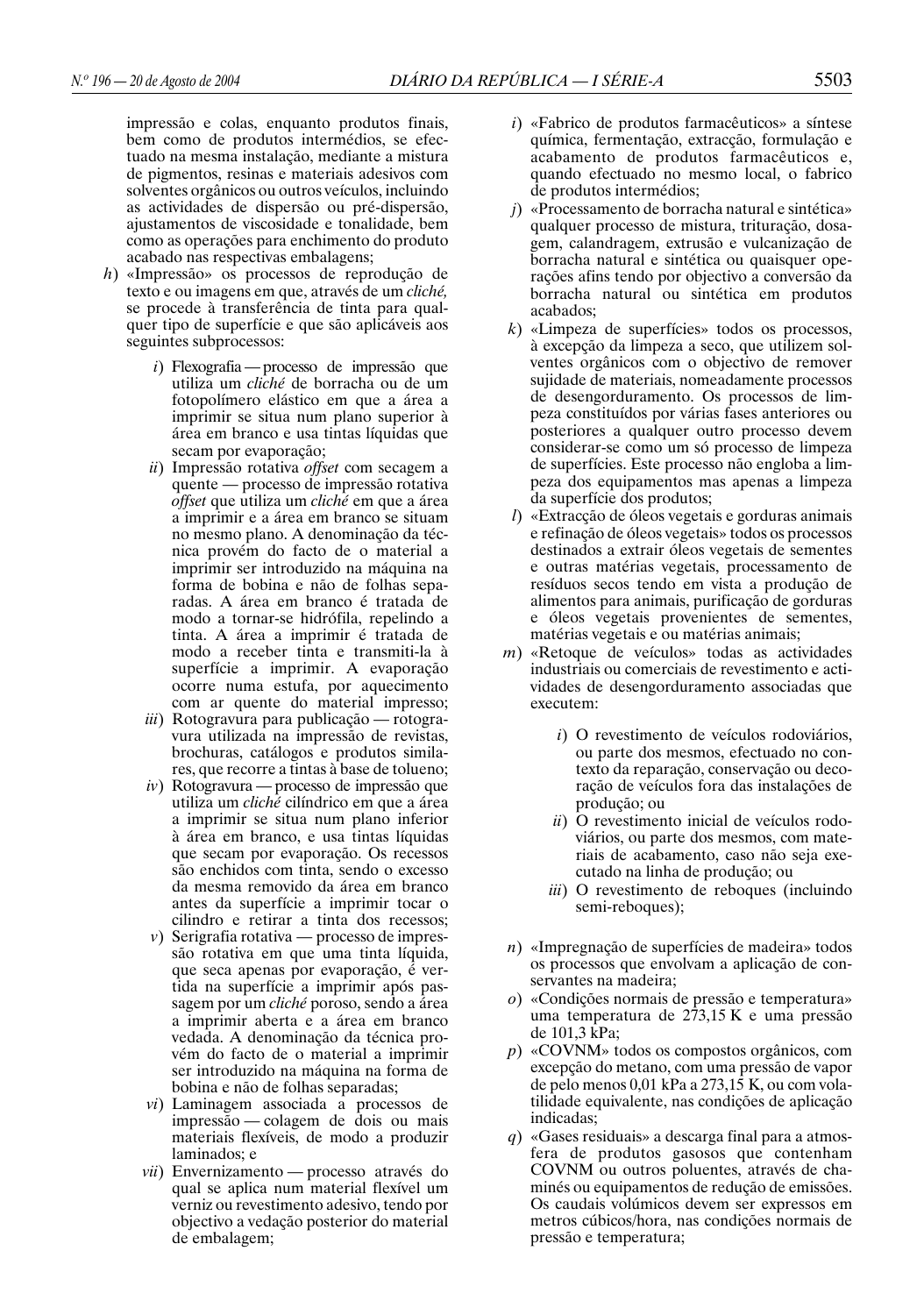impressão e colas, enquanto produtos finais, bem como de produtos intermédios, se efectuado na mesma instalação, mediante a mistura de pigmentos, resinas e materiais adesivos com solventes orgânicos ou outros veículos, incluindo as actividades de dispersão ou pré-dispersão, ajustamentos de viscosidade e tonalidade, bem como as operações para enchimento do produto acabado nas respectivas embalagens;

*h*) «Impressão» os processos de reprodução de texto e ou imagens em que, através de um *cliché,* se procede à transferência de tinta para qualquer tipo de superfície e que são aplicáveis aos seguintes subprocessos:

*i*) Flexografia — processo de impressão que utiliza um *cliché* de borracha ou de um fotopolímero elástico em que a área a imprimir se situa num plano superior à área em branco e usa tintas líquidas que secam por evaporação;

*ii*) Impressão rotativa *offset* com secagem a quente — processo de impressão rotativa *offset* que utiliza um *cliché* em que a área a imprimir e a área em branco se situam no mesmo plano. A denominação da técnica provém do facto de o material a imprimir ser introduzido na máquina na forma de bobina e não de folhas separadas. A área em branco é tratada de modo a tornar-se hidrófila, repelindo a tinta. A área a imprimir é tratada de modo a receber tinta e transmiti-la à superfície a imprimir. A evaporação ocorre numa estufa, por aquecimento com ar quente do material impresso;

*iii*) Rotogravura para publicação — rotogravura utilizada na impressão de revistas, brochuras, catálogos e produtos similares, que recorre a tintas à base de tolueno;

*iv*) Rotogravura — processo de impressão que utiliza um *cliché* cilíndrico em que a área a imprimir se situa num plano inferior à área em branco, e usa tintas líquidas que secam por evaporação. Os recessos são enchidos com tinta, sendo o excesso da mesma removido da área em branco antes da superfície a imprimir tocar o cilindro e retirar a tinta dos recessos;

*v*) Serigrafia rotativa — processo de impressão rotativa em que uma tinta líquida, que seca apenas por evaporação, é vertida na superfície a imprimir após passagem por um *cliché* poroso, sendo a área a imprimir aberta e a área em branco vedada. A denominação da técnica provém do facto de o material a imprimir ser introduzido na máquina na forma de bobina e não de folhas separadas;

*vi*) Laminagem associada a processos de impressão — colagem de dois ou mais materiais flexíveis, de modo a produzir laminados; e

*vii*) Envernizamento — processo através do qual se aplica num material flexível um verniz ou revestimento adesivo, tendo por objectivo a vedação posterior do material de embalagem;

*i*) «Fabrico de produtos farmacêuticos» a síntese química, fermentação, extracção, formulação e acabamento de produtos farmacêuticos e, quando efectuado no mesmo local, o fabrico de produtos intermédios;

*j*) «Processamento de borracha natural e sintética» qualquer processo de mistura, trituração, dosagem, calandragem, extrusão e vulcanização de borracha natural e sintética ou quaisquer operações afins tendo por objectivo a conversão da borracha natural ou sintética em produtos acabados;

*k*) «Limpeza de superfícies» todos os processos, à excepção da limpeza a seco, que utilizem solventes orgânicos com o objectivo de remover sujidade de materiais, nomeadamente processos de desengorduramento. Os processos de limpeza constituídos por várias fases anteriores ou posteriores a qualquer outro processo devem considerar-se como um só processo de limpeza de superfícies. Este processo não engloba a limpeza dos equipamentos mas apenas a limpeza da superfície dos produtos;

*l*) «Extracção de óleos vegetais e gorduras animais e refinação de óleos vegetais» todos os processos destinados a extrair óleos vegetais de sementes e outras matérias vegetais, processamento de resíduos secos tendo em vista a produção de alimentos para animais, purificação de gorduras e óleos vegetais provenientes de sementes, matérias vegetais e ou matérias animais;

*m*) «Retoque de veículos» todas as actividades industriais ou comerciais de revestimento e actividades de desengorduramento associadas que executem:

*i*) O revestimento de veículos rodoviários, ou parte dos mesmos, efectuado no contexto da reparação, conservação ou decoração de veículos fora das instalações de produção; ou

*ii*) O revestimento inicial de veículos rodoviários, ou parte dos mesmos, com materiais de acabamento, caso não seja executado na linha de produção; ou

*iii*) O revestimento de reboques (incluindo semi-reboques);

*n*) «Impregnação de superfícies de madeira» todos os processos que envolvam a aplicação de conservantes na madeira;

*o*) «Condições normais de pressão e temperatura» uma temperatura de 273,15 K e uma pressão de 101,3 kPa;

*p*) «COVNM» todos os compostos orgânicos, com excepção do metano, com uma pressão de vapor de pelo menos 0,01 kPa a 273,15 K, ou com volatilidade equivalente, nas condições de aplicação indicadas;

*q*) «Gases residuais» a descarga final para a atmosfera de produtos gasosos que contenham COVNM ou outros poluentes, através de chaminés ou equipamentos de redução de emissões. Os caudais volúmicos devem ser expressos em metros cúbicos/hora, nas condições normais de pressão e temperatura;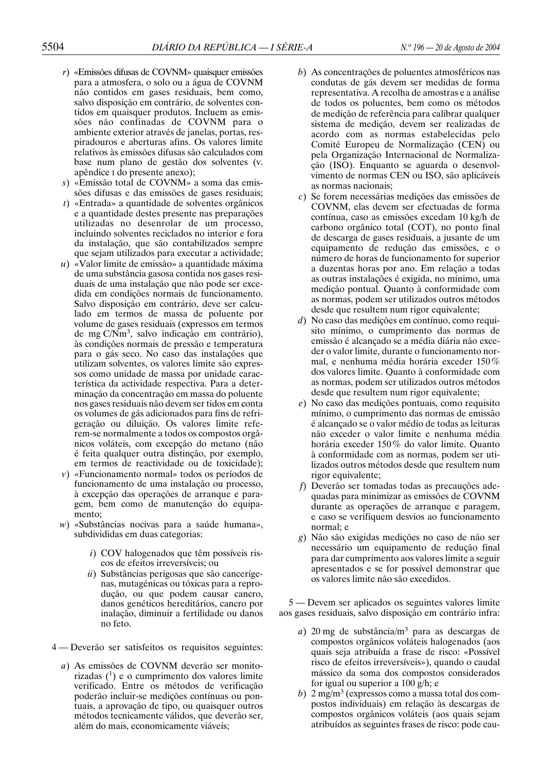*r*) «Emissões difusas de COVNM» quaisquer emissões para a atmosfera, o solo ou a água de COVNM não contidos em gases residuais, bem como, salvo disposição em contrário, de solventes contidos em quaisquer produtos. Incluem as emissões não confinadas de COVNM para o ambiente exterior através de janelas, portas, respiradouros e aberturas afins. Os valores limite relativos às emissões difusas são calculados com base num plano de gestão dos solventes (v. apêndice I do presente anexo);

*s*) «Emissão total de COVNM» a soma das emissões difusas e das emissões de gases residuais;

*t*) «Entrada» a quantidade de solventes orgânicos e a quantidade destes presente nas preparações utilizadas no desenrolar de um processo, incluindo solventes reciclados no interior e fora da instalação, que são contabilizados sempre que sejam utilizados para executar a actividade;

*u*) «Valor limite de emissão» a quantidade máxima de uma substância gasosa contida nos gases residuais de uma instalação que não pode ser excedida em condições normais de funcionamento. Salvo disposição em contrário, deve ser calculado em termos de massa de poluente por volume de gases residuais (expressos em termos de mg $C/Nm^3$, salvo indicação em contrário), às condições normais de pressão e temperatura para o gás seco. No caso das instalações que utilizam solventes, os valores limite são expressos como unidade de massa por unidade característica da actividade respectiva. Para a determinação da concentração em massa do poluente nos gases residuais não devem ser tidos em conta os volumes de gás adicionados para fins de refrigeração ou diluição. Os valores limite referem-se normalmente a todos os compostos orgânicos voláteis, com excepção do metano (não é feita qualquer outra distinção, por exemplo, em termos de reactividade ou de toxicidade);

*v*) «Funcionamento normal» todos os períodos de funcionamento de uma instalação ou processo, à excepção das operações de arranque e paragem, bem como de manutenção do equipamento;

*w*) «Substâncias nocivas para a saúde humana», subdivididas em duas categorias:

*i*) COV halogenados que têm possíveis riscos de efeitos irreversíveis; ou

*ii*) Substâncias perigosas que são cancerígenas, mutagénicas ou tóxicas para a reprodução, ou que podem causar cancro, danos genéticos hereditários, cancro por inalação, diminuir a fertilidade ou danos no feto.

4 — Deverão ser satisfeitos os requisitos seguintes:

*a*) As emissões de COVNM deverão ser monitorizadas ([1]) e o cumprimento dos valores limite verificado. Entre os métodos de verificação poderão incluir-se medições contínuas ou pontuais, a aprovação de tipo, ou quaisquer outros métodos tecnicamente válidos, que deverão ser, além do mais, economicamente viáveis;

*b*) As concentrações de poluentes atmosféricos nas condutas de gás devem ser medidas de forma representativa. A recolha de amostras e a análise de todos os poluentes, bem como os métodos de medição de referência para calibrar qualquer sistema de medição, devem ser realizadas de acordo com as normas estabelecidas pelo Comité Europeu de Normalização (CEN) ou pela Organização Internacional de Normalização (ISO). Enquanto se aguarda o desenvolvimento de normas CEN ou ISO, são aplicáveis as normas nacionais;

*c*) Se forem necessárias medições das emissões de COVNM, elas devem ser efectuadas de forma contínua, caso as emissões excedam 10 kg/h de carbono orgânico total (COT), no ponto final de descarga de gases residuais, a jusante de um equipamento de redução das emissões, e o número de horas de funcionamento for superior a duzentas horas por ano. Em relação a todas as outras instalações é exigida, no mínimo, uma medição pontual. Quanto à conformidade com as normas, podem ser utilizados outros métodos desde que resultem num rigor equivalente;

*d*) No caso das medições em contínuo, como requisito mínimo, o cumprimento das normas de emissão é alcançado se a média diária não exceder o valor limite, durante o funcionamento normal, e nenhuma média horária exceder 150% dos valores limite. Quanto à conformidade com as normas, podem ser utilizados outros métodos desde que resultem num rigor equivalente;

*e*) No caso das medições pontuais, como requisito mínimo, o cumprimento das normas de emissão é alcançado se o valor médio de todas as leituras não exceder o valor limite e nenhuma média horária exceder 150% do valor limite. Quanto à conformidade com as normas, podem ser utilizados outros métodos desde que resultem num rigor equivalente;

*f*) Deverão ser tomadas todas as precauções adequadas para minimizar as emissões de COVNM durante as operações de arranque e paragem, e caso se verifiquem desvios ao funcionamento normal; e

*g*) Não são exigidas medições no caso de não ser necessário um equipamento de redução final para dar cumprimento aos valores limite a seguir apresentados e se for possível demonstrar que os valores limite não são excedidos.

5 — Devem ser aplicados os seguintes valores limite aos gases residuais, salvo disposição em contrário infra:

*a*) 20 mg de substância/$m^3$ para as descargas de compostos orgânicos voláteis halogenados (aos quais seja atribuída a frase de risco: «Possível risco de efeitos irreversíveis»), quando o caudal mássico da soma dos compostos considerados for igual ou superior a 100 g/h; e

*b*) 2 mg/$m^3$ (expressos como a massa total dos compostos individuais) em relação às descargas de compostos orgânicos voláteis (aos quais sejam atribuídos as seguintes frases de risco: pode cau-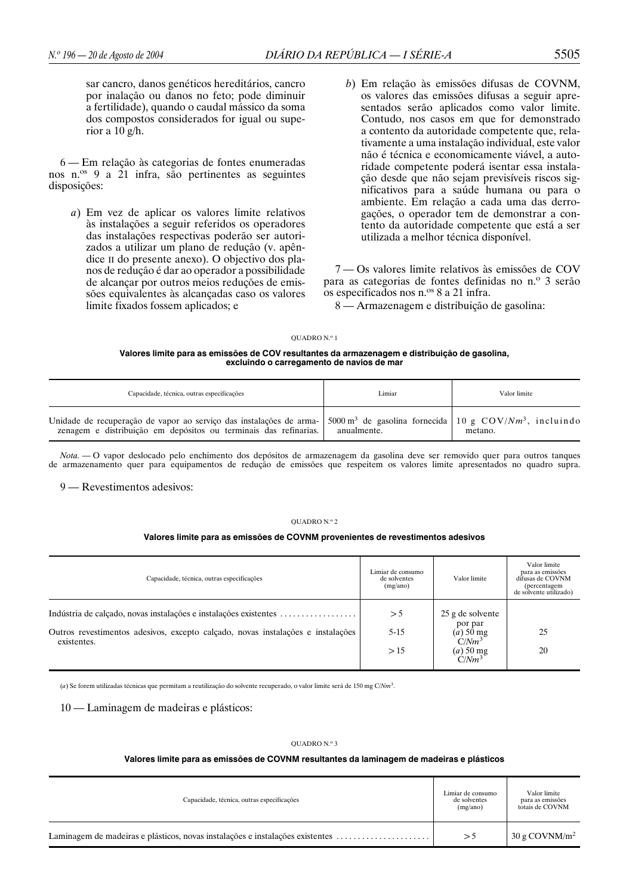sar cancro, danos genéticos hereditários, cancro por inalação ou danos no feto; pode diminuir a fertilidade), quando o caudal mássico da soma dos compostos considerados for igual ou superior a 10 g/h.

6 — Em relação às categorias de fontes enumeradas nos n.os 9 a 21 infra, são pertinentes as seguintes disposições:

*a*) Em vez de aplicar os valores limite relativos às instalações a seguir referidos os operadores das instalações respectivas poderão ser autorizados a utilizar um plano de redução (v. apêndice II do presente anexo). O objectivo dos planos de redução é dar ao operador a possibilidade de alcançar por outros meios reduções de emissões equivalentes às alcançadas caso os valores limite fixados fossem aplicados; e

*b*) Em relação às emissões difusas de COVNM, os valores das emissões difusas a seguir apresentados serão aplicados como valor limite. Contudo, nos casos em que for demonstrado a contento da autoridade competente que, relativamente a uma instalação individual, este valor não é técnica e economicamente viável, a autoridade competente poderá isentar essa instalação desde que não sejam previsíveis riscos significativos para a saúde humana ou para o ambiente. Em relação a cada uma das derrogações, o operador tem de demonstrar a contento da autoridade competente que está a ser utilizada a melhor técnica disponível.

7 — Os valores limite relativos às emissões de COV para as categorias de fontes definidas no n.º 3 serão os especificados nos n.os 8 a 21 infra.

8 — Armazenagem e distribuição de gasolina:

QUADRO N.º 1

**Valores limite para as emissões de COV resultantes da armazenagem e distribuição de gasolina, excluindo o carregamento de navios de mar**

| Capacidade, técnica, outras especificações | Limiar | Valor limite |
|---|---|---|
| Unidade de recuperação de vapor ao serviço das instalações de armazenagem e distribuição em depósitos ou terminais das refinarias. | 5000 $m^3$ de gasolina fornecida anualmente. | 10 g COV/$Nm^3$, incluindo metano. |

*Nota.* — O vapor deslocado pelo enchimento dos depósitos de armazenagem da gasolina deve ser removido quer para outros tanques de armazenamento quer para equipamentos de redução de emissões que respeitem os valores limite apresentados no quadro supra.

9 — Revestimentos adesivos:

QUADRO N.º 2

**Valores limite para as emissões de COVNM provenientes de revestimentos adesivos**

| Capacidade, técnica, outras especificações | Limiar de consumo de solventes (mg/ano) | Valor limite | Valor limite para as emissões difusas de COVNM (percentagem de solvente utilizado) |
|---|---|---|---|
| Indústria de calçado, novas instalações e instalações existentes | > 5 | 25 g de solvente por par | |
| Outros revestimentos adesivos, excepto calçado, novas instalações e instalações existentes. | 5-15 | (*a*) 50 mg C/$Nm^3$ | 25 |
| | > 15 | (*a*) 50 mg C/$Nm^3$ | 20 |

(*a*) Se forem utilizadas técnicas que permitam a reutilização do solvente recuperado, o valor limite será de 150 mg C/$Nm^3$.

10 — Laminagem de madeiras e plásticos:

QUADRO N.º 3

**Valores limite para as emissões de COVNM resultantes da laminagem de madeiras e plásticos**

| Capacidade, técnica, outras especificações | Limiar de consumo de solventes (mg/ano) | Valor limite para as emissões totais de COVNM |
|---|---|---|
| Laminagem de madeiras e plásticos, novas instalações e instalações existentes | > 5 | 30 g COVNM/$m^2$ |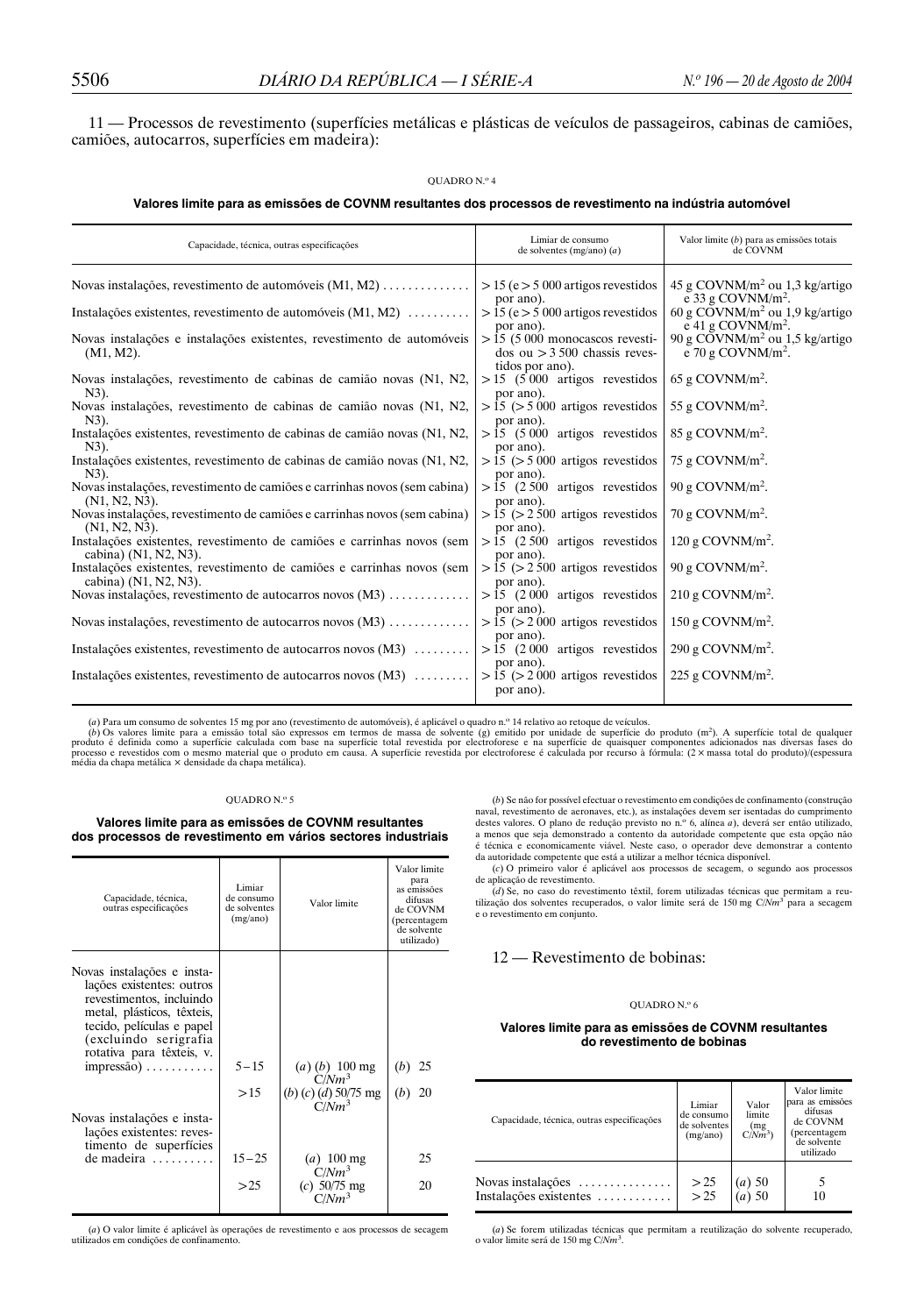11 — Processos de revestimento (superfícies metálicas e plásticas de veículos de passageiros, cabinas de camiões, camiões, autocarros, superfícies em madeira):

QUADRO N.º 4

**Valores limite para as emissões de COVNM resultantes dos processos de revestimento na indústria automóvel**

| Capacidade, técnica, outras especificações | Limiar de consumo de solventes (mg/ano) (*a*) | Valor limite (*b*) para as emissões totais de COVNM |
|---|---|---|
| Novas instalações, revestimento de automóveis (M1, M2) | > 15 (e > 5 000 artigos revestidos por ano). | 45 g COVNM/m$^2$ ou 1,3 kg/artigo e 33 g COVNM/m$^2$. |
| Instalações existentes, revestimento de automóveis (M1, M2) | > 15 (e > 5 000 artigos revestidos por ano). | 60 g COVNM/m$^2$ ou 1,9 kg/artigo e 41 g COVNM/m$^2$. |
| Novas instalações e instalações existentes, revestimento de automóveis (M1, M2). | > 15 (5 000 monocascos revestidos ou > 3 500 chassis revestidos por ano). | 90 g COVNM/m$^2$ ou 1,5 kg/artigo e 70 g COVNM/m$^2$. |
| Novas instalações, revestimento de cabinas de camião novas (N1, N2, N3). | > 15 (5 000 artigos revestidos por ano). | 65 g COVNM/m$^2$. |
| Novas instalações, revestimento de cabinas de camião novas (N1, N2, N3). | > 15 (> 5 000 artigos revestidos por ano). | 55 g COVNM/m$^2$. |
| Instalações existentes, revestimento de cabinas de camião novas (N1, N2, N3). | > 15 (5 000 artigos revestidos por ano). | 85 g COVNM/m$^2$. |
| Instalações existentes, revestimento de cabinas de camião novas (N1, N2, N3). | > 15 (> 5 000 artigos revestidos por ano). | 75 g COVNM/m$^2$. |
| Novas instalações, revestimento de camiões e carrinhas novos (sem cabina) (N1, N2, N3). | > 15 (2 500 artigos revestidos por ano). | 90 g COVNM/m$^2$. |
| Novas instalações, revestimento de camiões e carrinhas novos (sem cabina) (N1, N2, N3). | > 15 (> 2 500 artigos revestidos por ano). | 70 g COVNM/m$^2$. |
| Instalações existentes, revestimento de camiões e carrinhas novos (sem cabina) (N1, N2, N3). | > 15 (2 500 artigos revestidos por ano). | 120 g COVNM/m$^2$. |
| Instalações existentes, revestimento de camiões e carrinhas novos (sem cabina) (N1, N2, N3). | > 15 (> 2 500 artigos revestidos por ano). | 90 g COVNM/m$^2$. |
| Novas instalações, revestimento de autocarros novos (M3) | > 15 (2 000 artigos revestidos por ano). | 210 g COVNM/m$^2$. |
| Novas instalações, revestimento de autocarros novos (M3) | > 15 (> 2 000 artigos revestidos por ano). | 150 g COVNM/m$^2$. |
| Instalações existentes, revestimento de autocarros novos (M3) | > 15 (2 000 artigos revestidos por ano). | 290 g COVNM/m$^2$. |
| Instalações existentes, revestimento de autocarros novos (M3) | > 15 (> 2 000 artigos revestidos por ano). | 225 g COVNM/m$^2$. |

(*a*) Para um consumo de solventes 15 mg por ano (revestimento de automóveis), é aplicável o quadro n.º 14 relativo ao retoque de veículos.
(*b*) Os valores limite para a emissão total são expressos em termos de massa de solvente (g) emitido por unidade de superfície do produto (m$^2$). A superfície total de qualquer produto é definida como a superfície calculada com base na superfície total revestida por electroforese e na superfície de quaisquer componentes adicionados nas diversas fases do processo e revestidos com o mesmo material que o produto em causa. A superfície revestida por electroforese é calculada por recurso à fórmula: (2 × massa total do produto)/(espessura média da chapa metálica × densidade da chapa metálica).

QUADRO N.º 5

**Valores limite para as emissões de COVNM resultantes dos processos de revestimento em vários sectores industriais**

| Capacidade, técnica, outras especificações | Limiar de consumo de solventes (mg/ano) | Valor limite | Valor limite para as emissões difusas de COVNM (percentagem de solvente utilizado) |
|---|---|---|---|
| Novas instalações e instalações existentes: outros revestimentos, incluindo metal, plásticos, têxteis, tecido, películas e papel (excluindo serigrafia rotativa para têxteis, v. impressão) | 5 – 15 | (*a*) (*b*) 100 mg C/$Nm^3$ | (*b*) 25 |
| | > 15 | (*b*) (*c*) (*d*) 50/75 mg C/$Nm^3$ | (*b*) 20 |
| Novas instalações e instalações existentes: revestimento de superfícies de madeira | 15 – 25 | (*a*) 100 mg C/$Nm^3$ | 25 |
| | > 25 | (*c*) 50/75 mg C/$Nm^3$ | 20 |

(*a*) O valor limite é aplicável às operações de revestimento e aos processos de secagem utilizados em condições de confinamento.
(*b*) Se não for possível efectuar o revestimento em condições de confinamento (construção naval, revestimento de aeronaves, etc.), as instalações devem ser isentadas do cumprimento destes valores. O plano de redução previsto no n.º 6, alínea *a*), deverá ser então utilizado, a menos que seja demonstrado a contento da autoridade competente que esta opção não é técnica e economicamente viável. Neste caso, o operador deve demonstrar a contento da autoridade competente que está a utilizar a melhor técnica disponível.
(*c*) O primeiro valor é aplicável aos processos de secagem, o segundo aos processos de aplicação de revestimento.
(*d*) Se, no caso do revestimento têxtil, forem utilizadas técnicas que permitam a reutilização dos solventes recuperados, o valor limite será de 150 mg C/$Nm^3$ para a secagem e o revestimento em conjunto.

12 — Revestimento de bobinas:

QUADRO N.º 6

**Valores limite para as emissões de COVNM resultantes do revestimento de bobinas**

| Capacidade, técnica, outras especificações | Limiar de consumo de solventes (mg/ano) | Valor limite (mg C/$Nm^3$) | Valor limite para as emissões difusas de COVNM (percentagem de solvente utilizado) |
|---|---|---|---|
| Novas instalações | > 25 | (*a*) 50 | 5 |
| Instalações existentes | > 25 | (*a*) 50 | 10 |

(*a*) Se forem utilizadas técnicas que permitam a reutilização do solvente recuperado, o valor limite será de 150 mg C/$Nm^3$.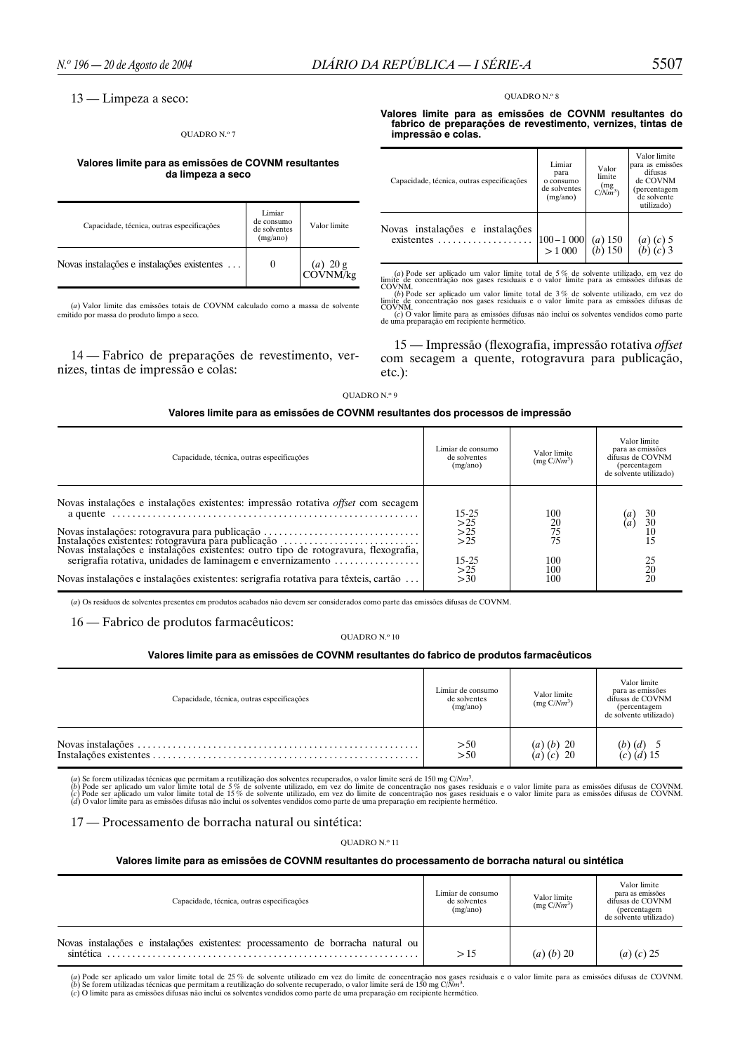13 — Limpeza a seco:

QUADRO N.º 7

**Valores limite para as emissões de COVNM resultantes da limpeza a seco**

| Capacidade, técnica, outras especificações | Limiar de consumo de solventes (mg/ano) | Valor limite |
|---|---|---|
| Novas instalações e instalações existentes . . . | 0 | (*a*) 20 g COVNM/kg |

(*a*) Valor limite das emissões totais de COVNM calculado como a massa de solvente emitido por massa do produto limpo a seco.

14 — Fabrico de preparações de revestimento, vernizes, tintas de impressão e colas:

QUADRO N.º 8

**Valores limite para as emissões de COVNM resultantes do fabrico de preparações de revestimento, vernizes, tintas de impressão e colas.**

| Capacidade, técnica, outras especificações | Limiar para o consumo de solventes (mg/ano) | Valor limite (mg C/$Nm^3$) | Valor limite para as emissões difusas de COVNM (percentagem de solvente utilizado) |
|---|---|---|---|
| Novas instalações e instalações existentes . . . . . . . . . . . . . . . . . . | 100 – 1 000 | (*a*) 150 | (*a*) (*c*) 5 |
| | > 1 000 | (*b*) 150 | (*b*) (*c*) 3 |

(*a*) Pode ser aplicado um valor limite total de 5 % de solvente utilizado, em vez do limite de concentração nos gases residuais e o valor limite para as emissões difusas de COVNM.
(*b*) Pode ser aplicado um valor limite total de 3 % de solvente utilizado, em vez do limite de concentração nos gases residuais e o valor limite para as emissões difusas de COVNM.
(*c*) O valor limite para as emissões difusas não inclui os solventes vendidos como parte de uma preparação em recipiente hermético.

15 — Impressão (flexografia, impressão rotativa *offset* com secagem a quente, rotogravura para publicação, etc.):

QUADRO N.º 9

**Valores limite para as emissões de COVNM resultantes dos processos de impressão**

| Capacidade, técnica, outras especificações | Limiar de consumo de solventes (mg/ano) | Valor limite (mg C/$Nm^3$) | Valor limite para as emissões difusas de COVNM (percentagem de solvente utilizado) |
|---|---|---|---|
| Novas instalações e instalações existentes: impressão rotativa *offset* com secagem a quente . . . . . . . . . . . . . . . . . . | 15-25 | 100 | (*a*) 30 |
| | >25 | 20 | (*a*) 30 |
| Novas instalações: rotogravura para publicação . . . . . . . . . . . . . . . . | >25 | 75 | 10 |
| Instalações existentes: rotogravura para publicação . . . . . . . . . . . . | >25 | 75 | 15 |
| Novas instalações e instalações existentes: outro tipo de rotogravura, flexografia, serigrafia rotativa, unidades de laminagem e envernizamento . . . . . . . . . . . . . . . . | 15-25 | 100 | 25 |
| | >25 | 100 | 20 |
| Novas instalações e instalações existentes: serigrafia rotativa para têxteis, cartão . . . | >30 | 100 | 20 |

(*a*) Os resíduos de solventes presentes em produtos acabados não devem ser considerados como parte das emissões difusas de COVNM.

16 — Fabrico de produtos farmacêuticos:

QUADRO N.º 10

**Valores limite para as emissões de COVNM resultantes do fabrico de produtos farmacêuticos**

| Capacidade, técnica, outras especificações | Limiar de consumo de solventes (mg/ano) | Valor limite (mg C/$Nm^3$) | Valor limite para as emissões difusas de COVNM (percentagem de solvente utilizado) |
|---|---|---|---|
| Novas instalações . . . . . . . . . . . . . . . . . . . . . . . . . . . . . . . . . . | >50 | (*a*) (*b*) 20 | (*b*) (*d*) 5 |
| Instalações existentes . . . . . . . . . . . . . . . . . . . . . . . . . . . . . . | >50 | (*a*) (*c*) 20 | (*c*) (*d*) 15 |

(*a*) Se forem utilizadas técnicas que permitam a reutilização dos solventes recuperados, o valor limite será de 150 mg C/$Nm^3$.
(*b*) Pode ser aplicado um valor limite total de 5 % de solvente utilizado, em vez do limite de concentração nos gases residuais e o valor limite para as emissões difusas de COVNM.
(*c*) Pode ser aplicado um valor limite total de 15 % de solvente utilizado, em vez do limite de concentração nos gases residuais e o valor limite para as emissões difusas de COVNM.
(*d*) O valor limite para as emissões difusas não inclui os solventes vendidos como parte de uma preparação em recipiente hermético.

17 — Processamento de borracha natural ou sintética:

QUADRO N.º 11

**Valores limite para as emissões de COVNM resultantes do processamento de borracha natural ou sintética**

| Capacidade, técnica, outras especificações | Limiar de consumo de solventes (mg/ano) | Valor limite (mg C/$Nm^3$) | Valor limite para as emissões difusas de COVNM (percentagem de solvente utilizado) |
|---|---|---|---|
| Novas instalações e instalações existentes: processamento de borracha natural ou sintética . . . . . . . . . . . . . . . . . . . . . . . . . . | > 15 | (*a*) (*b*) 20 | (*a*) (*c*) 25 |

(*a*) Pode ser aplicado um valor limite total de 25 % de solvente utilizado em vez do limite de concentração nos gases residuais e o valor limite para as emissões difusas de COVNM.
(*b*) Se forem utilizadas técnicas que permitam a reutilização do solvente recuperado, o valor limite será de 150 mg C/$Nm^3$.
(*c*) O limite para as emissões difusas não inclui os solventes vendidos como parte de uma preparação em recipiente hermético.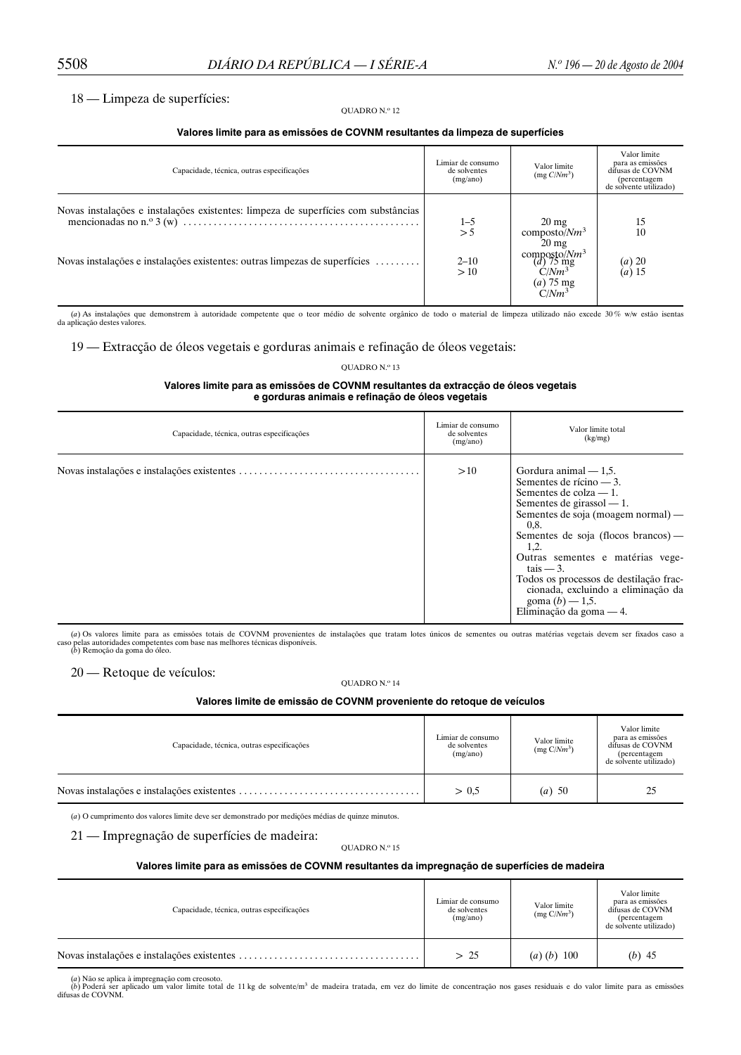18 — Limpeza de superfícies:

QUADRO N.º 12

**Valores limite para as emissões de COVNM resultantes da limpeza de superfícies**

| Capacidade, técnica, outras especificações | Limiar de consumo de solventes (mg/ano) | Valor limite (mg $C/Nm^3$) | Valor limite para as emissões difusas de COVNM (percentagem de solvente utilizado) |
|---|---|---|---|
| Novas instalações e instalações existentes: limpeza de superfícies com substâncias mencionadas no n.º 3 (w) | 1–5<br>> 5 | 20 mg composto/$Nm^3$<br>20 mg composto/$Nm^3$ | 15<br>10 |
| Novas instalações e instalações existentes: outras limpezas de superfícies | 2–10<br>> 10 | (a) 75 mg C/$Nm^3$<br>(a) 75 mg C/$Nm^3$ | (a) 20<br>(a) 15 |

(a) As instalações que demonstrem à autoridade competente que o teor médio de solvente orgânico de todo o material de limpeza utilizado não excede 30 % w/w estão isentas da aplicação destes valores.

19 — Extracção de óleos vegetais e gorduras animais e refinação de óleos vegetais:

QUADRO N.º 13

**Valores limite para as emissões de COVNM resultantes da extracção de óleos vegetais e gorduras animais e refinação de óleos vegetais**

| Capacidade, técnica, outras especificações | Limiar de consumo de solventes (mg/ano) | Valor limite total (kg/mg) |
|---|---|---|
| Novas instalações e instalações existentes | >10 | Gordura animal — 1,5.<br>Sementes de rícino — 3.<br>Sementes de colza — 1.<br>Sementes de girassol — 1.<br>Sementes de soja (moagem normal) — 0,8.<br>Sementes de soja (flocos brancos) — 1,2.<br>Outras sementes e matérias vegetais — 3.<br>Todos os processos de destilação fraccionada, excluindo a eliminação da goma (b) — 1,5.<br>Eliminação da goma — 4. |

(a) Os valores limite para as emissões totais de COVNM provenientes de instalações que tratam lotes únicos de sementes ou outras matérias vegetais devem ser fixados caso a caso pelas autoridades competentes com base nas melhores técnicas disponíveis.
(b) Remoção da goma do óleo.

20 — Retoque de veículos:

QUADRO N.º 14

**Valores limite de emissão de COVNM proveniente do retoque de veículos**

| Capacidade, técnica, outras especificações | Limiar de consumo de solventes (mg/ano) | Valor limite (mg $C/Nm^3$) | Valor limite para as emissões difusas de COVNM (percentagem de solvente utilizado) |
|---|---|---|---|
| Novas instalações e instalações existentes | > 0,5 | (a) 50 | 25 |

(a) O cumprimento dos valores limite deve ser demonstrado por medições médias de quinze minutos.

21 — Impregnação de superfícies de madeira:

QUADRO N.º 15

**Valores limite para as emissões de COVNM resultantes da impregnação de superfícies de madeira**

| Capacidade, técnica, outras especificações | Limiar de consumo de solventes (mg/ano) | Valor limite (mg $C/Nm^3$) | Valor limite para as emissões difusas de COVNM (percentagem de solvente utilizado) |
|---|---|---|---|
| Novas instalações e instalações existentes | > 25 | (a) (b) 100 | (b) 45 |

(a) Não se aplica à impregnação com creosoto.
(b) Poderá ser aplicado um valor limite total de 11 kg de solvente/$m^3$ de madeira tratada, em vez do limite de concentração nos gases residuais e do valor limite para as emissões difusas de COVNM.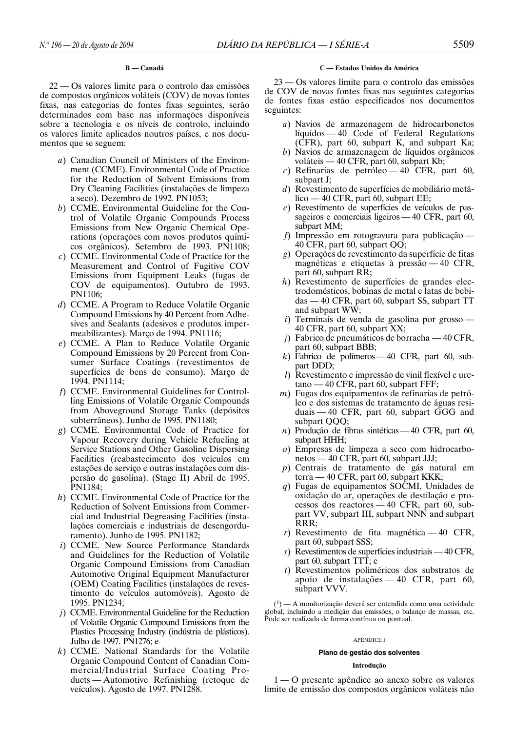**B — Canadá**

22 — Os valores limite para o controlo das emissões de compostos orgânicos voláteis (COV) de novas fontes fixas, nas categorias de fontes fixas seguintes, serão determinados com base nas informações disponíveis sobre a tecnologia e os níveis de controlo, incluindo os valores limite aplicados noutros países, e nos documentos que se seguem:

*a*) Canadian Council of Ministers of the Environment (CCME). Environmental Code of Practice for the Reduction of Solvent Emissions from Dry Cleaning Facilities (instalações de limpeza a seco). Dezembro de 1992. PN1053;

*b*) CCME. Environmental Guideline for the Control of Volatile Organic Compounds Process Emissions from New Organic Chemical Operations (operações com novos produtos químicos orgânicos). Setembro de 1993. PN1108;

*c*) CCME. Environmental Code of Practice for the Measurement and Control of Fugitive COV Emissions from Equipment Leaks (fugas de COV de equipamentos). Outubro de 1993. PN1106;

*d*) CCME. A Program to Reduce Volatile Organic Compound Emissions by 40 Percent from Adhesives and Sealants (adesivos e produtos impermeabilizantes). Março de 1994. PN1116;

*e*) CCME. A Plan to Reduce Volatile Organic Compound Emissions by 20 Percent from Consumer Surface Coatings (revestimentos de superfícies de bens de consumo). Março de 1994. PN1114;

*f*) CCME. Environmental Guidelines for Controlling Emissions of Volatile Organic Compounds from Aboveground Storage Tanks (depósitos subterrâneos). Junho de 1995. PN1180;

*g*) CCME. Environmental Code of Practice for Vapour Recovery during Vehicle Refueling at Service Stations and Other Gasoline Dispersing Facilities (reabastecimento dos veículos em estações de serviço e outras instalações com dispersão de gasolina). (Stage II) Abril de 1995. PN1184;

*h*) CCME. Environmental Code of Practice for the Reduction of Solvent Emissions from Commercial and Industrial Degreasing Facilities (instalações comerciais e industriais de desengorduramento). Junho de 1995. PN1182;

*i*) CCME. New Source Performance Standards and Guidelines for the Reduction of Volatile Organic Compound Emissions from Canadian Automotive Original Equipment Manufacturer (OEM) Coating Facilities (instalações de revestimento de veículos automóveis). Agosto de 1995. PN1234;

*j*) CCME. Environmental Guideline for the Reduction of Volatile Organic Compound Emissions from the Plastics Processing Industry (indústria de plásticos). Julho de 1997. PN1276; e

*k*) CCME. National Standards for the Volatile Organic Compound Content of Canadian Commercial/Industrial Surface Coating Products — Automotive Refinishing (retoque de veículos). Agosto de 1997. PN1288.

**C — Estados Unidos da América**

23 — Os valores limite para o controlo das emissões de COV de novas fontes fixas nas seguintes categorias de fontes fixas estão especificados nos documentos seguintes:

*a*) Navios de armazenagem de hidrocarbonetos líquidos — 40 Code of Federal Regulations (CFR), part 60, subpart K, and subpart Ka;

*b*) Navios de armazenagem de líquidos orgânicos voláteis — 40 CFR, part 60, subpart Kb;

*c*) Refinarias de petróleo — 40 CFR, part 60, subpart J;

*d*) Revestimento de superfícies de mobiliário metálico — 40 CFR, part 60, subpart EE;

*e*) Revestimento de superfícies de veículos de passageiros e comerciais ligeiros — 40 CFR, part 60, subpart MM;

*f*) Impressão em rotogravura para publicação — 40 CFR, part 60, subpart QQ;

*g*) Operações de revestimento da superfície de fitas magnéticas e etiquetas à pressão — 40 CFR, part 60, subpart RR;

*h*) Revestimento de superfícies de grandes electrodomésticos, bobinas de metal e latas de bebidas — 40 CFR, part 60, subpart SS, subpart TT and subpart WW;

*i*) Terminais de venda de gasolina por grosso — 40 CFR, part 60, subpart XX;

*j*) Fabrico de pneumáticos de borracha — 40 CFR, part 60, subpart BBB;

*k*) Fabrico de polímeros — 40 CFR, part 60, subpart DDD;

*l*) Revestimento e impressão de vinil flexível e uretano — 40 CFR, part 60, subpart FFF;

*m*) Fugas dos equipamentos de refinarias de petróleo e dos sistemas de tratamento de águas residuais — 40 CFR, part 60, subpart GGG and subpart QQQ;

*n*) Produção de fibras sintéticas — 40 CFR, part 60, subpart HHH;

*o*) Empresas de limpeza a seco com hidrocarbonetos — 40 CFR, part 60, subpart JJJ;

*p*) Centrais de tratamento de gás natural em terra — 40 CFR, part 60, subpart KKK;

*q*) Fugas de equipamentos SOCMI, Unidades de oxidação do ar, operações de destilação e processos dos reactores — 40 CFR, part 60, subpart VV, subpart III, subpart NNN and subpart RRR;

*r*) Revestimento de fita magnética — 40 CFR, part 60, subpart SSS;

*s*) Revestimentos de superfícies industriais — 40 CFR, part 60, subpart TTT; e

*t*) Revestimentos poliméricos dos substratos de apoio de instalações — 40 CFR, part 60, subpart VVV.

([1]) — A monitorização deverá ser entendida como uma actividade global, incluindo a medição das emissões, o balanço de massas, etc. Pode ser realizada de forma contínua ou pontual.

APÊNDICE I

**Plano de gestão dos solventes**

**Introdução**

1 — O presente apêndice ao anexo sobre os valores limite de emissão dos compostos orgânicos voláteis não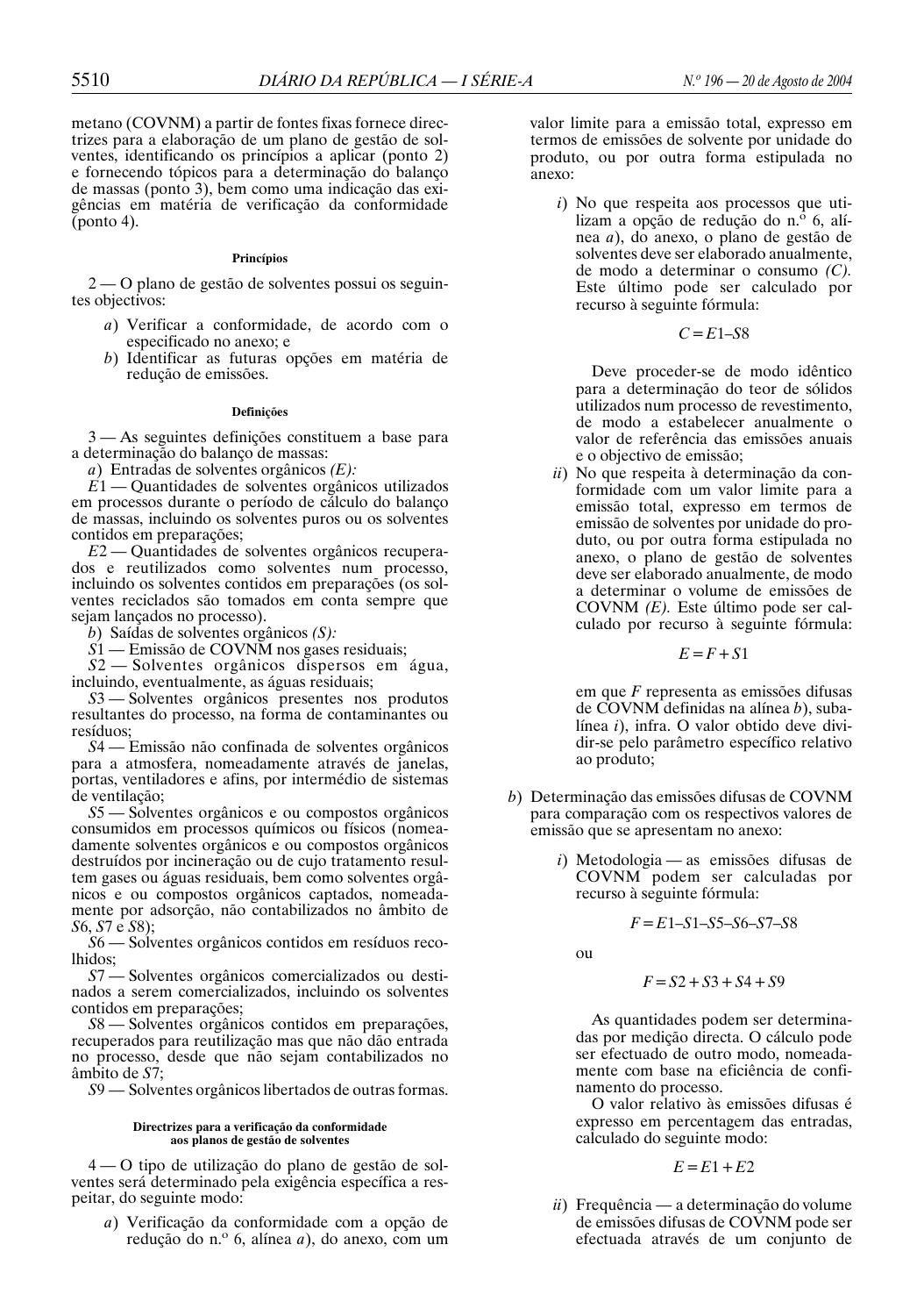metano (COVNM) a partir de fontes fixas fornece directrizes para a elaboração de um plano de gestão de solventes, identificando os princípios a aplicar (ponto 2) e fornecendo tópicos para a determinação do balanço de massas (ponto 3), bem como uma indicação das exigências em matéria de verificação da conformidade (ponto 4).

#### Princípios

2 — O plano de gestão de solventes possui os seguintes objectivos:

*a*) Verificar a conformidade, de acordo com o especificado no anexo; e
*b*) Identificar as futuras opções em matéria de redução de emissões.

#### Definições

3 — As seguintes definições constituem a base para a determinação do balanço de massas:

*a*) Entradas de solventes orgânicos *(E):*

*E*1 — Quantidades de solventes orgânicos utilizados em processos durante o período de cálculo do balanço de massas, incluindo os solventes puros ou os solventes contidos em preparações;

*E*2 — Quantidades de solventes orgânicos recuperados e reutilizados como solventes num processo, incluindo os solventes contidos em preparações (os solventes reciclados são tomados em conta sempre que sejam lançados no processo).

*b*) Saídas de solventes orgânicos *(S):*

*S*1 — Emissão de COVNM nos gases residuais;

*S*2 — Solventes orgânicos dispersos em água, incluindo, eventualmente, as águas residuais;

*S*3 — Solventes orgânicos presentes nos produtos resultantes do processo, na forma de contaminantes ou resíduos;

*S*4 — Emissão não confinada de solventes orgânicos para a atmosfera, nomeadamente através de janelas, portas, ventiladores e afins, por intermédio de sistemas de ventilação;

*S*5 — Solventes orgânicos e ou compostos orgânicos consumidos em processos químicos ou físicos (nomeadamente solventes orgânicos e ou compostos orgânicos destruídos por incineração ou de cujo tratamento resultem gases ou águas residuais, bem como solventes orgânicos e ou compostos orgânicos captados, nomeadamente por adsorção, não contabilizados no âmbito de *S*6, *S*7 e *S*8);

*S*6 — Solventes orgânicos contidos em resíduos recolhidos;

*S*7 — Solventes orgânicos comercializados ou destinados a serem comercializados, incluindo os solventes contidos em preparações;

*S*8 — Solventes orgânicos contidos em preparações, recuperados para reutilização mas que não dão entrada no processo, desde que não sejam contabilizados no âmbito de *S*7;

*S*9 — Solventes orgânicos libertados de outras formas.

#### Directrizes para a verificação da conformidade aos planos de gestão de solventes

4 — O tipo de utilização do plano de gestão de solventes será determinado pela exigência específica a respeitar, do seguinte modo:

*a*) Verificação da conformidade com a opção de redução do n.º 6, alínea *a*), do anexo, com um valor limite para a emissão total, expresso em termos de emissões de solvente por unidade do produto, ou por outra forma estipulada no anexo:

*i*) No que respeita aos processos que utilizam a opção de redução do n.º 6, alínea *a*), do anexo, o plano de gestão de solventes deve ser elaborado anualmente, de modo a determinar o consumo *(C).* Este último pode ser calculado por recurso à seguinte fórmula:

$$C = E1 - S8$$

Deve proceder-se de modo idêntico para a determinação do teor de sólidos utilizados num processo de revestimento, de modo a estabelecer anualmente o valor de referência das emissões anuais e o objectivo de emissão;

*ii*) No que respeita à determinação da conformidade com um valor limite para a emissão total, expresso em termos de emissão de solventes por unidade do produto, ou por outra forma estipulada no anexo, o plano de gestão de solventes deve ser elaborado anualmente, de modo a determinar o volume de emissões de COVNM *(E).* Este último pode ser calculado por recurso à seguinte fórmula:

$$E = F + S1$$

em que *F* representa as emissões difusas de COVNM definidas na alínea *b*), subalínea *i*), infra. O valor obtido deve dividir-se pelo parâmetro específico relativo ao produto;

*b*) Determinação das emissões difusas de COVNM para comparação com os respectivos valores de emissão que se apresentam no anexo:

*i*) Metodologia — as emissões difusas de COVNM podem ser calculadas por recurso à seguinte fórmula:

$$F = E1 - S1 - S5 - S6 - S7 - S8$$

ou

$$F = S2 + S3 + S4 + S9$$

As quantidades podem ser determinadas por medição directa. O cálculo pode ser efectuado de outro modo, nomeadamente com base na eficiência de confinamento do processo.

O valor relativo às emissões difusas é expresso em percentagem das entradas, calculado do seguinte modo:

$$E = E1 + E2$$

*ii*) Frequência — a determinação do volume de emissões difusas de COVNM pode ser efectuada através de um conjunto de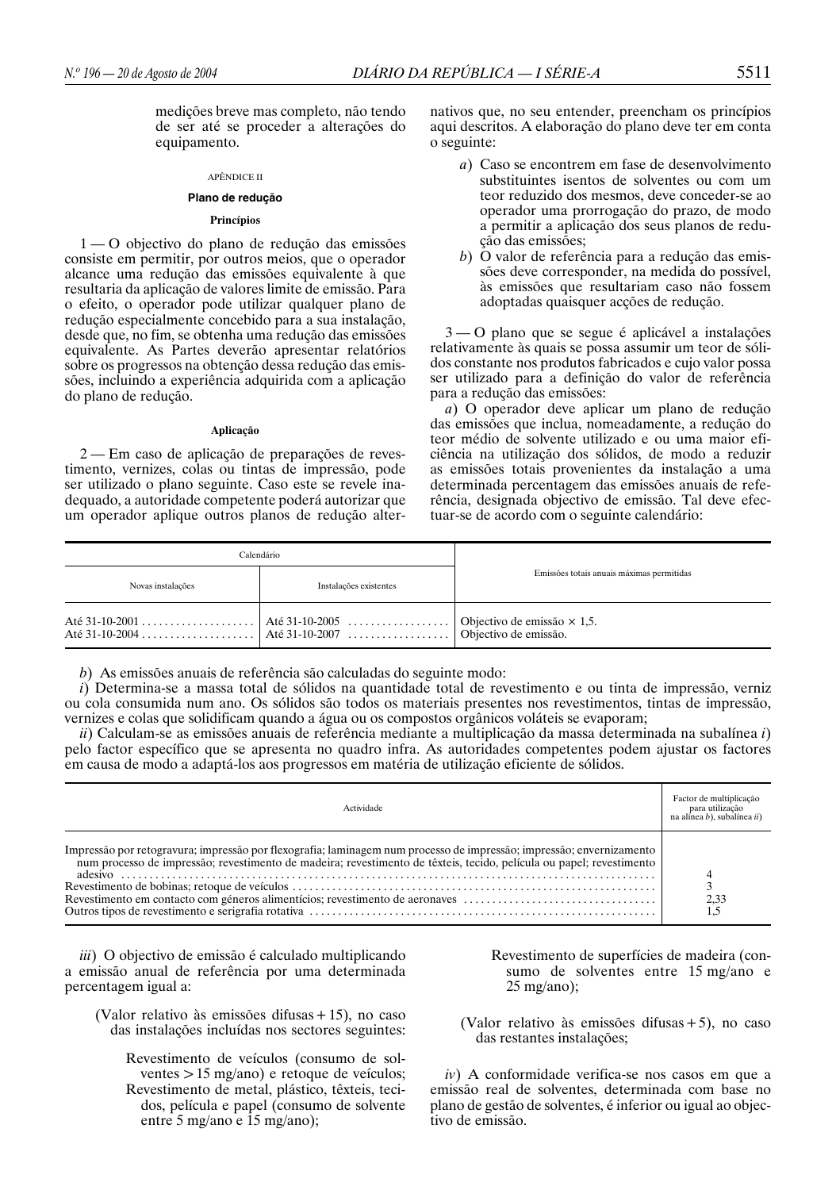medições breve mas completo, não tendo de ser até se proceder a alterações do equipamento.

APÊNDICE II

## Plano de redução

### Princípios

1 — O objectivo do plano de redução das emissões consiste em permitir, por outros meios, que o operador alcance uma redução das emissões equivalente à que resultaria da aplicação de valores limite de emissão. Para o efeito, o operador pode utilizar qualquer plano de redução especialmente concebido para a sua instalação, desde que, no fim, se obtenha uma redução das emissões equivalente. As Partes deverão apresentar relatórios sobre os progressos na obtenção dessa redução das emissões, incluindo a experiência adquirida com a aplicação do plano de redução.

### Aplicação

2 — Em caso de aplicação de preparações de revestimento, vernizes, colas ou tintas de impressão, pode ser utilizado o plano seguinte. Caso este se revele inadequado, a autoridade competente poderá autorizar que um operador aplique outros planos de redução alternativos que, no seu entender, preencham os princípios aqui descritos. A elaboração do plano deve ter em conta o seguinte:

*a*) Caso se encontrem em fase de desenvolvimento substituintes isentos de solventes ou com um teor reduzido dos mesmos, deve conceder-se ao operador uma prorrogação do prazo, de modo a permitir a aplicação dos seus planos de redução das emissões;

*b*) O valor de referência para a redução das emissões deve corresponder, na medida do possível, às emissões que resultariam caso não fossem adoptadas quaisquer acções de redução.

3 — O plano que se segue é aplicável a instalações relativamente às quais se possa assumir um teor de sólidos constante nos produtos fabricados e cujo valor possa ser utilizado para a definição do valor de referência para a redução das emissões:

*a*) O operador deve aplicar um plano de redução das emissões que inclua, nomeadamente, a redução do teor médio de solvente utilizado e ou uma maior eficiência na utilização dos sólidos, de modo a reduzir as emissões totais provenientes da instalação a uma determinada percentagem das emissões anuais de referência, designada objectivo de emissão. Tal deve efectuar-se de acordo com o seguinte calendário:

| Calendário | | Emissões totais anuais máximas permitidas |
|---|---|---|
| Novas instalações | Instalações existentes | |
| Até 31-10-2001 | Até 31-10-2005 | Objectivo de emissão × 1,5. |
| Até 31-10-2004 | Até 31-10-2007 | Objectivo de emissão. |

*b*) As emissões anuais de referência são calculadas do seguinte modo:

*i*) Determina-se a massa total de sólidos na quantidade total de revestimento e ou tinta de impressão, verniz ou cola consumida num ano. Os sólidos são todos os materiais presentes nos revestimentos, tintas de impressão, vernizes e colas que solidificam quando a água ou os compostos orgânicos voláteis se evaporam;

*ii*) Calculam-se as emissões anuais de referência mediante a multiplicação da massa determinada na subalínea *i*) pelo factor específico que se apresenta no quadro infra. As autoridades competentes podem ajustar os factores em causa de modo a adaptá-los aos progressos em matéria de utilização eficiente de sólidos.

| Actividade | Factor de multiplicação para utilização na alínea *b*), subalínea *ii*) |
|---|---|
| Impressão por retogravura; impressão por flexografia; laminagem num processo de impressão; impressão; envernizamento num processo de impressão; revestimento de madeira; revestimento de têxteis, tecido, película ou papel; revestimento adesivo | 4 |
| Revestimento de bobinas; retoque de veículos | 3 |
| Revestimento em contacto com géneros alimentícios; revestimento de aeronaves | 2,33 |
| Outros tipos de revestimento e serigrafia rotativa | 1,5 |

*iii*) O objectivo de emissão é calculado multiplicando a emissão anual de referência por uma determinada percentagem igual a:

(Valor relativo às emissões difusas + 15), no caso das instalações incluídas nos sectores seguintes:

Revestimento de veículos (consumo de solventes > 15 mg/ano) e retoque de veículos;
Revestimento de metal, plástico, têxteis, tecidos, película e papel (consumo de solvente entre 5 mg/ano e 15 mg/ano);
Revestimento de superfícies de madeira (consumo de solventes entre 15 mg/ano e 25 mg/ano);

(Valor relativo às emissões difusas + 5), no caso das restantes instalações;

*iv*) A conformidade verifica-se nos casos em que a emissão real de solventes, determinada com base no plano de gestão de solventes, é inferior ou igual ao objectivo de emissão.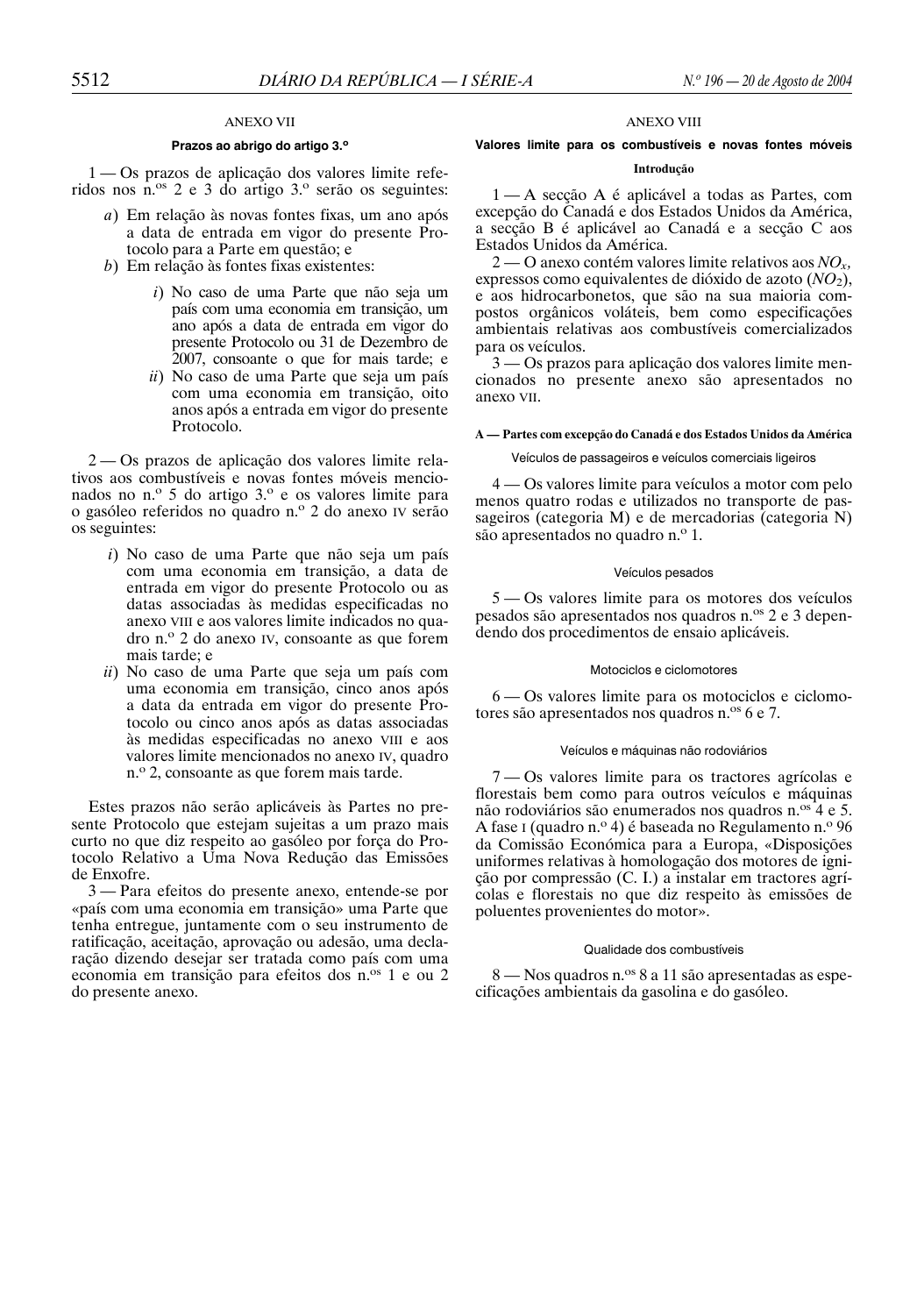## ANEXO VII

### Prazos ao abrigo do artigo 3.º

1 — Os prazos de aplicação dos valores limite referidos nos n.os 2 e 3 do artigo 3.º serão os seguintes:

*a*) Em relação às novas fontes fixas, um ano após a data de entrada em vigor do presente Protocolo para a Parte em questão; e

*b*) Em relação às fontes fixas existentes:

- *i*) No caso de uma Parte que não seja um país com uma economia em transição, um ano após a data de entrada em vigor do presente Protocolo ou 31 de Dezembro de 2007, consoante o que for mais tarde; e
- *ii*) No caso de uma Parte que seja um país com uma economia em transição, oito anos após a entrada em vigor do presente Protocolo.

2 — Os prazos de aplicação dos valores limite relativos aos combustíveis e novas fontes móveis mencionados no n.º 5 do artigo 3.º e os valores limite para o gasóleo referidos no quadro n.º 2 do anexo IV serão os seguintes:

- *i*) No caso de uma Parte que não seja um país com uma economia em transição, a data de entrada em vigor do presente Protocolo ou as datas associadas às medidas especificadas no anexo VIII e aos valores limite indicados no quadro n.º 2 do anexo IV, consoante as que forem mais tarde; e
- *ii*) No caso de uma Parte que seja um país com uma economia em transição, cinco anos após a data da entrada em vigor do presente Protocolo ou cinco anos após as datas associadas às medidas especificadas no anexo VIII e aos valores limite mencionados no anexo IV, quadro n.º 2, consoante as que forem mais tarde.

Estes prazos não serão aplicáveis às Partes no presente Protocolo que estejam sujeitas a um prazo mais curto no que diz respeito ao gasóleo por força do Protocolo Relativo a Uma Nova Redução das Emissões de Enxofre.

3 — Para efeitos do presente anexo, entende-se por «país com uma economia em transição» uma Parte que tenha entregue, juntamente com o seu instrumento de ratificação, aceitação, aprovação ou adesão, uma declaração dizendo desejar ser tratada como país com uma economia em transição para efeitos dos n.os 1 e ou 2 do presente anexo.

## ANEXO VIII

### Valores limite para os combustíveis e novas fontes móveis

#### Introdução

1 — A secção A é aplicável a todas as Partes, com excepção do Canadá e dos Estados Unidos da América, a secção B é aplicável ao Canadá e a secção C aos Estados Unidos da América.

2 — O anexo contém valores limite relativos aos $NO_x$, expressos como equivalentes de dióxido de azoto ($NO_2$), e aos hidrocarbonetos, que são na sua maioria compostos orgânicos voláteis, bem como especificações ambientais relativas aos combustíveis comercializados para os veículos.

3 — Os prazos para aplicação dos valores limite mencionados no presente anexo são apresentados no anexo VII.

### A — Partes com excepção do Canadá e dos Estados Unidos da América

#### Veículos de passageiros e veículos comerciais ligeiros

4 — Os valores limite para veículos a motor com pelo menos quatro rodas e utilizados no transporte de passageiros (categoria M) e de mercadorias (categoria N) são apresentados no quadro n.º 1.

#### Veículos pesados

5 — Os valores limite para os motores dos veículos pesados são apresentados nos quadros n.os 2 e 3 dependendo dos procedimentos de ensaio aplicáveis.

#### Motociclos e ciclomotores

6 — Os valores limite para os motociclos e ciclomotores são apresentados nos quadros n.os 6 e 7.

#### Veículos e máquinas não rodoviários

7 — Os valores limite para os tractores agrícolas e florestais bem como para outros veículos e máquinas não rodoviários são enumerados nos quadros n.os 4 e 5. A fase I (quadro n.º 4) é baseada no Regulamento n.º 96 da Comissão Económica para a Europa, «Disposições uniformes relativas à homologação dos motores de ignição por compressão (C. I.) a instalar em tractores agrícolas e florestais no que diz respeito às emissões de poluentes provenientes do motor».

#### Qualidade dos combustíveis

8 — Nos quadros n.os 8 a 11 são apresentadas as especificações ambientais da gasolina e do gasóleo.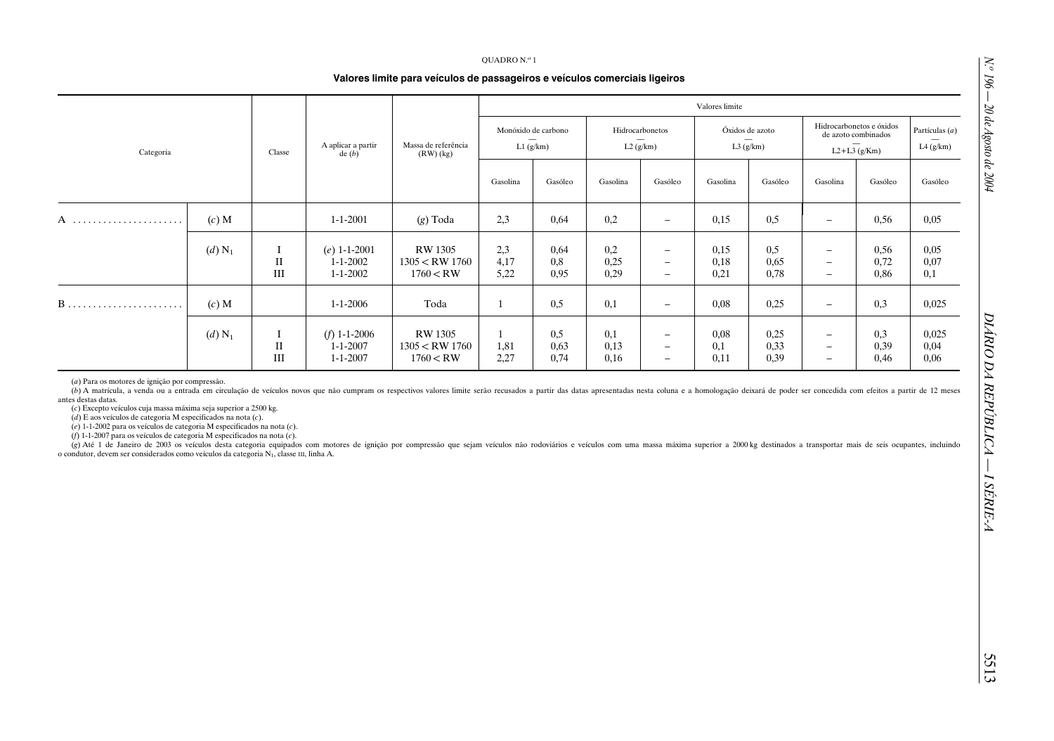QUADRO N.º 1

**Valores limite para veículos de passageiros e veículos comerciais ligeiros**

| Categoria | | Classe | A aplicar a partir de (*b*) | Massa de referência (RW) (kg) | Valores limite | | | | | | | | |
|---|---|---|---|---|---|---|---|---|---|---|---|---|---|
| | | | | | Monóxido de carbono — L1 (g/km) | | Hidrocarbonetos — L2 (g/km) | | Óxidos de azoto — L3 (g/km) | | Hidrocarbonetos e óxidos de azoto combinados — L2+L3 (g/Km) | | Partículas (*a*) — L4 (g/km) |
| | | | | | Gasolina | Gasóleo | Gasolina | Gasóleo | Gasolina | Gasóleo | Gasolina | Gasóleo | Gasóleo |
| A | (*c*) M | | 1-1-2001 | (*g*) Toda | 2,3 | 0,64 | 0,2 | – | 0,15 | 0,5 | – | 0,56 | 0,05 |
| | (*d*) $N_1$ | I | (*e*) 1-1-2001 | RW 1305 | 2,3 | 0,64 | 0,2 | – | 0,15 | 0,5 | – | 0,56 | 0,05 |
| | | II | 1-1-2002 | 1305 < RW 1760 | 4,17 | 0,8 | 0,25 | – | 0,18 | 0,65 | – | 0,72 | 0,07 |
| | | III | 1-1-2002 | 1760 < RW | 5,22 | 0,95 | 0,29 | – | 0,21 | 0,78 | – | 0,86 | 0,1 |
| B | (*c*) M | | 1-1-2006 | Toda | 1 | 0,5 | 0,1 | – | 0,08 | 0,25 | – | 0,3 | 0,025 |
| | (*d*) $N_1$ | I | (*f*) 1-1-2006 | RW 1305 | 1 | 0,5 | 0,1 | – | 0,08 | 0,25 | – | 0,3 | 0,025 |
| | | II | 1-1-2007 | 1305 < RW 1760 | 1,81 | 0,63 | 0,13 | – | 0,1 | 0,33 | – | 0,39 | 0,04 |
| | | III | 1-1-2007 | 1760 < RW | 2,27 | 0,74 | 0,16 | – | 0,11 | 0,39 | – | 0,46 | 0,06 |

(*a*) Para os motores de ignição por compressão.
(*b*) A matrícula, a venda ou a entrada em circulação de veículos novos que não cumpram os respectivos valores limite serão recusados a partir das datas apresentadas nesta coluna e a homologação deixará de poder ser concedida com efeitos a partir de 12 meses antes destas datas.
(*c*) Excepto veículos cuja massa máxima seja superior a 2500 kg.
(*d*) E aos veículos de categoria M especificados na nota (*c*).
(*e*) 1-1-2002 para os veículos de categoria M especificados na nota (*c*).
(*f*) 1-1-2007 para os veículos de categoria M especificados na nota (*c*).
(*g*) Até 1 de Janeiro de 2003 os veículos desta categoria equipados com motores de ignição por compressão que sejam veículos não rodoviários e veículos com uma massa máxima superior a 2000 kg destinados a transportar mais de seis ocupantes, incluindo o condutor, devem ser considerados como veículos da categoria $N_1$, classe III, linha A.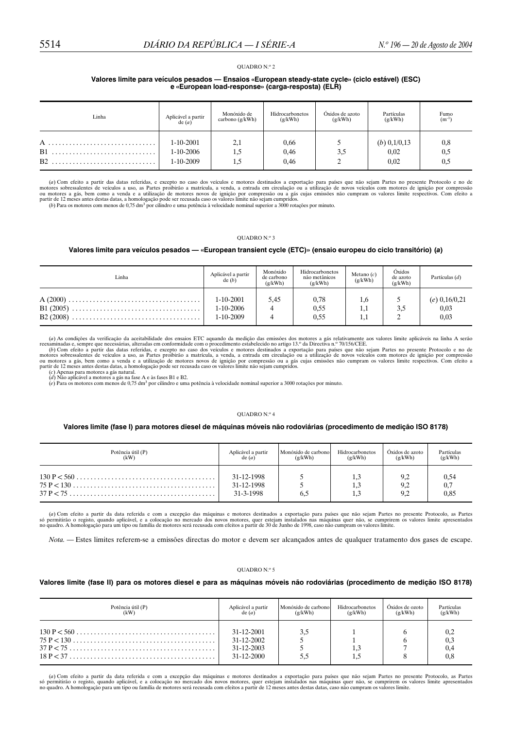QUADRO N.º 2

**Valores limite para veículos pesados — Ensaios «European steady-state cycle» (ciclo estável) (ESC) e «European load-response» (carga-resposta) (ELR)**

| Linha | Aplicável a partir de (*a*) | Monóxido de carbono (g/kWh) | Hidrocarbonetos (g/kWh) | Óxidos de azoto (g/kWh) | Partículas (g/kWh) | Fumo ($m^{-1}$) |
|---|---|---|---|---|---|---|
| A | 1-10-2001 | 2,1 | 0,66 | 5 | (*b*) 0,1/0,13 | 0,8 |
| B1 | 1-10-2006 | 1,5 | 0,46 | 3,5 | 0,02 | 0,5 |
| B2 | 1-10-2009 | 1,5 | 0,46 | 2 | 0,02 | 0,5 |

(*a*) Com efeito a partir das datas referidas, e excepto no caso dos veículos e motores destinados a exportação para países que não sejam Partes no presente Protocolo e no de motores sobressalentes de veículos a uso, as Partes proibirão a matrícula, a venda, a entrada em circulação ou a utilização de novos veículos com motores de ignição por compressão ou motores a gás, bem como a venda e a utilização de motores novos de ignição por compressão ou a gás cujas emissões não cumpram os valores limite respectivos. Com efeito a partir de 12 meses antes destas datas, a homologação pode ser recusada caso os valores limite não sejam cumpridos.

(*b*) Para os motores com menos de 0,75 $dm^3$ por cilindro e uma potência à velocidade nominal superior a 3000 rotações por minuto.

QUADRO N.º 3

**Valores limite para veículos pesados — «European transient cycle (ETC)» (ensaio europeu do ciclo transitório) (*a*)**

| Linha | Aplicável a partir de (*b*) | Monóxido de carbono (g/kWh) | Hidrocarbonetos não metânicos (g/kWh) | Metano (*c*) (g/kWh) | Óxidos de azoto (g/kWh) | Partículas (*d*) |
|---|---|---|---|---|---|---|
| A (2000) | 1-10-2001 | 5,45 | 0,78 | 1,6 | 5 | (*e*) 0,16/0,21 |
| B1 (2005) | 1-10-2006 | 4 | 0,55 | 1,1 | 3,5 | 0,03 |
| B2 (2008) | 1-10-2009 | 4 | 0,55 | 1,1 | 2 | 0,03 |

(*a*) As condições da verificação da aceitabilidade dos ensaios ETC aquando da medição das emissões dos motores a gás relativamente aos valores limite aplicáveis na linha A serão reexaminadas e, sempre que necessárias, alteradas em conformidade com o procedimento estabelecido no artigo 13.º da Directiva n.º 70/156/CEE.

(*b*) Com efeito a partir das datas referidas, e excepto no caso dos veículos e motores destinados a exportação para países que não sejam Partes no presente Protocolo e no de motores sobressalentes de veículos a uso, as Partes proibirão a matrícula, a venda, a entrada em circulação ou a utilização de novos veículos com motores de ignição por compressão ou motores a gás, bem como a venda e a utilização de motores novos de ignição por compressão ou a gás cujas emissões não cumpram os valores limite respectivos. Com efeito a partir de 12 meses antes destas datas, a homologação pode ser recusada caso os valores limite não sejam cumpridos.

(*c*) Apenas para motores a gás natural.

(*d*) Não aplicável a motores a gás na fase A e às fases B1 e B2.

(*e*) Para os motores com menos de 0,75 $dm^3$ por cilindro e uma potência à velocidade nominal superior a 3000 rotações por minuto.

QUADRO N.º 4

**Valores limite (fase I) para motores diesel de máquinas móveis não rodoviárias (procedimento de medição ISO 8178)**

| Potência útil (P) (kW) | Aplicável a partir de (*a*) | Monóxido de carbono (g/kWh) | Hidrocarbonetos (g/kWh) | Óxidos de azoto (g/kWh) | Partículas (g/kWh) |
|---|---|---|---|---|---|
| 130 P < 560 | 31-12-1998 | 5 | 1,3 | 9,2 | 0,54 |
| 75 P < 130 | 31-12-1998 | 5 | 1,3 | 9,2 | 0,7 |
| 37 P < 75 | 31-3-1998 | 6,5 | 1,3 | 9,2 | 0,85 |

(*a*) Com efeito a partir da data referida e com a excepção das máquinas e motores destinados a exportação para países que não sejam Partes no presente Protocolo, as Partes só permitirão o registo, quando aplicável, e a colocação no mercado dos novos motores, quer estejam instalados nas máquinas quer não, se cumprirem os valores limite apresentados no quadro. A homologação para um tipo ou família de motores será recusada com efeitos a partir de 30 de Junho de 1998, caso não cumpram os valores limite.

*Nota.* — Estes limites referem-se a emissões directas do motor e devem ser alcançados antes de qualquer tratamento dos gases de escape.

QUADRO N.º 5

**Valores limite (fase II) para os motores diesel e para as máquinas móveis não rodoviárias (procedimento de medição ISO 8178)**

| Potência útil (P) (kW) | Aplicável a partir de (*a*) | Monóxido de carbono (g/kWh) | Hidrocarbonetos (g/kWh) | Óxidos de ozoto (g/kWh) | Partículas (g/kWh) |
|---|---|---|---|---|---|
| 130 P < 560 | 31-12-2001 | 3,5 | 1 | 6 | 0,2 |
| 75 P < 130 | 31-12-2002 | 5 | 1 | 6 | 0,3 |
| 37 P < 75 | 31-12-2003 | 5 | 1,3 | 7 | 0,4 |
| 18 P < 37 | 31-12-2000 | 5,5 | 1,5 | 8 | 0,8 |

(*a*) Com efeito a partir da data referida e com a excepção das máquinas e motores destinados a exportação para países que não sejam Partes no presente Protocolo, as Partes só permitirão o registo, quando aplicável, e a colocação no mercado dos novos motores, quer estejam instalados nas máquinas quer não, se cumprirem os valores limite apresentados no quadro. A homologação para um tipo ou família de motores será recusada com efeitos a partir de 12 meses antes destas datas, caso não cumpram os valores limite.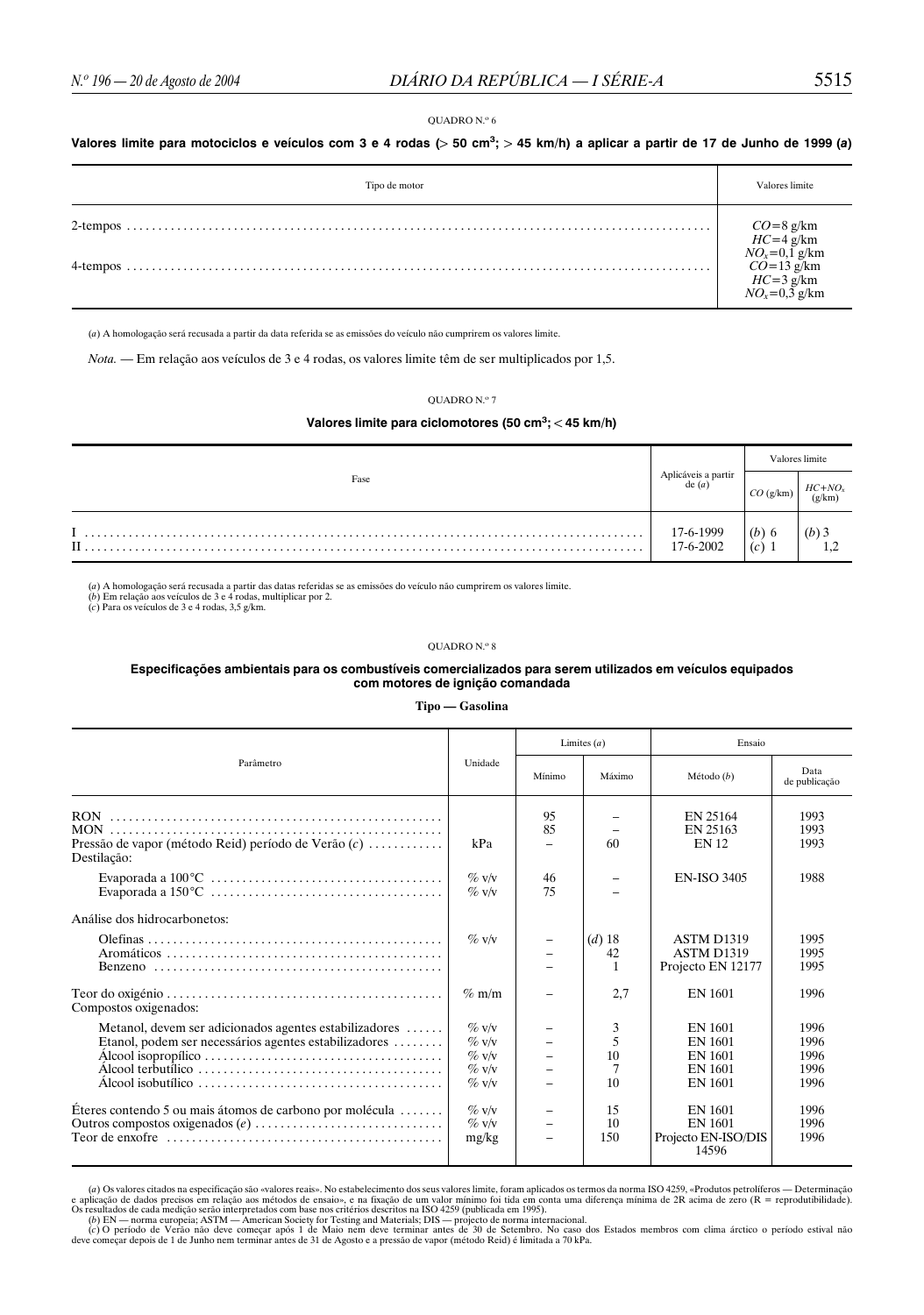QUADRO N.º 6

**Valores limite para motociclos e veículos com 3 e 4 rodas (> 50 cm³; > 45 km/h) a aplicar a partir de 17 de Junho de 1999 (a)**

| Tipo de motor | Valores limite |
|---|---|
| 2-tempos | $CO$=8 g/km<br>$HC$=4 g/km<br>$NO_x$=0,1 g/km |
| 4-tempos | $CO$=13 g/km<br>$HC$=3 g/km<br>$NO_x$=0,3 g/km |

(*a*) A homologação será recusada a partir da data referida se as emissões do veículo não cumprirem os valores limite.

*Nota.* — Em relação aos veículos de 3 e 4 rodas, os valores limite têm de ser multiplicados por 1,5.

QUADRO N.º 7

**Valores limite para ciclomotores (50 cm³; < 45 km/h)**

| Fase | Aplicáveis a partir de (*a*) | Valores limite | |
|---|---|---|---|
| | | $CO$ (g/km) | $HC+NO_x$ (g/km) |
| I | 17-6-1999 | (*b*) 6 | (*b*) 3 |
| II | 17-6-2002 | (*c*) 1 | 1,2 |

(*a*) A homologação será recusada a partir das datas referidas se as emissões do veículo não cumprirem os valores limite.
(*b*) Em relação aos veículos de 3 e 4 rodas, multiplicar por 2.
(*c*) Para os veículos de 3 e 4 rodas, 3,5 g/km.

QUADRO N.º 8

**Especificações ambientais para os combustíveis comercializados para serem utilizados em veículos equipados com motores de ignição comandada**

**Tipo — Gasolina**

| Parâmetro | Unidade | Limites (*a*) | | Ensaio | |
|---|---|---|---|---|---|
| | | Mínimo | Máximo | Método (*b*) | Data de publicação |
| RON | | 95 | – | EN 25164 | 1993 |
| MON | | 85 | – | EN 25163 | 1993 |
| Pressão de vapor (método Reid) período de Verão (*c*) | kPa | – | 60 | EN 12 | 1993 |
| Destilação: | | | | | |
| Evaporada a 100 °C | % v/v | 46 | – | EN-ISO 3405 | 1988 |
| Evaporada a 150 °C | % v/v | 75 | – | | |
| Análise dos hidrocarbonetos: | | | | | |
| Olefinas | % v/v | – | (*d*) 18 | ASTM D1319 | 1995 |
| Aromáticos | | – | 42 | ASTM D1319 | 1995 |
| Benzeno | | – | 1 | Projecto EN 12177 | 1995 |
| Teor do oxigénio | % m/m | – | 2,7 | EN 1601 | 1996 |
| Compostos oxigenados: | | | | | |
| Metanol, devem ser adicionados agentes estabilizadores | % v/v | – | 3 | EN 1601 | 1996 |
| Etanol, podem ser necessários agentes estabilizadores | % v/v | – | 5 | EN 1601 | 1996 |
| Álcool isopropílico | % v/v | – | 10 | EN 1601 | 1996 |
| Álcool terbutílico | % v/v | – | 7 | EN 1601 | 1996 |
| Álcool isobutílico | % v/v | – | 10 | EN 1601 | 1996 |
| Éteres contendo 5 ou mais átomos de carbono por molécula | % v/v | – | 15 | EN 1601 | 1996 |
| Outros compostos oxigenados (*e*) | % v/v | – | 10 | EN 1601 | 1996 |
| Teor de enxofre | mg/kg | – | 150 | Projecto EN-ISO/DIS 14596 | 1996 |

(*a*) Os valores citados na especificação são «valores reais». No estabelecimento dos seus valores limite, foram aplicados os termos da norma ISO 4259, «Produtos petrolíferos — Determinação e aplicação de dados precisos em relação aos métodos de ensaio», e na fixação de um valor mínimo foi tida em conta uma diferença mínima de 2R acima de zero (R = reprodutibilidade). Os resultados de cada medição serão interpretados com base nos critérios descritos na ISO 4259 (publicada em 1995).
(*b*) EN — norma europeia; ASTM — American Society for Testing and Materials; DIS — projecto de norma internacional.
(*c*) O período de Verão não deve começar após 1 de Maio nem deve terminar antes de 30 de Setembro. No caso dos Estados membros com clima árctico o período estival não deve começar depois de 1 de Junho nem terminar antes de 31 de Agosto e a pressão de vapor (método Reid) é limitada a 70 kPa.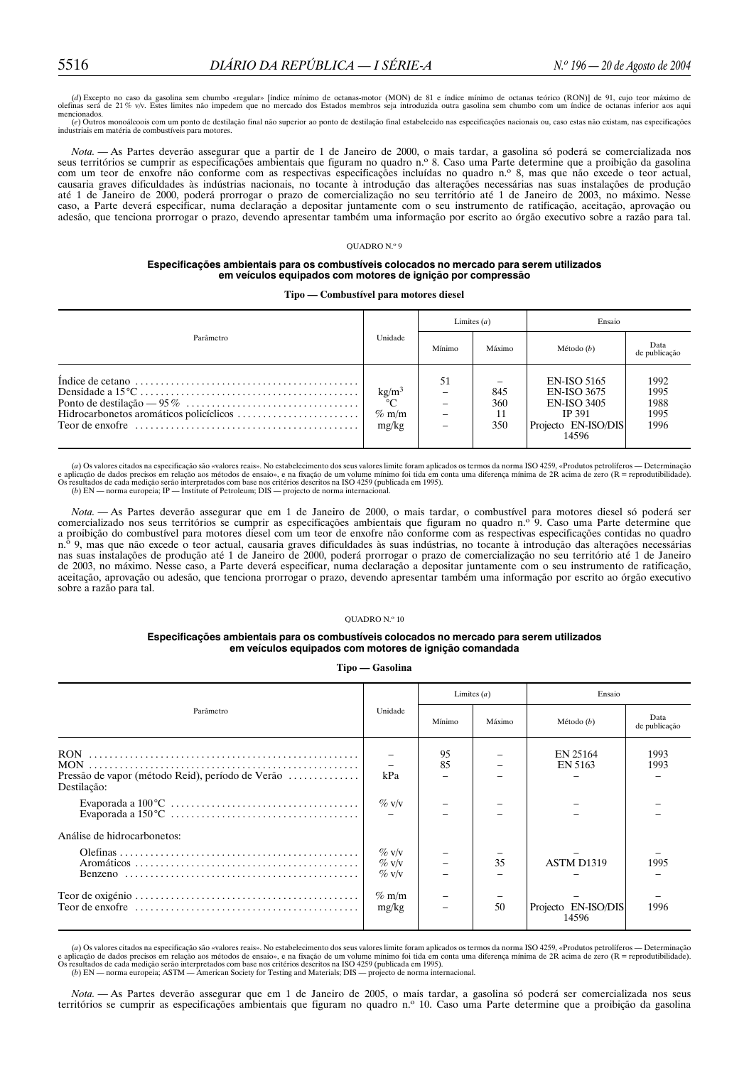(*d*) Excepto no caso da gasolina sem chumbo «regular» [índice mínimo de octanas-motor (MON) de 81 e índice mínimo de octanas teórico (RON)] de 91, cujo teor máximo de olefinas será de 21 % v/v. Estes limites não impedem que no mercado dos Estados membros seja introduzida outra gasolina sem chumbo com um índice de octanas inferior aos aqui mencionados.

(*e*) Outros monoálcoois com um ponto de destilação final não superior ao ponto de destilação final estabelecido nas especificações nacionais ou, caso estas não existam, nas especificações industriais em matéria de combustíveis para motores.

*Nota.* — As Partes deverão assegurar que a partir de 1 de Janeiro de 2000, o mais tardar, a gasolina só poderá se comercializada nos seus territórios se cumprir as especificações ambientais que figuram no quadro n.º 8. Caso uma Parte determine que a proibição da gasolina com um teor de enxofre não conforme com as respectivas especificações incluídas no quadro n.º 8, mas que não excede o teor actual, causaria graves dificuldades às indústrias nacionais, no tocante à introdução das alterações necessárias nas suas instalações de produção até 1 de Janeiro de 2000, poderá prorrogar o prazo de comercialização no seu território até 1 de Janeiro de 2003, no máximo. Nesse caso, a Parte deverá especificar, numa declaração a depositar juntamente com o seu instrumento de ratificação, aceitação, aprovação ou adesão, que tenciona prorrogar o prazo, devendo apresentar também uma informação por escrito ao órgão executivo sobre a razão para tal.

QUADRO N.º 9

**Especificações ambientais para os combustíveis colocados no mercado para serem utilizados em veículos equipados com motores de ignição por compressão**

**Tipo — Combustível para motores diesel**

| Parâmetro | Unidade | Limites (*a*) | | Ensaio | |
|---|---|---|---|---|---|
| | | Mínimo | Máximo | Método (*b*) | Data de publicação |
| Índice de cetano | | 51 | – | EN-ISO 5165 | 1992 |
| Densidade a 15 °C | kg/m³ | – | 845 | EN-ISO 3675 | 1995 |
| Ponto de destilação — 95 % | °C | – | 360 | EN-ISO 3405 | 1988 |
| Hidrocarbonetos aromáticos policíclicos | % m/m | – | 11 | IP 391 | 1995 |
| Teor de enxofre | mg/kg | – | 350 | Projecto EN-ISO/DIS 14596 | 1996 |

(*a*) Os valores citados na especificação são «valores reais». No estabelecimento dos seus valores limite foram aplicados os termos da norma ISO 4259, «Produtos petrolíferos — Determinação e aplicação de dados precisos em relação aos métodos de ensaio», e na fixação de um volume mínimo foi tida em conta uma diferença mínima de 2R acima de zero (R = reprodutibilidade). Os resultados de cada medição serão interpretados com base nos critérios descritos na ISO 4259 (publicada em 1995).

(*b*) EN — norma europeia; IP — Institute of Petroleum; DIS — projecto de norma internacional.

*Nota.* — As Partes deverão assegurar que em 1 de Janeiro de 2000, o mais tardar, o combustível para motores diesel só poderá ser comercializado nos seus territórios se cumprir as especificações ambientais que figuram no quadro n.º 9. Caso uma Parte determine que a proibição do combustível para motores diesel com um teor de enxofre não conforme com as respectivas especificações contidas no quadro n.º 9, mas que não excede o teor actual, causaria graves dificuldades às suas indústrias, no tocante à introdução das alterações necessárias nas suas instalações de produção até 1 de Janeiro de 2000, poderá prorrogar o prazo de comercialização no seu território até 1 de Janeiro de 2003, no máximo. Nesse caso, a Parte deverá especificar, numa declaração a depositar juntamente com o seu instrumento de ratificação, aceitação, aprovação ou adesão, que tenciona prorrogar o prazo, devendo apresentar também uma informação por escrito ao órgão executivo sobre a razão para tal.

QUADRO N.º 10

**Especificações ambientais para os combustíveis colocados no mercado para serem utilizados em veículos equipados com motores de ignição comandada**

**Tipo — Gasolina**

| Parâmetro | Unidade | Limites (*a*) | | Ensaio | |
|---|---|---|---|---|---|
| | | Mínimo | Máximo | Método (*b*) | Data de publicação |
| RON | – | 95 | – | EN 25164 | 1993 |
| MON | – | 85 | – | EN 5163 | 1993 |
| Pressão de vapor (método Reid), período de Verão | kPa | – | – | – | – |
| Destilação: | | | | | |
| Evaporada a 100 °C | % v/v | – | – | – | – |
| Evaporada a 150 °C | – | – | – | – | – |
| Análise de hidrocarbonetos: | | | | | |
| Olefinas | % v/v | – | – | – | – |
| Aromáticos | % v/v | – | 35 | ASTM D1319 | 1995 |
| Benzeno | % v/v | – | – | – | – |
| Teor de oxigénio | % m/m | – | – | – | – |
| Teor de enxofre | mg/kg | – | 50 | Projecto EN-ISO/DIS 14596 | 1996 |

(*a*) Os valores citados na especificação são «valores reais». No estabelecimento dos seus valores limite foram aplicados os termos da norma ISO 4259, «Produtos petrolíferos — Determinação e aplicação de dados precisos em relação aos métodos de ensaio», e na fixação de um volume mínimo foi tida em conta uma diferença mínima de 2R acima de zero (R = reprodutibilidade). Os resultados de cada medição serão interpretados com base nos critérios descritos na ISO 4259 (publicada em 1995).

(*b*) EN — norma europeia; ASTM — American Society for Testing and Materials; DIS — projecto de norma internacional.

*Nota.* — As Partes deverão assegurar que em 1 de Janeiro de 2005, o mais tardar, a gasolina só poderá ser comercializada nos seus territórios se cumprir as especificações ambientais que figuram no quadro n.º 10. Caso uma Parte determine que a proibição da gasolina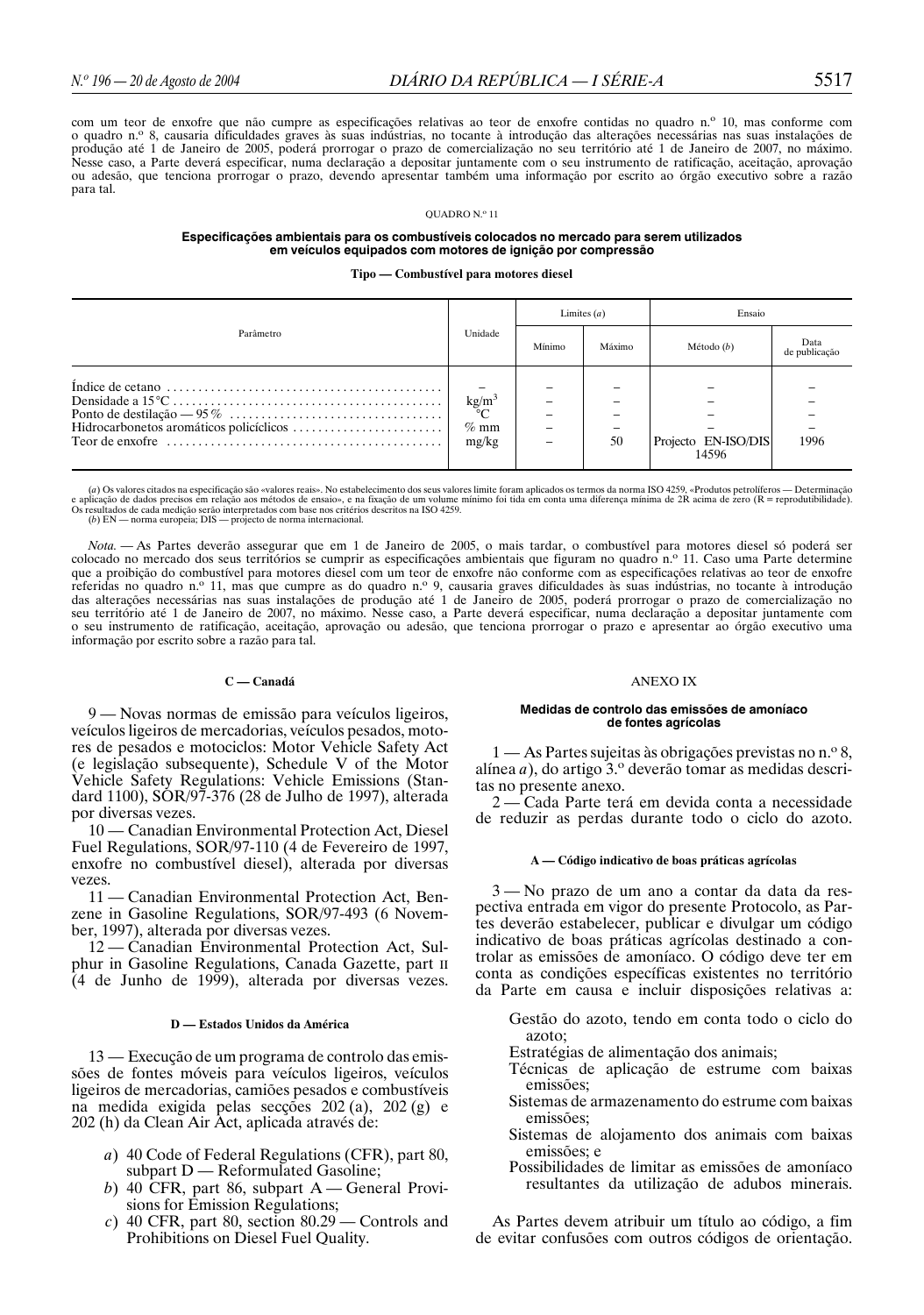com um teor de enxofre que não cumpre as especificações relativas ao teor de enxofre contidas no quadro n.º 10, mas conforme com o quadro n.º 8, causaria dificuldades graves às suas indústrias, no tocante à introdução das alterações necessárias nas suas instalações de produção até 1 de Janeiro de 2005, poderá prorrogar o prazo de comercialização no seu território até 1 de Janeiro de 2007, no máximo. Nesse caso, a Parte deverá especificar, numa declaração a depositar juntamente com o seu instrumento de ratificação, aceitação, aprovação ou adesão, que tenciona prorrogar o prazo, devendo apresentar também uma informação por escrito ao órgão executivo sobre a razão para tal.

QUADRO N.º 11

**Especificações ambientais para os combustíveis colocados no mercado para serem utilizados em veículos equipados com motores de ignição por compressão**

**Tipo — Combustível para motores diesel**

| Parâmetro | Unidade | Limites (*a*) | | Ensaio | |
|---|---|---|---|---|---|
| | | Mínimo | Máximo | Método (*b*) | Data de publicação |
| Índice de cetano | – | – | – | – | – |
| Densidade a 15 °C | $kg/m^3$ | – | – | – | – |
| Ponto de destilação — 95 % | °C | – | – | – | – |
| Hidrocarbonetos aromáticos policíclicos | % mm | – | – | – | – |
| Teor de enxofre | mg/kg | – | 50 | Projecto EN-ISO/DIS 14596 | 1996 |

(*a*) Os valores citados na especificação são «valores reais». No estabelecimento dos seus valores limite foram aplicados os termos da norma ISO 4259, «Produtos petrolíferos — Determinação e aplicação de dados precisos em relação aos métodos de ensaio», e na fixação de um volume mínimo foi tida em conta uma diferença mínima de 2R acima de zero (R = reprodutibilidade). Os resultados de cada medição serão interpretados com base nos critérios descritos na ISO 4259.
(*b*) EN — norma europeia; DIS — projecto de norma internacional.

*Nota.* — As Partes deverão assegurar que em 1 de Janeiro de 2005, o mais tardar, o combustível para motores diesel só poderá ser colocado no mercado dos seus territórios se cumprir as especificações ambientais que figuram no quadro n.º 11. Caso uma Parte determine que a proibição do combustível para motores diesel com um teor de enxofre não conforme com as especificações relativas ao teor de enxofre referidas no quadro n.º 11, mas que cumpre as do quadro n.º 9, causaria graves dificuldades às suas indústrias, no tocante à introdução das alterações necessárias nas suas instalações de produção até 1 de Janeiro de 2005, poderá prorrogar o prazo de comercialização no seu território até 1 de Janeiro de 2007, no máximo. Nesse caso, a Parte deverá especificar, numa declaração a depositar juntamente com o seu instrumento de ratificação, aceitação, aprovação ou adesão, que tenciona prorrogar o prazo e apresentar ao órgão executivo uma informação por escrito sobre a razão para tal.

#### C — Canadá

9 — Novas normas de emissão para veículos ligeiros, veículos ligeiros de mercadorias, veículos pesados, motores de pesados e motociclos: Motor Vehicle Safety Act (e legislação subsequente), Schedule V of the Motor Vehicle Safety Regulations: Vehicle Emissions (Standard 1100), SOR/97-376 (28 de Julho de 1997), alterada por diversas vezes.

10 — Canadian Environmental Protection Act, Diesel Fuel Regulations, SOR/97-110 (4 de Fevereiro de 1997, enxofre no combustível diesel), alterada por diversas vezes.

11 — Canadian Environmental Protection Act, Benzene in Gasoline Regulations, SOR/97-493 (6 November, 1997), alterada por diversas vezes.

12 — Canadian Environmental Protection Act, Sulphur in Gasoline Regulations, Canada Gazette, part II (4 de Junho de 1999), alterada por diversas vezes.

#### D — Estados Unidos da América

13 — Execução de um programa de controlo das emissões de fontes móveis para veículos ligeiros, veículos ligeiros de mercadorias, camiões pesados e combustíveis na medida exigida pelas secções 202 (a), 202 (g) e 202 (h) da Clean Air Act, aplicada através de:

*a*) 40 Code of Federal Regulations (CFR), part 80, subpart D — Reformulated Gasoline;
*b*) 40 CFR, part 86, subpart A — General Provisions for Emission Regulations;
*c*) 40 CFR, part 80, section 80.29 — Controls and Prohibitions on Diesel Fuel Quality.

## ANEXO IX

### Medidas de controlo das emissões de amoníaco de fontes agrícolas

1 — As Partes sujeitas às obrigações previstas no n.º 8, alínea *a*), do artigo 3.º deverão tomar as medidas descritas no presente anexo.

2 — Cada Parte terá em devida conta a necessidade de reduzir as perdas durante todo o ciclo do azoto.

#### A — Código indicativo de boas práticas agrícolas

3 — No prazo de um ano a contar da data da respectiva entrada em vigor do presente Protocolo, as Partes deverão estabelecer, publicar e divulgar um código indicativo de boas práticas agrícolas destinado a controlar as emissões de amoníaco. O código deve ter em conta as condições específicas existentes no território da Parte em causa e incluir disposições relativas a:

- Gestão do azoto, tendo em conta todo o ciclo do azoto;
- Estratégias de alimentação dos animais;
- Técnicas de aplicação de estrume com baixas emissões;
- Sistemas de armazenamento do estrume com baixas emissões;
- Sistemas de alojamento dos animais com baixas emissões; e
- Possibilidades de limitar as emissões de amoníaco resultantes da utilização de adubos minerais.

As Partes devem atribuir um título ao código, a fim de evitar confusões com outros códigos de orientação.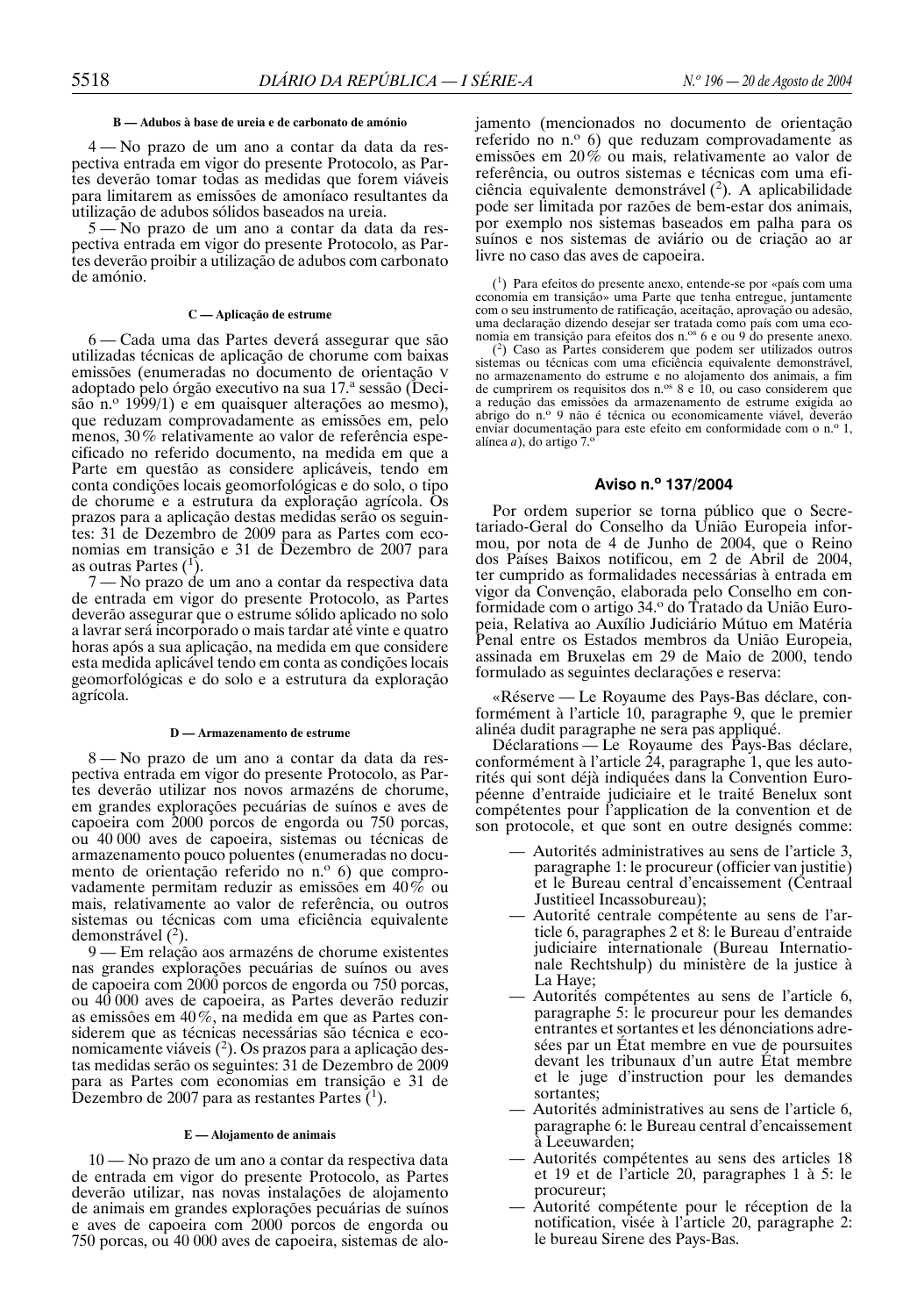#### B — Adubos à base de ureia e de carbonato de amónio

4 — No prazo de um ano a contar da data da respectiva entrada em vigor do presente Protocolo, as Partes deverão tomar todas as medidas que forem viáveis para limitarem as emissões de amoníaco resultantes da utilização de adubos sólidos baseados na ureia.

5 — No prazo de um ano a contar da data da respectiva entrada em vigor do presente Protocolo, as Partes deverão proibir a utilização de adubos com carbonato de amónio.

#### C — Aplicação de estrume

6 — Cada uma das Partes deverá assegurar que são utilizadas técnicas de aplicação de chorume com baixas emissões (enumeradas no documento de orientação V adoptado pelo órgão executivo na sua 17.ª sessão (Decisão n.º 1999/1) e em quaisquer alterações ao mesmo), que reduzam comprovadamente as emissões em, pelo menos, 30% relativamente ao valor de referência especificado no referido documento, na medida em que a Parte em questão as considere aplicáveis, tendo em conta condições locais geomorfológicas e do solo, o tipo de chorume e a estrutura da exploração agrícola. Os prazos para a aplicação destas medidas serão os seguintes: 31 de Dezembro de 2009 para as Partes com economias em transição e 31 de Dezembro de 2007 para as outras Partes ([1]).

7 — No prazo de um ano a contar da respectiva data de entrada em vigor do presente Protocolo, as Partes deverão assegurar que o estrume sólido aplicado no solo a lavrar será incorporado o mais tardar até vinte e quatro horas após a sua aplicação, na medida em que considere esta medida aplicável tendo em conta as condições locais geomorfológicas e do solo e a estrutura da exploração agrícola.

#### D — Armazenamento de estrume

8 — No prazo de um ano a contar da data da respectiva entrada em vigor do presente Protocolo, as Partes deverão utilizar nos novos armazéns de chorume, em grandes explorações pecuárias de suínos e aves de capoeira com 2000 porcos de engorda ou 750 porcas, ou 40 000 aves de capoeira, sistemas ou técnicas de armazenamento pouco poluentes (enumeradas no documento de orientação referido no n.º 6) que comprovadamente permitam reduzir as emissões em 40% ou mais, relativamente ao valor de referência, ou outros sistemas ou técnicas com uma eficiência equivalente demonstrável ([2]).

9 — Em relação aos armazéns de chorume existentes nas grandes explorações pecuárias de suínos ou aves de capoeira com 2000 porcos de engorda ou 750 porcas, ou 40 000 aves de capoeira, as Partes deverão reduzir as emissões em 40%, na medida em que as Partes considerem que as técnicas necessárias são técnica e economicamente viáveis ([2]). Os prazos para a aplicação destas medidas serão os seguintes: 31 de Dezembro de 2009 para as Partes com economias em transição e 31 de Dezembro de 2007 para as restantes Partes ([1]).

#### E — Alojamento de animais

10 — No prazo de um ano a contar da respectiva data de entrada em vigor do presente Protocolo, as Partes deverão utilizar, nas novas instalações de alojamento de animais em grandes explorações pecuárias de suínos e aves de capoeira com 2000 porcos de engorda ou 750 porcas, ou 40 000 aves de capoeira, sistemas de alojamento (mencionados no documento de orientação referido no n.º 6) que reduzam comprovadamente as emissões em 20% ou mais, relativamente ao valor de referência, ou outros sistemas e técnicas com uma eficiência equivalente demonstrável ([2]). A aplicabilidade pode ser limitada por razões de bem-estar dos animais, por exemplo nos sistemas baseados em palha para os suínos e nos sistemas de aviário ou de criação ao ar livre no caso das aves de capoeira.

([1]) Para efeitos do presente anexo, entende-se por «país com uma economia em transição» uma Parte que tenha entregue, juntamente com o seu instrumento de ratificação, aceitação, aprovação ou adesão, uma declaração dizendo desejar ser tratada como país com uma economia em transição para efeitos dos n.os 6 e ou 9 do presente anexo.

([2]) Caso as Partes considerem que podem ser utilizados outros sistemas ou técnicas com uma eficiência equivalente demonstrável, no armazenamento do estrume e no alojamento dos animais, a fim de cumprirem os requisitos dos n.os 8 e 10, ou caso considerem que a redução das emissões da armazenamento de estrume exigida ao abrigo do n.º 9 não é técnica ou economicamente viável, deverão enviar documentação para este efeito em conformidade com o n.º 1, alínea *a*), do artigo 7.º

## Aviso n.º 137/2004

Por ordem superior se torna público que o Secretariado-Geral do Conselho da União Europeia informou, por nota de 4 de Junho de 2004, que o Reino dos Países Baixos notificou, em 2 de Abril de 2004, ter cumprido as formalidades necessárias à entrada em vigor da Convenção, elaborada pelo Conselho em conformidade com o artigo 34.º do Tratado da União Europeia, Relativa ao Auxílio Judiciário Mútuo em Matéria Penal entre os Estados membros da União Europeia, assinada em Bruxelas em 29 de Maio de 2000, tendo formulado as seguintes declarações e reserva:

«Réserve — Le Royaume des Pays-Bas déclare, conformément à l'article 10, paragraphe 9, que le premier alinéa dudit paragraphe ne sera pas appliqué.

Déclarations — Le Royaume des Pays-Bas déclare, conformément à l'article 24, paragraphe 1, que les autorités qui sont déjà indiquées dans la Convention Européenne d'entraide judiciaire et le traité Benelux sont compétentes pour l'application de la convention et de son protocole, et que sont en outre designés comme:

- Autorités administratives au sens de l'article 3, paragraphe 1: le procureur (officier van justitie) et le Bureau central d'encaissement (Centraal Justitieel Incassobureau);
- Autorité centrale compétente au sens de l'article 6, paragraphes 2 et 8: le Bureau d'entraide judiciaire internationale (Bureau Internationale Rechtshulp) du ministère de la justice à La Haye;
- Autorités compétentes au sens de l'article 6, paragraphe 5: le procureur pour les demandes entrantes et sortantes et les dénonciations adresées par un État membre en vue de poursuites devant les tribunaux d'un autre État membre et le juge d'instruction pour les demandes sortantes;
- Autorités administratives au sens de l'article 6, paragraphe 6: le Bureau central d'encaissement à Leeuwarden;
- Autorités compétentes au sens des articles 18 et 19 et de l'article 20, paragraphes 1 à 5: le procureur;
- Autorité compétente pour le réception de la notification, visée à l'article 20, paragraphe 2: le bureau Sirene des Pays-Bas.